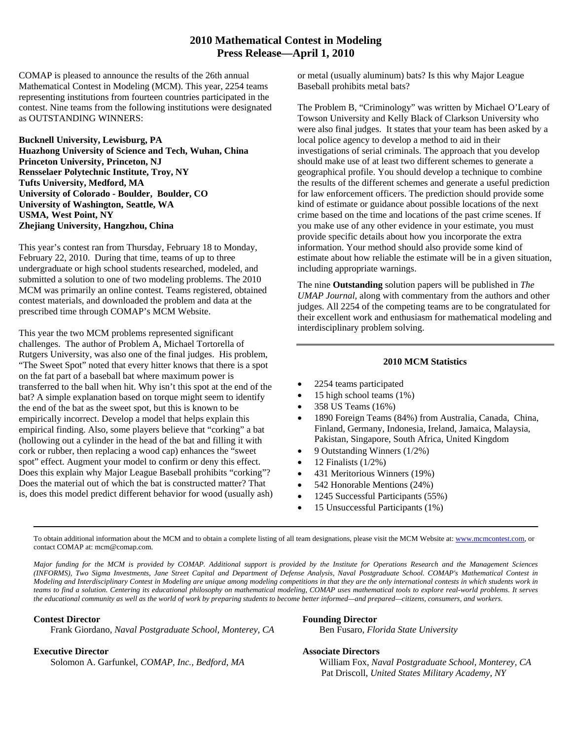# 2010 Mathematical Contest in Modeling
# Press Release—April 1, 2010

COMAP is pleased to announce the results of the 26th annual Mathematical Contest in Modeling (MCM). This year, 2254 teams representing institutions from fourteen countries participated in the contest. Nine teams from the following institutions were designated as OUTSTANDING WINNERS:

**Bucknell University, Lewisburg, PA**
**Huazhong University of Science and Tech, Wuhan, China**
**Princeton University, Princeton, NJ**
**Rensselaer Polytechnic Institute, Troy, NY**
**Tufts University, Medford, MA**
**University of Colorado - Boulder, Boulder, CO**
**University of Washington, Seattle, WA**
**USMA, West Point, NY**
**Zhejiang University, Hangzhou, China**

This year's contest ran from Thursday, February 18 to Monday, February 22, 2010. During that time, teams of up to three undergraduate or high school students researched, modeled, and submitted a solution to one of two modeling problems. The 2010 MCM was primarily an online contest. Teams registered, obtained contest materials, and downloaded the problem and data at the prescribed time through COMAP's MCM Website.

This year the two MCM problems represented significant challenges. The author of Problem A, Michael Tortorella of Rutgers University, was also one of the final judges. His problem, "The Sweet Spot" noted that every hitter knows that there is a spot on the fat part of a baseball bat where maximum power is transferred to the ball when hit. Why isn't this spot at the end of the bat? A simple explanation based on torque might seem to identify the end of the bat as the sweet spot, but this is known to be empirically incorrect. Develop a model that helps explain this empirical finding. Also, some players believe that "corking" a bat (hollowing out a cylinder in the head of the bat and filling it with cork or rubber, then replacing a wood cap) enhances the "sweet spot" effect. Augment your model to confirm or deny this effect. Does this explain why Major League Baseball prohibits "corking"? Does the material out of which the bat is constructed matter? That is, does this model predict different behavior for wood (usually ash) or metal (usually aluminum) bats? Is this why Major League Baseball prohibits metal bats?

The Problem B, "Criminology" was written by Michael O'Leary of Towson University and Kelly Black of Clarkson University who were also final judges. It states that your team has been asked by a local police agency to develop a method to aid in their investigations of serial criminals. The approach that you develop should make use of at least two different schemes to generate a geographical profile. You should develop a technique to combine the results of the different schemes and generate a useful prediction for law enforcement officers. The prediction should provide some kind of estimate or guidance about possible locations of the next crime based on the time and locations of the past crime scenes. If you make use of any other evidence in your estimate, you must provide specific details about how you incorporate the extra information. Your method should also provide some kind of estimate about how reliable the estimate will be in a given situation, including appropriate warnings.

The nine **Outstanding** solution papers will be published in *The UMAP Journal,* along with commentary from the authors and other judges. All 2254 of the competing teams are to be congratulated for their excellent work and enthusiasm for mathematical modeling and interdisciplinary problem solving.

### 2010 MCM Statistics

- 2254 teams participated
- 15 high school teams (1%)
- 358 US Teams (16%)
- 1890 Foreign Teams (84%) from Australia, Canada, China, Finland, Germany, Indonesia, Ireland, Jamaica, Malaysia, Pakistan, Singapore, South Africa, United Kingdom
- 9 Outstanding Winners (1/2%)
- 12 Finalists (1/2%)
- 431 Meritorious Winners (19%)
- 542 Honorable Mentions (24%)
- 1245 Successful Participants (55%)
- 15 Unsuccessful Participants (1%)

---

To obtain additional information about the MCM and to obtain a complete listing of all team designations, please visit the MCM Website at: www.mcmcontest.com, or contact COMAP at: mcm@comap.com.

*Major funding for the MCM is provided by COMAP. Additional support is provided by the Institute for Operations Research and the Management Sciences (INFORMS), Two Sigma Investments, Jane Street Capital and Department of Defense Analysis, Naval Postgraduate School. COMAP's Mathematical Contest in Modeling and Interdisciplinary Contest in Modeling are unique among modeling competitions in that they are the only international contests in which students work in teams to find a solution. Centering its educational philosophy on mathematical modeling, COMAP uses mathematical tools to explore real-world problems. It serves the educational community as well as the world of work by preparing students to become better informed—and prepared—citizens, consumers, and workers.*

**Contest Director**
Frank Giordano, *Naval Postgraduate School, Monterey, CA*

**Executive Director**
Solomon A. Garfunkel, *COMAP, Inc., Bedford, MA*

**Founding Director**
Ben Fusaro, *Florida State University*

**Associate Directors**
William Fox, *Naval Postgraduate School, Monterey, CA*
Pat Driscoll, *United States Military Academy, NY*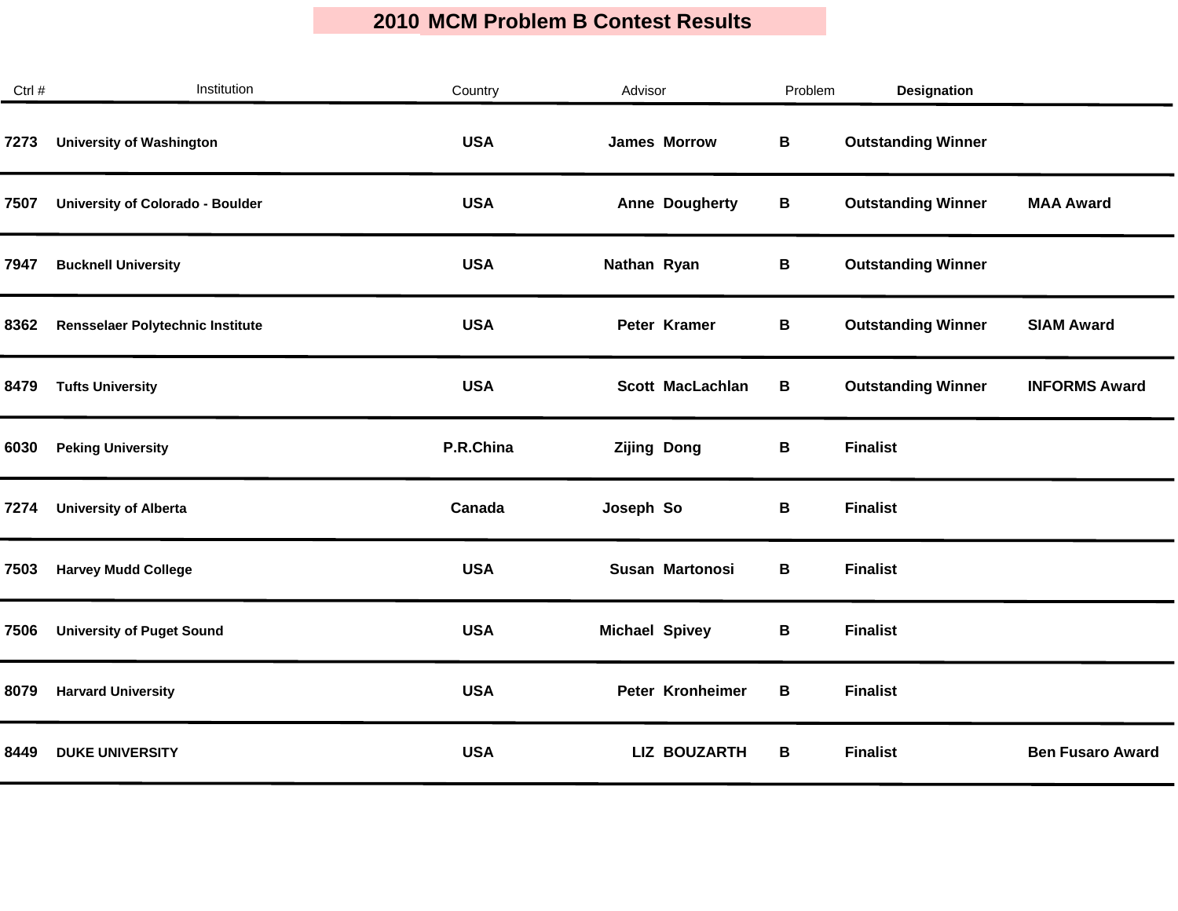# 2010 MCM Problem B Contest Results

| Ctrl # | Institution | Country | Advisor | Problem | Designation | |
|---|---|---|---|---|---|---|
| 7273 | University of Washington | USA | James Morrow | B | Outstanding Winner | |
| 7507 | University of Colorado - Boulder | USA | Anne Dougherty | B | Outstanding Winner | MAA Award |
| 7947 | Bucknell University | USA | Nathan Ryan | B | Outstanding Winner | |
| 8362 | Rensselaer Polytechnic Institute | USA | Peter Kramer | B | Outstanding Winner | SIAM Award |
| 8479 | Tufts University | USA | Scott MacLachlan | B | Outstanding Winner | INFORMS Award |
| 6030 | Peking University | P.R.China | Zijing Dong | B | Finalist | |
| 7274 | University of Alberta | Canada | Joseph So | B | Finalist | |
| 7503 | Harvey Mudd College | USA | Susan Martonosi | B | Finalist | |
| 7506 | University of Puget Sound | USA | Michael Spivey | B | Finalist | |
| 8079 | Harvard University | USA | Peter Kronheimer | B | Finalist | |
| 8449 | DUKE UNIVERSITY | USA | LIZ BOUZARTH | B | Finalist | Ben Fusaro Award |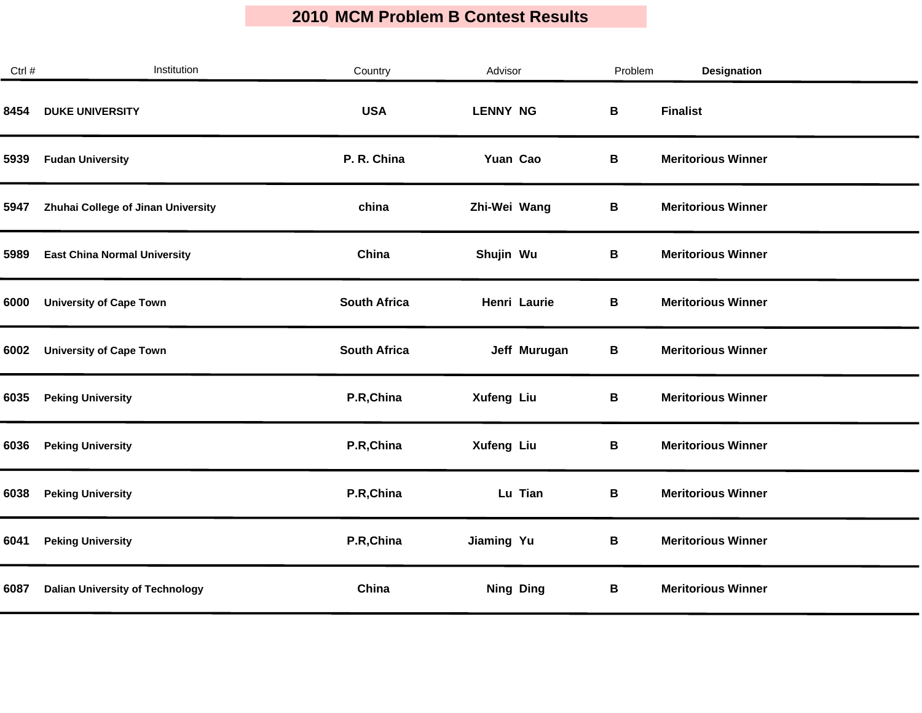# 2010 MCM Problem B Contest Results

| Ctrl # | Institution | Country | Advisor | Problem | Designation |
|---|---|---|---|---|---|
| 8454 | DUKE UNIVERSITY | USA | LENNY NG | B | Finalist |
| 5939 | Fudan University | P. R. China | Yuan Cao | B | Meritorious Winner |
| 5947 | Zhuhai College of Jinan University | china | Zhi-Wei Wang | B | Meritorious Winner |
| 5989 | East China Normal University | China | Shujin Wu | B | Meritorious Winner |
| 6000 | University of Cape Town | South Africa | Henri Laurie | B | Meritorious Winner |
| 6002 | University of Cape Town | South Africa | Jeff Murugan | B | Meritorious Winner |
| 6035 | Peking University | P.R,China | Xufeng Liu | B | Meritorious Winner |
| 6036 | Peking University | P.R,China | Xufeng Liu | B | Meritorious Winner |
| 6038 | Peking University | P.R,China | Lu Tian | B | Meritorious Winner |
| 6041 | Peking University | P.R,China | Jiaming Yu | B | Meritorious Winner |
| 6087 | Dalian University of Technology | China | Ning Ding | B | Meritorious Winner |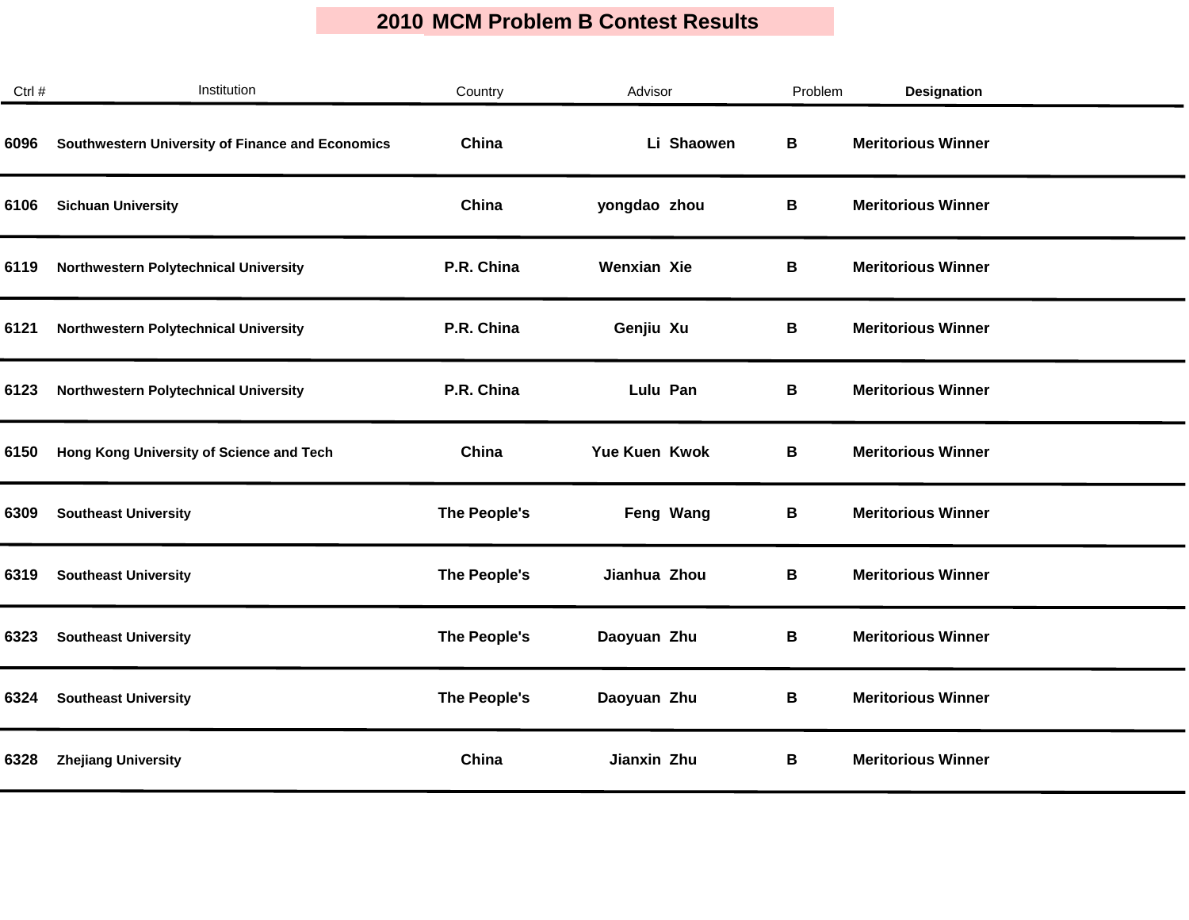# 2010 MCM Problem B Contest Results

| Ctrl # | Institution | Country | Advisor | Problem | Designation |
|---|---|---|---|---|---|
| 6096 | Southwestern University of Finance and Economics | China | Li Shaowen | B | Meritorious Winner |
| 6106 | Sichuan University | China | yongdao zhou | B | Meritorious Winner |
| 6119 | Northwestern Polytechnical University | P.R. China | Wenxian Xie | B | Meritorious Winner |
| 6121 | Northwestern Polytechnical University | P.R. China | Genjiu Xu | B | Meritorious Winner |
| 6123 | Northwestern Polytechnical University | P.R. China | Lulu Pan | B | Meritorious Winner |
| 6150 | Hong Kong University of Science and Tech | China | Yue Kuen Kwok | B | Meritorious Winner |
| 6309 | Southeast University | The People's | Feng Wang | B | Meritorious Winner |
| 6319 | Southeast University | The People's | Jianhua Zhou | B | Meritorious Winner |
| 6323 | Southeast University | The People's | Daoyuan Zhu | B | Meritorious Winner |
| 6324 | Southeast University | The People's | Daoyuan Zhu | B | Meritorious Winner |
| 6328 | Zhejiang University | China | Jianxin Zhu | B | Meritorious Winner |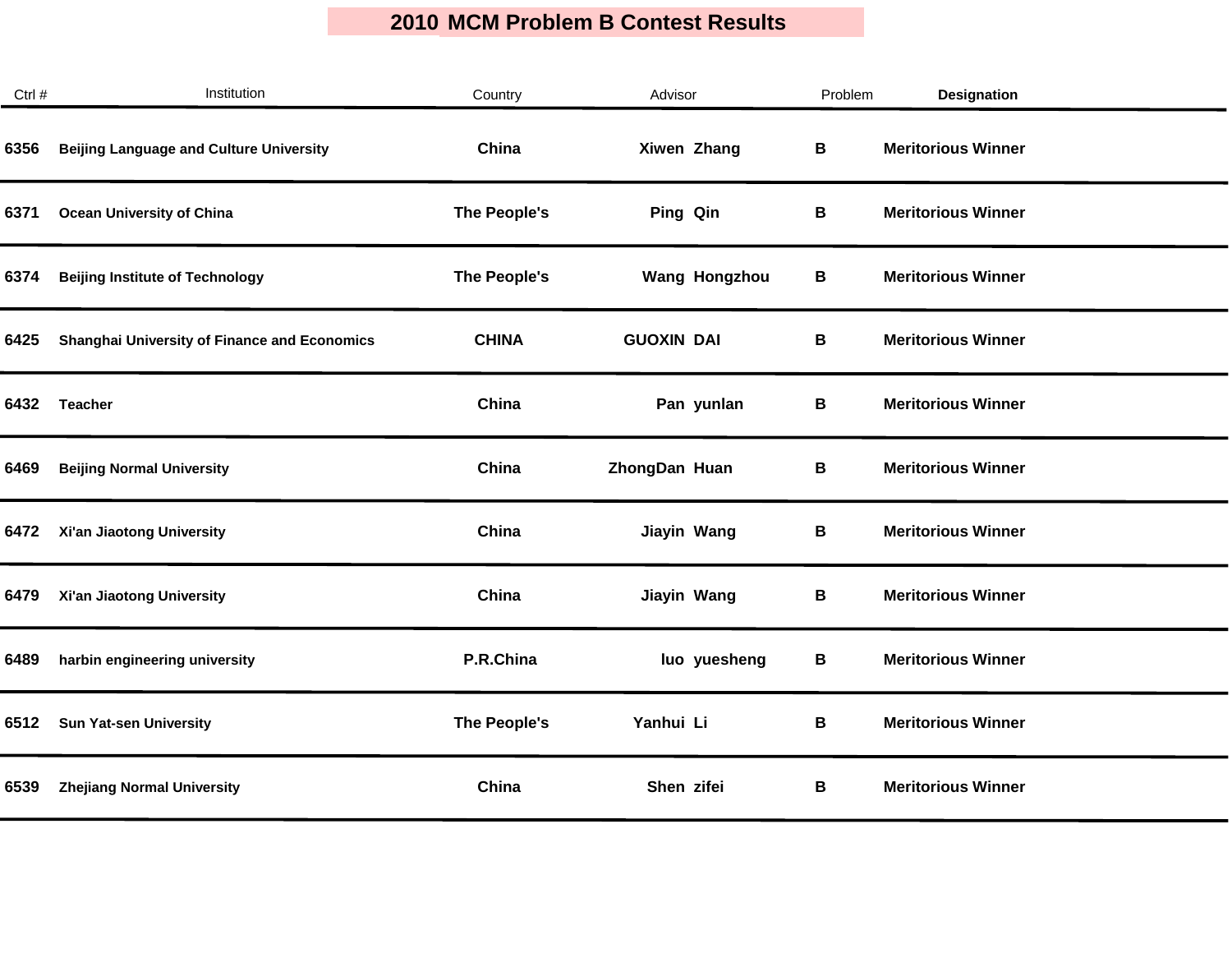# 2010 MCM Problem B Contest Results

| Ctrl # | Institution | Country | Advisor | Problem | Designation |
|---|---|---|---|---|---|
| 6356 | Beijing Language and Culture University | China | Xiwen Zhang | B | Meritorious Winner |
| 6371 | Ocean University of China | The People's | Ping Qin | B | Meritorious Winner |
| 6374 | Beijing Institute of Technology | The People's | Wang Hongzhou | B | Meritorious Winner |
| 6425 | Shanghai University of Finance and Economics | CHINA | GUOXIN DAI | B | Meritorious Winner |
| 6432 | Teacher | China | Pan yunlan | B | Meritorious Winner |
| 6469 | Beijing Normal University | China | ZhongDan Huan | B | Meritorious Winner |
| 6472 | Xi'an Jiaotong University | China | Jiayin Wang | B | Meritorious Winner |
| 6479 | Xi'an Jiaotong University | China | Jiayin Wang | B | Meritorious Winner |
| 6489 | harbin engineering university | P.R.China | luo yuesheng | B | Meritorious Winner |
| 6512 | Sun Yat-sen University | The People's | Yanhui Li | B | Meritorious Winner |
| 6539 | Zhejiang Normal University | China | Shen zifei | B | Meritorious Winner |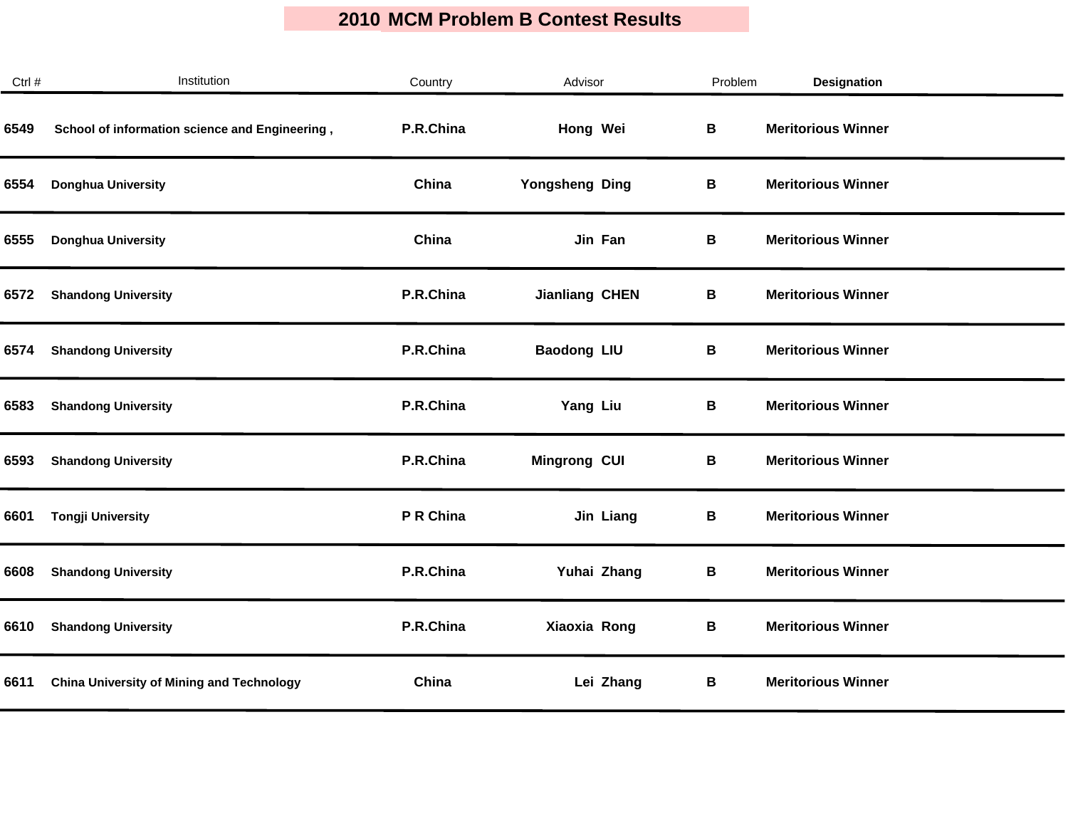# 2010 MCM Problem B Contest Results

| Ctrl # | Institution | Country | Advisor | Problem | Designation |
|---|---|---|---|---|---|
| 6549 | School of information science and Engineering , | P.R.China | Hong Wei | B | Meritorious Winner |
| 6554 | Donghua University | China | Yongsheng Ding | B | Meritorious Winner |
| 6555 | Donghua University | China | Jin Fan | B | Meritorious Winner |
| 6572 | Shandong University | P.R.China | Jianliang CHEN | B | Meritorious Winner |
| 6574 | Shandong University | P.R.China | Baodong LIU | B | Meritorious Winner |
| 6583 | Shandong University | P.R.China | Yang Liu | B | Meritorious Winner |
| 6593 | Shandong University | P.R.China | Mingrong CUI | B | Meritorious Winner |
| 6601 | Tongji University | P R China | Jin Liang | B | Meritorious Winner |
| 6608 | Shandong University | P.R.China | Yuhai Zhang | B | Meritorious Winner |
| 6610 | Shandong University | P.R.China | Xiaoxia Rong | B | Meritorious Winner |
| 6611 | China University of Mining and Technology | China | Lei Zhang | B | Meritorious Winner |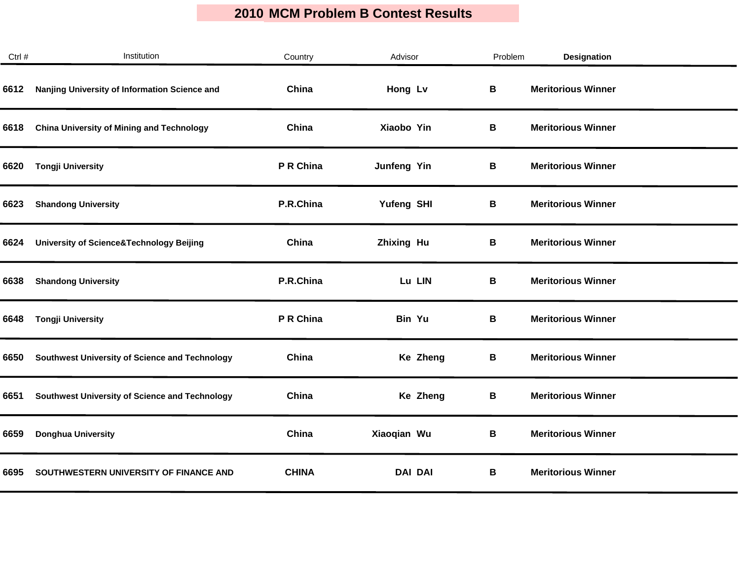# 2010 MCM Problem B Contest Results

| Ctrl # | Institution | Country | Advisor | Problem | Designation |
|---|---|---|---|---|---|
| 6612 | Nanjing University of Information Science and | China | Hong Lv | B | Meritorious Winner |
| 6618 | China University of Mining and Technology | China | Xiaobo Yin | B | Meritorious Winner |
| 6620 | Tongji University | P R China | Junfeng Yin | B | Meritorious Winner |
| 6623 | Shandong University | P.R.China | Yufeng SHI | B | Meritorious Winner |
| 6624 | University of Science&Technology Beijing | China | Zhixing Hu | B | Meritorious Winner |
| 6638 | Shandong University | P.R.China | Lu LIN | B | Meritorious Winner |
| 6648 | Tongji University | P R China | Bin Yu | B | Meritorious Winner |
| 6650 | Southwest University of Science and Technology | China | Ke Zheng | B | Meritorious Winner |
| 6651 | Southwest University of Science and Technology | China | Ke Zheng | B | Meritorious Winner |
| 6659 | Donghua University | China | Xiaoqian Wu | B | Meritorious Winner |
| 6695 | SOUTHWESTERN UNIVERSITY OF FINANCE AND | CHINA | DAI DAI | B | Meritorious Winner |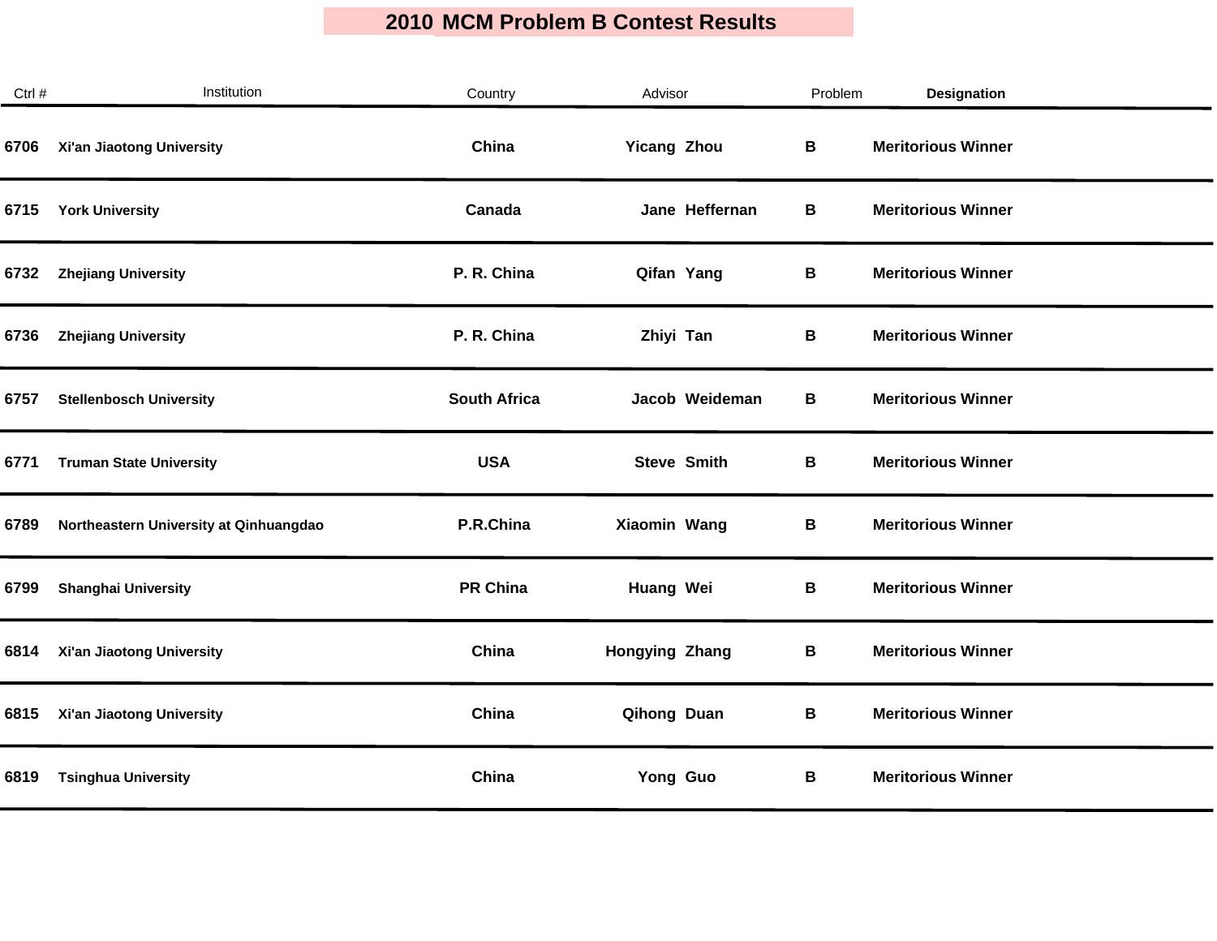# 2010 MCM Problem B Contest Results

| Ctrl # | Institution | Country | Advisor | Problem | Designation |
|---|---|---|---|---|---|
| 6706 | Xi'an Jiaotong University | China | Yicang Zhou | B | Meritorious Winner |
| 6715 | York University | Canada | Jane Heffernan | B | Meritorious Winner |
| 6732 | Zhejiang University | P. R. China | Qifan Yang | B | Meritorious Winner |
| 6736 | Zhejiang University | P. R. China | Zhiyi Tan | B | Meritorious Winner |
| 6757 | Stellenbosch University | South Africa | Jacob Weideman | B | Meritorious Winner |
| 6771 | Truman State University | USA | Steve Smith | B | Meritorious Winner |
| 6789 | Northeastern University at Qinhuangdao | P.R.China | Xiaomin Wang | B | Meritorious Winner |
| 6799 | Shanghai University | PR China | Huang Wei | B | Meritorious Winner |
| 6814 | Xi'an Jiaotong University | China | Hongying Zhang | B | Meritorious Winner |
| 6815 | Xi'an Jiaotong University | China | Qihong Duan | B | Meritorious Winner |
| 6819 | Tsinghua University | China | Yong Guo | B | Meritorious Winner |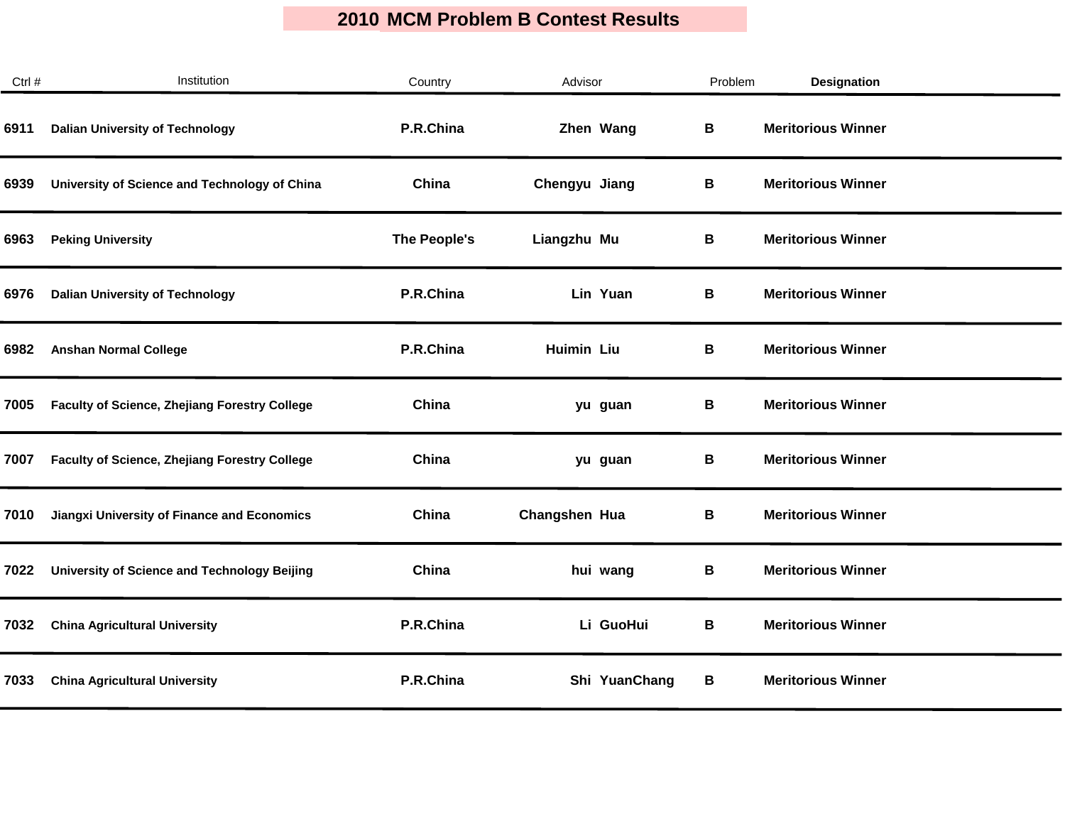# 2010 MCM Problem B Contest Results

| Ctrl # | Institution | Country | Advisor | Problem | Designation |
|---|---|---|---|---|---|
| 6911 | Dalian University of Technology | P.R.China | Zhen Wang | B | Meritorious Winner |
| 6939 | University of Science and Technology of China | China | Chengyu Jiang | B | Meritorious Winner |
| 6963 | Peking University | The People's | Liangzhu Mu | B | Meritorious Winner |
| 6976 | Dalian University of Technology | P.R.China | Lin Yuan | B | Meritorious Winner |
| 6982 | Anshan Normal College | P.R.China | Huimin Liu | B | Meritorious Winner |
| 7005 | Faculty of Science, Zhejiang Forestry College | China | yu guan | B | Meritorious Winner |
| 7007 | Faculty of Science, Zhejiang Forestry College | China | yu guan | B | Meritorious Winner |
| 7010 | Jiangxi University of Finance and Economics | China | Changshen Hua | B | Meritorious Winner |
| 7022 | University of Science and Technology Beijing | China | hui wang | B | Meritorious Winner |
| 7032 | China Agricultural University | P.R.China | Li GuoHui | B | Meritorious Winner |
| 7033 | China Agricultural University | P.R.China | Shi YuanChang | B | Meritorious Winner |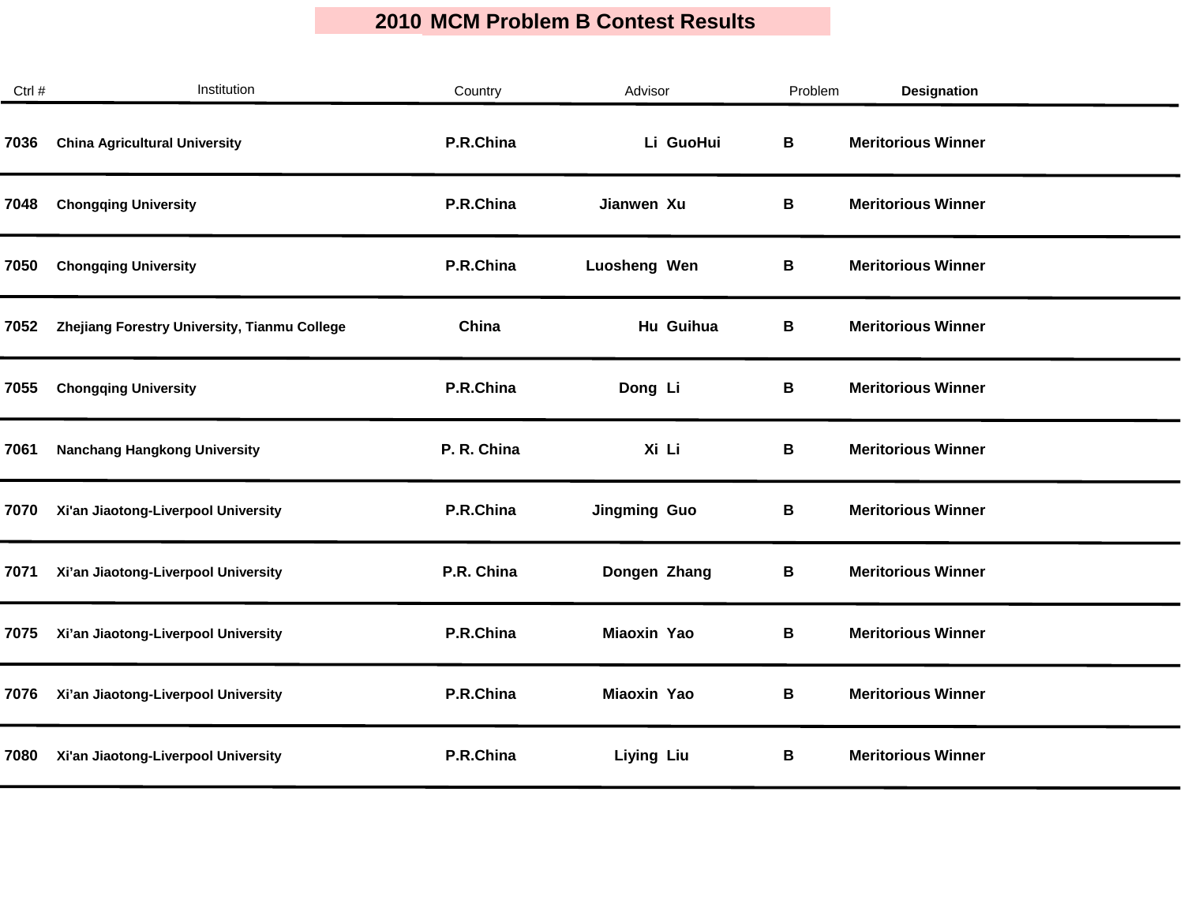# 2010 MCM Problem B Contest Results

| Ctrl # | Institution | Country | Advisor | Problem | Designation |
|---|---|---|---|---|---|
| 7036 | China Agricultural University | P.R.China | Li GuoHui | B | Meritorious Winner |
| 7048 | Chongqing University | P.R.China | Jianwen Xu | B | Meritorious Winner |
| 7050 | Chongqing University | P.R.China | Luosheng Wen | B | Meritorious Winner |
| 7052 | Zhejiang Forestry University, Tianmu College | China | Hu Guihua | B | Meritorious Winner |
| 7055 | Chongqing University | P.R.China | Dong Li | B | Meritorious Winner |
| 7061 | Nanchang Hangkong University | P. R. China | Xi Li | B | Meritorious Winner |
| 7070 | Xi'an Jiaotong-Liverpool University | P.R.China | Jingming Guo | B | Meritorious Winner |
| 7071 | Xi’an Jiaotong-Liverpool University | P.R. China | Dongen Zhang | B | Meritorious Winner |
| 7075 | Xi’an Jiaotong-Liverpool University | P.R.China | Miaoxin Yao | B | Meritorious Winner |
| 7076 | Xi’an Jiaotong-Liverpool University | P.R.China | Miaoxin Yao | B | Meritorious Winner |
| 7080 | Xi'an Jiaotong-Liverpool University | P.R.China | Liying Liu | B | Meritorious Winner |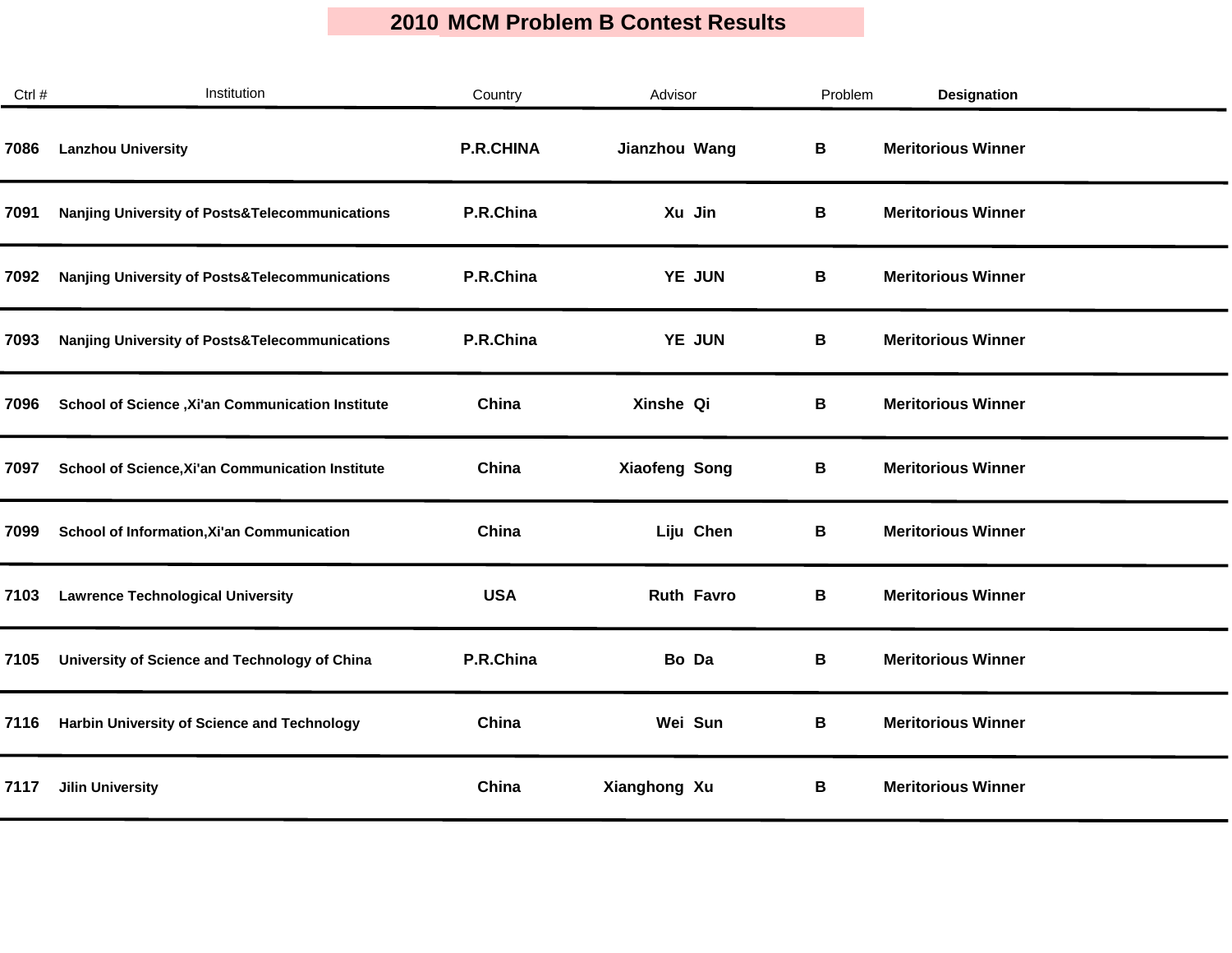# 2010 MCM Problem B Contest Results

| Ctrl # | Institution | Country | Advisor | Problem | Designation |
|---|---|---|---|---|---|
| 7086 | Lanzhou University | P.R.CHINA | Jianzhou Wang | B | Meritorious Winner |
| 7091 | Nanjing University of Posts&Telecommunications | P.R.China | Xu Jin | B | Meritorious Winner |
| 7092 | Nanjing University of Posts&Telecommunications | P.R.China | YE JUN | B | Meritorious Winner |
| 7093 | Nanjing University of Posts&Telecommunications | P.R.China | YE JUN | B | Meritorious Winner |
| 7096 | School of Science ,Xi'an Communication Institute | China | Xinshe Qi | B | Meritorious Winner |
| 7097 | School of Science,Xi'an Communication Institute | China | Xiaofeng Song | B | Meritorious Winner |
| 7099 | School of Information,Xi'an Communication | China | Liju Chen | B | Meritorious Winner |
| 7103 | Lawrence Technological University | USA | Ruth Favro | B | Meritorious Winner |
| 7105 | University of Science and Technology of China | P.R.China | Bo Da | B | Meritorious Winner |
| 7116 | Harbin University of Science and Technology | China | Wei Sun | B | Meritorious Winner |
| 7117 | Jilin University | China | Xianghong Xu | B | Meritorious Winner |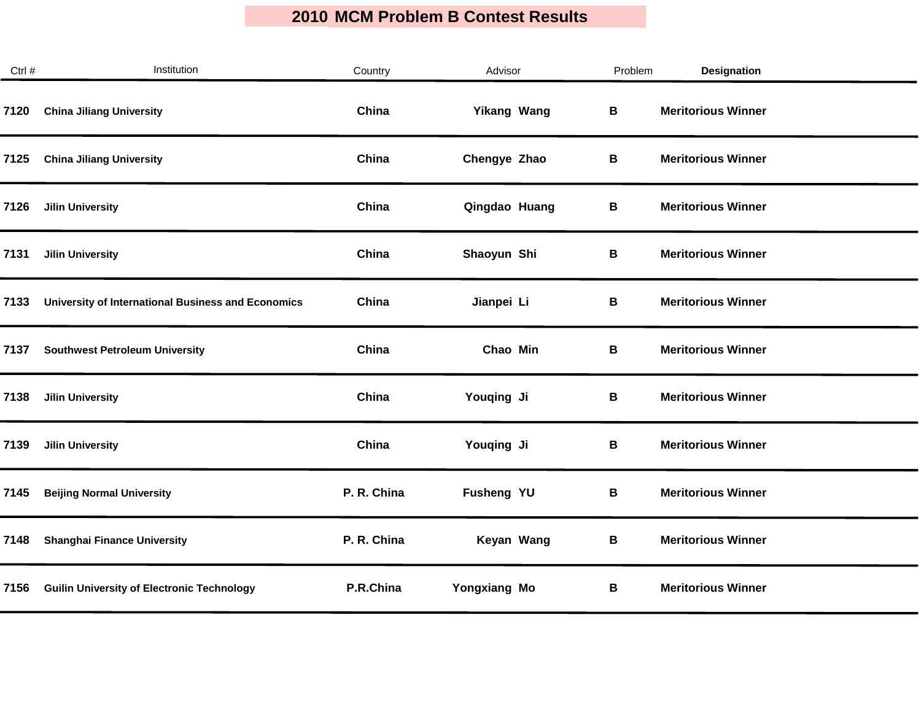# 2010 MCM Problem B Contest Results

| Ctrl # | Institution | Country | Advisor | Problem | Designation |
|---|---|---|---|---|---|
| 7120 | China Jiliang University | China | Yikang Wang | B | Meritorious Winner |
| 7125 | China Jiliang University | China | Chengye Zhao | B | Meritorious Winner |
| 7126 | Jilin University | China | Qingdao Huang | B | Meritorious Winner |
| 7131 | Jilin University | China | Shaoyun Shi | B | Meritorious Winner |
| 7133 | University of International Business and Economics | China | Jianpei Li | B | Meritorious Winner |
| 7137 | Southwest Petroleum University | China | Chao Min | B | Meritorious Winner |
| 7138 | Jilin University | China | Youqing Ji | B | Meritorious Winner |
| 7139 | Jilin University | China | Youqing Ji | B | Meritorious Winner |
| 7145 | Beijing Normal University | P. R. China | Fusheng YU | B | Meritorious Winner |
| 7148 | Shanghai Finance University | P. R. China | Keyan Wang | B | Meritorious Winner |
| 7156 | Guilin University of Electronic Technology | P.R.China | Yongxiang Mo | B | Meritorious Winner |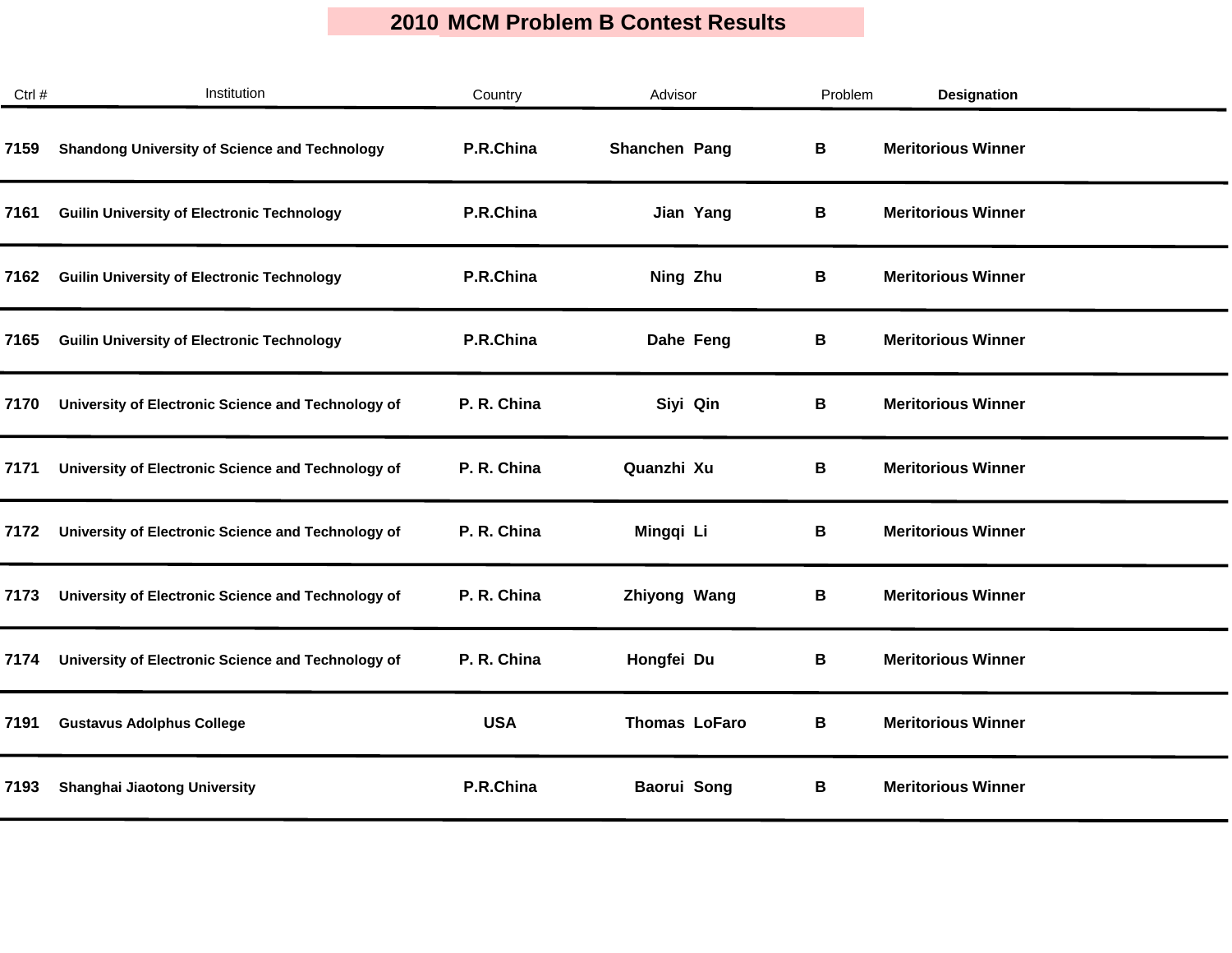# 2010 MCM Problem B Contest Results

| Ctrl # | Institution | Country | Advisor | Problem | Designation |
|---|---|---|---|---|---|
| 7159 | Shandong University of Science and Technology | P.R.China | Shanchen Pang | B | Meritorious Winner |
| 7161 | Guilin University of Electronic Technology | P.R.China | Jian Yang | B | Meritorious Winner |
| 7162 | Guilin University of Electronic Technology | P.R.China | Ning Zhu | B | Meritorious Winner |
| 7165 | Guilin University of Electronic Technology | P.R.China | Dahe Feng | B | Meritorious Winner |
| 7170 | University of Electronic Science and Technology of | P. R. China | Siyi Qin | B | Meritorious Winner |
| 7171 | University of Electronic Science and Technology of | P. R. China | Quanzhi Xu | B | Meritorious Winner |
| 7172 | University of Electronic Science and Technology of | P. R. China | Mingqi Li | B | Meritorious Winner |
| 7173 | University of Electronic Science and Technology of | P. R. China | Zhiyong Wang | B | Meritorious Winner |
| 7174 | University of Electronic Science and Technology of | P. R. China | Hongfei Du | B | Meritorious Winner |
| 7191 | Gustavus Adolphus College | USA | Thomas LoFaro | B | Meritorious Winner |
| 7193 | Shanghai Jiaotong University | P.R.China | Baorui Song | B | Meritorious Winner |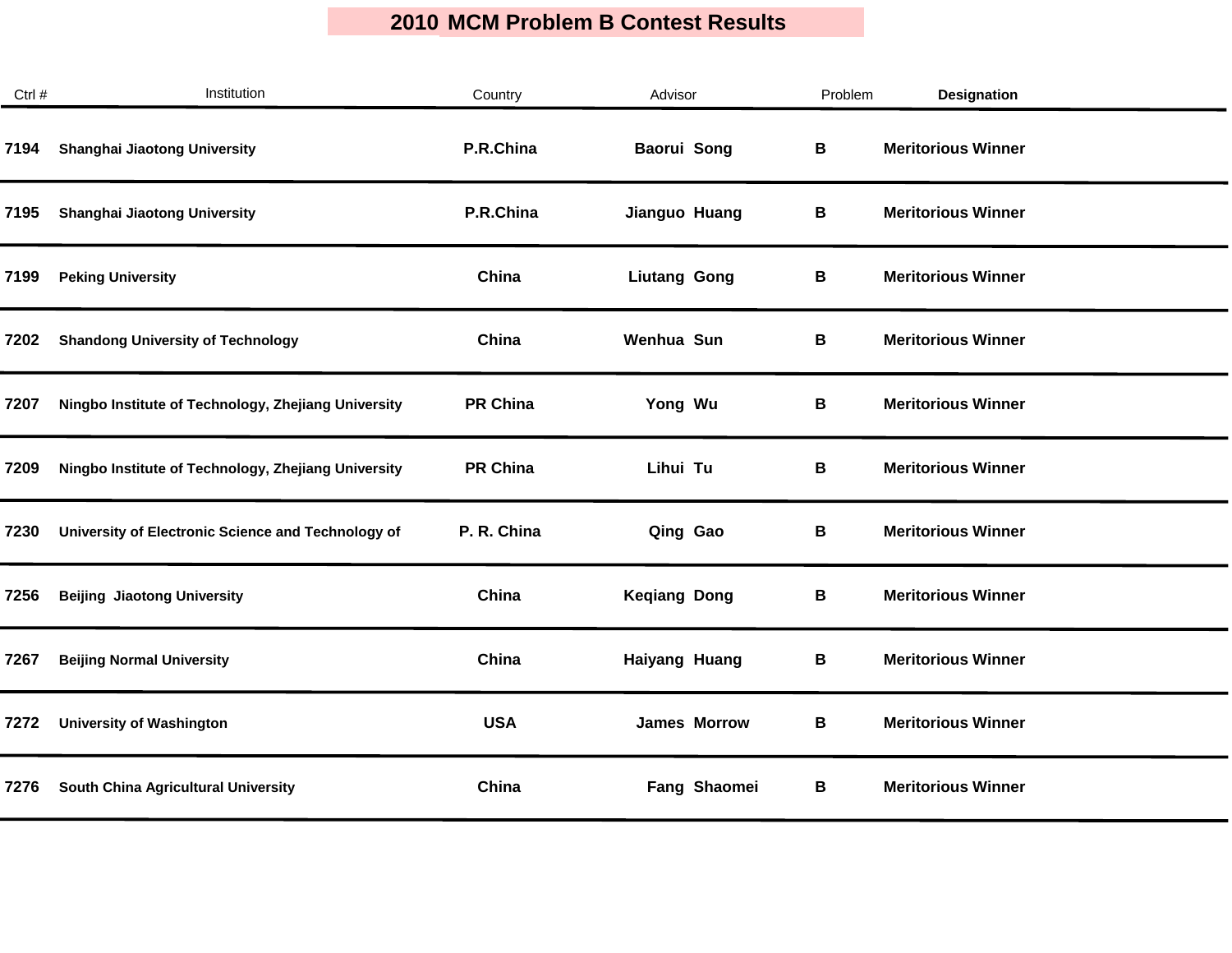# 2010 MCM Problem B Contest Results

| Ctrl # | Institution | Country | Advisor | Problem | Designation |
|---|---|---|---|---|---|
| 7194 | Shanghai Jiaotong University | P.R.China | Baorui Song | B | Meritorious Winner |
| 7195 | Shanghai Jiaotong University | P.R.China | Jianguo Huang | B | Meritorious Winner |
| 7199 | Peking University | China | Liutang Gong | B | Meritorious Winner |
| 7202 | Shandong University of Technology | China | Wenhua Sun | B | Meritorious Winner |
| 7207 | Ningbo Institute of Technology, Zhejiang University | PR China | Yong Wu | B | Meritorious Winner |
| 7209 | Ningbo Institute of Technology, Zhejiang University | PR China | Lihui Tu | B | Meritorious Winner |
| 7230 | University of Electronic Science and Technology of | P. R. China | Qing Gao | B | Meritorious Winner |
| 7256 | Beijing Jiaotong University | China | Keqiang Dong | B | Meritorious Winner |
| 7267 | Beijing Normal University | China | Haiyang Huang | B | Meritorious Winner |
| 7272 | University of Washington | USA | James Morrow | B | Meritorious Winner |
| 7276 | South China Agricultural University | China | Fang Shaomei | B | Meritorious Winner |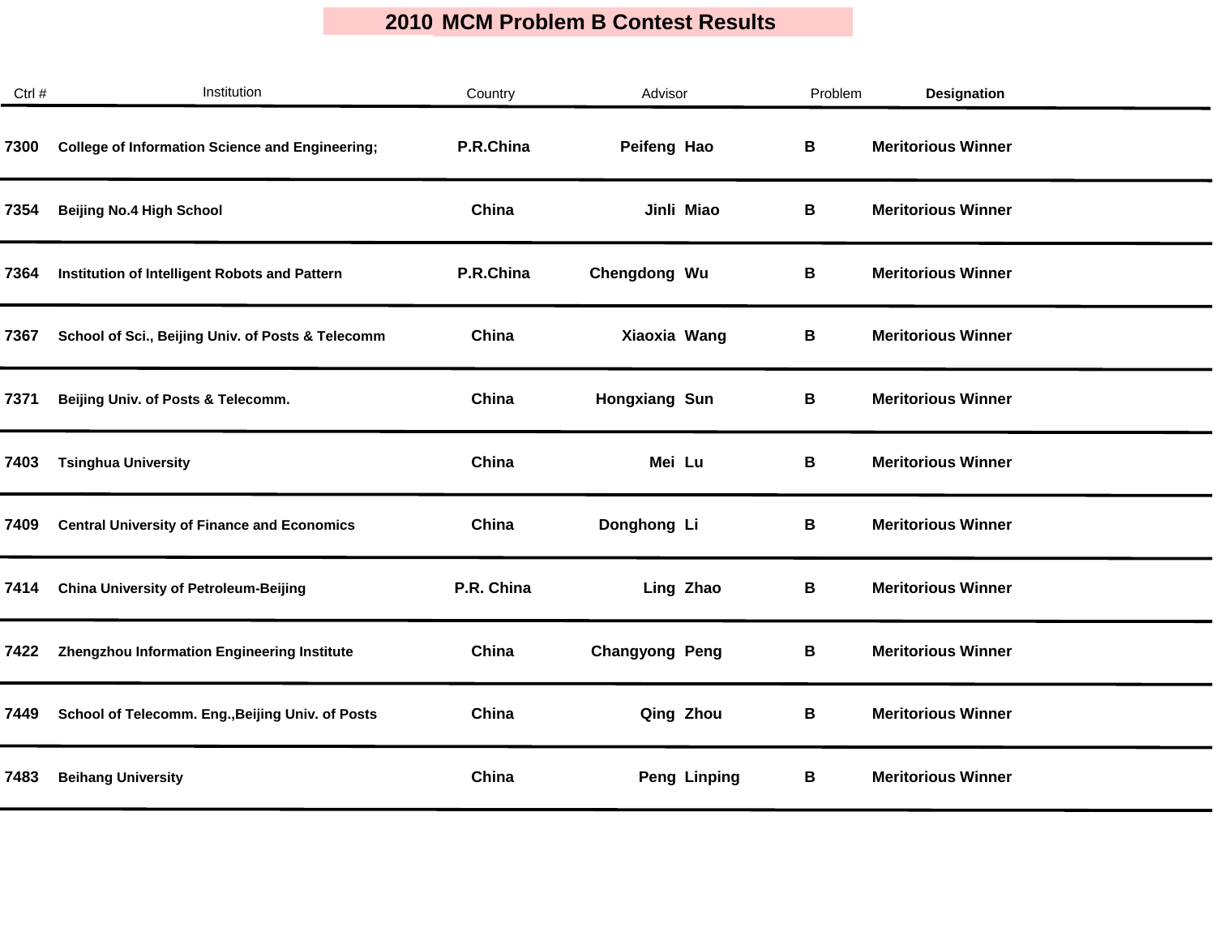# 2010 MCM Problem B Contest Results

| Ctrl # | Institution | Country | Advisor | Problem | Designation |
|---|---|---|---|---|---|
| 7300 | College of Information Science and Engineering; | P.R.China | Peifeng Hao | B | Meritorious Winner |
| 7354 | Beijing No.4 High School | China | Jinli Miao | B | Meritorious Winner |
| 7364 | Institution of Intelligent Robots and Pattern | P.R.China | Chengdong Wu | B | Meritorious Winner |
| 7367 | School of Sci., Beijing Univ. of Posts & Telecomm | China | Xiaoxia Wang | B | Meritorious Winner |
| 7371 | Beijing Univ. of Posts & Telecomm. | China | Hongxiang Sun | B | Meritorious Winner |
| 7403 | Tsinghua University | China | Mei Lu | B | Meritorious Winner |
| 7409 | Central University of Finance and Economics | China | Donghong Li | B | Meritorious Winner |
| 7414 | China University of Petroleum-Beijing | P.R. China | Ling Zhao | B | Meritorious Winner |
| 7422 | Zhengzhou Information Engineering Institute | China | Changyong Peng | B | Meritorious Winner |
| 7449 | School of Telecomm. Eng.,Beijing Univ. of Posts | China | Qing Zhou | B | Meritorious Winner |
| 7483 | Beihang University | China | Peng Linping | B | Meritorious Winner |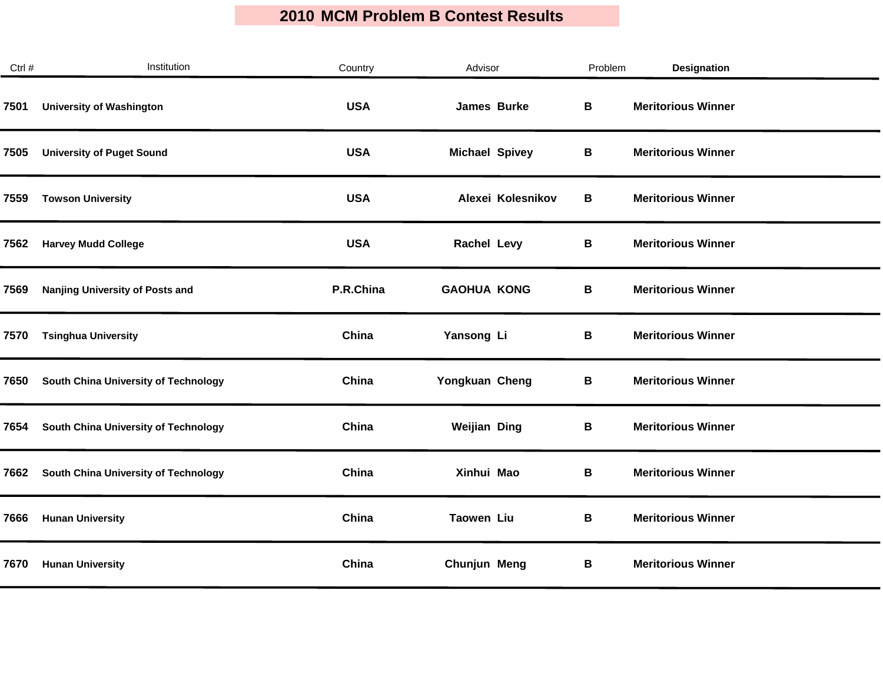# 2010 MCM Problem B Contest Results

| Ctrl # | Institution | Country | Advisor | Problem | Designation |
|---|---|---|---|---|---|
| 7501 | University of Washington | USA | James Burke | B | Meritorious Winner |
| 7505 | University of Puget Sound | USA | Michael Spivey | B | Meritorious Winner |
| 7559 | Towson University | USA | Alexei Kolesnikov | B | Meritorious Winner |
| 7562 | Harvey Mudd College | USA | Rachel Levy | B | Meritorious Winner |
| 7569 | Nanjing University of Posts and | P.R.China | GAOHUA KONG | B | Meritorious Winner |
| 7570 | Tsinghua University | China | Yansong Li | B | Meritorious Winner |
| 7650 | South China University of Technology | China | Yongkuan Cheng | B | Meritorious Winner |
| 7654 | South China University of Technology | China | Weijian Ding | B | Meritorious Winner |
| 7662 | South China University of Technology | China | Xinhui Mao | B | Meritorious Winner |
| 7666 | Hunan University | China | Taowen Liu | B | Meritorious Winner |
| 7670 | Hunan University | China | Chunjun Meng | B | Meritorious Winner |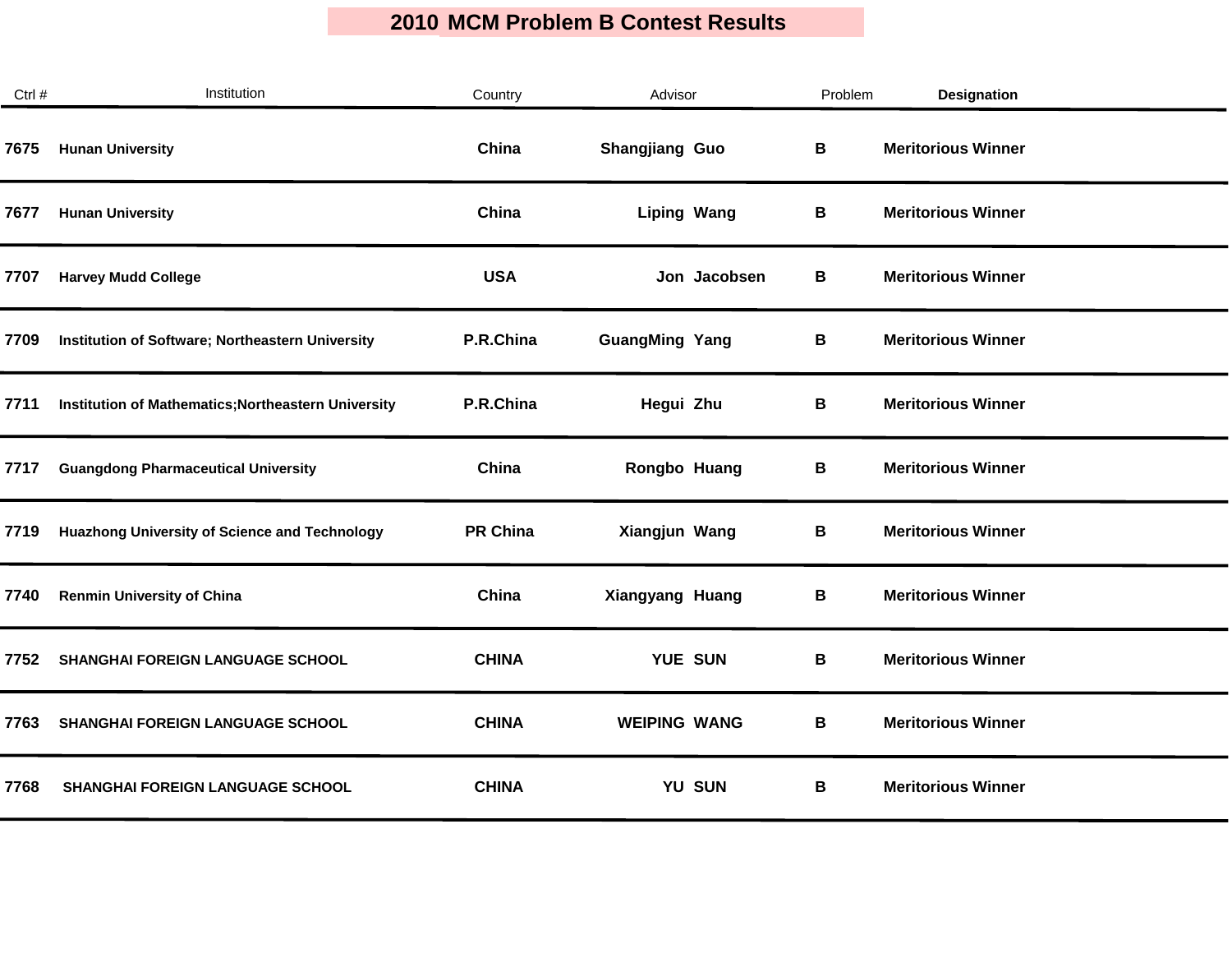# 2010 MCM Problem B Contest Results

| Ctrl # | Institution | Country | Advisor | Problem | Designation |
|---|---|---|---|---|---|
| 7675 | Hunan University | China | Shangjiang Guo | B | Meritorious Winner |
| 7677 | Hunan University | China | Liping Wang | B | Meritorious Winner |
| 7707 | Harvey Mudd College | USA | Jon Jacobsen | B | Meritorious Winner |
| 7709 | Institution of Software; Northeastern University | P.R.China | GuangMing Yang | B | Meritorious Winner |
| 7711 | Institution of Mathematics;Northeastern University | P.R.China | Hegui Zhu | B | Meritorious Winner |
| 7717 | Guangdong Pharmaceutical University | China | Rongbo Huang | B | Meritorious Winner |
| 7719 | Huazhong University of Science and Technology | PR China | Xiangjun Wang | B | Meritorious Winner |
| 7740 | Renmin University of China | China | Xiangyang Huang | B | Meritorious Winner |
| 7752 | SHANGHAI FOREIGN LANGUAGE SCHOOL | CHINA | YUE SUN | B | Meritorious Winner |
| 7763 | SHANGHAI FOREIGN LANGUAGE SCHOOL | CHINA | WEIPING WANG | B | Meritorious Winner |
| 7768 | SHANGHAI FOREIGN LANGUAGE SCHOOL | CHINA | YU SUN | B | Meritorious Winner |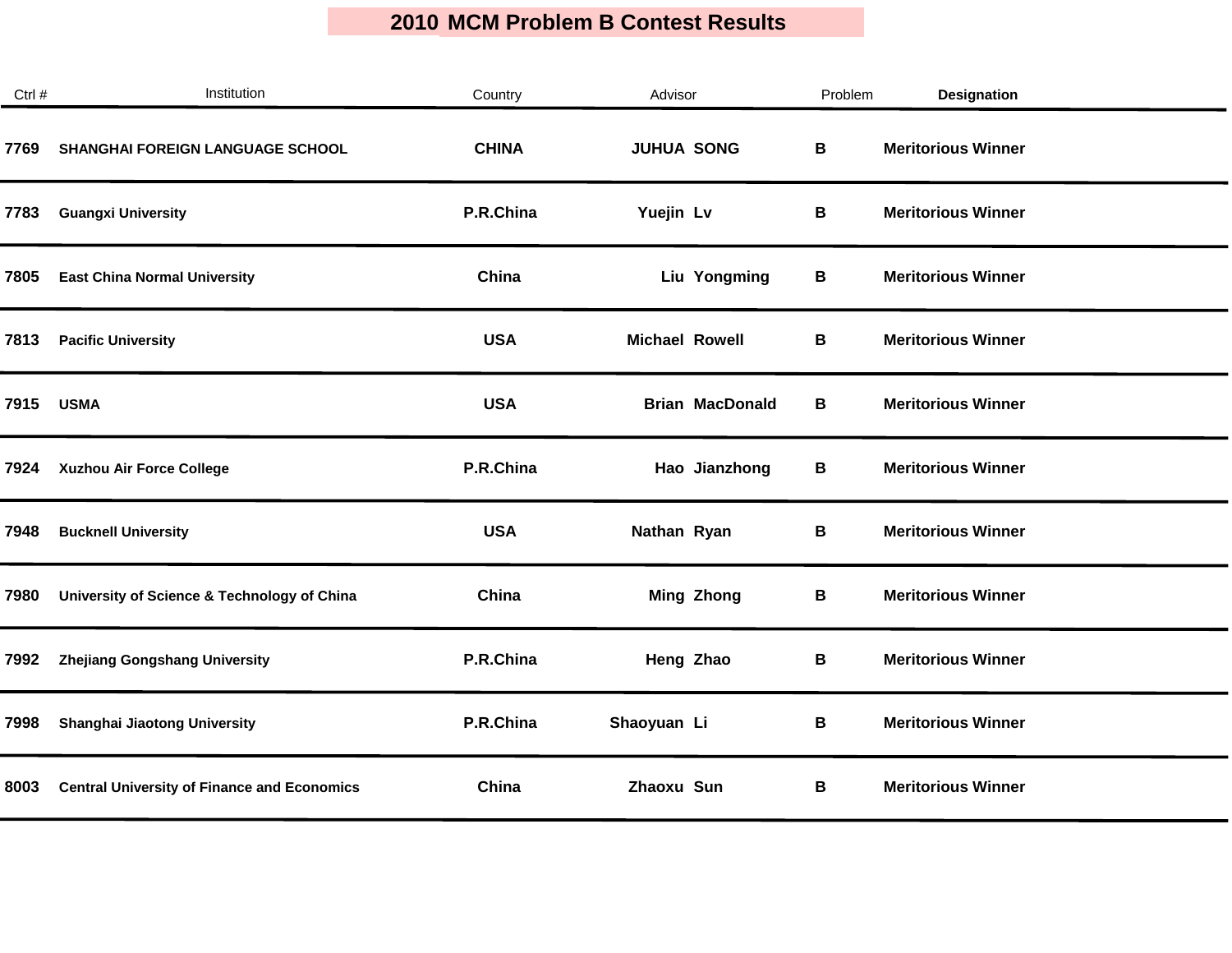# 2010 MCM Problem B Contest Results

| Ctrl # | Institution | Country | Advisor | Problem | Designation |
|---|---|---|---|---|---|
| 7769 | SHANGHAI FOREIGN LANGUAGE SCHOOL | CHINA | JUHUA SONG | B | Meritorious Winner |
| 7783 | Guangxi University | P.R.China | Yuejin Lv | B | Meritorious Winner |
| 7805 | East China Normal University | China | Liu Yongming | B | Meritorious Winner |
| 7813 | Pacific University | USA | Michael Rowell | B | Meritorious Winner |
| 7915 | USMA | USA | Brian MacDonald | B | Meritorious Winner |
| 7924 | Xuzhou Air Force College | P.R.China | Hao Jianzhong | B | Meritorious Winner |
| 7948 | Bucknell University | USA | Nathan Ryan | B | Meritorious Winner |
| 7980 | University of Science & Technology of China | China | Ming Zhong | B | Meritorious Winner |
| 7992 | Zhejiang Gongshang University | P.R.China | Heng Zhao | B | Meritorious Winner |
| 7998 | Shanghai Jiaotong University | P.R.China | Shaoyuan Li | B | Meritorious Winner |
| 8003 | Central University of Finance and Economics | China | Zhaoxu Sun | B | Meritorious Winner |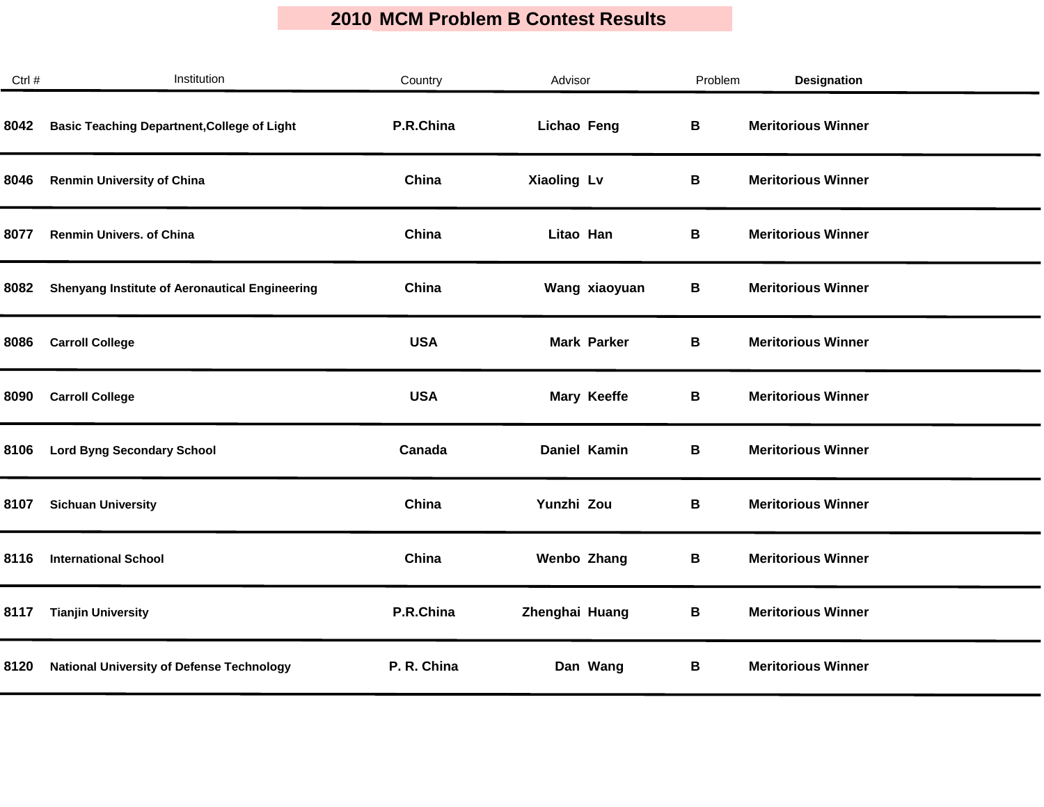# 2010 MCM Problem B Contest Results

| Ctrl # | Institution | Country | Advisor | Problem | Designation |
|---|---|---|---|---|---|
| 8042 | Basic Teaching Department,College of Light | P.R.China | Lichao Feng | B | Meritorious Winner |
| 8046 | Renmin University of China | China | Xiaoling Lv | B | Meritorious Winner |
| 8077 | Renmin Univers. of China | China | Litao Han | B | Meritorious Winner |
| 8082 | Shenyang Institute of Aeronautical Engineering | China | Wang xiaoyuan | B | Meritorious Winner |
| 8086 | Carroll College | USA | Mark Parker | B | Meritorious Winner |
| 8090 | Carroll College | USA | Mary Keeffe | B | Meritorious Winner |
| 8106 | Lord Byng Secondary School | Canada | Daniel Kamin | B | Meritorious Winner |
| 8107 | Sichuan University | China | Yunzhi Zou | B | Meritorious Winner |
| 8116 | International School | China | Wenbo Zhang | B | Meritorious Winner |
| 8117 | Tianjin University | P.R.China | Zhenghai Huang | B | Meritorious Winner |
| 8120 | National University of Defense Technology | P. R. China | Dan Wang | B | Meritorious Winner |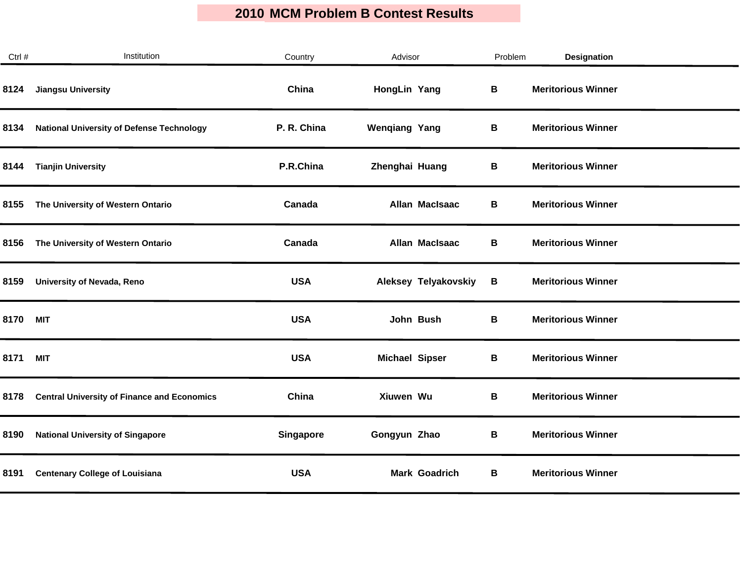# 2010 MCM Problem B Contest Results

| Ctrl # | Institution | Country | Advisor | Problem | Designation |
|---|---|---|---|---|---|
| 8124 | Jiangsu University | China | HongLin Yang | B | Meritorious Winner |
| 8134 | National University of Defense Technology | P. R. China | Wenqiang Yang | B | Meritorious Winner |
| 8144 | Tianjin University | P.R.China | Zhenghai Huang | B | Meritorious Winner |
| 8155 | The University of Western Ontario | Canada | Allan MacIsaac | B | Meritorious Winner |
| 8156 | The University of Western Ontario | Canada | Allan MacIsaac | B | Meritorious Winner |
| 8159 | University of Nevada, Reno | USA | Aleksey Telyakovskiy | B | Meritorious Winner |
| 8170 | MIT | USA | John Bush | B | Meritorious Winner |
| 8171 | MIT | USA | Michael Sipser | B | Meritorious Winner |
| 8178 | Central University of Finance and Economics | China | Xiuwen Wu | B | Meritorious Winner |
| 8190 | National University of Singapore | Singapore | Gongyun Zhao | B | Meritorious Winner |
| 8191 | Centenary College of Louisiana | USA | Mark Goadrich | B | Meritorious Winner |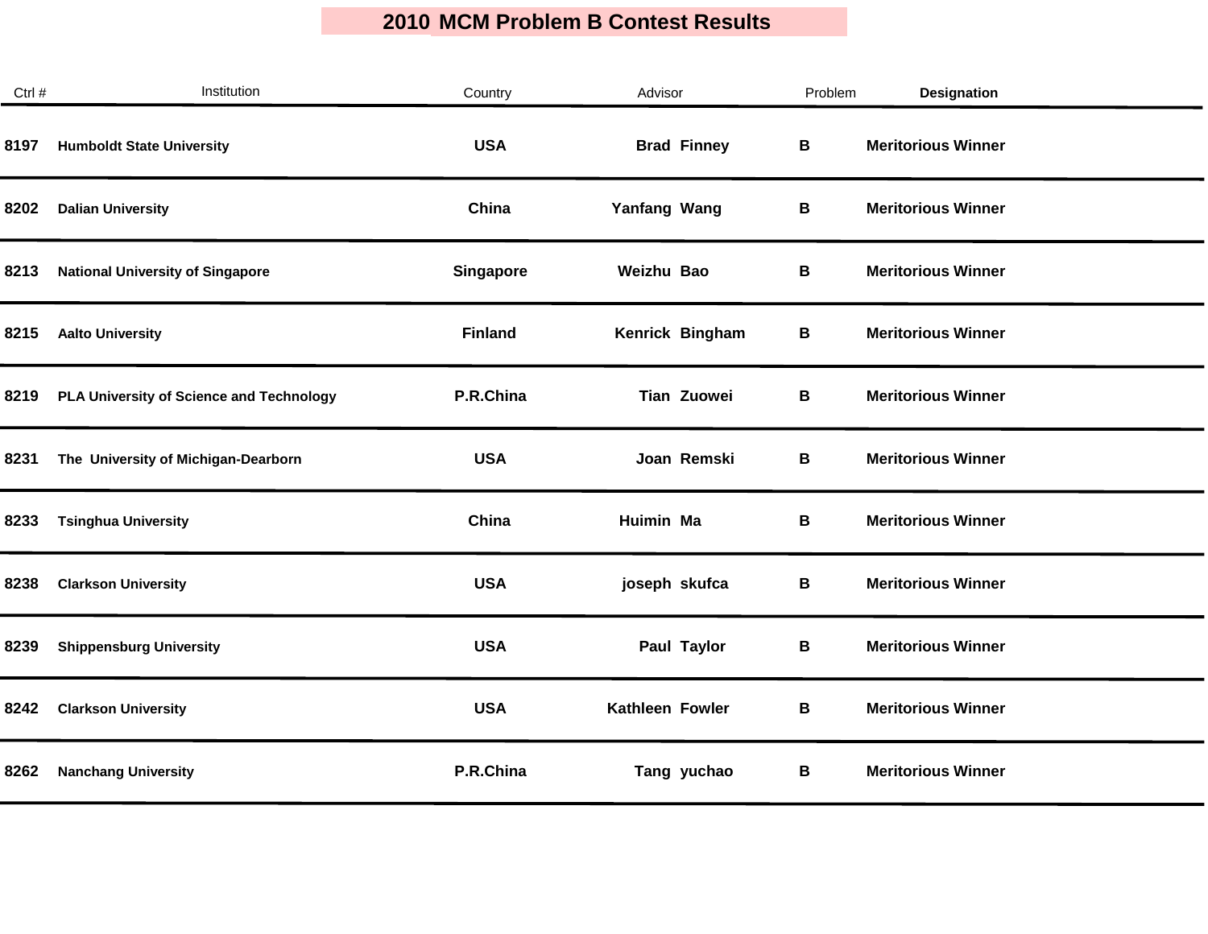# 2010 MCM Problem B Contest Results

| Ctrl # | Institution | Country | Advisor | Problem | Designation |
|---|---|---|---|---|---|
| 8197 | Humboldt State University | USA | Brad Finney | B | Meritorious Winner |
| 8202 | Dalian University | China | Yanfang Wang | B | Meritorious Winner |
| 8213 | National University of Singapore | Singapore | Weizhu Bao | B | Meritorious Winner |
| 8215 | Aalto University | Finland | Kenrick Bingham | B | Meritorious Winner |
| 8219 | PLA University of Science and Technology | P.R.China | Tian Zuowei | B | Meritorious Winner |
| 8231 | The University of Michigan-Dearborn | USA | Joan Remski | B | Meritorious Winner |
| 8233 | Tsinghua University | China | Huimin Ma | B | Meritorious Winner |
| 8238 | Clarkson University | USA | joseph skufca | B | Meritorious Winner |
| 8239 | Shippensburg University | USA | Paul Taylor | B | Meritorious Winner |
| 8242 | Clarkson University | USA | Kathleen Fowler | B | Meritorious Winner |
| 8262 | Nanchang University | P.R.China | Tang yuchao | B | Meritorious Winner |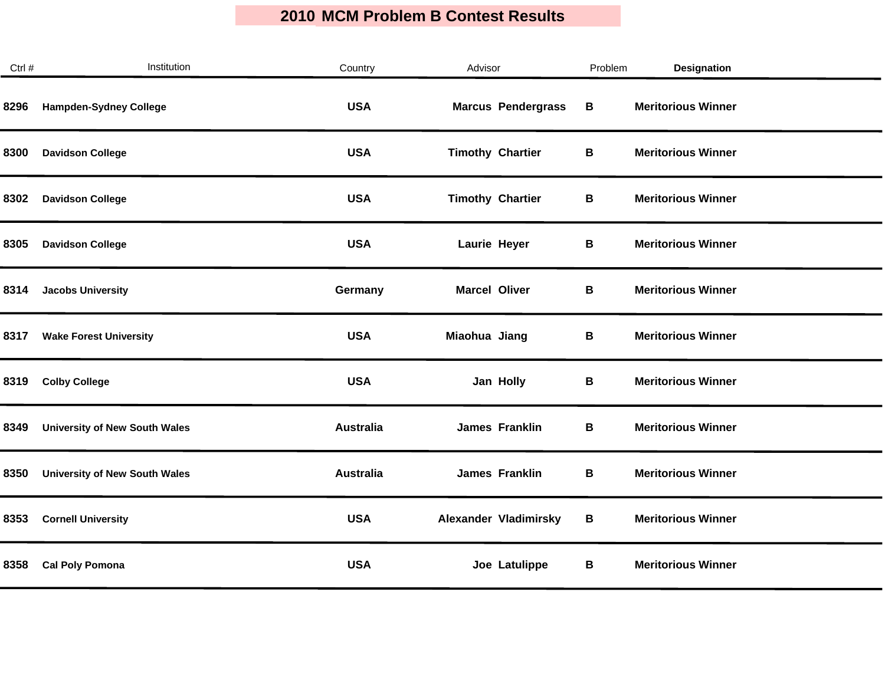# 2010 MCM Problem B Contest Results

| Ctrl # | Institution | Country | Advisor | Problem | Designation |
|---|---|---|---|---|---|
| 8296 | Hampden-Sydney College | USA | Marcus Pendergrass | B | Meritorious Winner |
| 8300 | Davidson College | USA | Timothy Chartier | B | Meritorious Winner |
| 8302 | Davidson College | USA | Timothy Chartier | B | Meritorious Winner |
| 8305 | Davidson College | USA | Laurie Heyer | B | Meritorious Winner |
| 8314 | Jacobs University | Germany | Marcel Oliver | B | Meritorious Winner |
| 8317 | Wake Forest University | USA | Miaohua Jiang | B | Meritorious Winner |
| 8319 | Colby College | USA | Jan Holly | B | Meritorious Winner |
| 8349 | University of New South Wales | Australia | James Franklin | B | Meritorious Winner |
| 8350 | University of New South Wales | Australia | James Franklin | B | Meritorious Winner |
| 8353 | Cornell University | USA | Alexander Vladimirsky | B | Meritorious Winner |
| 8358 | Cal Poly Pomona | USA | Joe Latulippe | B | Meritorious Winner |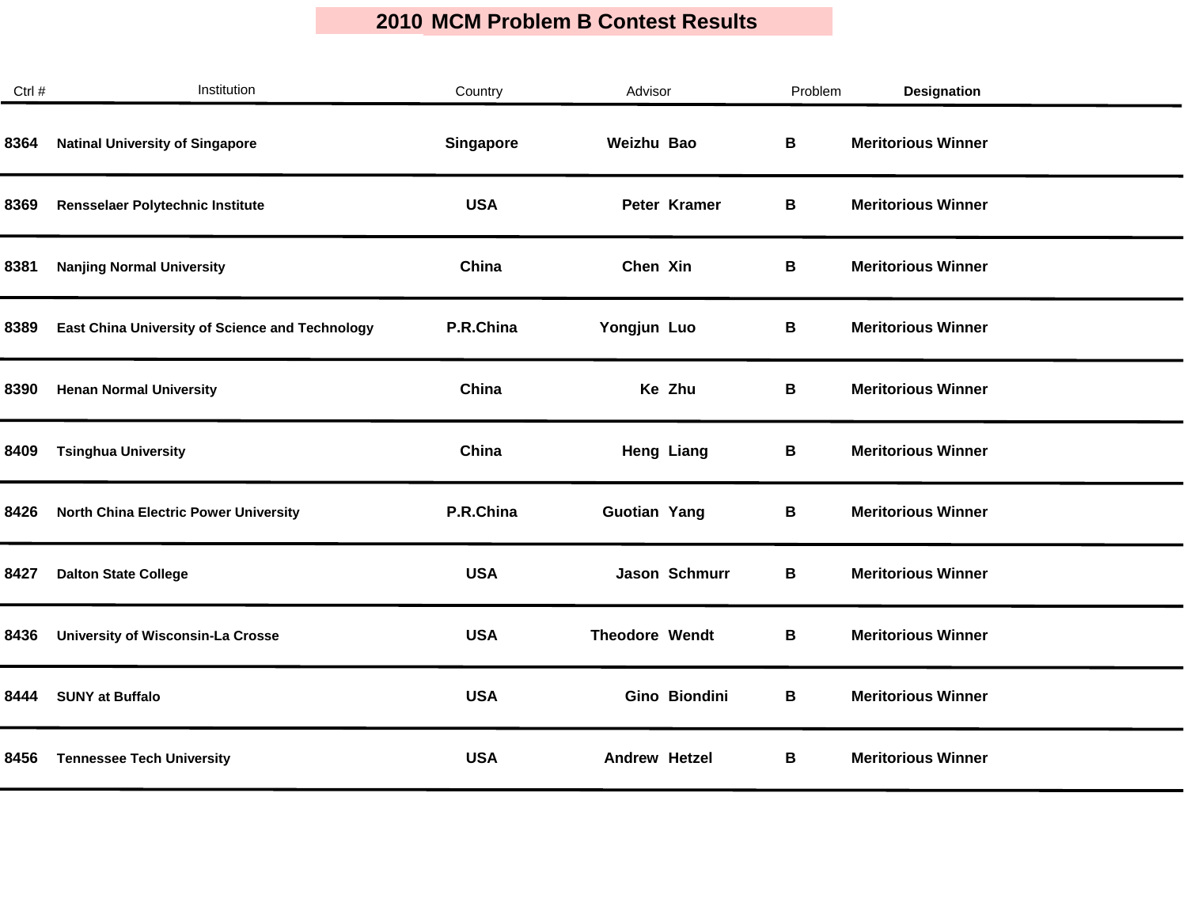# 2010 MCM Problem B Contest Results

| Ctrl # | Institution | Country | Advisor | Problem | Designation |
|---|---|---|---|---|---|
| 8364 | Natinal University of Singapore | Singapore | Weizhu Bao | B | Meritorious Winner |
| 8369 | Rensselaer Polytechnic Institute | USA | Peter Kramer | B | Meritorious Winner |
| 8381 | Nanjing Normal University | China | Chen Xin | B | Meritorious Winner |
| 8389 | East China University of Science and Technology | P.R.China | Yongjun Luo | B | Meritorious Winner |
| 8390 | Henan Normal University | China | Ke Zhu | B | Meritorious Winner |
| 8409 | Tsinghua University | China | Heng Liang | B | Meritorious Winner |
| 8426 | North China Electric Power University | P.R.China | Guotian Yang | B | Meritorious Winner |
| 8427 | Dalton State College | USA | Jason Schmurr | B | Meritorious Winner |
| 8436 | University of Wisconsin-La Crosse | USA | Theodore Wendt | B | Meritorious Winner |
| 8444 | SUNY at Buffalo | USA | Gino Biondini | B | Meritorious Winner |
| 8456 | Tennessee Tech University | USA | Andrew Hetzel | B | Meritorious Winner |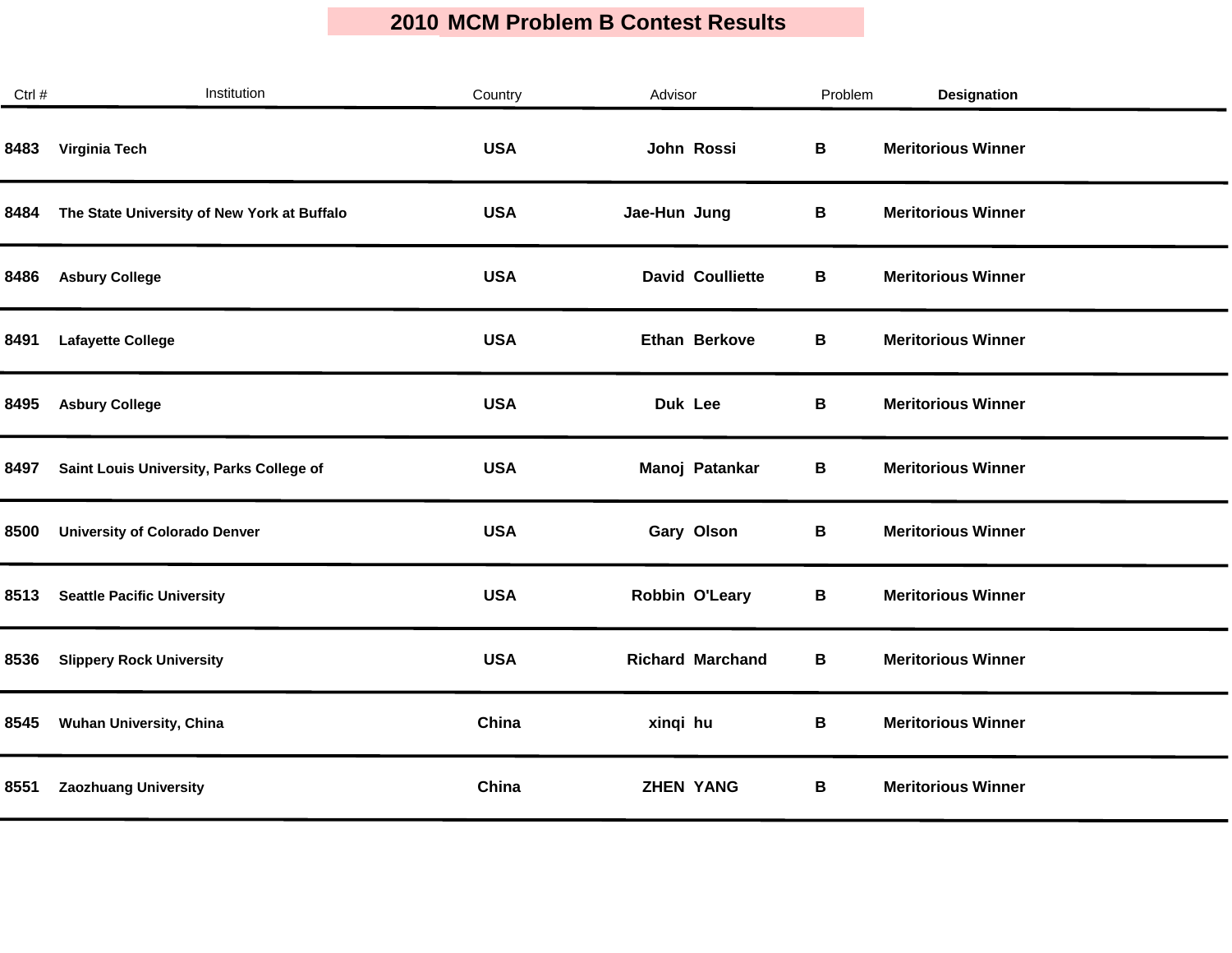# 2010 MCM Problem B Contest Results

| Ctrl # | Institution | Country | Advisor | Problem | Designation |
|---|---|---|---|---|---|
| 8483 | Virginia Tech | USA | John Rossi | B | Meritorious Winner |
| 8484 | The State University of New York at Buffalo | USA | Jae-Hun Jung | B | Meritorious Winner |
| 8486 | Asbury College | USA | David Coulliette | B | Meritorious Winner |
| 8491 | Lafayette College | USA | Ethan Berkove | B | Meritorious Winner |
| 8495 | Asbury College | USA | Duk Lee | B | Meritorious Winner |
| 8497 | Saint Louis University, Parks College of | USA | Manoj Patankar | B | Meritorious Winner |
| 8500 | University of Colorado Denver | USA | Gary Olson | B | Meritorious Winner |
| 8513 | Seattle Pacific University | USA | Robbin O'Leary | B | Meritorious Winner |
| 8536 | Slippery Rock University | USA | Richard Marchand | B | Meritorious Winner |
| 8545 | Wuhan University, China | China | xinqi hu | B | Meritorious Winner |
| 8551 | Zaozhuang University | China | ZHEN YANG | B | Meritorious Winner |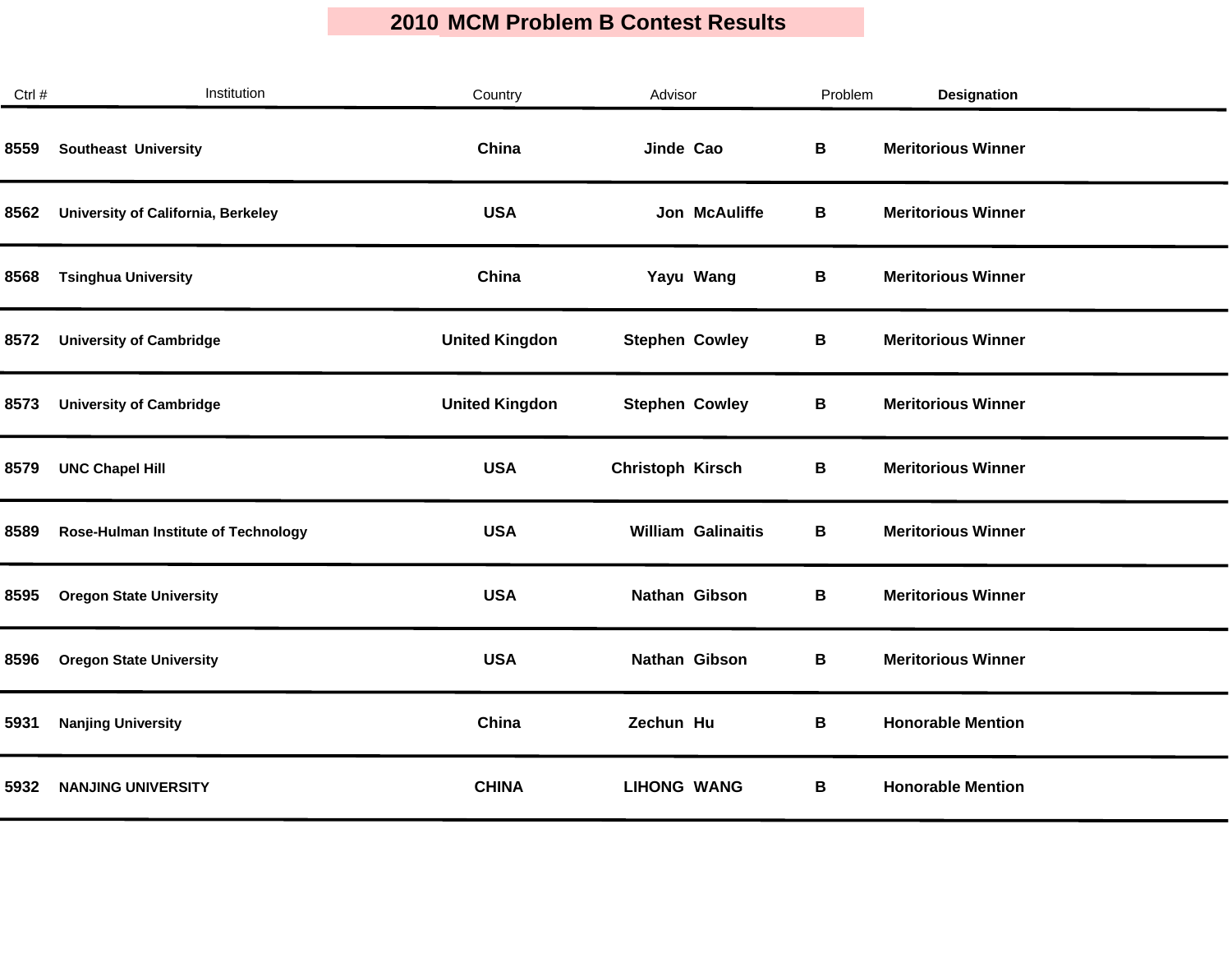# 2010 MCM Problem B Contest Results

| Ctrl # | Institution | Country | Advisor | Problem | Designation |
|---|---|---|---|---|---|
| 8559 | Southeast University | China | Jinde Cao | B | Meritorious Winner |
| 8562 | University of California, Berkeley | USA | Jon McAuliffe | B | Meritorious Winner |
| 8568 | Tsinghua University | China | Yayu Wang | B | Meritorious Winner |
| 8572 | University of Cambridge | United Kingdon | Stephen Cowley | B | Meritorious Winner |
| 8573 | University of Cambridge | United Kingdon | Stephen Cowley | B | Meritorious Winner |
| 8579 | UNC Chapel Hill | USA | Christoph Kirsch | B | Meritorious Winner |
| 8589 | Rose-Hulman Institute of Technology | USA | William Galinaitis | B | Meritorious Winner |
| 8595 | Oregon State University | USA | Nathan Gibson | B | Meritorious Winner |
| 8596 | Oregon State University | USA | Nathan Gibson | B | Meritorious Winner |
| 5931 | Nanjing University | China | Zechun Hu | B | Honorable Mention |
| 5932 | NANJING UNIVERSITY | CHINA | LIHONG WANG | B | Honorable Mention |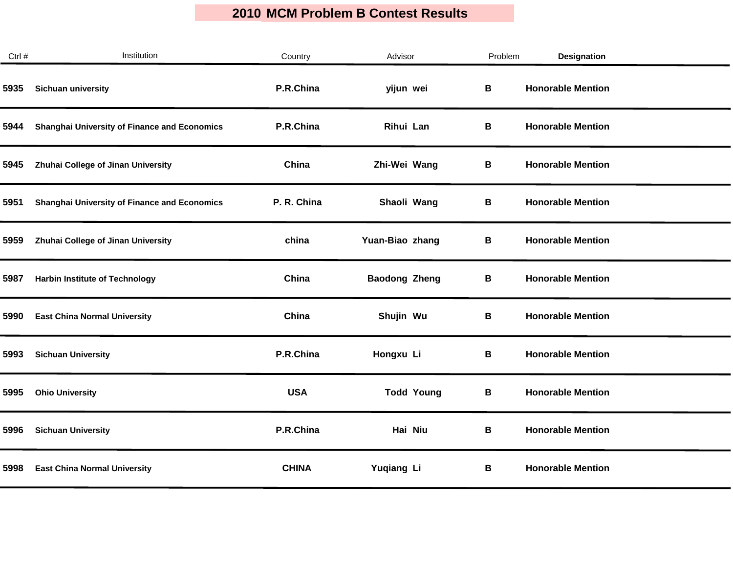# 2010 MCM Problem B Contest Results

| Ctrl # | Institution | Country | Advisor | | Problem | Designation |
|---|---|---|---|---|---|---|
| 5935 | Sichuan university | P.R.China | yijun | wei | B | Honorable Mention |
| 5944 | Shanghai University of Finance and Economics | P.R.China | Rihui | Lan | B | Honorable Mention |
| 5945 | Zhuhai College of Jinan University | China | Zhi-Wei | Wang | B | Honorable Mention |
| 5951 | Shanghai University of Finance and Economics | P. R. China | Shaoli | Wang | B | Honorable Mention |
| 5959 | Zhuhai College of Jinan University | china | Yuan-Biao | zhang | B | Honorable Mention |
| 5987 | Harbin Institute of Technology | China | Baodong | Zheng | B | Honorable Mention |
| 5990 | East China Normal University | China | Shujin | Wu | B | Honorable Mention |
| 5993 | Sichuan University | P.R.China | Hongxu | Li | B | Honorable Mention |
| 5995 | Ohio University | USA | Todd | Young | B | Honorable Mention |
| 5996 | Sichuan University | P.R.China | Hai | Niu | B | Honorable Mention |
| 5998 | East China Normal University | CHINA | Yuqiang | Li | B | Honorable Mention |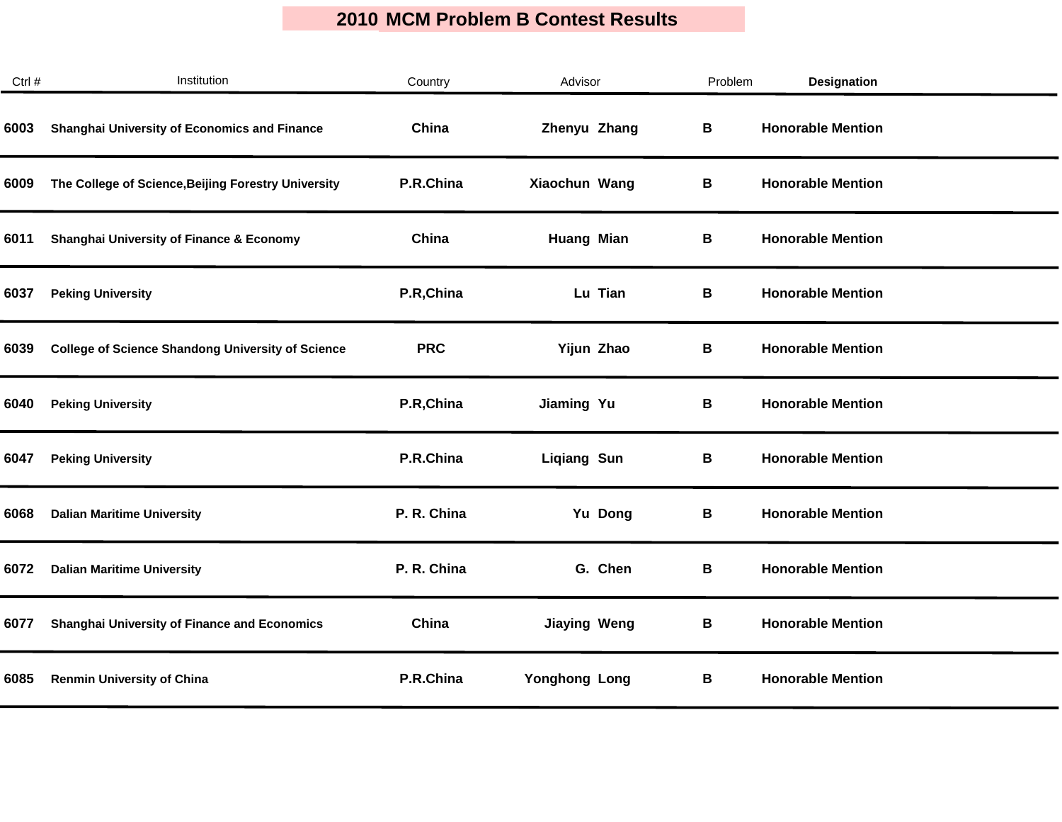# 2010 MCM Problem B Contest Results

| Ctrl # | Institution | Country | Advisor | Problem | Designation |
|---|---|---|---|---|---|
| 6003 | Shanghai University of Economics and Finance | China | Zhenyu Zhang | B | Honorable Mention |
| 6009 | The College of Science,Beijing Forestry University | P.R.China | Xiaochun Wang | B | Honorable Mention |
| 6011 | Shanghai University of Finance & Economy | China | Huang Mian | B | Honorable Mention |
| 6037 | Peking University | P.R,China | Lu Tian | B | Honorable Mention |
| 6039 | College of Science Shandong University of Science | PRC | Yijun Zhao | B | Honorable Mention |
| 6040 | Peking University | P.R,China | Jiaming Yu | B | Honorable Mention |
| 6047 | Peking University | P.R.China | Liqiang Sun | B | Honorable Mention |
| 6068 | Dalian Maritime University | P. R. China | Yu Dong | B | Honorable Mention |
| 6072 | Dalian Maritime University | P. R. China | G. Chen | B | Honorable Mention |
| 6077 | Shanghai University of Finance and Economics | China | Jiaying Weng | B | Honorable Mention |
| 6085 | Renmin University of China | P.R.China | Yonghong Long | B | Honorable Mention |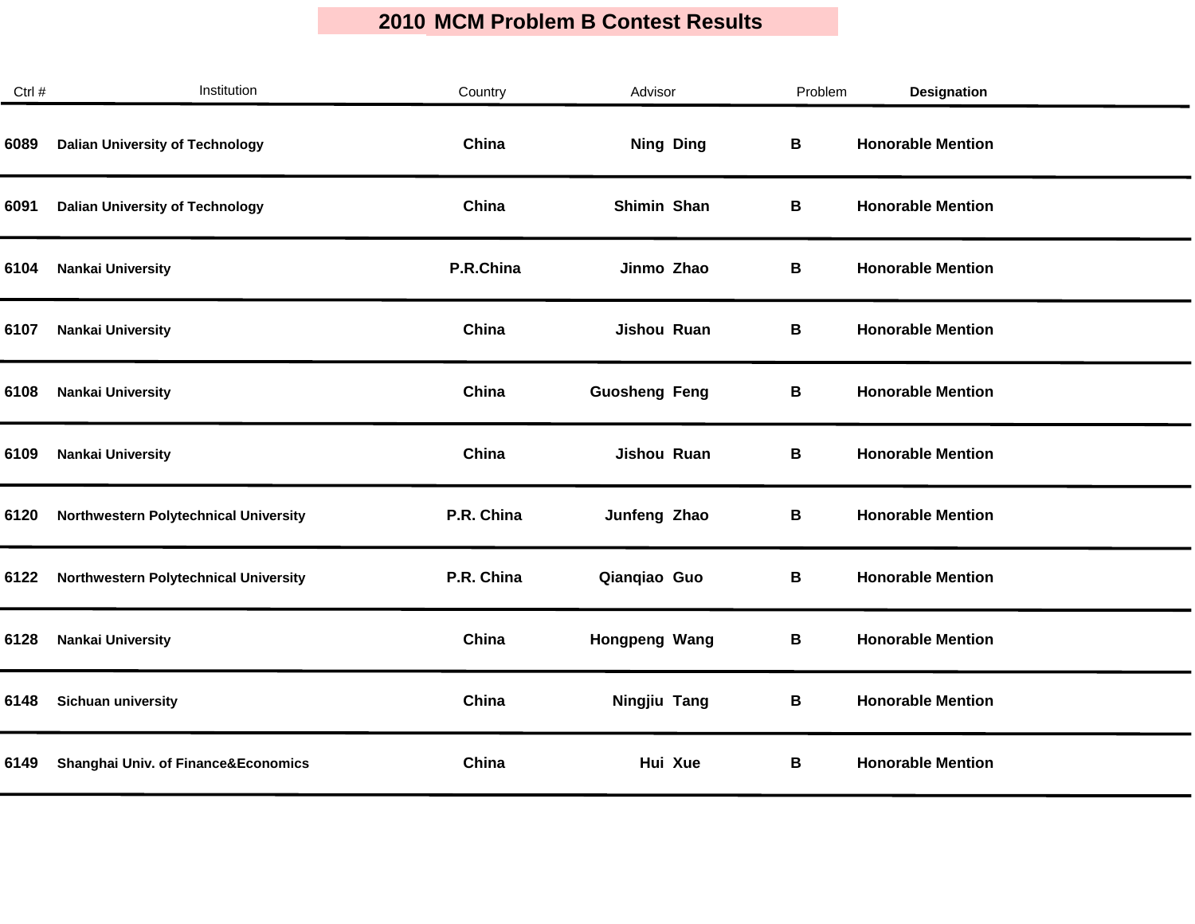# 2010 MCM Problem B Contest Results

| Ctrl # | Institution | Country | Advisor | Problem | Designation |
|---|---|---|---|---|---|
| 6089 | Dalian University of Technology | China | Ning Ding | B | Honorable Mention |
| 6091 | Dalian University of Technology | China | Shimin Shan | B | Honorable Mention |
| 6104 | Nankai University | P.R.China | Jinmo Zhao | B | Honorable Mention |
| 6107 | Nankai University | China | Jishou Ruan | B | Honorable Mention |
| 6108 | Nankai University | China | Guosheng Feng | B | Honorable Mention |
| 6109 | Nankai University | China | Jishou Ruan | B | Honorable Mention |
| 6120 | Northwestern Polytechnical University | P.R. China | Junfeng Zhao | B | Honorable Mention |
| 6122 | Northwestern Polytechnical University | P.R. China | Qianqiao Guo | B | Honorable Mention |
| 6128 | Nankai University | China | Hongpeng Wang | B | Honorable Mention |
| 6148 | Sichuan university | China | Ningjiu Tang | B | Honorable Mention |
| 6149 | Shanghai Univ. of Finance&Economics | China | Hui Xue | B | Honorable Mention |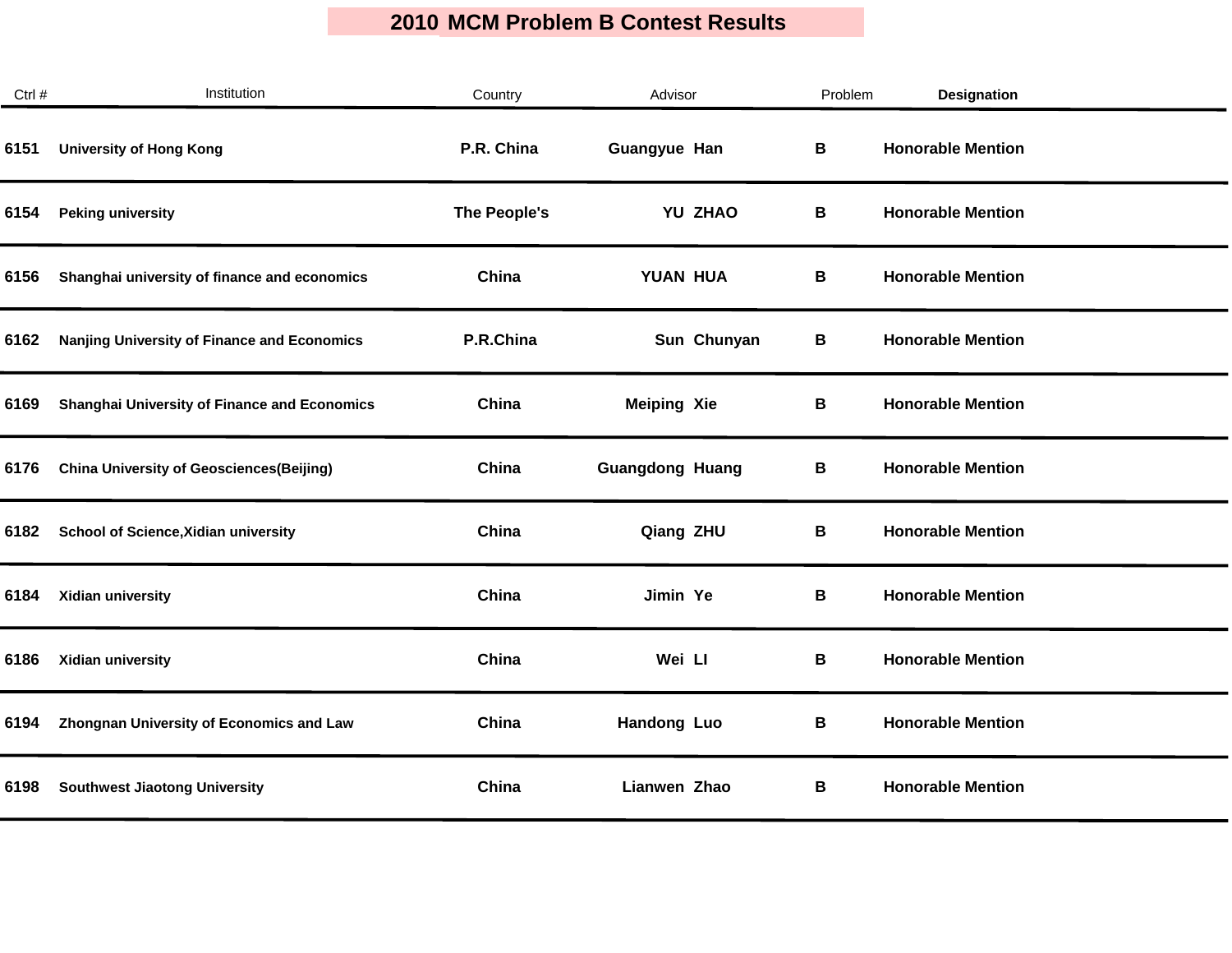# 2010 MCM Problem B Contest Results

| Ctrl # | Institution | Country | Advisor | Problem | Designation |
|---|---|---|---|---|---|
| 6151 | University of Hong Kong | P.R. China | Guangyue Han | B | Honorable Mention |
| 6154 | Peking university | The People's | YU ZHAO | B | Honorable Mention |
| 6156 | Shanghai university of finance and economics | China | YUAN HUA | B | Honorable Mention |
| 6162 | Nanjing University of Finance and Economics | P.R.China | Sun Chunyan | B | Honorable Mention |
| 6169 | Shanghai University of Finance and Economics | China | Meiping Xie | B | Honorable Mention |
| 6176 | China University of Geosciences(Beijing) | China | Guangdong Huang | B | Honorable Mention |
| 6182 | School of Science,Xidian university | China | Qiang ZHU | B | Honorable Mention |
| 6184 | Xidian university | China | Jimin Ye | B | Honorable Mention |
| 6186 | Xidian university | China | Wei LI | B | Honorable Mention |
| 6194 | Zhongnan University of Economics and Law | China | Handong Luo | B | Honorable Mention |
| 6198 | Southwest Jiaotong University | China | Lianwen Zhao | B | Honorable Mention |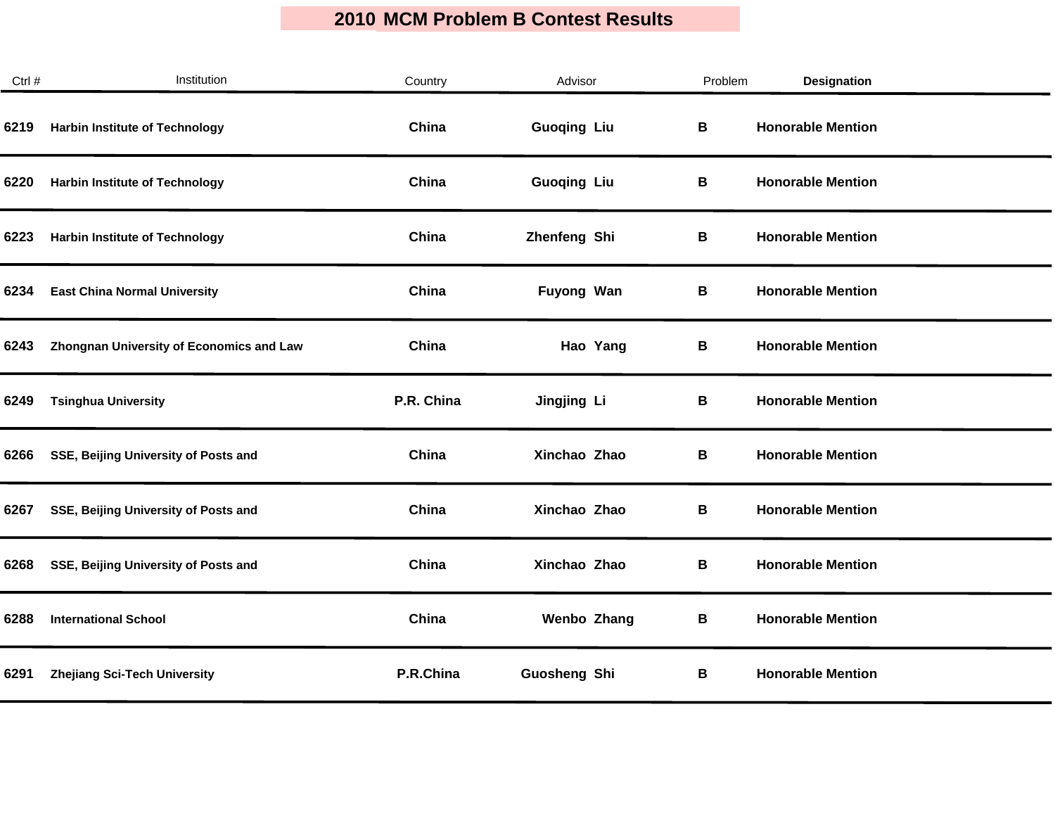# 2010 MCM Problem B Contest Results

| Ctrl # | Institution | Country | Advisor | Problem | Designation |
|---|---|---|---|---|---|
| 6219 | Harbin Institute of Technology | China | Guoqing Liu | B | Honorable Mention |
| 6220 | Harbin Institute of Technology | China | Guoqing Liu | B | Honorable Mention |
| 6223 | Harbin Institute of Technology | China | Zhenfeng Shi | B | Honorable Mention |
| 6234 | East China Normal University | China | Fuyong Wan | B | Honorable Mention |
| 6243 | Zhongnan University of Economics and Law | China | Hao Yang | B | Honorable Mention |
| 6249 | Tsinghua University | P.R. China | Jingjing Li | B | Honorable Mention |
| 6266 | SSE, Beijing University of Posts and | China | Xinchao Zhao | B | Honorable Mention |
| 6267 | SSE, Beijing University of Posts and | China | Xinchao Zhao | B | Honorable Mention |
| 6268 | SSE, Beijing University of Posts and | China | Xinchao Zhao | B | Honorable Mention |
| 6288 | International School | China | Wenbo Zhang | B | Honorable Mention |
| 6291 | Zhejiang Sci-Tech University | P.R.China | Guosheng Shi | B | Honorable Mention |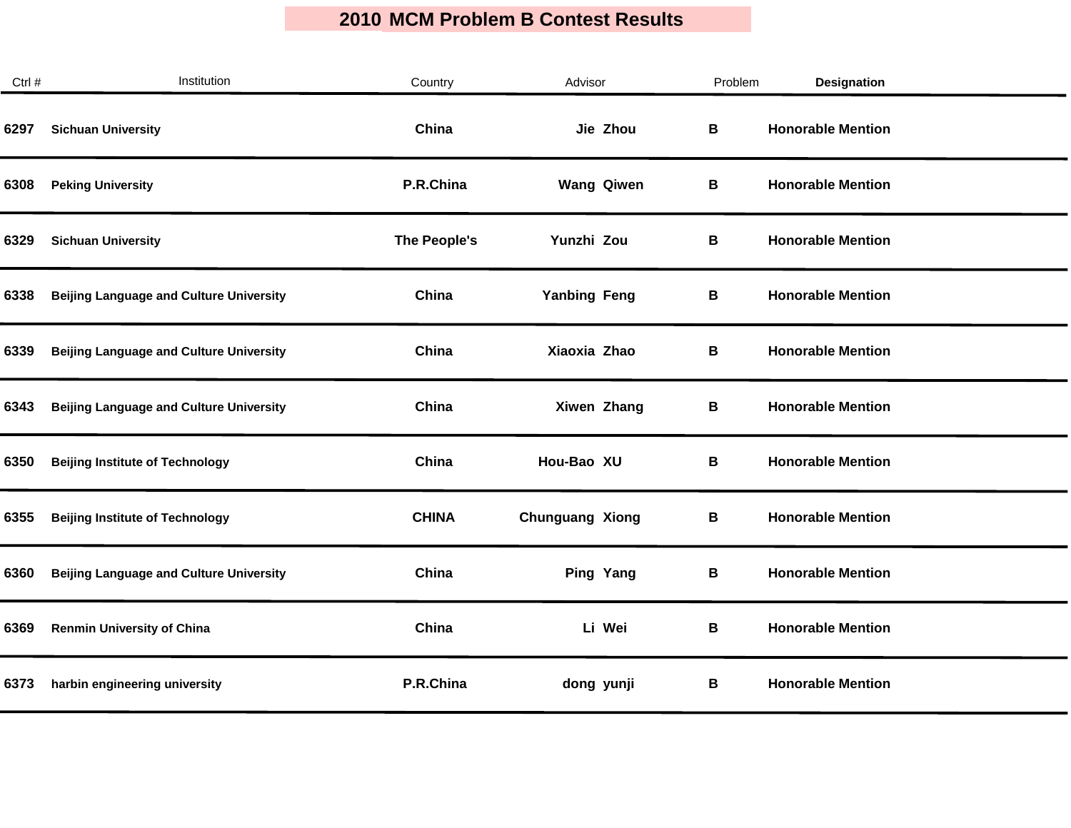# 2010 MCM Problem B Contest Results

| Ctrl # | Institution | Country | Advisor | | Problem | Designation |
|---|---|---|---|---|---|---|
| 6297 | Sichuan University | China | Jie | Zhou | B | Honorable Mention |
| 6308 | Peking University | P.R.China | Wang | Qiwen | B | Honorable Mention |
| 6329 | Sichuan University | The People's | Yunzhi | Zou | B | Honorable Mention |
| 6338 | Beijing Language and Culture University | China | Yanbing | Feng | B | Honorable Mention |
| 6339 | Beijing Language and Culture University | China | Xiaoxia | Zhao | B | Honorable Mention |
| 6343 | Beijing Language and Culture University | China | Xiwen | Zhang | B | Honorable Mention |
| 6350 | Beijing Institute of Technology | China | Hou-Bao | XU | B | Honorable Mention |
| 6355 | Beijing Institute of Technology | CHINA | Chunguang | Xiong | B | Honorable Mention |
| 6360 | Beijing Language and Culture University | China | Ping | Yang | B | Honorable Mention |
| 6369 | Renmin University of China | China | Li | Wei | B | Honorable Mention |
| 6373 | harbin engineering university | P.R.China | dong | yunji | B | Honorable Mention |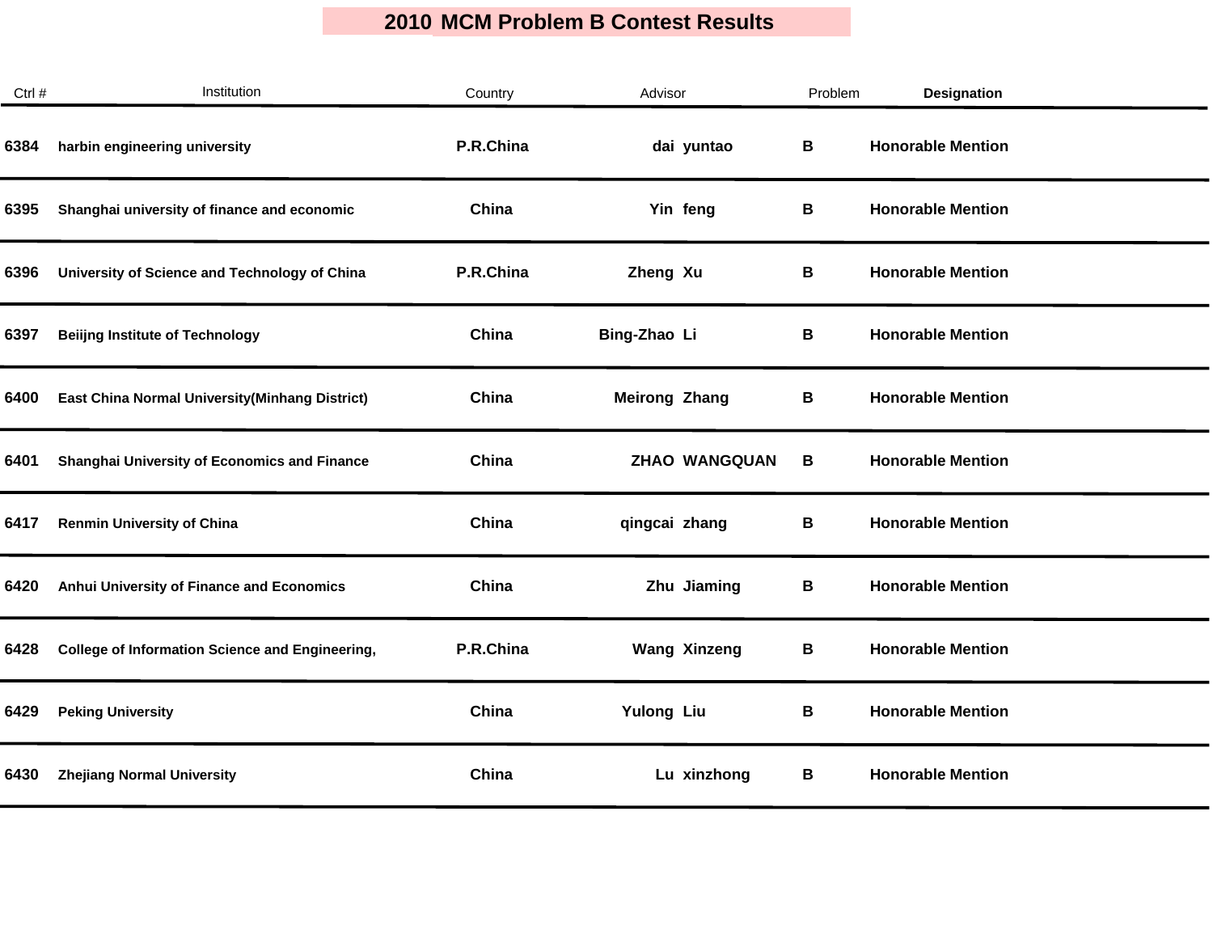# 2010 MCM Problem B Contest Results

| Ctrl # | Institution | Country | Advisor | Problem | Designation |
|---|---|---|---|---|---|
| 6384 | harbin engineering university | P.R.China | dai yuntao | B | Honorable Mention |
| 6395 | Shanghai university of finance and economic | China | Yin feng | B | Honorable Mention |
| 6396 | University of Science and Technology of China | P.R.China | Zheng Xu | B | Honorable Mention |
| 6397 | Beiijng Institute of Technology | China | Bing-Zhao Li | B | Honorable Mention |
| 6400 | East China Normal University(Minhang District) | China | Meirong Zhang | B | Honorable Mention |
| 6401 | Shanghai University of Economics and Finance | China | ZHAO WANGQUAN | B | Honorable Mention |
| 6417 | Renmin University of China | China | qingcai zhang | B | Honorable Mention |
| 6420 | Anhui University of Finance and Economics | China | Zhu Jiaming | B | Honorable Mention |
| 6428 | College of Information Science and Engineering, | P.R.China | Wang Xinzeng | B | Honorable Mention |
| 6429 | Peking University | China | Yulong Liu | B | Honorable Mention |
| 6430 | Zhejiang Normal University | China | Lu xinzhong | B | Honorable Mention |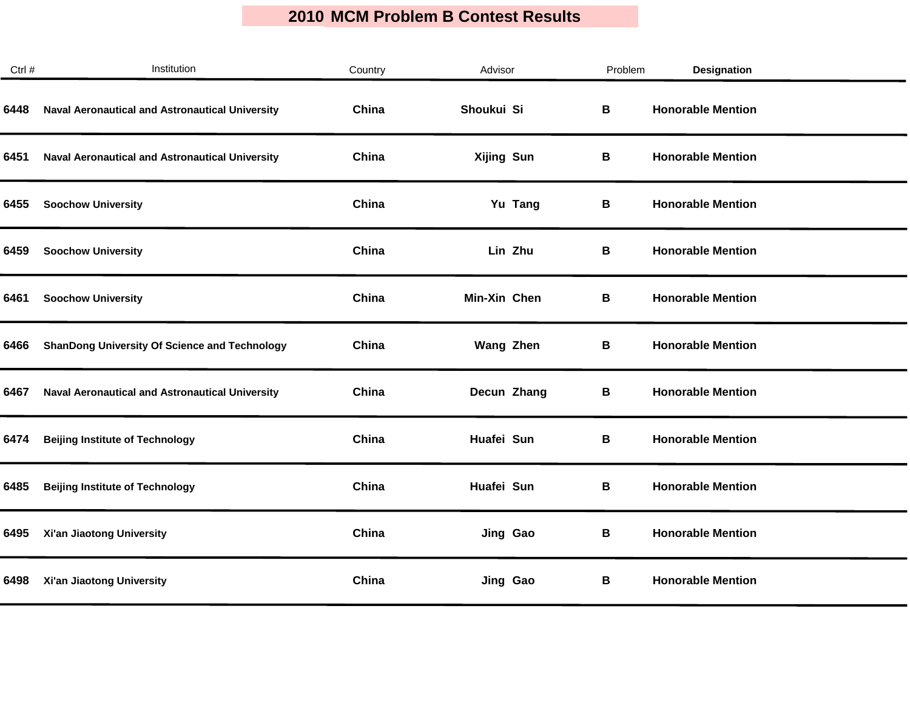# 2010 MCM Problem B Contest Results

| Ctrl # | Institution | Country | Advisor | Problem | Designation |
|---|---|---|---|---|---|
| 6448 | Naval Aeronautical and Astronautical University | China | Shoukui Si | B | Honorable Mention |
| 6451 | Naval Aeronautical and Astronautical University | China | Xijing Sun | B | Honorable Mention |
| 6455 | Soochow University | China | Yu Tang | B | Honorable Mention |
| 6459 | Soochow University | China | Lin Zhu | B | Honorable Mention |
| 6461 | Soochow University | China | Min-Xin Chen | B | Honorable Mention |
| 6466 | ShanDong University Of Science and Technology | China | Wang Zhen | B | Honorable Mention |
| 6467 | Naval Aeronautical and Astronautical University | China | Decun Zhang | B | Honorable Mention |
| 6474 | Beijing Institute of Technology | China | Huafei Sun | B | Honorable Mention |
| 6485 | Beijing Institute of Technology | China | Huafei Sun | B | Honorable Mention |
| 6495 | Xi'an Jiaotong University | China | Jing Gao | B | Honorable Mention |
| 6498 | Xi'an Jiaotong University | China | Jing Gao | B | Honorable Mention |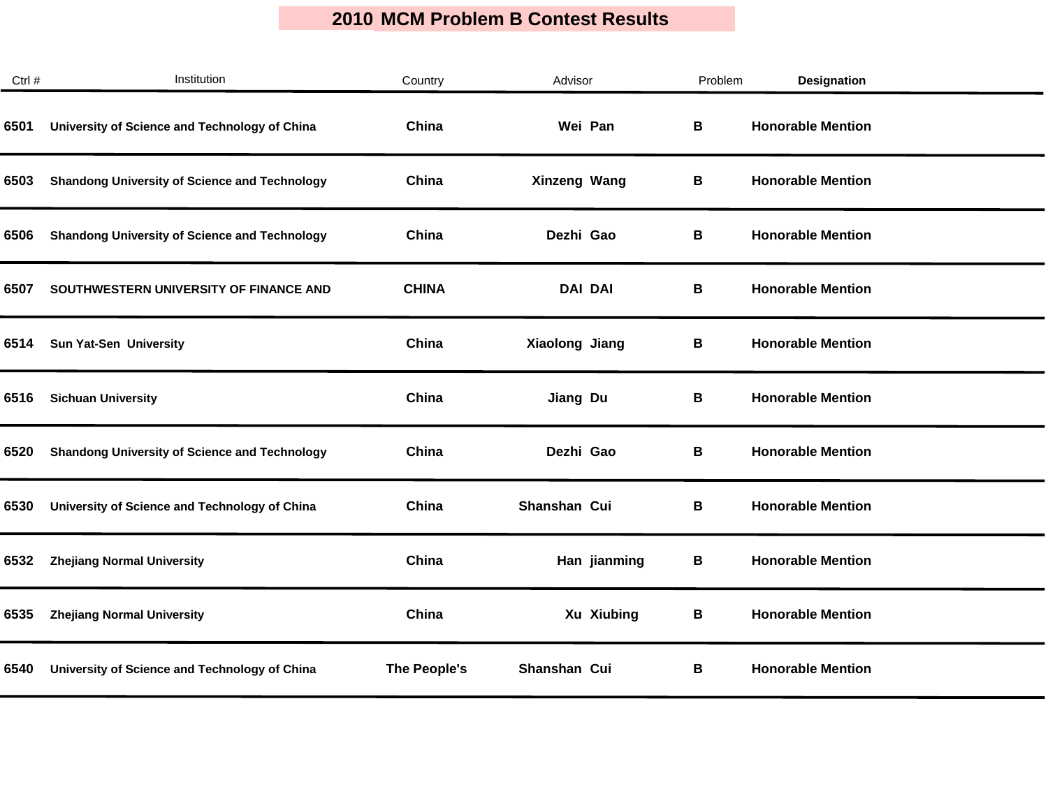# 2010 MCM Problem B Contest Results

| Ctrl # | Institution | Country | Advisor | Problem | Designation |
|---|---|---|---|---|---|
| 6501 | University of Science and Technology of China | China | Wei Pan | B | Honorable Mention |
| 6503 | Shandong University of Science and Technology | China | Xinzeng Wang | B | Honorable Mention |
| 6506 | Shandong University of Science and Technology | China | Dezhi Gao | B | Honorable Mention |
| 6507 | SOUTHWESTERN UNIVERSITY OF FINANCE AND | CHINA | DAI DAI | B | Honorable Mention |
| 6514 | Sun Yat-Sen University | China | Xiaolong Jiang | B | Honorable Mention |
| 6516 | Sichuan University | China | Jiang Du | B | Honorable Mention |
| 6520 | Shandong University of Science and Technology | China | Dezhi Gao | B | Honorable Mention |
| 6530 | University of Science and Technology of China | China | Shanshan Cui | B | Honorable Mention |
| 6532 | Zhejiang Normal University | China | Han jianming | B | Honorable Mention |
| 6535 | Zhejiang Normal University | China | Xu Xiubing | B | Honorable Mention |
| 6540 | University of Science and Technology of China | The People's | Shanshan Cui | B | Honorable Mention |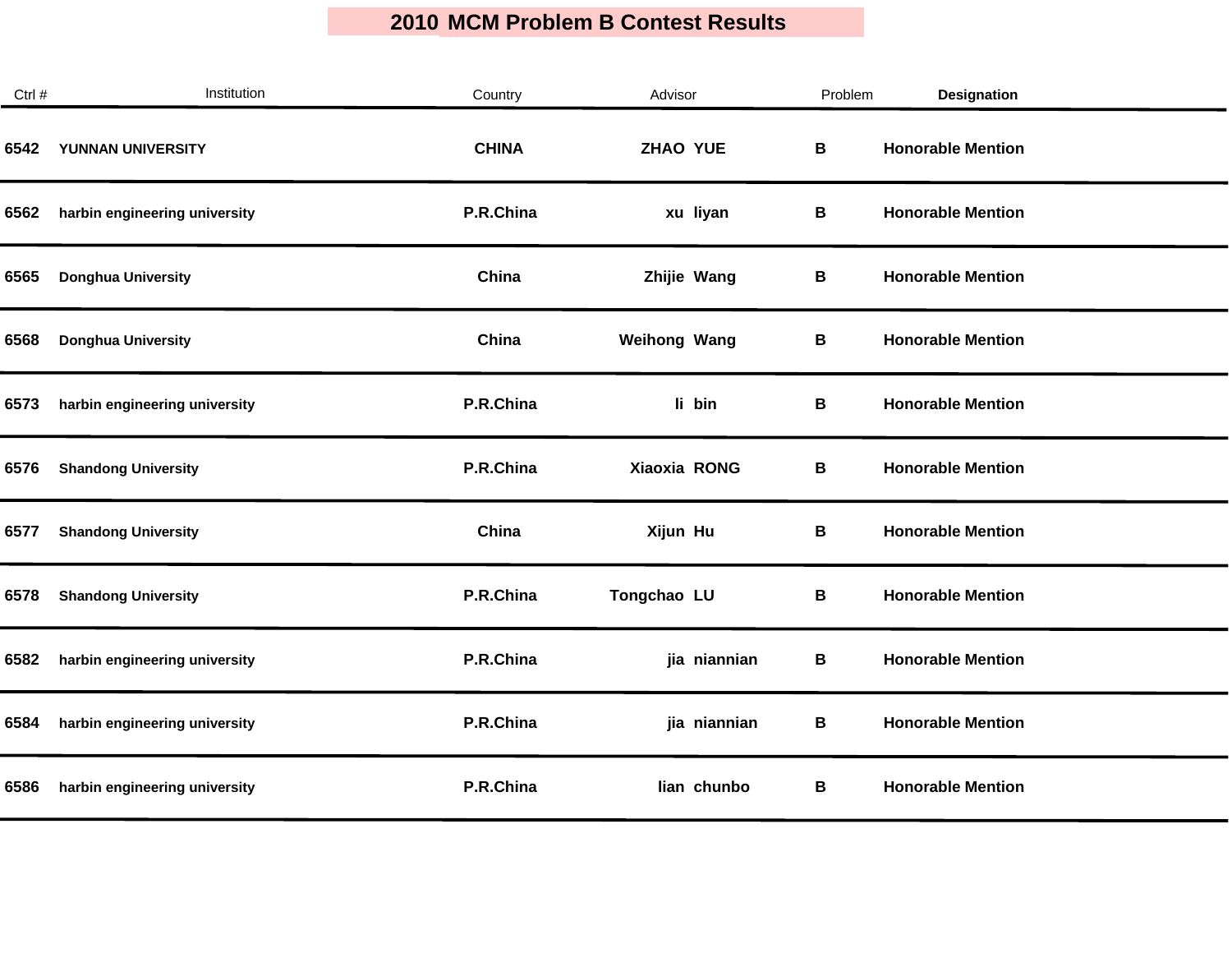# 2010 MCM Problem B Contest Results

| Ctrl # | Institution | Country | Advisor | Problem | Designation |
|---|---|---|---|---|---|
| 6542 | YUNNAN UNIVERSITY | CHINA | ZHAO YUE | B | Honorable Mention |
| 6562 | harbin engineering university | P.R.China | xu liyan | B | Honorable Mention |
| 6565 | Donghua University | China | Zhijie Wang | B | Honorable Mention |
| 6568 | Donghua University | China | Weihong Wang | B | Honorable Mention |
| 6573 | harbin engineering university | P.R.China | li bin | B | Honorable Mention |
| 6576 | Shandong University | P.R.China | Xiaoxia RONG | B | Honorable Mention |
| 6577 | Shandong University | China | Xijun Hu | B | Honorable Mention |
| 6578 | Shandong University | P.R.China | Tongchao LU | B | Honorable Mention |
| 6582 | harbin engineering university | P.R.China | jia niannian | B | Honorable Mention |
| 6584 | harbin engineering university | P.R.China | jia niannian | B | Honorable Mention |
| 6586 | harbin engineering university | P.R.China | lian chunbo | B | Honorable Mention |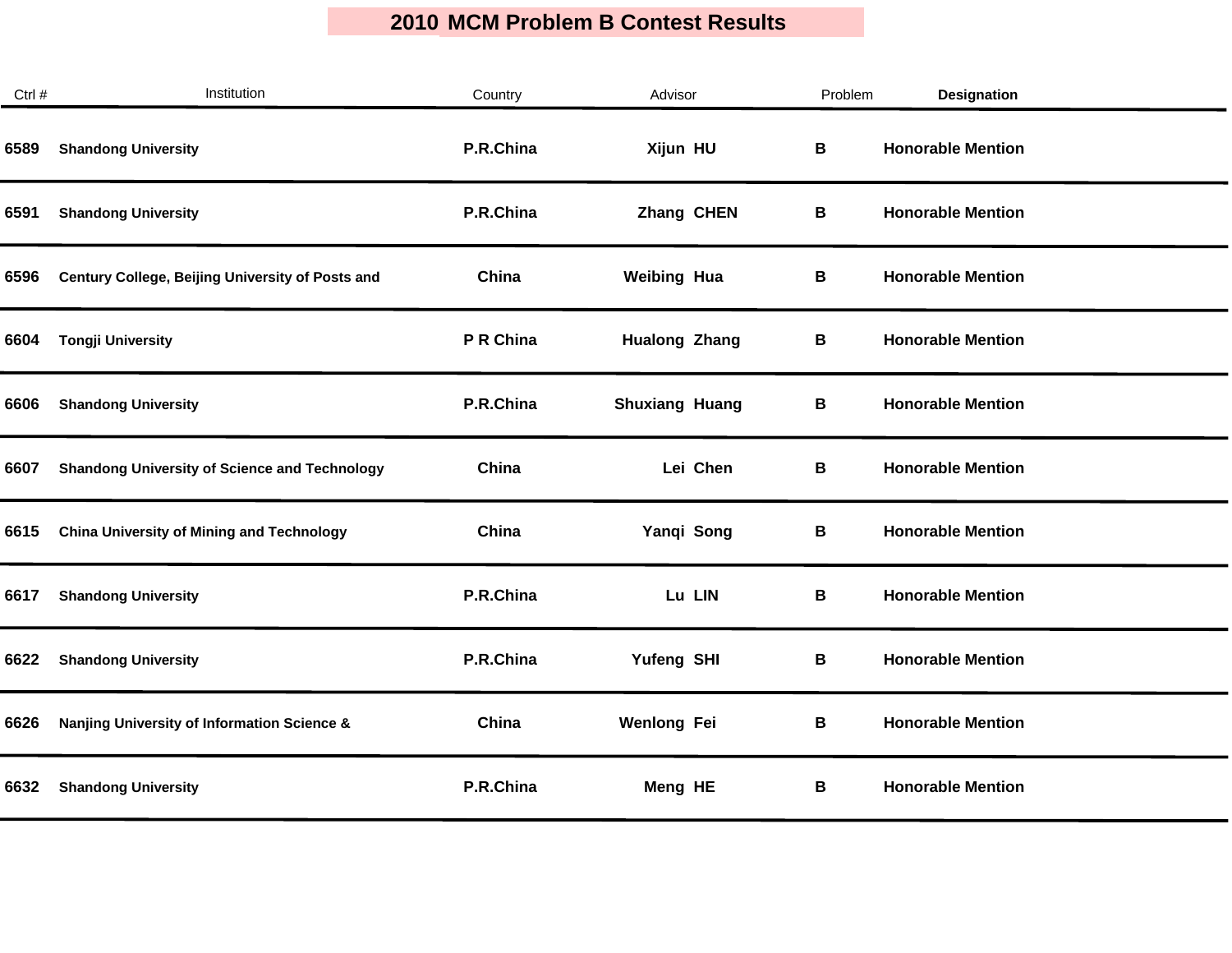# 2010 MCM Problem B Contest Results

| Ctrl # | Institution | Country | Advisor | Problem | Designation |
|---|---|---|---|---|---|
| 6589 | Shandong University | P.R.China | Xijun HU | B | Honorable Mention |
| 6591 | Shandong University | P.R.China | Zhang CHEN | B | Honorable Mention |
| 6596 | Century College, Beijing University of Posts and | China | Weibing Hua | B | Honorable Mention |
| 6604 | Tongji University | P R China | Hualong Zhang | B | Honorable Mention |
| 6606 | Shandong University | P.R.China | Shuxiang Huang | B | Honorable Mention |
| 6607 | Shandong University of Science and Technology | China | Lei Chen | B | Honorable Mention |
| 6615 | China University of Mining and Technology | China | Yanqi Song | B | Honorable Mention |
| 6617 | Shandong University | P.R.China | Lu LIN | B | Honorable Mention |
| 6622 | Shandong University | P.R.China | Yufeng SHI | B | Honorable Mention |
| 6626 | Nanjing University of Information Science & | China | Wenlong Fei | B | Honorable Mention |
| 6632 | Shandong University | P.R.China | Meng HE | B | Honorable Mention |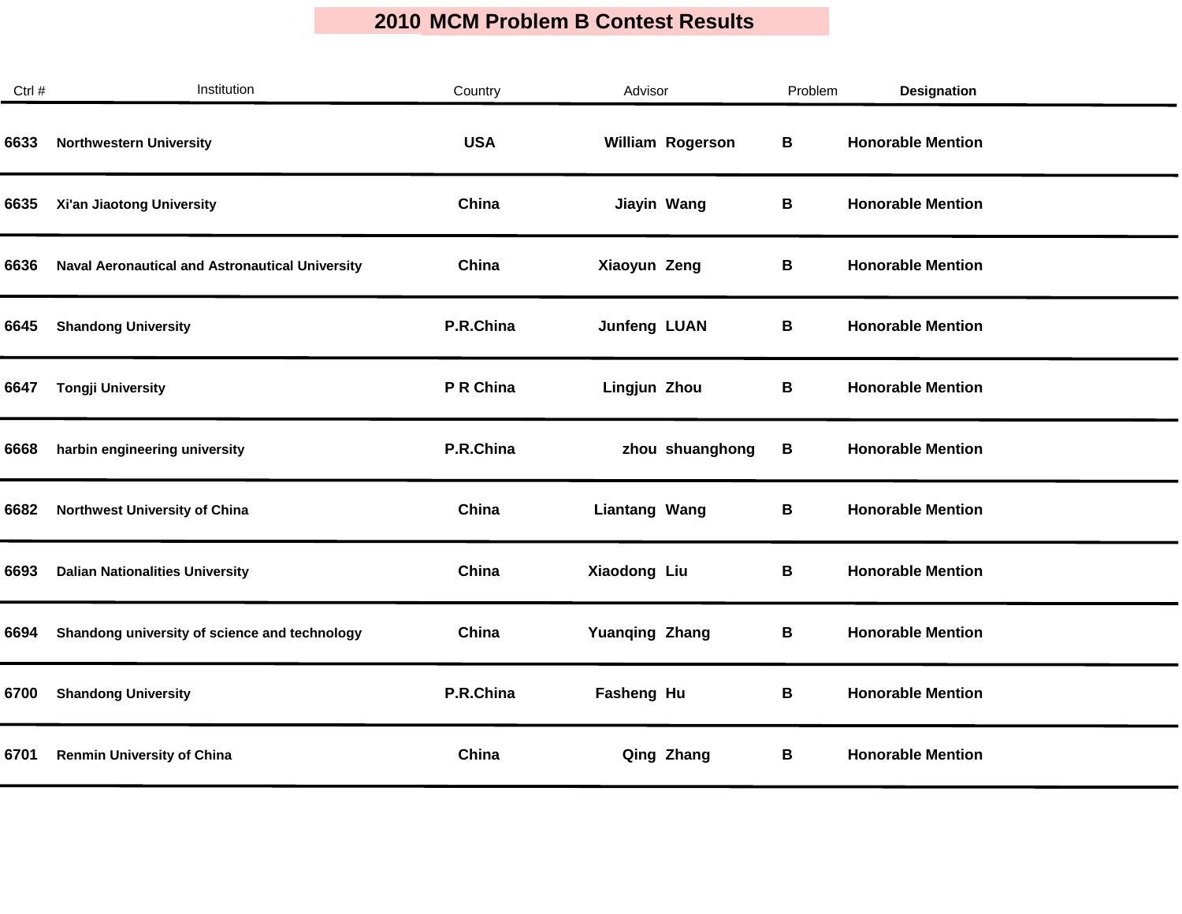# 2010 MCM Problem B Contest Results

| Ctrl # | Institution | Country | Advisor | Problem | Designation |
|---|---|---|---|---|---|
| 6633 | Northwestern University | USA | William Rogerson | B | Honorable Mention |
| 6635 | Xi'an Jiaotong University | China | Jiayin Wang | B | Honorable Mention |
| 6636 | Naval Aeronautical and Astronautical University | China | Xiaoyun Zeng | B | Honorable Mention |
| 6645 | Shandong University | P.R.China | Junfeng LUAN | B | Honorable Mention |
| 6647 | Tongji University | P R China | Lingjun Zhou | B | Honorable Mention |
| 6668 | harbin engineering university | P.R.China | zhou shuanghong | B | Honorable Mention |
| 6682 | Northwest University of China | China | Liantang Wang | B | Honorable Mention |
| 6693 | Dalian Nationalities University | China | Xiaodong Liu | B | Honorable Mention |
| 6694 | Shandong university of science and technology | China | Yuanqing Zhang | B | Honorable Mention |
| 6700 | Shandong University | P.R.China | Fasheng Hu | B | Honorable Mention |
| 6701 | Renmin University of China | China | Qing Zhang | B | Honorable Mention |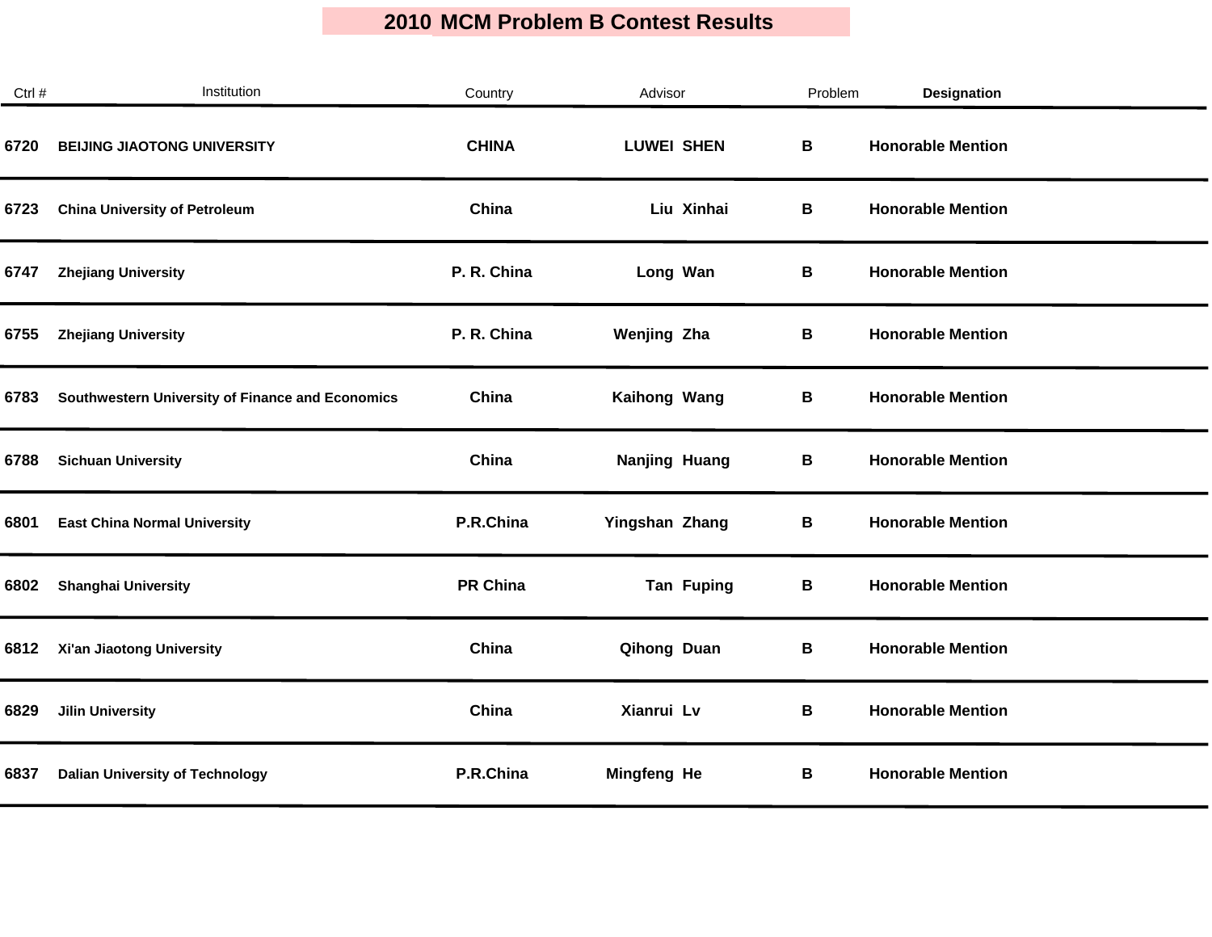# 2010 MCM Problem B Contest Results

| Ctrl # | Institution | Country | Advisor | Problem | Designation |
|---|---|---|---|---|---|
| 6720 | BEIJING JIAOTONG UNIVERSITY | CHINA | LUWEI SHEN | B | Honorable Mention |
| 6723 | China University of Petroleum | China | Liu Xinhai | B | Honorable Mention |
| 6747 | Zhejiang University | P. R. China | Long Wan | B | Honorable Mention |
| 6755 | Zhejiang University | P. R. China | Wenjing Zha | B | Honorable Mention |
| 6783 | Southwestern University of Finance and Economics | China | Kaihong Wang | B | Honorable Mention |
| 6788 | Sichuan University | China | Nanjing Huang | B | Honorable Mention |
| 6801 | East China Normal University | P.R.China | Yingshan Zhang | B | Honorable Mention |
| 6802 | Shanghai University | PR China | Tan Fuping | B | Honorable Mention |
| 6812 | Xi'an Jiaotong University | China | Qihong Duan | B | Honorable Mention |
| 6829 | Jilin University | China | Xianrui Lv | B | Honorable Mention |
| 6837 | Dalian University of Technology | P.R.China | Mingfeng He | B | Honorable Mention |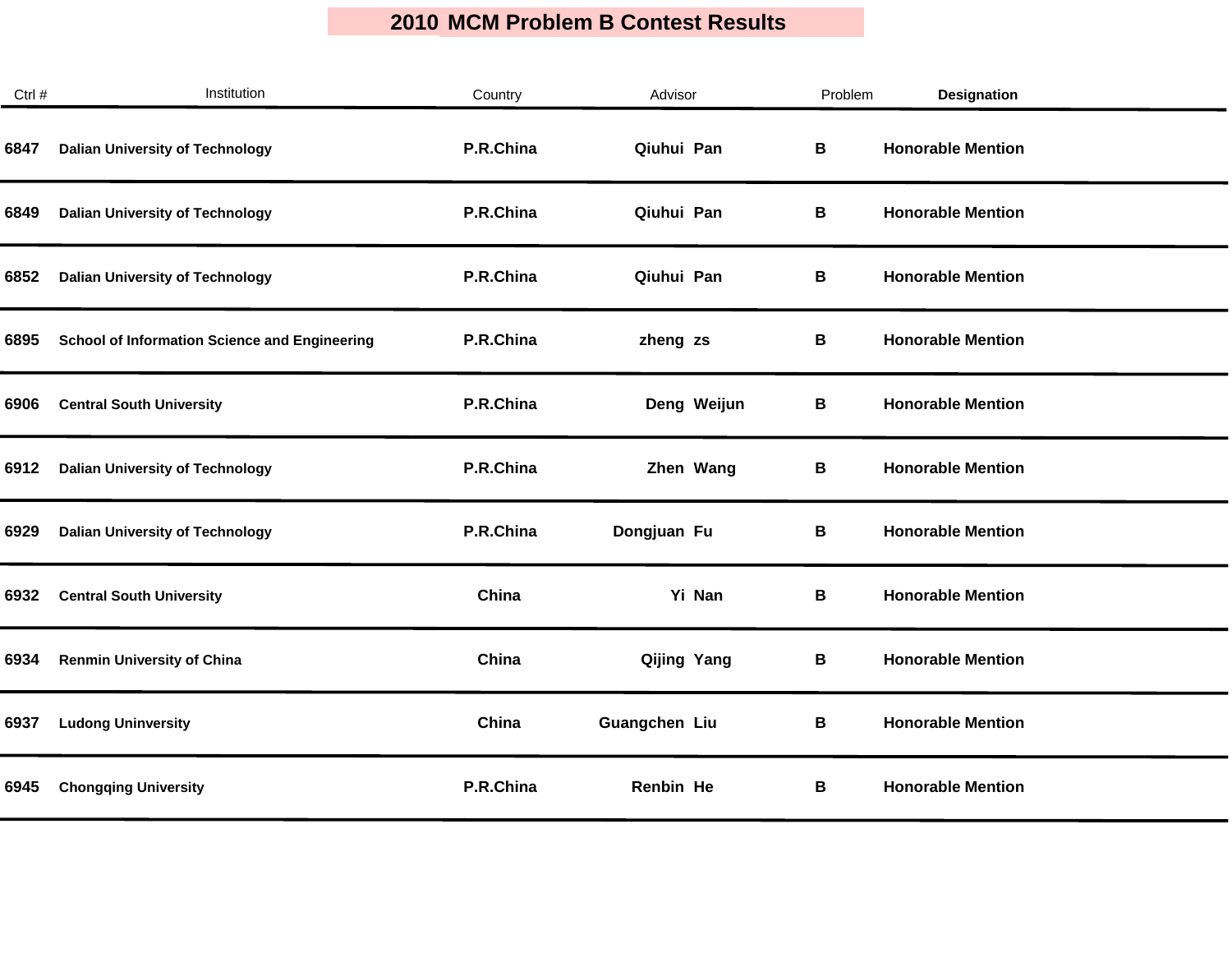# 2010 MCM Problem B Contest Results

| Ctrl # | Institution | Country | Advisor | Problem | Designation |
|---|---|---|---|---|---|
| 6847 | Dalian University of Technology | P.R.China | Qiuhui Pan | B | Honorable Mention |
| 6849 | Dalian University of Technology | P.R.China | Qiuhui Pan | B | Honorable Mention |
| 6852 | Dalian University of Technology | P.R.China | Qiuhui Pan | B | Honorable Mention |
| 6895 | School of Information Science and Engineering | P.R.China | zheng zs | B | Honorable Mention |
| 6906 | Central South University | P.R.China | Deng Weijun | B | Honorable Mention |
| 6912 | Dalian University of Technology | P.R.China | Zhen Wang | B | Honorable Mention |
| 6929 | Dalian University of Technology | P.R.China | Dongjuan Fu | B | Honorable Mention |
| 6932 | Central South University | China | Yi Nan | B | Honorable Mention |
| 6934 | Renmin University of China | China | Qijing Yang | B | Honorable Mention |
| 6937 | Ludong Uninversity | China | Guangchen Liu | B | Honorable Mention |
| 6945 | Chongqing University | P.R.China | Renbin He | B | Honorable Mention |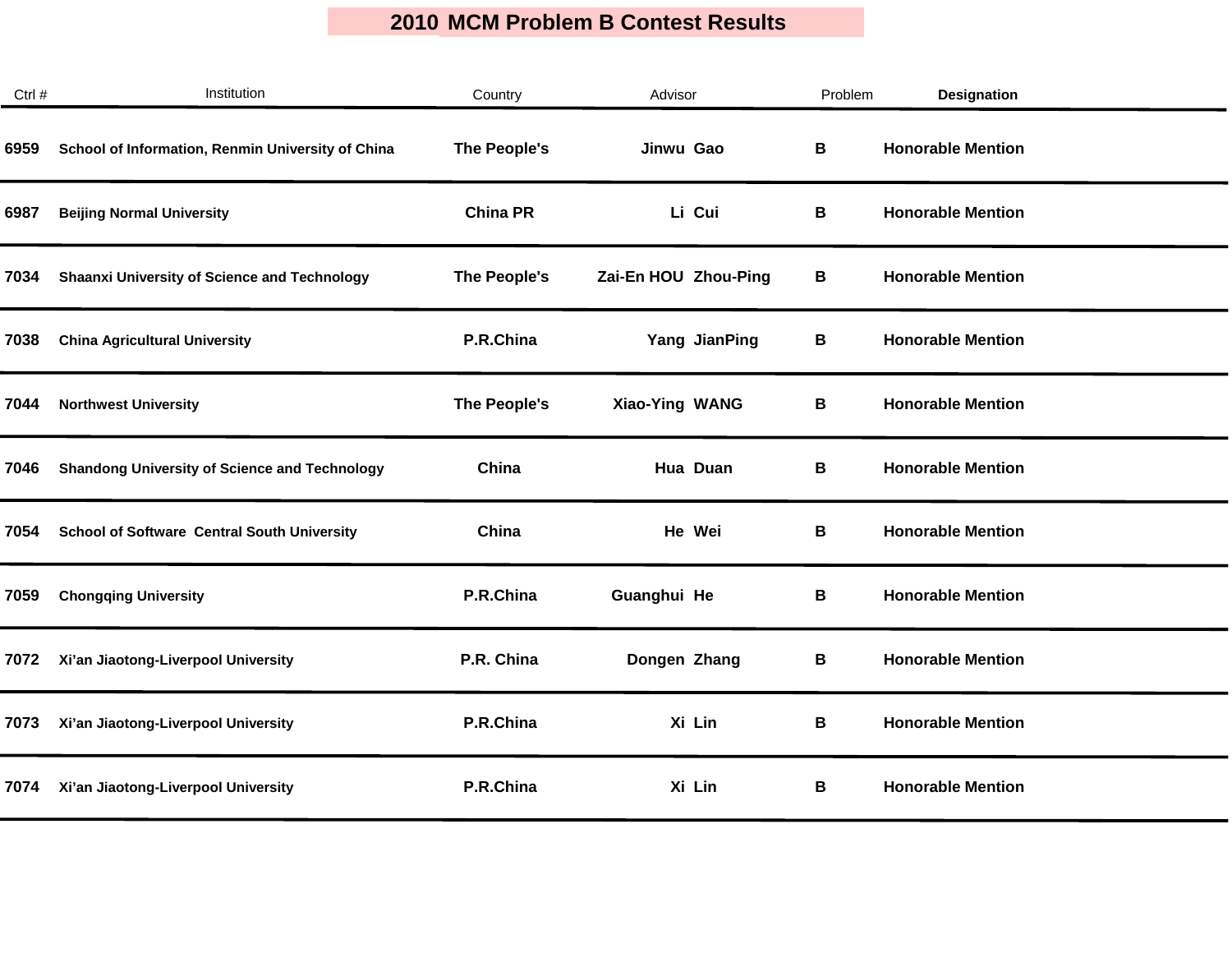# 2010 MCM Problem B Contest Results

| Ctrl # | Institution | Country | Advisor | | Problem | Designation |
|---|---|---|---|---|---|---|
| 6959 | School of Information, Renmin University of China | The People's | Jinwu | Gao | B | Honorable Mention |
| 6987 | Beijing Normal University | China PR | Li | Cui | B | Honorable Mention |
| 7034 | Shaanxi University of Science and Technology | The People's | Zai-En HOU | Zhou-Ping | B | Honorable Mention |
| 7038 | China Agricultural University | P.R.China | Yang | JianPing | B | Honorable Mention |
| 7044 | Northwest University | The People's | Xiao-Ying | WANG | B | Honorable Mention |
| 7046 | Shandong University of Science and Technology | China | Hua | Duan | B | Honorable Mention |
| 7054 | School of Software Central South University | China | He | Wei | B | Honorable Mention |
| 7059 | Chongqing University | P.R.China | Guanghui | He | B | Honorable Mention |
| 7072 | Xi'an Jiaotong-Liverpool University | P.R. China | Dongen | Zhang | B | Honorable Mention |
| 7073 | Xi'an Jiaotong-Liverpool University | P.R.China | Xi | Lin | B | Honorable Mention |
| 7074 | Xi'an Jiaotong-Liverpool University | P.R.China | Xi | Lin | B | Honorable Mention |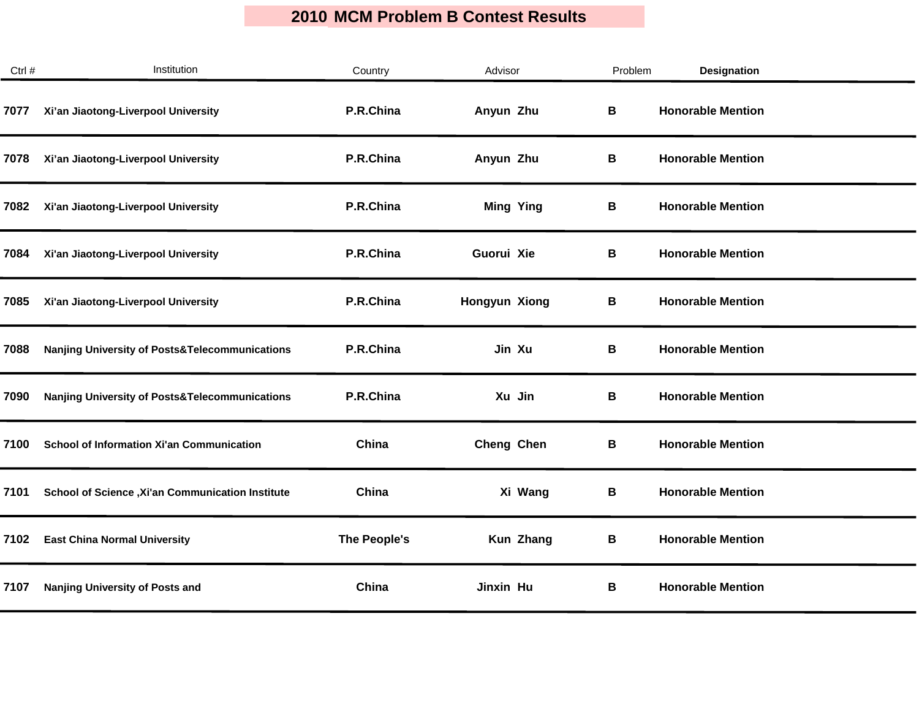# 2010 MCM Problem B Contest Results

| Ctrl # | Institution | Country | Advisor | Problem | Designation |
|---|---|---|---|---|---|
| 7077 | Xi’an Jiaotong-Liverpool University | P.R.China | Anyun Zhu | B | Honorable Mention |
| 7078 | Xi’an Jiaotong-Liverpool University | P.R.China | Anyun Zhu | B | Honorable Mention |
| 7082 | Xi'an Jiaotong-Liverpool University | P.R.China | Ming Ying | B | Honorable Mention |
| 7084 | Xi'an Jiaotong-Liverpool University | P.R.China | Guorui Xie | B | Honorable Mention |
| 7085 | Xi'an Jiaotong-Liverpool University | P.R.China | Hongyun Xiong | B | Honorable Mention |
| 7088 | Nanjing University of Posts&Telecommunications | P.R.China | Jin Xu | B | Honorable Mention |
| 7090 | Nanjing University of Posts&Telecommunications | P.R.China | Xu Jin | B | Honorable Mention |
| 7100 | School of Information Xi'an Communication | China | Cheng Chen | B | Honorable Mention |
| 7101 | School of Science ,Xi'an Communication Institute | China | Xi Wang | B | Honorable Mention |
| 7102 | East China Normal University | The People's | Kun Zhang | B | Honorable Mention |
| 7107 | Nanjing University of Posts and | China | Jinxin Hu | B | Honorable Mention |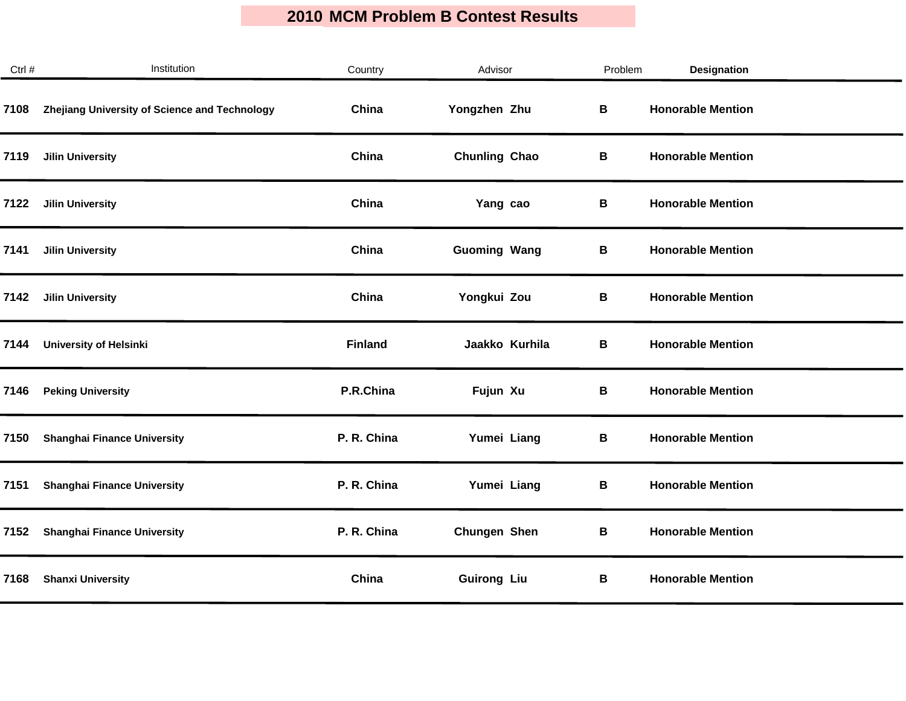# 2010 MCM Problem B Contest Results

| Ctrl # | Institution | Country | Advisor | Problem | Designation |
|---|---|---|---|---|---|
| 7108 | Zhejiang University of Science and Technology | China | Yongzhen Zhu | B | Honorable Mention |
| 7119 | Jilin University | China | Chunling Chao | B | Honorable Mention |
| 7122 | Jilin University | China | Yang cao | B | Honorable Mention |
| 7141 | Jilin University | China | Guoming Wang | B | Honorable Mention |
| 7142 | Jilin University | China | Yongkui Zou | B | Honorable Mention |
| 7144 | University of Helsinki | Finland | Jaakko Kurhila | B | Honorable Mention |
| 7146 | Peking University | P.R.China | Fujun Xu | B | Honorable Mention |
| 7150 | Shanghai Finance University | P. R. China | Yumei Liang | B | Honorable Mention |
| 7151 | Shanghai Finance University | P. R. China | Yumei Liang | B | Honorable Mention |
| 7152 | Shanghai Finance University | P. R. China | Chungen Shen | B | Honorable Mention |
| 7168 | Shanxi University | China | Guirong Liu | B | Honorable Mention |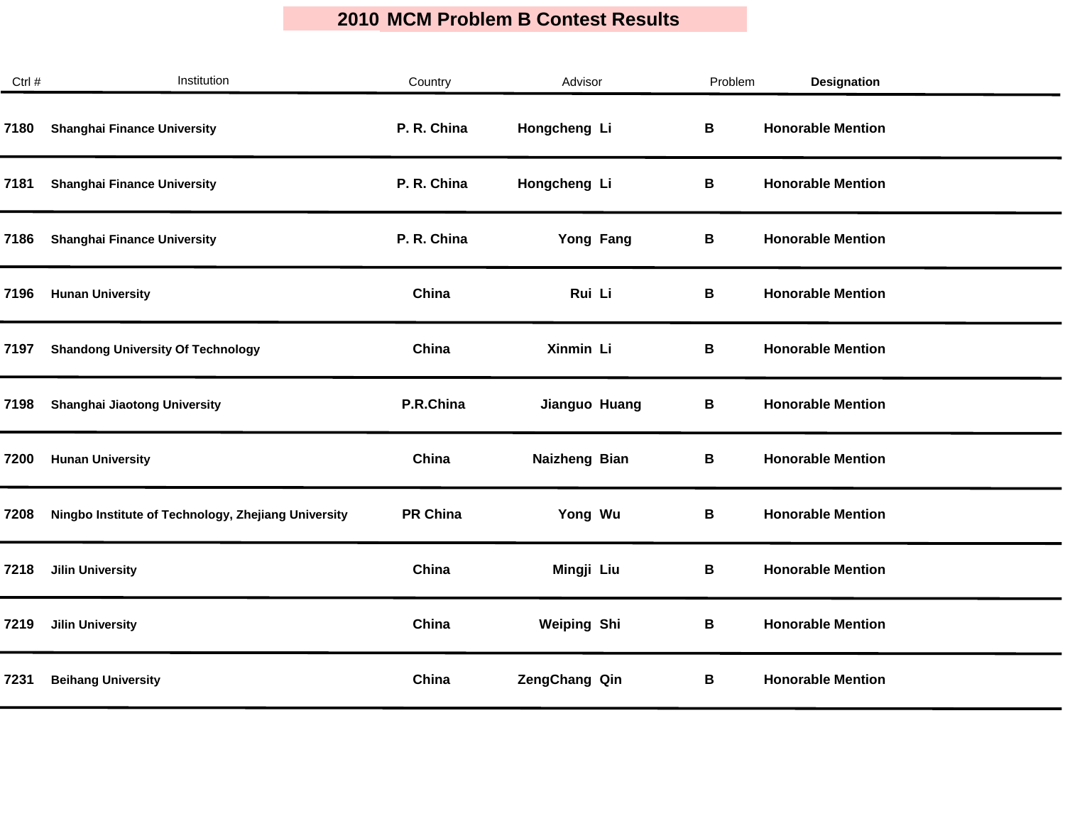# 2010 MCM Problem B Contest Results

| Ctrl # | Institution | Country | Advisor | Problem | Designation |
|---|---|---|---|---|---|
| 7180 | Shanghai Finance University | P. R. China | Hongcheng Li | B | Honorable Mention |
| 7181 | Shanghai Finance University | P. R. China | Hongcheng Li | B | Honorable Mention |
| 7186 | Shanghai Finance University | P. R. China | Yong Fang | B | Honorable Mention |
| 7196 | Hunan University | China | Rui Li | B | Honorable Mention |
| 7197 | Shandong University Of Technology | China | Xinmin Li | B | Honorable Mention |
| 7198 | Shanghai Jiaotong University | P.R.China | Jianguo Huang | B | Honorable Mention |
| 7200 | Hunan University | China | Naizheng Bian | B | Honorable Mention |
| 7208 | Ningbo Institute of Technology, Zhejiang University | PR China | Yong Wu | B | Honorable Mention |
| 7218 | Jilin University | China | Mingji Liu | B | Honorable Mention |
| 7219 | Jilin University | China | Weiping Shi | B | Honorable Mention |
| 7231 | Beihang University | China | ZengChang Qin | B | Honorable Mention |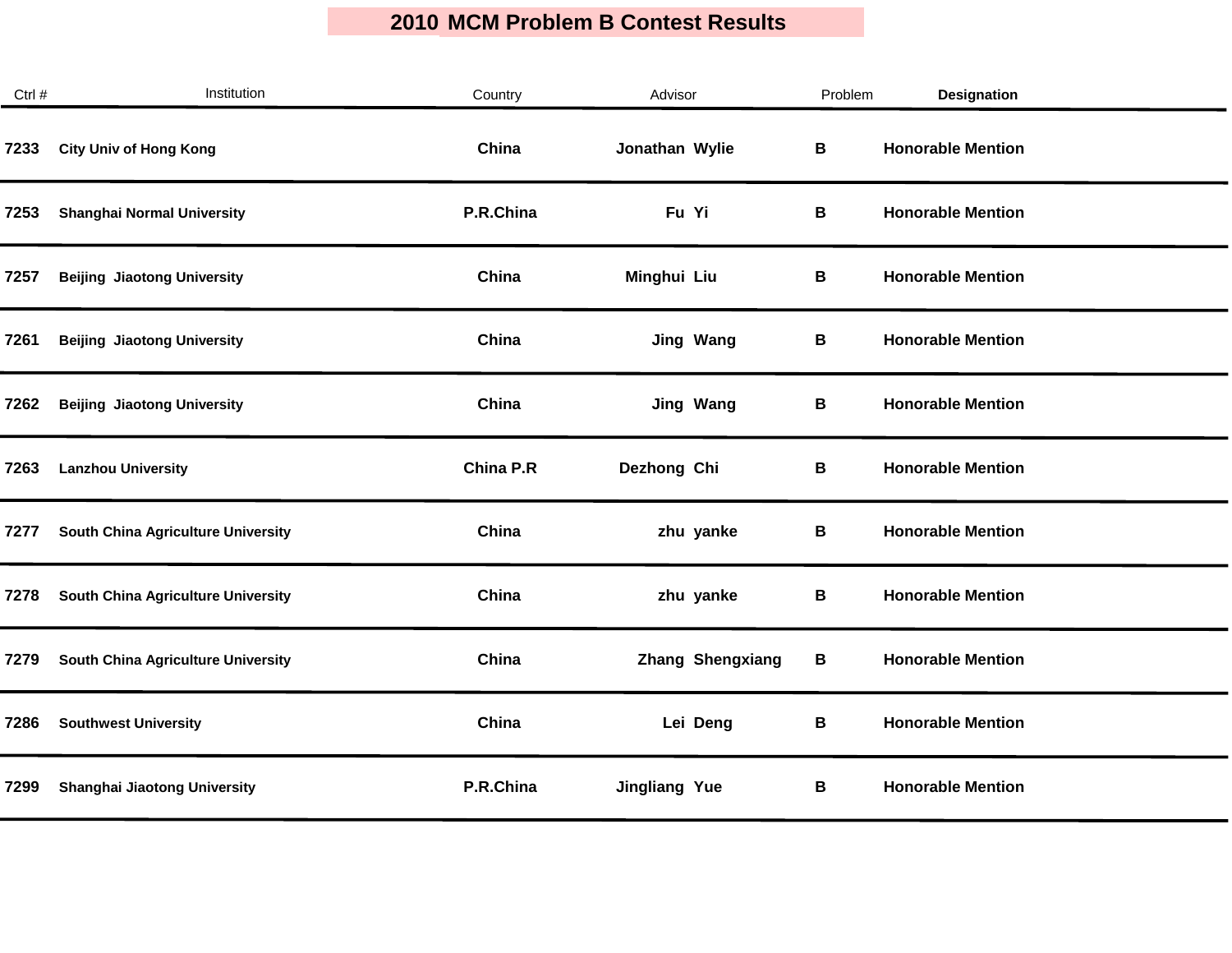# 2010 MCM Problem B Contest Results

| Ctrl # | Institution | Country | Advisor | Problem | Designation |
|---|---|---|---|---|---|
| 7233 | City Univ of Hong Kong | China | Jonathan Wylie | B | Honorable Mention |
| 7253 | Shanghai Normal University | P.R.China | Fu Yi | B | Honorable Mention |
| 7257 | Beijing Jiaotong University | China | Minghui Liu | B | Honorable Mention |
| 7261 | Beijing Jiaotong University | China | Jing Wang | B | Honorable Mention |
| 7262 | Beijing Jiaotong University | China | Jing Wang | B | Honorable Mention |
| 7263 | Lanzhou University | China P.R | Dezhong Chi | B | Honorable Mention |
| 7277 | South China Agriculture University | China | zhu yanke | B | Honorable Mention |
| 7278 | South China Agriculture University | China | zhu yanke | B | Honorable Mention |
| 7279 | South China Agriculture University | China | Zhang Shengxiang | B | Honorable Mention |
| 7286 | Southwest University | China | Lei Deng | B | Honorable Mention |
| 7299 | Shanghai Jiaotong University | P.R.China | Jingliang Yue | B | Honorable Mention |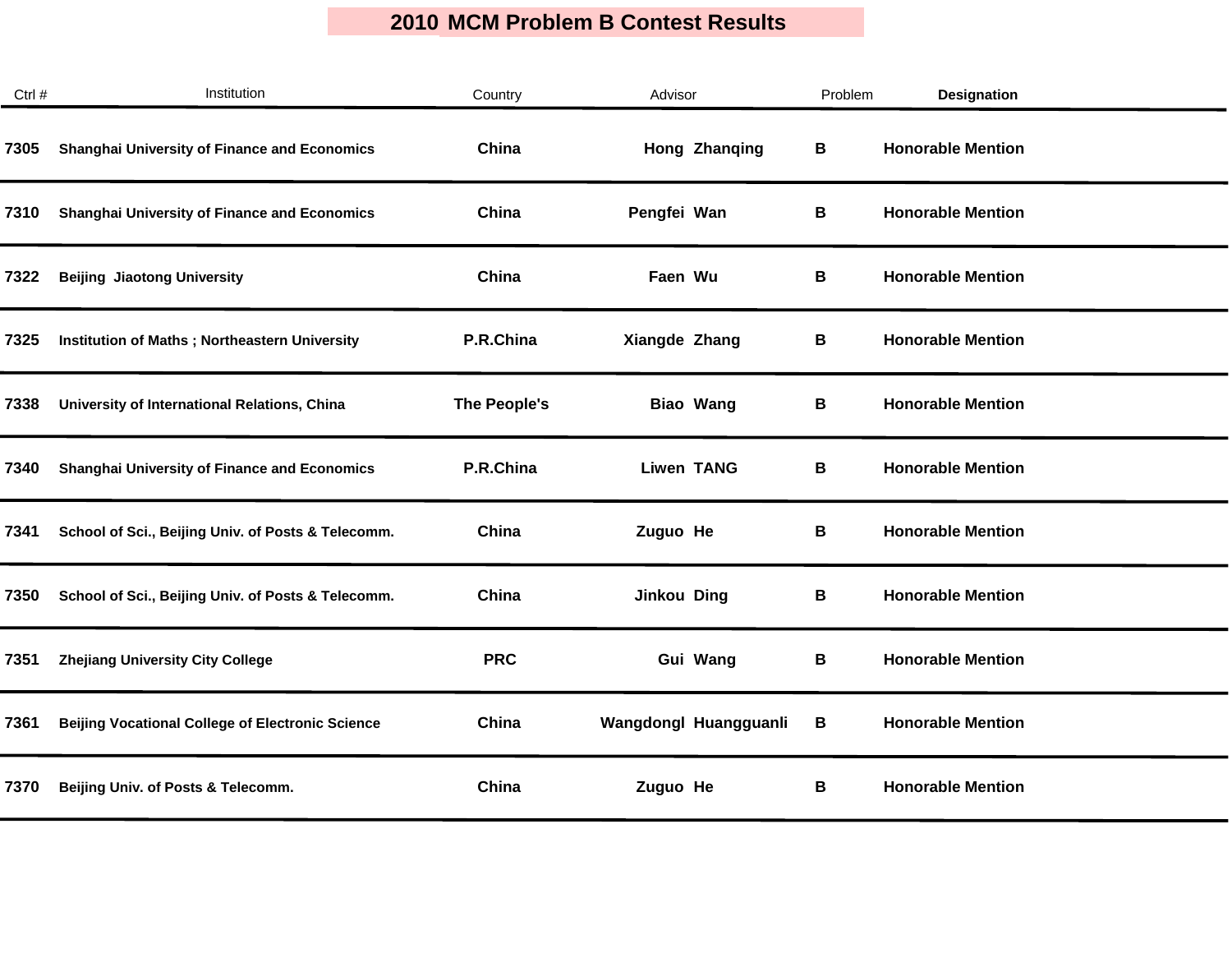# 2010 MCM Problem B Contest Results

| Ctrl # | Institution | Country | Advisor | | Problem | Designation |
|---|---|---|---|---|---|---|
| 7305 | Shanghai University of Finance and Economics | China | Hong | Zhanqing | B | Honorable Mention |
| 7310 | Shanghai University of Finance and Economics | China | Pengfei | Wan | B | Honorable Mention |
| 7322 | Beijing Jiaotong University | China | Faen | Wu | B | Honorable Mention |
| 7325 | Institution of Maths ; Northeastern University | P.R.China | Xiangde | Zhang | B | Honorable Mention |
| 7338 | University of International Relations, China | The People's | Biao | Wang | B | Honorable Mention |
| 7340 | Shanghai University of Finance and Economics | P.R.China | Liwen | TANG | B | Honorable Mention |
| 7341 | School of Sci., Beijing Univ. of Posts & Telecomm. | China | Zuguo | He | B | Honorable Mention |
| 7350 | School of Sci., Beijing Univ. of Posts & Telecomm. | China | Jinkou | Ding | B | Honorable Mention |
| 7351 | Zhejiang University City College | PRC | Gui | Wang | B | Honorable Mention |
| 7361 | Beijing Vocational College of Electronic Science | China | Wangdongl | Huangguanli | B | Honorable Mention |
| 7370 | Beijing Univ. of Posts & Telecomm. | China | Zuguo | He | B | Honorable Mention |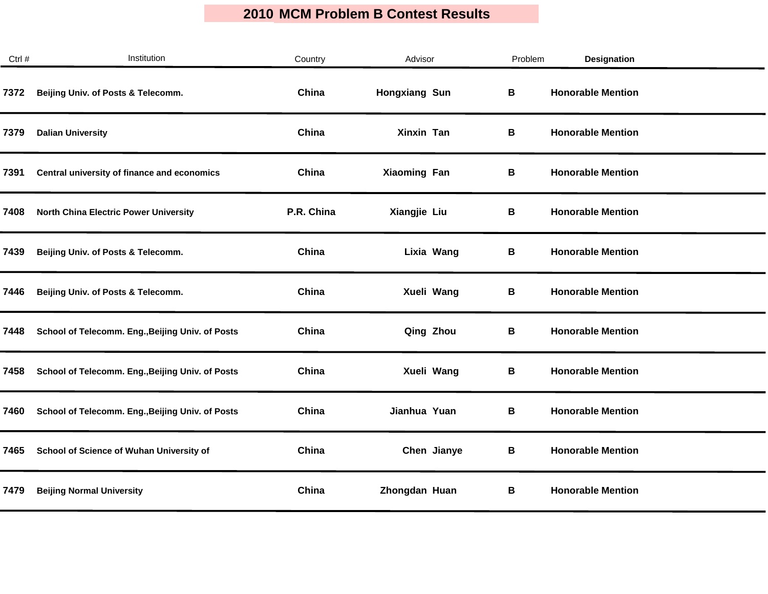# 2010 MCM Problem B Contest Results

| Ctrl # | Institution | Country | Advisor | Problem | Designation |
|---|---|---|---|---|---|
| 7372 | Beijing Univ. of Posts & Telecomm. | China | Hongxiang Sun | B | Honorable Mention |
| 7379 | Dalian University | China | Xinxin Tan | B | Honorable Mention |
| 7391 | Central university of finance and economics | China | Xiaoming Fan | B | Honorable Mention |
| 7408 | North China Electric Power University | P.R. China | Xiangjie Liu | B | Honorable Mention |
| 7439 | Beijing Univ. of Posts & Telecomm. | China | Lixia Wang | B | Honorable Mention |
| 7446 | Beijing Univ. of Posts & Telecomm. | China | Xueli Wang | B | Honorable Mention |
| 7448 | School of Telecomm. Eng.,Beijing Univ. of Posts | China | Qing Zhou | B | Honorable Mention |
| 7458 | School of Telecomm. Eng.,Beijing Univ. of Posts | China | Xueli Wang | B | Honorable Mention |
| 7460 | School of Telecomm. Eng.,Beijing Univ. of Posts | China | Jianhua Yuan | B | Honorable Mention |
| 7465 | School of Science of Wuhan University of | China | Chen Jianye | B | Honorable Mention |
| 7479 | Beijing Normal University | China | Zhongdan Huan | B | Honorable Mention |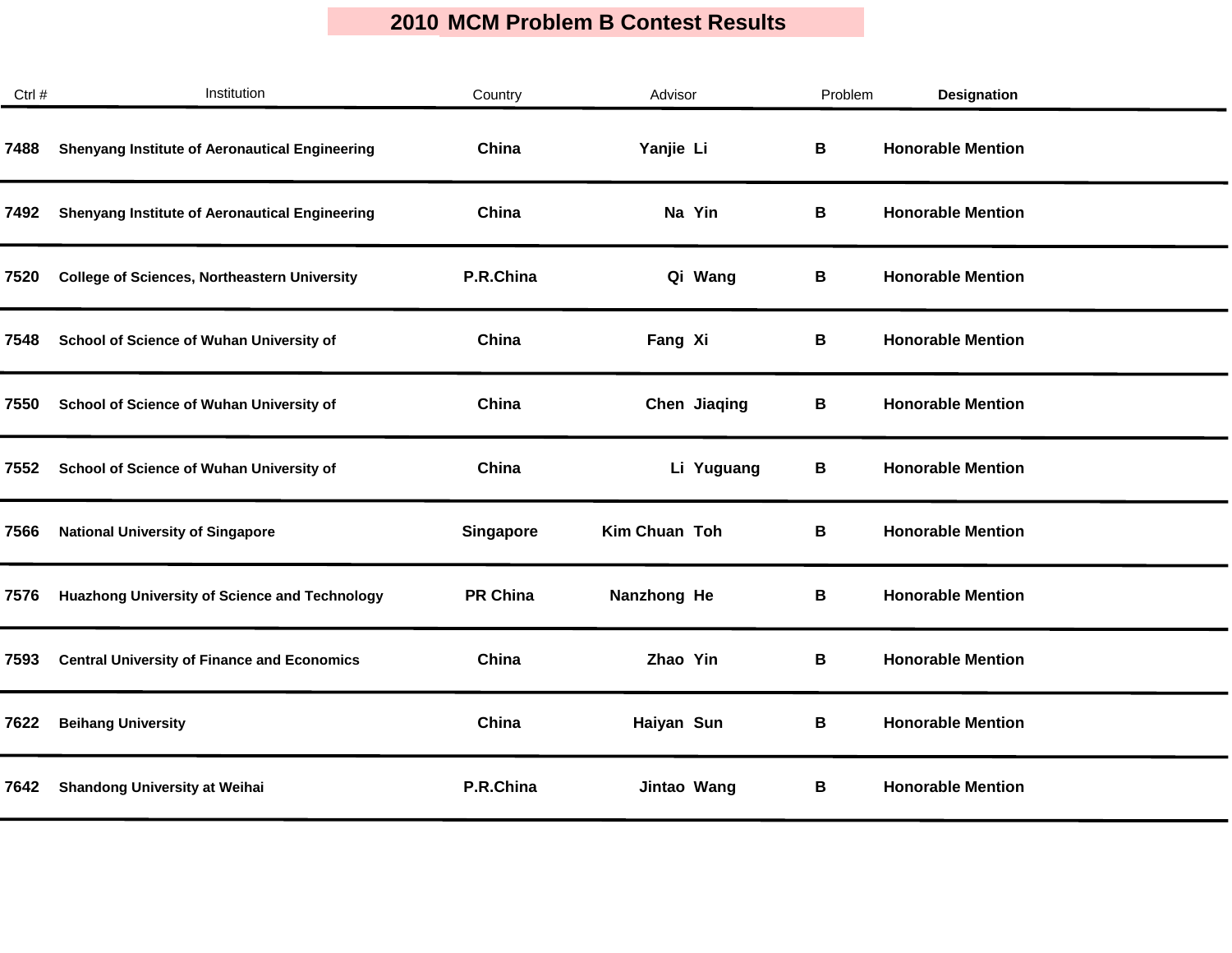# 2010 MCM Problem B Contest Results

| Ctrl # | Institution | Country | Advisor | Problem | Designation |
|---|---|---|---|---|---|
| 7488 | Shenyang Institute of Aeronautical Engineering | China | Yanjie Li | B | Honorable Mention |
| 7492 | Shenyang Institute of Aeronautical Engineering | China | Na Yin | B | Honorable Mention |
| 7520 | College of Sciences, Northeastern University | P.R.China | Qi Wang | B | Honorable Mention |
| 7548 | School of Science of Wuhan University of | China | Fang Xi | B | Honorable Mention |
| 7550 | School of Science of Wuhan University of | China | Chen Jiaqing | B | Honorable Mention |
| 7552 | School of Science of Wuhan University of | China | Li Yuguang | B | Honorable Mention |
| 7566 | National University of Singapore | Singapore | Kim Chuan Toh | B | Honorable Mention |
| 7576 | Huazhong University of Science and Technology | PR China | Nanzhong He | B | Honorable Mention |
| 7593 | Central University of Finance and Economics | China | Zhao Yin | B | Honorable Mention |
| 7622 | Beihang University | China | Haiyan Sun | B | Honorable Mention |
| 7642 | Shandong University at Weihai | P.R.China | Jintao Wang | B | Honorable Mention |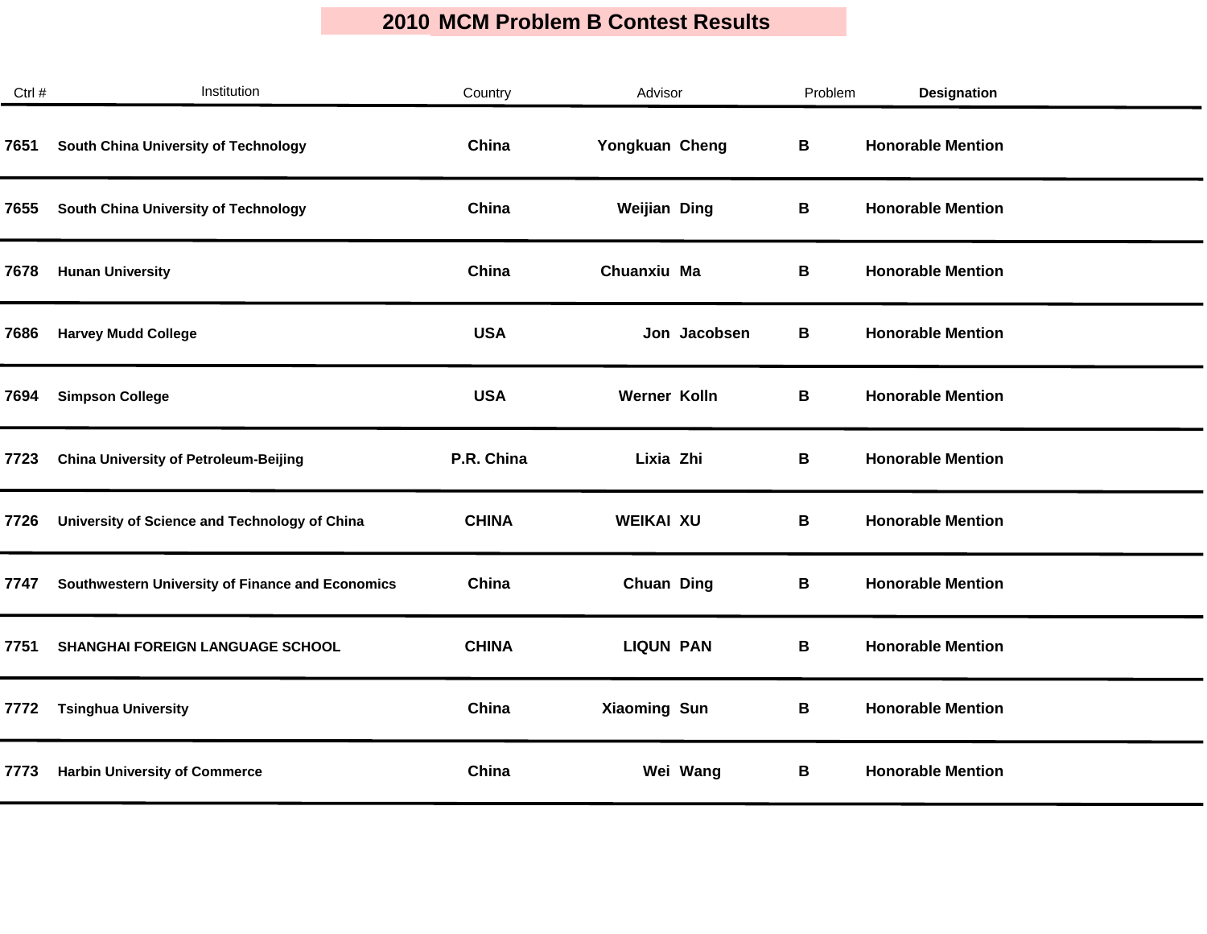# 2010 MCM Problem B Contest Results

| Ctrl # | Institution | Country | Advisor | Problem | Designation |
|---|---|---|---|---|---|
| 7651 | South China University of Technology | China | Yongkuan Cheng | B | Honorable Mention |
| 7655 | South China University of Technology | China | Weijian Ding | B | Honorable Mention |
| 7678 | Hunan University | China | Chuanxiu Ma | B | Honorable Mention |
| 7686 | Harvey Mudd College | USA | Jon Jacobsen | B | Honorable Mention |
| 7694 | Simpson College | USA | Werner Kolln | B | Honorable Mention |
| 7723 | China University of Petroleum-Beijing | P.R. China | Lixia Zhi | B | Honorable Mention |
| 7726 | University of Science and Technology of China | CHINA | WEIKAI XU | B | Honorable Mention |
| 7747 | Southwestern University of Finance and Economics | China | Chuan Ding | B | Honorable Mention |
| 7751 | SHANGHAI FOREIGN LANGUAGE SCHOOL | CHINA | LIQUN PAN | B | Honorable Mention |
| 7772 | Tsinghua University | China | Xiaoming Sun | B | Honorable Mention |
| 7773 | Harbin University of Commerce | China | Wei Wang | B | Honorable Mention |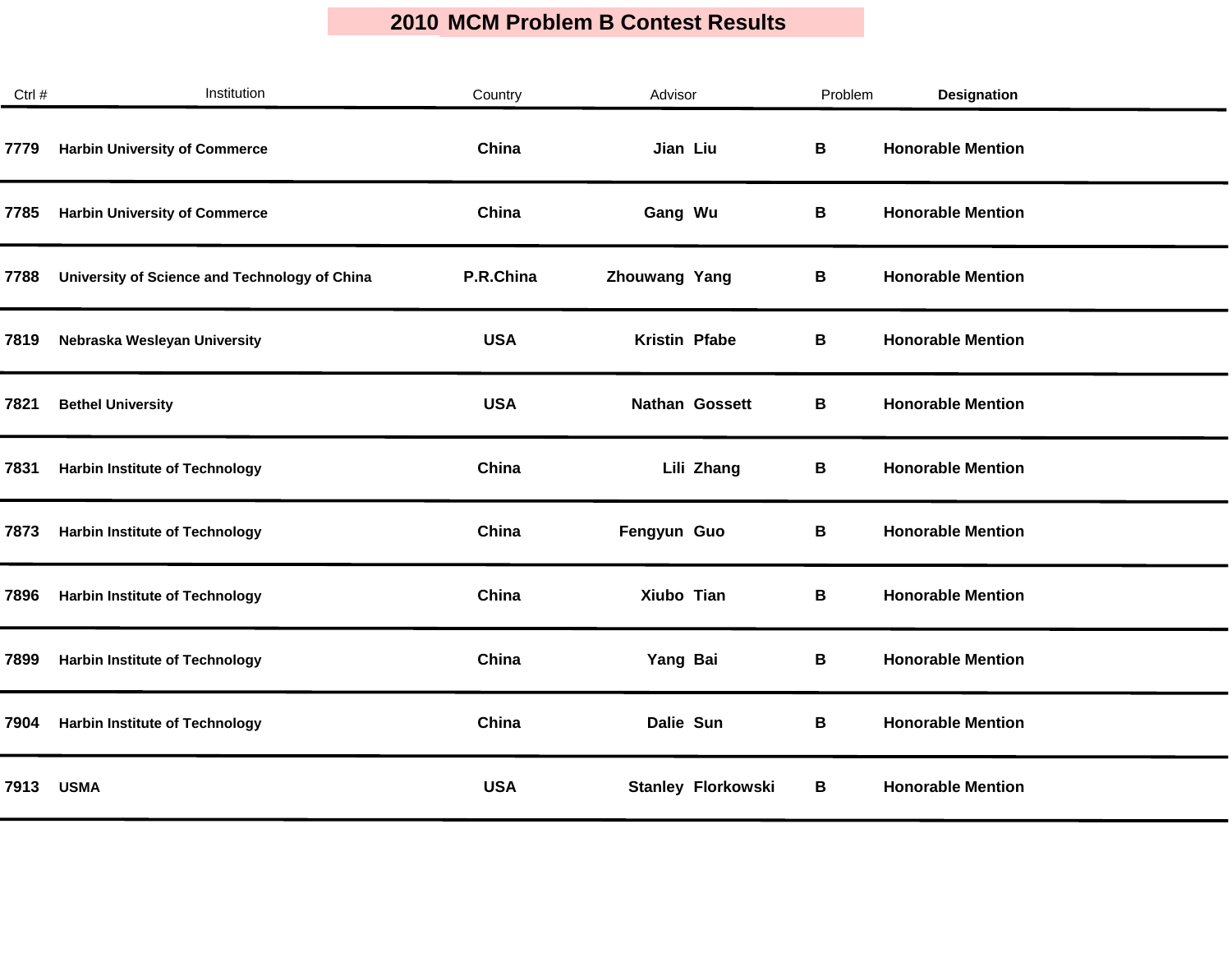# 2010 MCM Problem B Contest Results

| Ctrl # | Institution | Country | Advisor | | Problem | Designation |
|---|---|---|---|---|---|---|
| 7779 | Harbin University of Commerce | China | Jian | Liu | B | Honorable Mention |
| 7785 | Harbin University of Commerce | China | Gang | Wu | B | Honorable Mention |
| 7788 | University of Science and Technology of China | P.R.China | Zhouwang | Yang | B | Honorable Mention |
| 7819 | Nebraska Wesleyan University | USA | Kristin | Pfabe | B | Honorable Mention |
| 7821 | Bethel University | USA | Nathan | Gossett | B | Honorable Mention |
| 7831 | Harbin Institute of Technology | China | Lili | Zhang | B | Honorable Mention |
| 7873 | Harbin Institute of Technology | China | Fengyun | Guo | B | Honorable Mention |
| 7896 | Harbin Institute of Technology | China | Xiubo | Tian | B | Honorable Mention |
| 7899 | Harbin Institute of Technology | China | Yang | Bai | B | Honorable Mention |
| 7904 | Harbin Institute of Technology | China | Dalie | Sun | B | Honorable Mention |
| 7913 | USMA | USA | Stanley | Florkowski | B | Honorable Mention |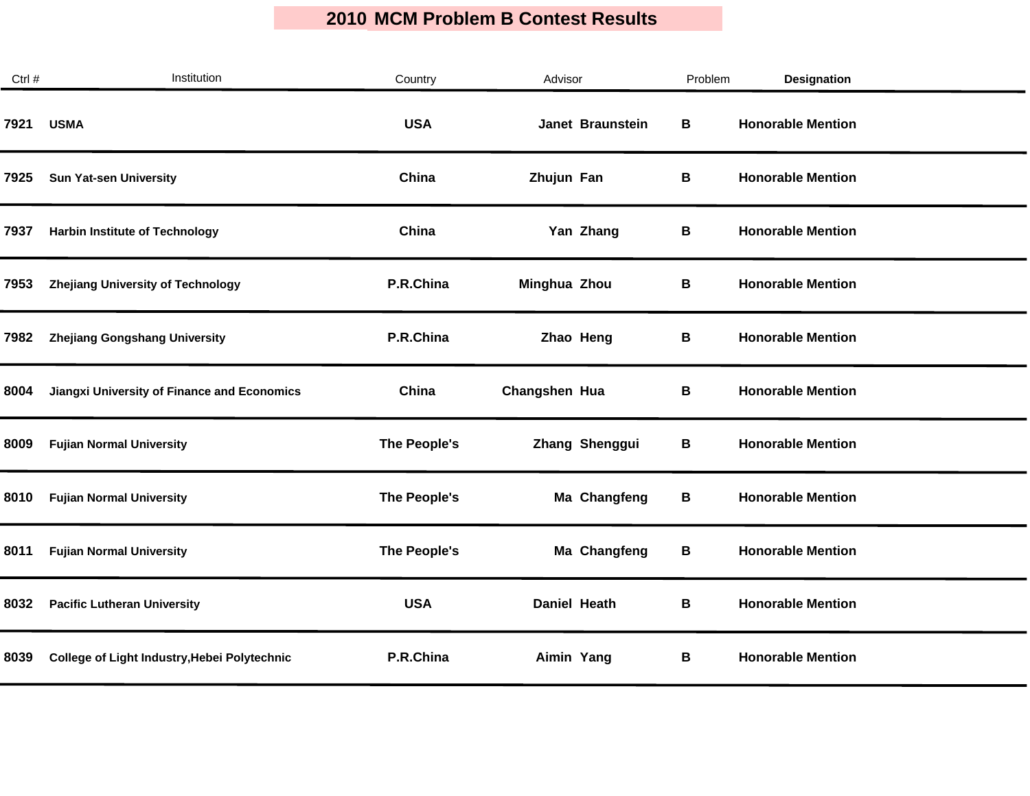# 2010 MCM Problem B Contest Results

| Ctrl # | Institution | Country | Advisor | Problem | Designation |
|---|---|---|---|---|---|
| 7921 | USMA | USA | Janet Braunstein | B | Honorable Mention |
| 7925 | Sun Yat-sen University | China | Zhujun Fan | B | Honorable Mention |
| 7937 | Harbin Institute of Technology | China | Yan Zhang | B | Honorable Mention |
| 7953 | Zhejiang University of Technology | P.R.China | Minghua Zhou | B | Honorable Mention |
| 7982 | Zhejiang Gongshang University | P.R.China | Zhao Heng | B | Honorable Mention |
| 8004 | Jiangxi University of Finance and Economics | China | Changshen Hua | B | Honorable Mention |
| 8009 | Fujian Normal University | The People's | Zhang Shenggui | B | Honorable Mention |
| 8010 | Fujian Normal University | The People's | Ma Changfeng | B | Honorable Mention |
| 8011 | Fujian Normal University | The People's | Ma Changfeng | B | Honorable Mention |
| 8032 | Pacific Lutheran University | USA | Daniel Heath | B | Honorable Mention |
| 8039 | College of Light Industry,Hebei Polytechnic | P.R.China | Aimin Yang | B | Honorable Mention |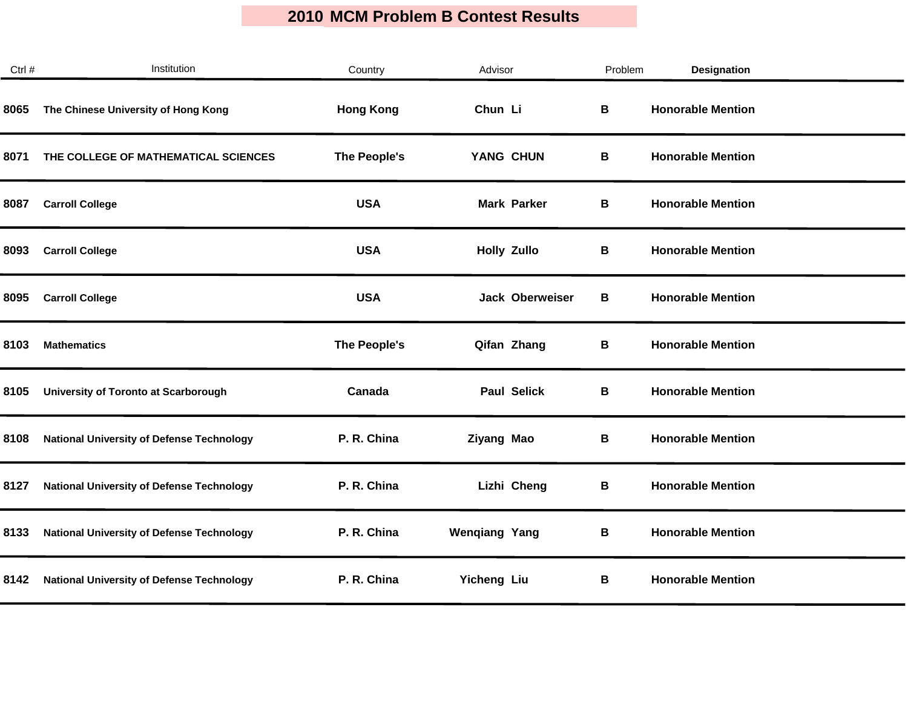# 2010 MCM Problem B Contest Results

| Ctrl # | Institution | Country | Advisor | Problem | Designation |
|---|---|---|---|---|---|
| 8065 | The Chinese University of Hong Kong | Hong Kong | Chun Li | B | Honorable Mention |
| 8071 | THE COLLEGE OF MATHEMATICAL SCIENCES | The People's | YANG CHUN | B | Honorable Mention |
| 8087 | Carroll College | USA | Mark Parker | B | Honorable Mention |
| 8093 | Carroll College | USA | Holly Zullo | B | Honorable Mention |
| 8095 | Carroll College | USA | Jack Oberweiser | B | Honorable Mention |
| 8103 | Mathematics | The People's | Qifan Zhang | B | Honorable Mention |
| 8105 | University of Toronto at Scarborough | Canada | Paul Selick | B | Honorable Mention |
| 8108 | National University of Defense Technology | P. R. China | Ziyang Mao | B | Honorable Mention |
| 8127 | National University of Defense Technology | P. R. China | Lizhi Cheng | B | Honorable Mention |
| 8133 | National University of Defense Technology | P. R. China | Wenqiang Yang | B | Honorable Mention |
| 8142 | National University of Defense Technology | P. R. China | Yicheng Liu | B | Honorable Mention |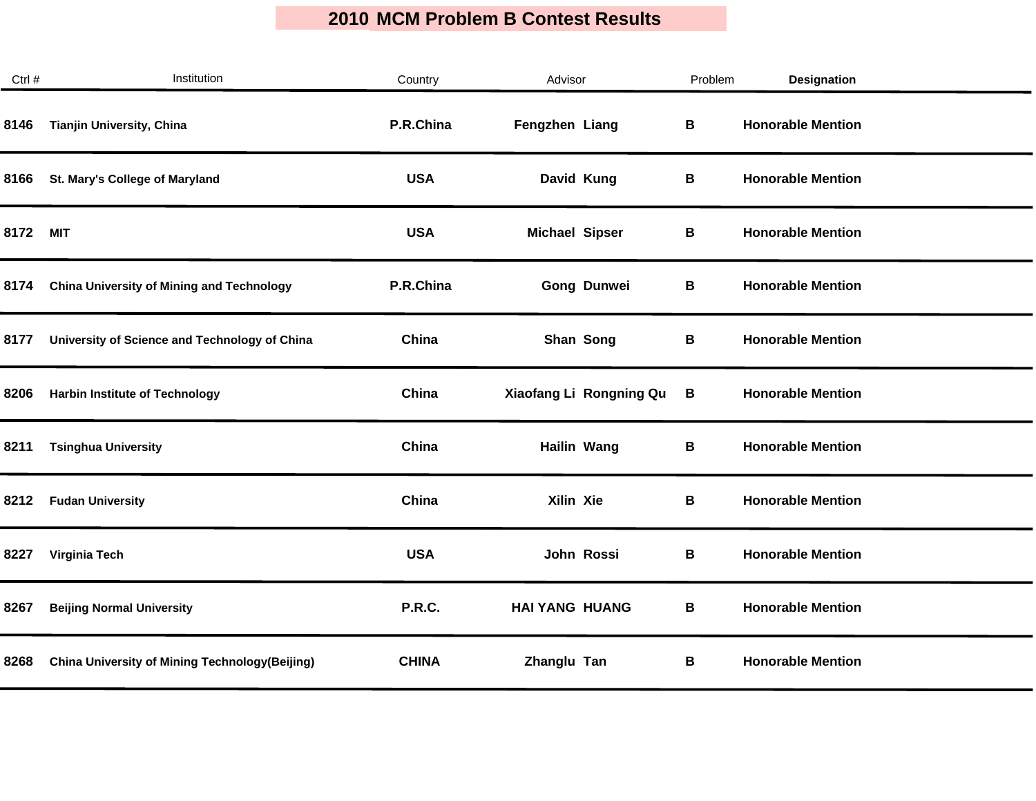# 2010 MCM Problem B Contest Results

| Ctrl # | Institution | Country | Advisor | | Problem | Designation |
|---|---|---|---|---|---|---|
| 8146 | Tianjin University, China | P.R.China | Fengzhen | Liang | B | Honorable Mention |
| 8166 | St. Mary's College of Maryland | USA | David | Kung | B | Honorable Mention |
| 8172 | MIT | USA | Michael | Sipser | B | Honorable Mention |
| 8174 | China University of Mining and Technology | P.R.China | Gong | Dunwei | B | Honorable Mention |
| 8177 | University of Science and Technology of China | China | Shan | Song | B | Honorable Mention |
| 8206 | Harbin Institute of Technology | China | Xiaofang Li | Rongning Qu | B | Honorable Mention |
| 8211 | Tsinghua University | China | Hailin | Wang | B | Honorable Mention |
| 8212 | Fudan University | China | Xilin | Xie | B | Honorable Mention |
| 8227 | Virginia Tech | USA | John | Rossi | B | Honorable Mention |
| 8267 | Beijing Normal University | P.R.C. | HAI YANG | HUANG | B | Honorable Mention |
| 8268 | China University of Mining Technology(Beijing) | CHINA | Zhanglu | Tan | B | Honorable Mention |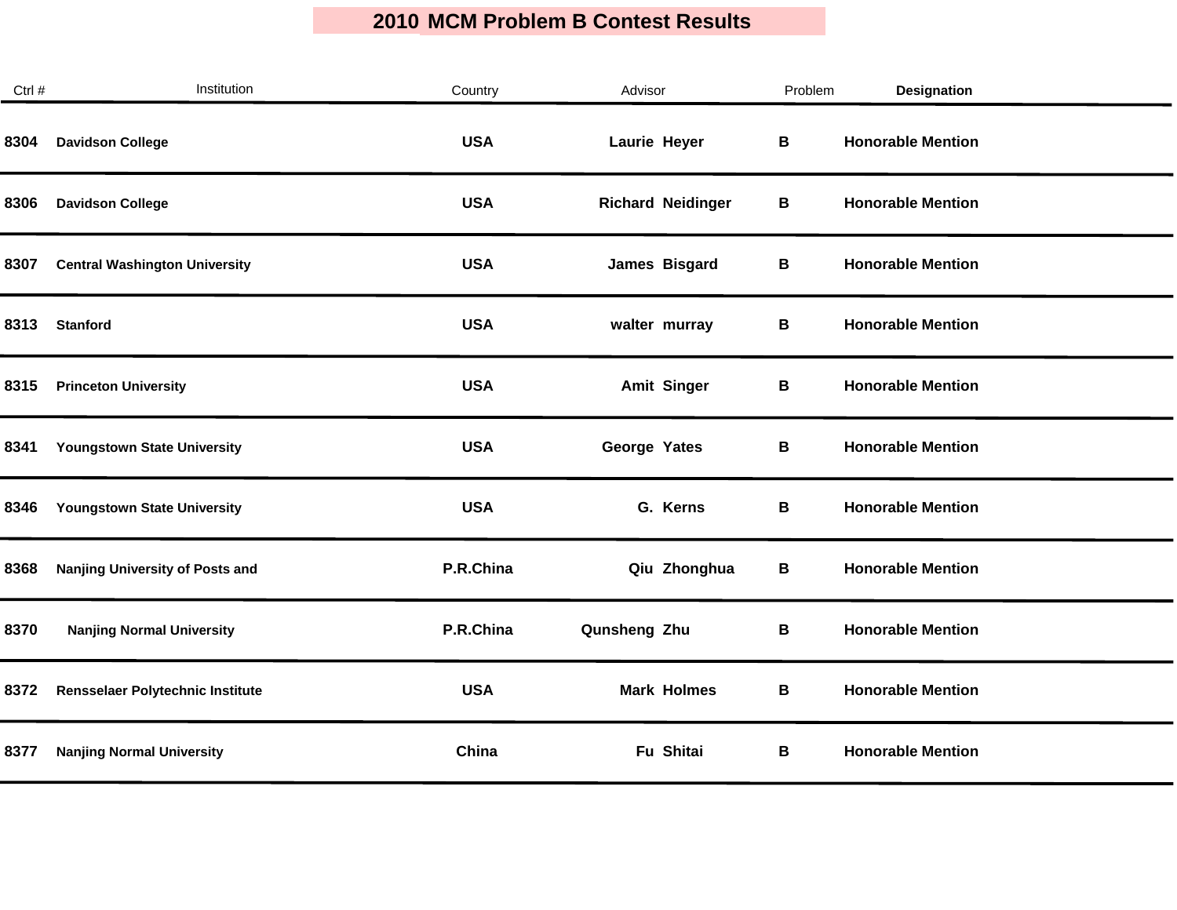# 2010 MCM Problem B Contest Results

| Ctrl # | Institution | Country | Advisor | Problem | Designation |
|---|---|---|---|---|---|
| 8304 | Davidson College | USA | Laurie Heyer | B | Honorable Mention |
| 8306 | Davidson College | USA | Richard Neidinger | B | Honorable Mention |
| 8307 | Central Washington University | USA | James Bisgard | B | Honorable Mention |
| 8313 | Stanford | USA | walter murray | B | Honorable Mention |
| 8315 | Princeton University | USA | Amit Singer | B | Honorable Mention |
| 8341 | Youngstown State University | USA | George Yates | B | Honorable Mention |
| 8346 | Youngstown State University | USA | G. Kerns | B | Honorable Mention |
| 8368 | Nanjing University of Posts and | P.R.China | Qiu Zhonghua | B | Honorable Mention |
| 8370 | Nanjing Normal University | P.R.China | Qunsheng Zhu | B | Honorable Mention |
| 8372 | Rensselaer Polytechnic Institute | USA | Mark Holmes | B | Honorable Mention |
| 8377 | Nanjing Normal University | China | Fu Shitai | B | Honorable Mention |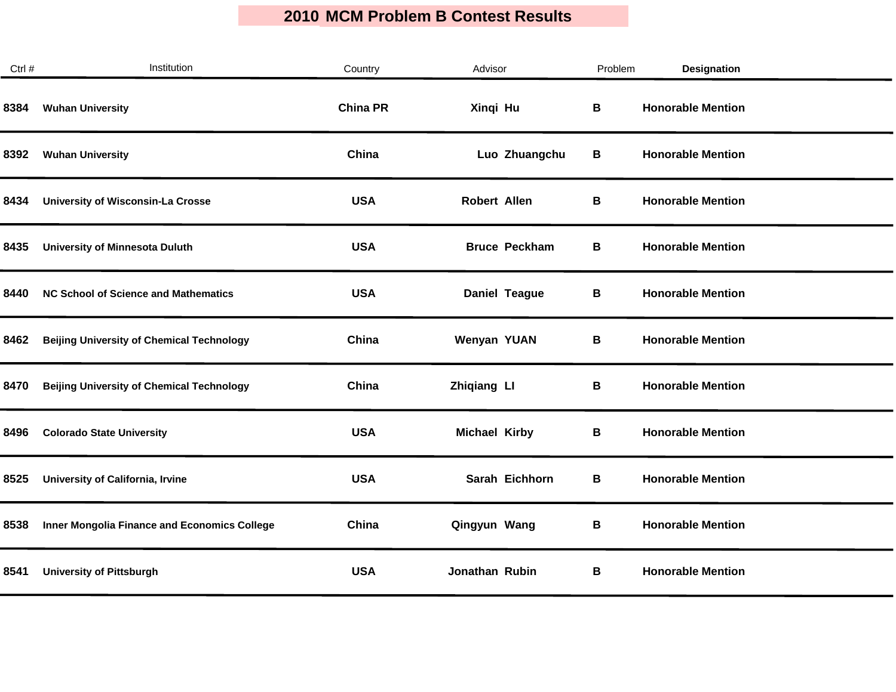# 2010 MCM Problem B Contest Results

| Ctrl # | Institution | Country | Advisor | Problem | Designation |
|---|---|---|---|---|---|
| 8384 | Wuhan University | China PR | Xinqi Hu | B | Honorable Mention |
| 8392 | Wuhan University | China | Luo Zhuangchu | B | Honorable Mention |
| 8434 | University of Wisconsin-La Crosse | USA | Robert Allen | B | Honorable Mention |
| 8435 | University of Minnesota Duluth | USA | Bruce Peckham | B | Honorable Mention |
| 8440 | NC School of Science and Mathematics | USA | Daniel Teague | B | Honorable Mention |
| 8462 | Beijing University of Chemical Technology | China | Wenyan YUAN | B | Honorable Mention |
| 8470 | Beijing University of Chemical Technology | China | Zhiqiang LI | B | Honorable Mention |
| 8496 | Colorado State University | USA | Michael Kirby | B | Honorable Mention |
| 8525 | University of California, Irvine | USA | Sarah Eichhorn | B | Honorable Mention |
| 8538 | Inner Mongolia Finance and Economics College | China | Qingyun Wang | B | Honorable Mention |
| 8541 | University of Pittsburgh | USA | Jonathan Rubin | B | Honorable Mention |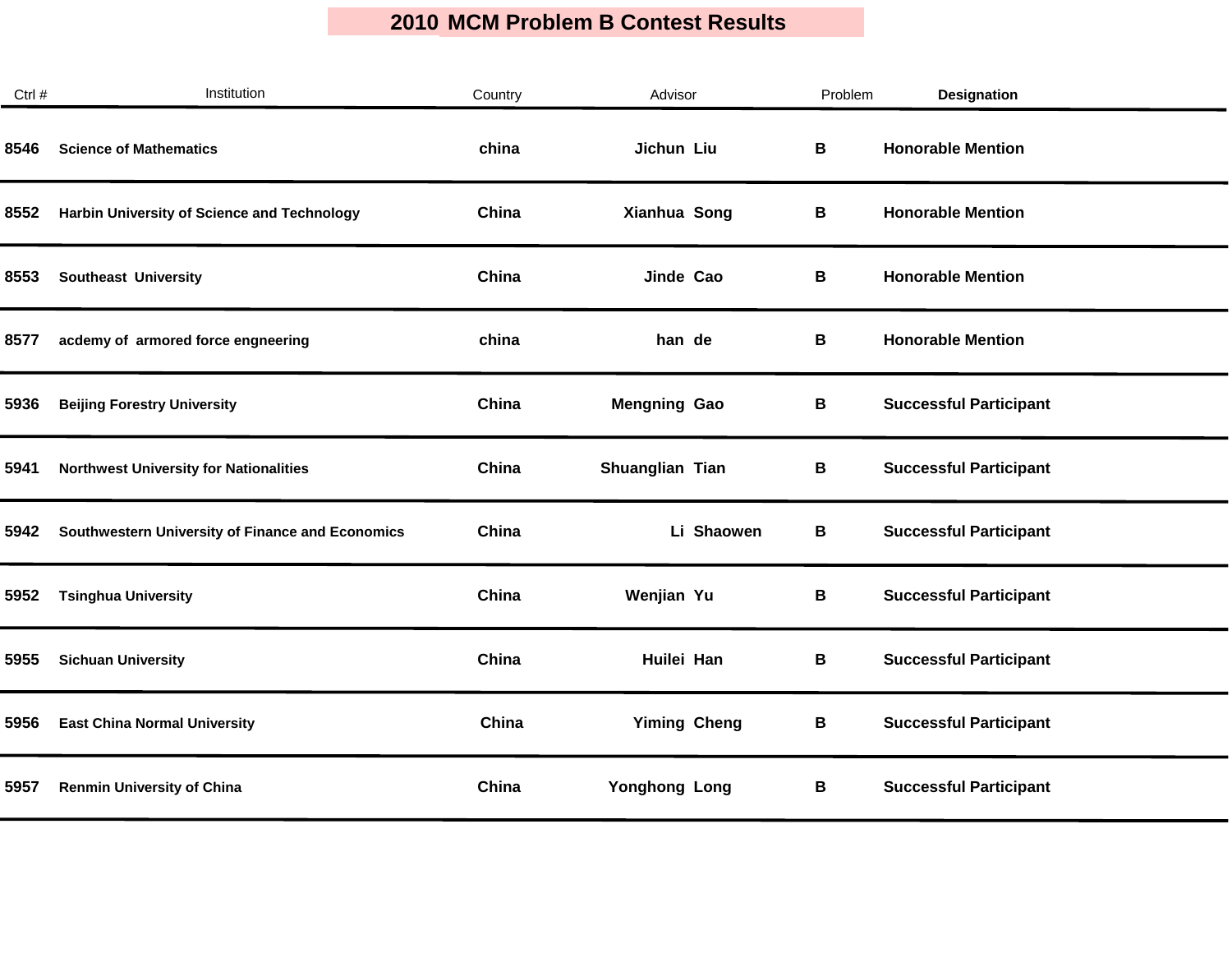# 2010 MCM Problem B Contest Results

| Ctrl # | Institution | Country | Advisor | Problem | Designation |
|---|---|---|---|---|---|
| 8546 | Science of Mathematics | china | Jichun Liu | B | Honorable Mention |
| 8552 | Harbin University of Science and Technology | China | Xianhua Song | B | Honorable Mention |
| 8553 | Southeast University | China | Jinde Cao | B | Honorable Mention |
| 8577 | acdemy of armored force engneering | china | han de | B | Honorable Mention |
| 5936 | Beijing Forestry University | China | Mengning Gao | B | Successful Participant |
| 5941 | Northwest University for Nationalities | China | Shuanglian Tian | B | Successful Participant |
| 5942 | Southwestern University of Finance and Economics | China | Li Shaowen | B | Successful Participant |
| 5952 | Tsinghua University | China | Wenjian Yu | B | Successful Participant |
| 5955 | Sichuan University | China | Huilei Han | B | Successful Participant |
| 5956 | East China Normal University | China | Yiming Cheng | B | Successful Participant |
| 5957 | Renmin University of China | China | Yonghong Long | B | Successful Participant |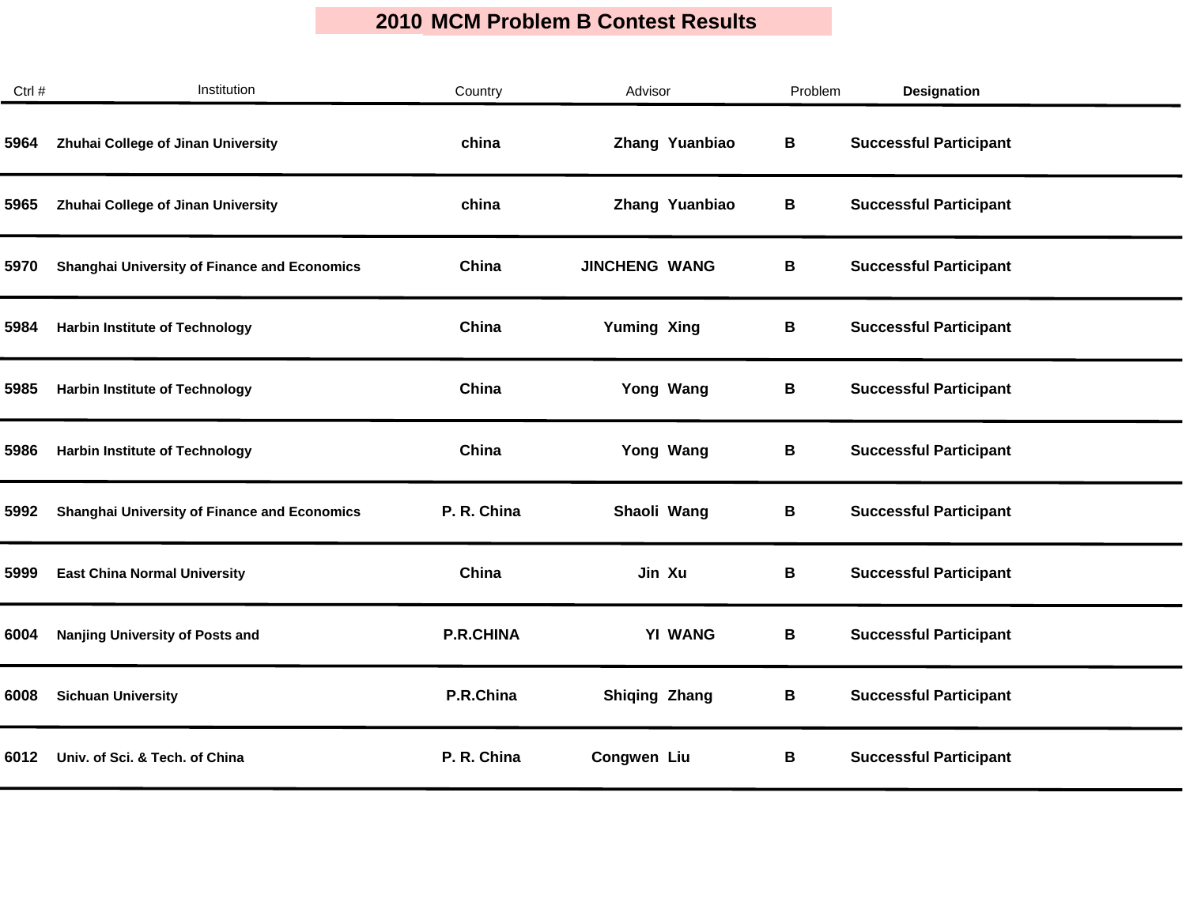# 2010 MCM Problem B Contest Results

| Ctrl # | Institution | Country | Advisor | Problem | Designation |
|---|---|---|---|---|---|
| 5964 | Zhuhai College of Jinan University | china | Zhang Yuanbiao | B | Successful Participant |
| 5965 | Zhuhai College of Jinan University | china | Zhang Yuanbiao | B | Successful Participant |
| 5970 | Shanghai University of Finance and Economics | China | JINCHENG WANG | B | Successful Participant |
| 5984 | Harbin Institute of Technology | China | Yuming Xing | B | Successful Participant |
| 5985 | Harbin Institute of Technology | China | Yong Wang | B | Successful Participant |
| 5986 | Harbin Institute of Technology | China | Yong Wang | B | Successful Participant |
| 5992 | Shanghai University of Finance and Economics | P. R. China | Shaoli Wang | B | Successful Participant |
| 5999 | East China Normal University | China | Jin Xu | B | Successful Participant |
| 6004 | Nanjing University of Posts and | P.R.CHINA | YI WANG | B | Successful Participant |
| 6008 | Sichuan University | P.R.China | Shiqing Zhang | B | Successful Participant |
| 6012 | Univ. of Sci. & Tech. of China | P. R. China | Congwen Liu | B | Successful Participant |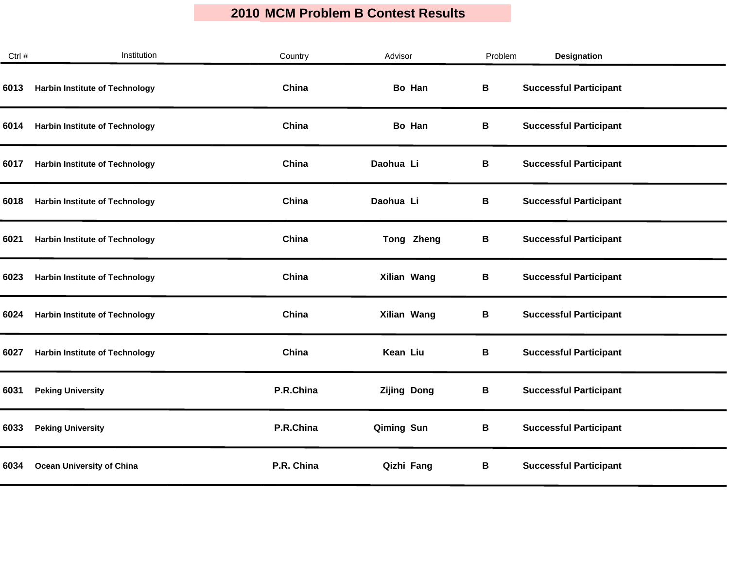# 2010 MCM Problem B Contest Results

| Ctrl # | Institution | Country | Advisor | Problem | Designation |
| --- | --- | --- | --- | --- | --- |
| 6013 | Harbin Institute of Technology | China | Bo Han | B | Successful Participant |
| 6014 | Harbin Institute of Technology | China | Bo Han | B | Successful Participant |
| 6017 | Harbin Institute of Technology | China | Daohua Li | B | Successful Participant |
| 6018 | Harbin Institute of Technology | China | Daohua Li | B | Successful Participant |
| 6021 | Harbin Institute of Technology | China | Tong Zheng | B | Successful Participant |
| 6023 | Harbin Institute of Technology | China | Xilian Wang | B | Successful Participant |
| 6024 | Harbin Institute of Technology | China | Xilian Wang | B | Successful Participant |
| 6027 | Harbin Institute of Technology | China | Kean Liu | B | Successful Participant |
| 6031 | Peking University | P.R.China | Zijing Dong | B | Successful Participant |
| 6033 | Peking University | P.R.China | Qiming Sun | B | Successful Participant |
| 6034 | Ocean University of China | P.R. China | Qizhi Fang | B | Successful Participant |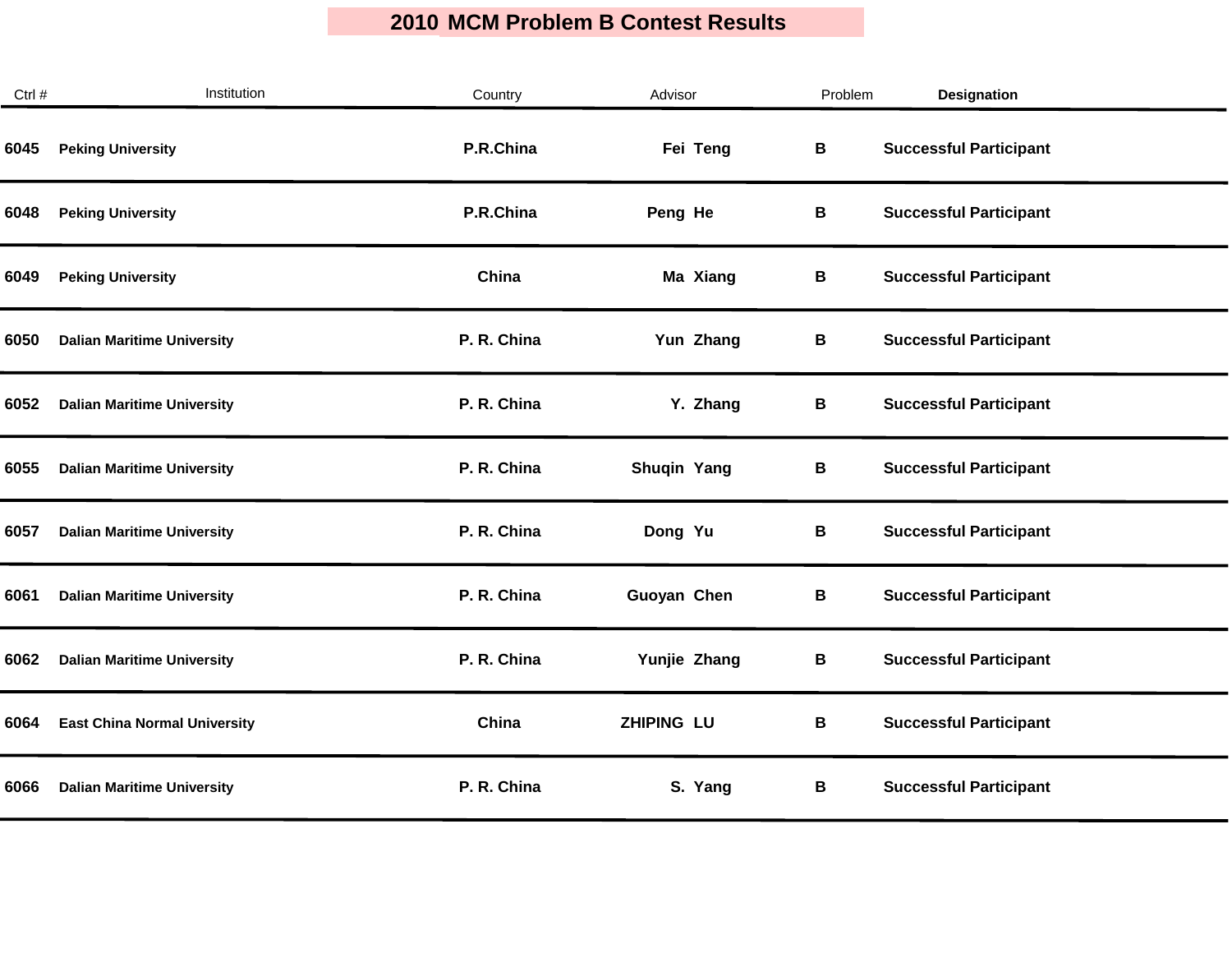# 2010 MCM Problem B Contest Results

| Ctrl # | Institution | Country | Advisor | Problem | Designation |
|---|---|---|---|---|---|
| 6045 | Peking University | P.R.China | Fei Teng | B | Successful Participant |
| 6048 | Peking University | P.R.China | Peng He | B | Successful Participant |
| 6049 | Peking University | China | Ma Xiang | B | Successful Participant |
| 6050 | Dalian Maritime University | P. R. China | Yun Zhang | B | Successful Participant |
| 6052 | Dalian Maritime University | P. R. China | Y. Zhang | B | Successful Participant |
| 6055 | Dalian Maritime University | P. R. China | Shuqin Yang | B | Successful Participant |
| 6057 | Dalian Maritime University | P. R. China | Dong Yu | B | Successful Participant |
| 6061 | Dalian Maritime University | P. R. China | Guoyan Chen | B | Successful Participant |
| 6062 | Dalian Maritime University | P. R. China | Yunjie Zhang | B | Successful Participant |
| 6064 | East China Normal University | China | ZHIPING LU | B | Successful Participant |
| 6066 | Dalian Maritime University | P. R. China | S. Yang | B | Successful Participant |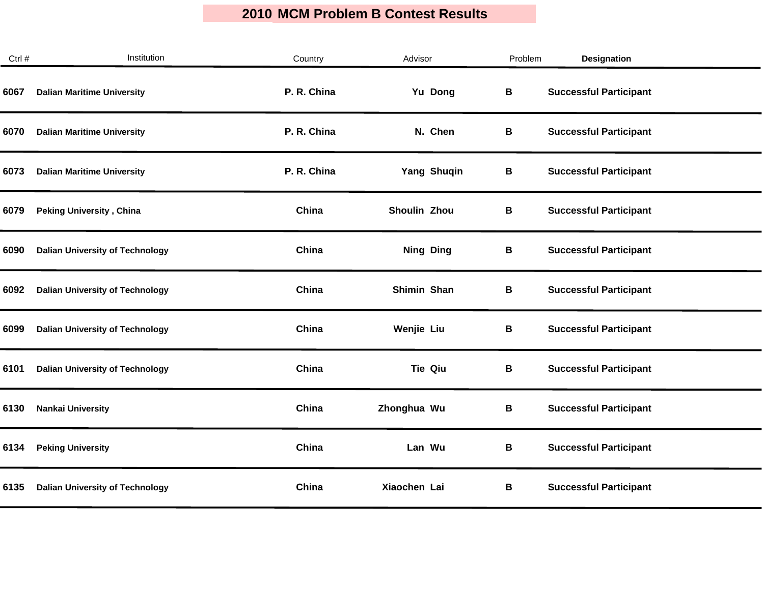# 2010 MCM Problem B Contest Results

| Ctrl # | Institution | Country | Advisor | Problem | Designation |
|---|---|---|---|---|---|
| 6067 | Dalian Maritime University | P. R. China | Yu Dong | B | Successful Participant |
| 6070 | Dalian Maritime University | P. R. China | N. Chen | B | Successful Participant |
| 6073 | Dalian Maritime University | P. R. China | Yang Shuqin | B | Successful Participant |
| 6079 | Peking University , China | China | Shoulin Zhou | B | Successful Participant |
| 6090 | Dalian University of Technology | China | Ning Ding | B | Successful Participant |
| 6092 | Dalian University of Technology | China | Shimin Shan | B | Successful Participant |
| 6099 | Dalian University of Technology | China | Wenjie Liu | B | Successful Participant |
| 6101 | Dalian University of Technology | China | Tie Qiu | B | Successful Participant |
| 6130 | Nankai University | China | Zhonghua Wu | B | Successful Participant |
| 6134 | Peking University | China | Lan Wu | B | Successful Participant |
| 6135 | Dalian University of Technology | China | Xiaochen Lai | B | Successful Participant |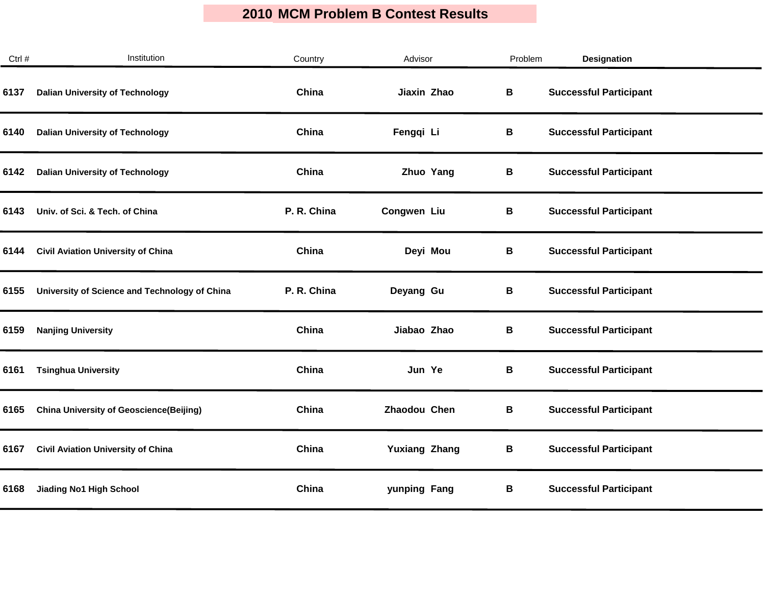# 2010 MCM Problem B Contest Results

| Ctrl # | Institution | Country | Advisor | Problem | Designation |
|---|---|---|---|---|---|
| 6137 | Dalian University of Technology | China | Jiaxin Zhao | B | Successful Participant |
| 6140 | Dalian University of Technology | China | Fengqi Li | B | Successful Participant |
| 6142 | Dalian University of Technology | China | Zhuo Yang | B | Successful Participant |
| 6143 | Univ. of Sci. & Tech. of China | P. R. China | Congwen Liu | B | Successful Participant |
| 6144 | Civil Aviation University of China | China | Deyi Mou | B | Successful Participant |
| 6155 | University of Science and Technology of China | P. R. China | Deyang Gu | B | Successful Participant |
| 6159 | Nanjing University | China | Jiabao Zhao | B | Successful Participant |
| 6161 | Tsinghua University | China | Jun Ye | B | Successful Participant |
| 6165 | China University of Geoscience(Beijing) | China | Zhaodou Chen | B | Successful Participant |
| 6167 | Civil Aviation University of China | China | Yuxiang Zhang | B | Successful Participant |
| 6168 | Jiading No1 High School | China | yunping Fang | B | Successful Participant |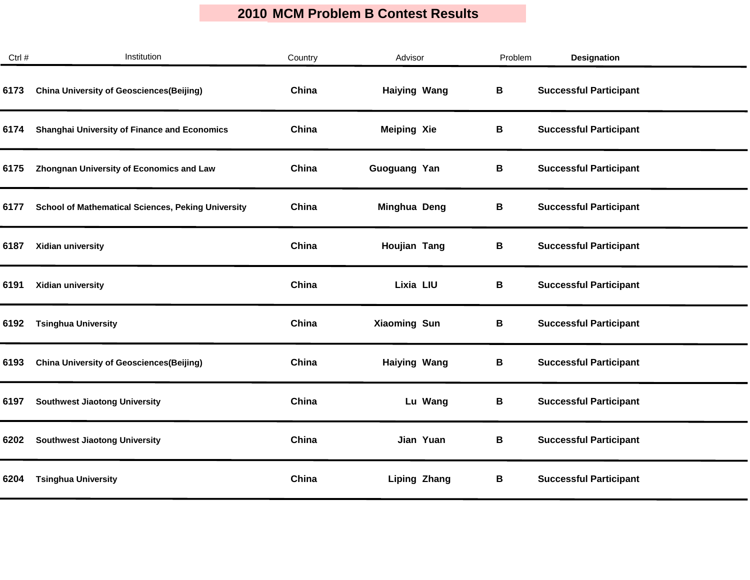# 2010 MCM Problem B Contest Results

| Ctrl # | Institution | Country | Advisor | Problem | Designation |
|---|---|---|---|---|---|
| 6173 | China University of Geosciences(Beijing) | China | Haiying Wang | B | Successful Participant |
| 6174 | Shanghai University of Finance and Economics | China | Meiping Xie | B | Successful Participant |
| 6175 | Zhongnan University of Economics and Law | China | Guoguang Yan | B | Successful Participant |
| 6177 | School of Mathematical Sciences, Peking University | China | Minghua Deng | B | Successful Participant |
| 6187 | Xidian university | China | Houjian Tang | B | Successful Participant |
| 6191 | Xidian university | China | Lixia LIU | B | Successful Participant |
| 6192 | Tsinghua University | China | Xiaoming Sun | B | Successful Participant |
| 6193 | China University of Geosciences(Beijing) | China | Haiying Wang | B | Successful Participant |
| 6197 | Southwest Jiaotong University | China | Lu Wang | B | Successful Participant |
| 6202 | Southwest Jiaotong University | China | Jian Yuan | B | Successful Participant |
| 6204 | Tsinghua University | China | Liping Zhang | B | Successful Participant |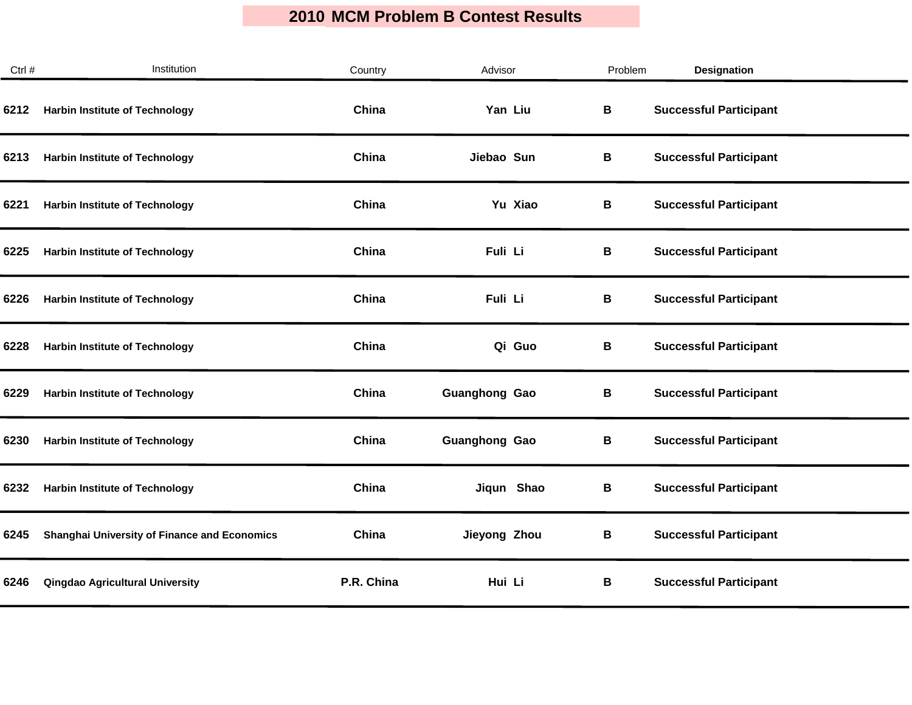# 2010 MCM Problem B Contest Results

| Ctrl # | Institution | Country | Advisor | Problem | Designation |
|---|---|---|---|---|---|
| 6212 | Harbin Institute of Technology | China | Yan Liu | B | Successful Participant |
| 6213 | Harbin Institute of Technology | China | Jiebao Sun | B | Successful Participant |
| 6221 | Harbin Institute of Technology | China | Yu Xiao | B | Successful Participant |
| 6225 | Harbin Institute of Technology | China | Fuli Li | B | Successful Participant |
| 6226 | Harbin Institute of Technology | China | Fuli Li | B | Successful Participant |
| 6228 | Harbin Institute of Technology | China | Qi Guo | B | Successful Participant |
| 6229 | Harbin Institute of Technology | China | Guanghong Gao | B | Successful Participant |
| 6230 | Harbin Institute of Technology | China | Guanghong Gao | B | Successful Participant |
| 6232 | Harbin Institute of Technology | China | Jiqun Shao | B | Successful Participant |
| 6245 | Shanghai University of Finance and Economics | China | Jieyong Zhou | B | Successful Participant |
| 6246 | Qingdao Agricultural University | P.R. China | Hui Li | B | Successful Participant |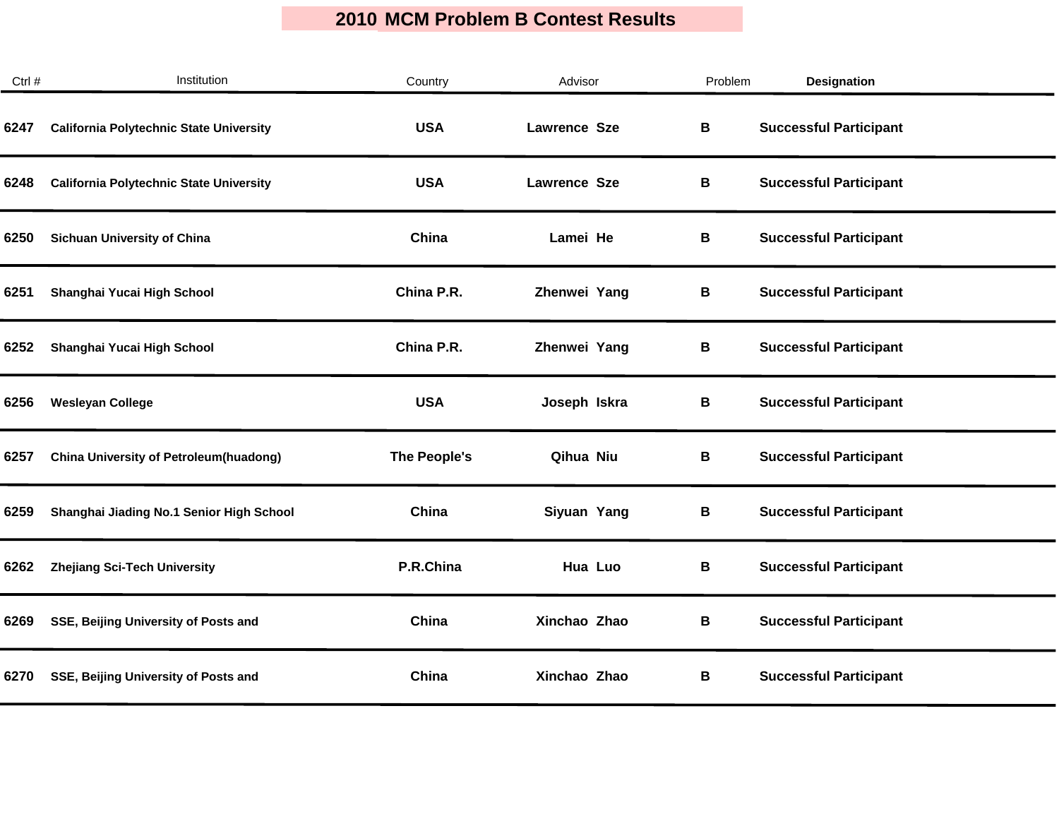# 2010 MCM Problem B Contest Results

| Ctrl # | Institution | Country | Advisor | Problem | Designation |
|---|---|---|---|---|---|
| 6247 | California Polytechnic State University | USA | Lawrence Sze | B | Successful Participant |
| 6248 | California Polytechnic State University | USA | Lawrence Sze | B | Successful Participant |
| 6250 | Sichuan University of China | China | Lamei He | B | Successful Participant |
| 6251 | Shanghai Yucai High School | China P.R. | Zhenwei Yang | B | Successful Participant |
| 6252 | Shanghai Yucai High School | China P.R. | Zhenwei Yang | B | Successful Participant |
| 6256 | Wesleyan College | USA | Joseph Iskra | B | Successful Participant |
| 6257 | China University of Petroleum(huadong) | The People's | Qihua Niu | B | Successful Participant |
| 6259 | Shanghai Jiading No.1 Senior High School | China | Siyuan Yang | B | Successful Participant |
| 6262 | Zhejiang Sci-Tech University | P.R.China | Hua Luo | B | Successful Participant |
| 6269 | SSE, Beijing University of Posts and | China | Xinchao Zhao | B | Successful Participant |
| 6270 | SSE, Beijing University of Posts and | China | Xinchao Zhao | B | Successful Participant |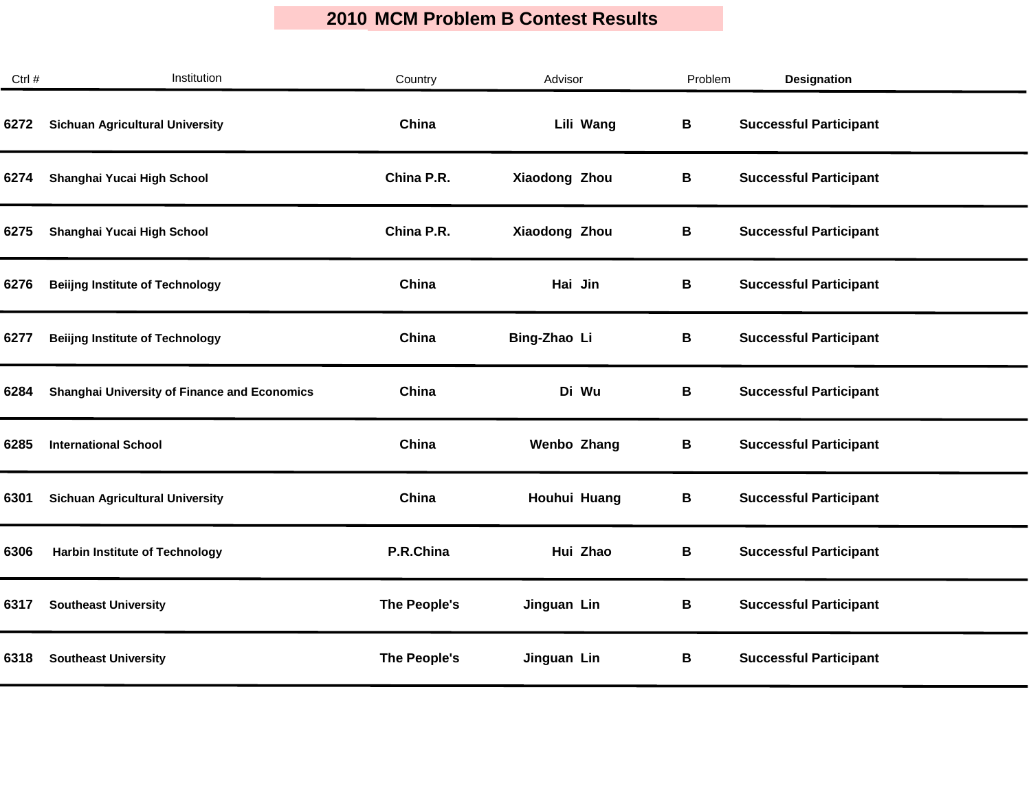# 2010 MCM Problem B Contest Results

| Ctrl # | Institution | Country | Advisor | Problem | Designation |
|---|---|---|---|---|---|
| 6272 | Sichuan Agricultural University | China | Lili Wang | B | Successful Participant |
| 6274 | Shanghai Yucai High School | China P.R. | Xiaodong Zhou | B | Successful Participant |
| 6275 | Shanghai Yucai High School | China P.R. | Xiaodong Zhou | B | Successful Participant |
| 6276 | Beiijng Institute of Technology | China | Hai Jin | B | Successful Participant |
| 6277 | Beiijng Institute of Technology | China | Bing-Zhao Li | B | Successful Participant |
| 6284 | Shanghai University of Finance and Economics | China | Di Wu | B | Successful Participant |
| 6285 | International School | China | Wenbo Zhang | B | Successful Participant |
| 6301 | Sichuan Agricultural University | China | Houhui Huang | B | Successful Participant |
| 6306 | Harbin Institute of Technology | P.R.China | Hui Zhao | B | Successful Participant |
| 6317 | Southeast University | The People's | Jinguan Lin | B | Successful Participant |
| 6318 | Southeast University | The People's | Jinguan Lin | B | Successful Participant |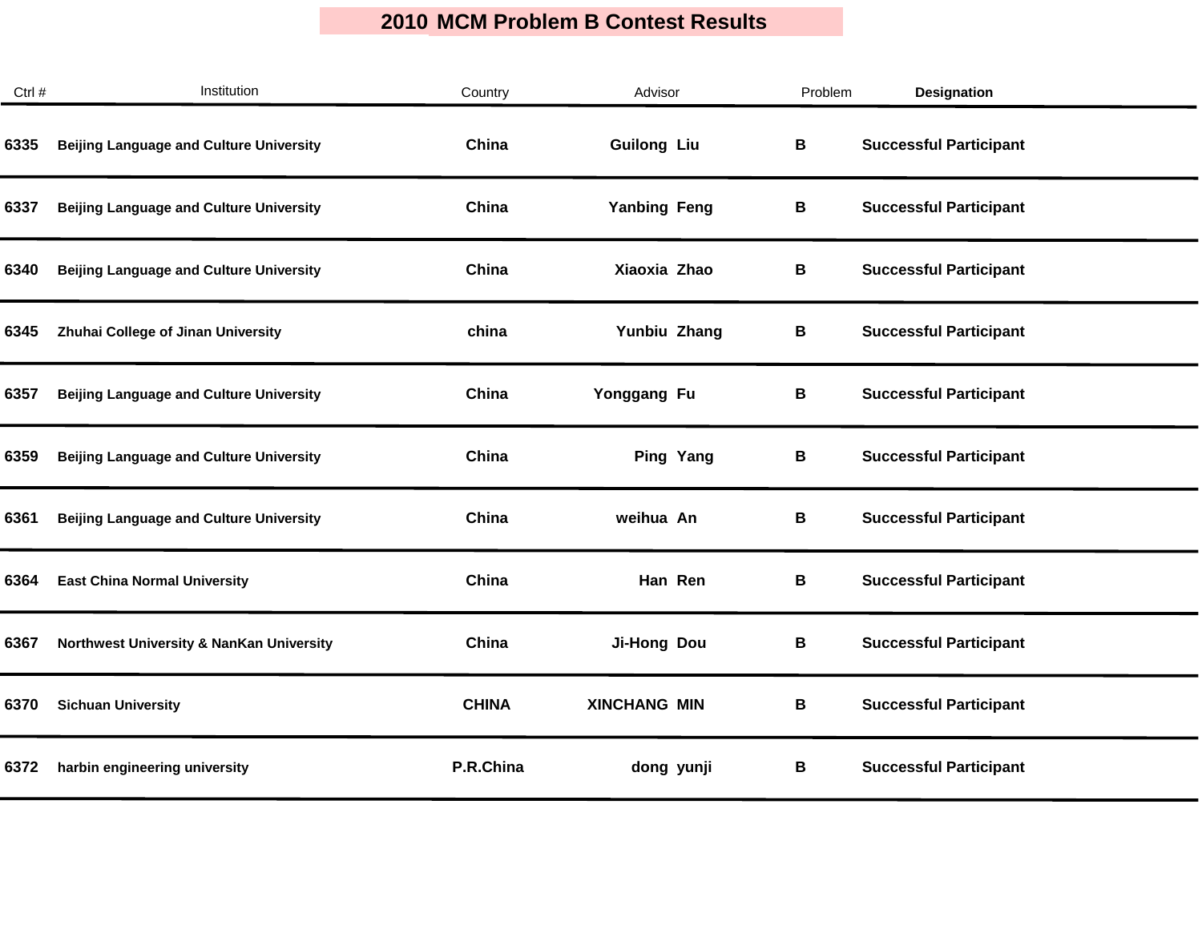# 2010 MCM Problem B Contest Results

| Ctrl # | Institution | Country | Advisor | Problem | Designation |
|---|---|---|---|---|---|
| 6335 | Beijing Language and Culture University | China | Guilong Liu | B | Successful Participant |
| 6337 | Beijing Language and Culture University | China | Yanbing Feng | B | Successful Participant |
| 6340 | Beijing Language and Culture University | China | Xiaoxia Zhao | B | Successful Participant |
| 6345 | Zhuhai College of Jinan University | china | Yunbiu Zhang | B | Successful Participant |
| 6357 | Beijing Language and Culture University | China | Yonggang Fu | B | Successful Participant |
| 6359 | Beijing Language and Culture University | China | Ping Yang | B | Successful Participant |
| 6361 | Beijing Language and Culture University | China | weihua An | B | Successful Participant |
| 6364 | East China Normal University | China | Han Ren | B | Successful Participant |
| 6367 | Northwest University & NanKan University | China | Ji-Hong Dou | B | Successful Participant |
| 6370 | Sichuan University | CHINA | XINCHANG MIN | B | Successful Participant |
| 6372 | harbin engineering university | P.R.China | dong yunji | B | Successful Participant |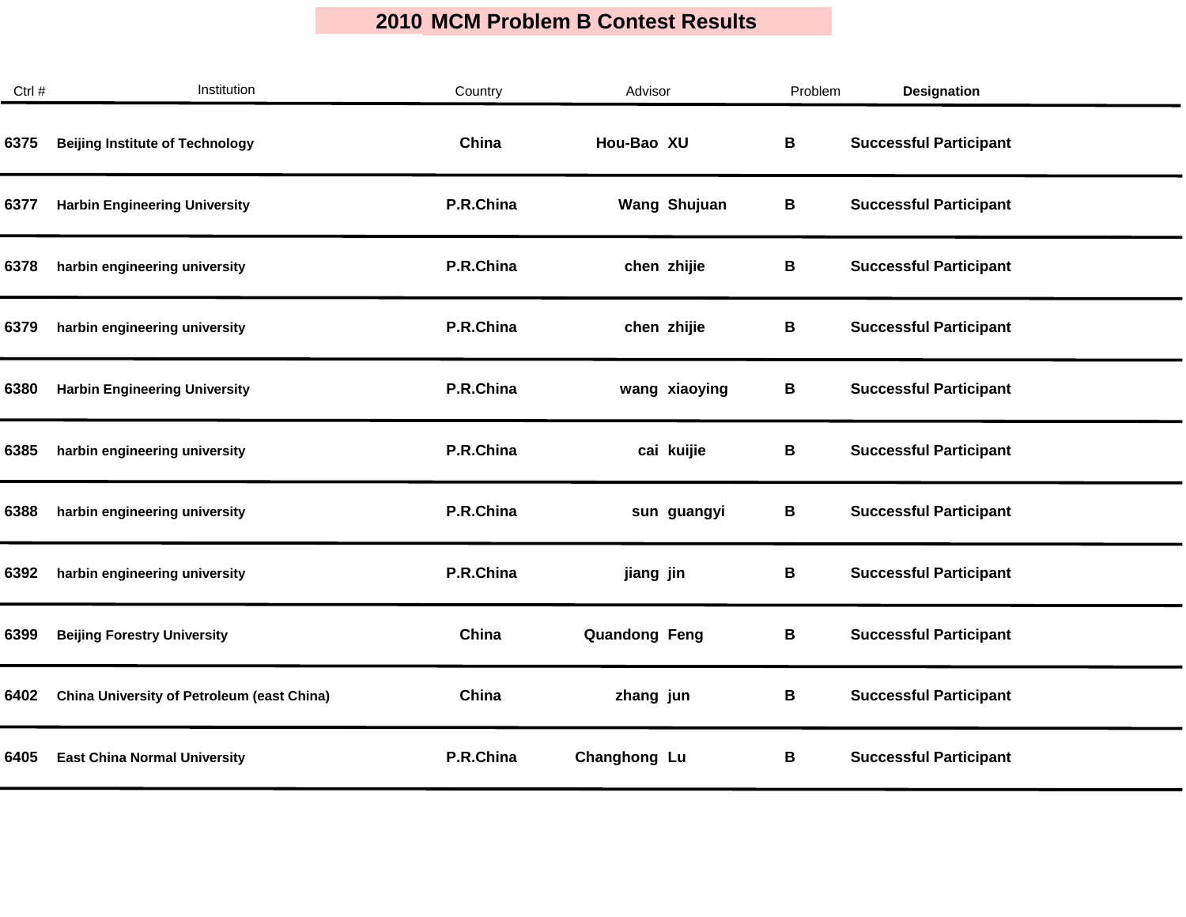# 2010 MCM Problem B Contest Results

| Ctrl # | Institution | Country | Advisor | Problem | Designation |
|---|---|---|---|---|---|
| 6375 | Beijing Institute of Technology | China | Hou-Bao XU | B | Successful Participant |
| 6377 | Harbin Engineering University | P.R.China | Wang Shujuan | B | Successful Participant |
| 6378 | harbin engineering university | P.R.China | chen zhijie | B | Successful Participant |
| 6379 | harbin engineering university | P.R.China | chen zhijie | B | Successful Participant |
| 6380 | Harbin Engineering University | P.R.China | wang xiaoying | B | Successful Participant |
| 6385 | harbin engineering university | P.R.China | cai kuijie | B | Successful Participant |
| 6388 | harbin engineering university | P.R.China | sun guangyi | B | Successful Participant |
| 6392 | harbin engineering university | P.R.China | jiang jin | B | Successful Participant |
| 6399 | Beijing Forestry University | China | Quandong Feng | B | Successful Participant |
| 6402 | China University of Petroleum (east China) | China | zhang jun | B | Successful Participant |
| 6405 | East China Normal University | P.R.China | Changhong Lu | B | Successful Participant |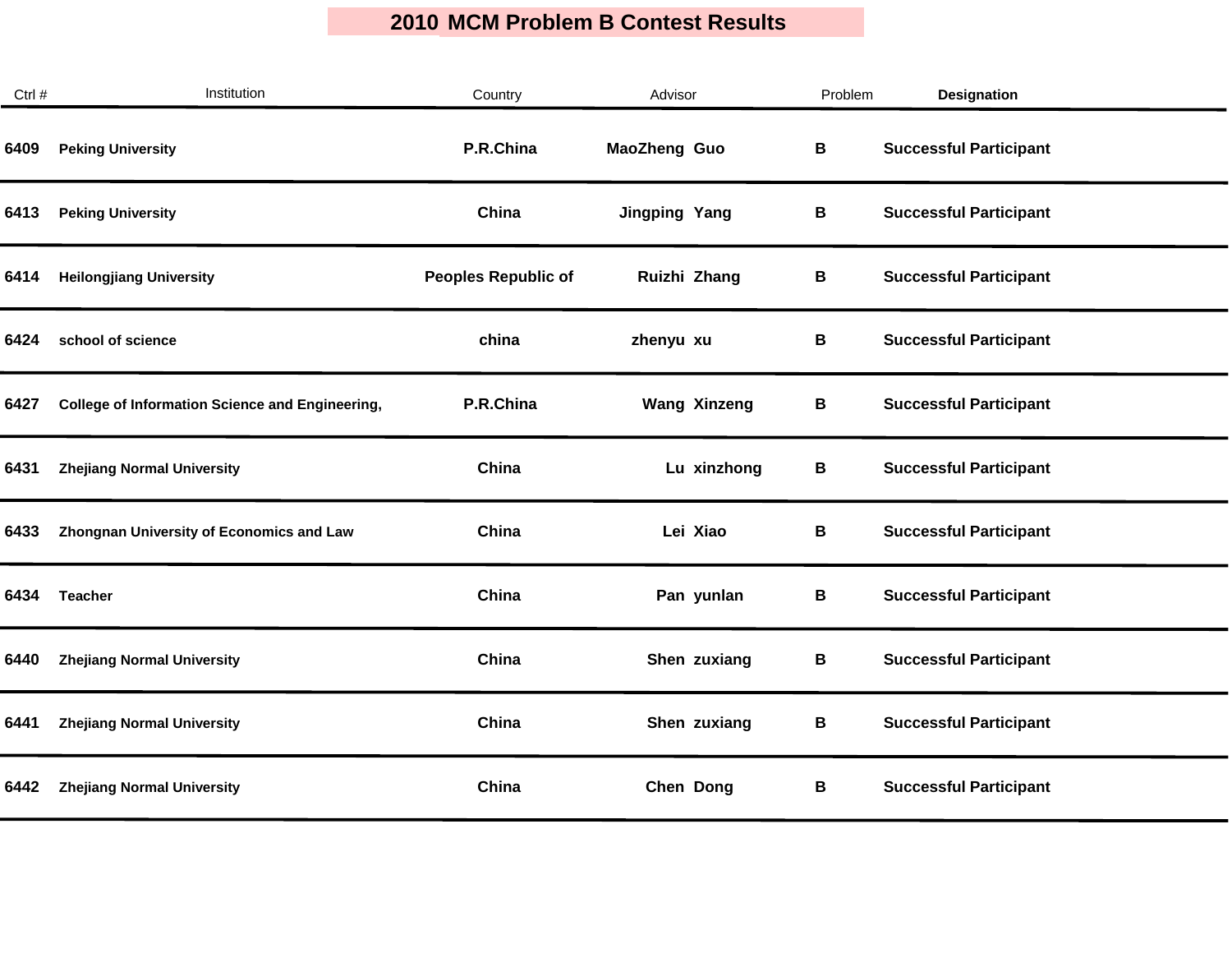# 2010 MCM Problem B Contest Results

| Ctrl # | Institution | Country | Advisor | Problem | Designation |
|---|---|---|---|---|---|
| 6409 | Peking University | P.R.China | MaoZheng Guo | B | Successful Participant |
| 6413 | Peking University | China | Jingping Yang | B | Successful Participant |
| 6414 | Heilongjiang University | Peoples Republic of | Ruizhi Zhang | B | Successful Participant |
| 6424 | school of science | china | zhenyu xu | B | Successful Participant |
| 6427 | College of Information Science and Engineering, | P.R.China | Wang Xinzeng | B | Successful Participant |
| 6431 | Zhejiang Normal University | China | Lu xinzhong | B | Successful Participant |
| 6433 | Zhongnan University of Economics and Law | China | Lei Xiao | B | Successful Participant |
| 6434 | Teacher | China | Pan yunlan | B | Successful Participant |
| 6440 | Zhejiang Normal University | China | Shen zuxiang | B | Successful Participant |
| 6441 | Zhejiang Normal University | China | Shen zuxiang | B | Successful Participant |
| 6442 | Zhejiang Normal University | China | Chen Dong | B | Successful Participant |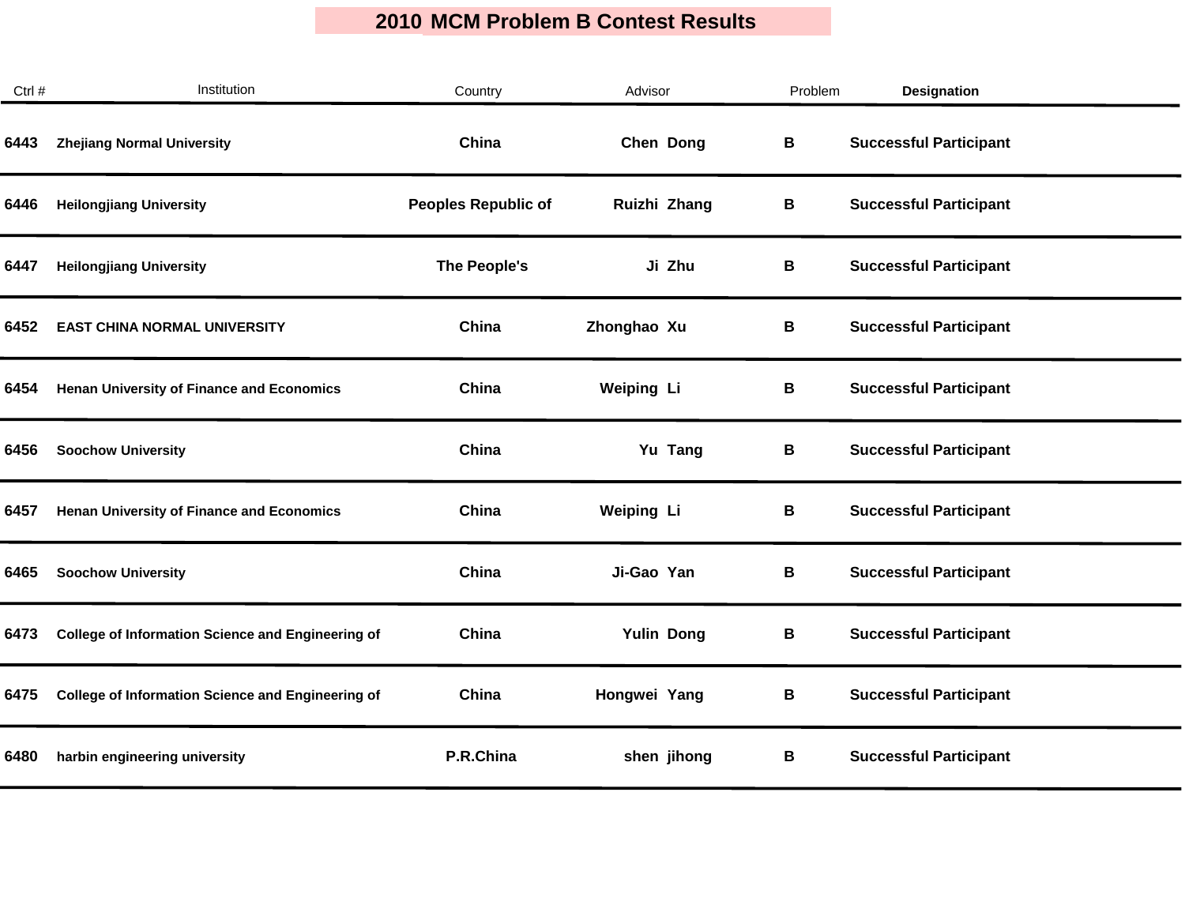# 2010 MCM Problem B Contest Results

| Ctrl # | Institution | Country | Advisor | Problem | Designation |
|---|---|---|---|---|---|
| 6443 | Zhejiang Normal University | China | Chen Dong | B | Successful Participant |
| 6446 | Heilongjiang University | Peoples Republic of | Ruizhi Zhang | B | Successful Participant |
| 6447 | Heilongjiang University | The People's | Ji Zhu | B | Successful Participant |
| 6452 | EAST CHINA NORMAL UNIVERSITY | China | Zhonghao Xu | B | Successful Participant |
| 6454 | Henan University of Finance and Economics | China | Weiping Li | B | Successful Participant |
| 6456 | Soochow University | China | Yu Tang | B | Successful Participant |
| 6457 | Henan University of Finance and Economics | China | Weiping Li | B | Successful Participant |
| 6465 | Soochow University | China | Ji-Gao Yan | B | Successful Participant |
| 6473 | College of Information Science and Engineering of | China | Yulin Dong | B | Successful Participant |
| 6475 | College of Information Science and Engineering of | China | Hongwei Yang | B | Successful Participant |
| 6480 | harbin engineering university | P.R.China | shen jihong | B | Successful Participant |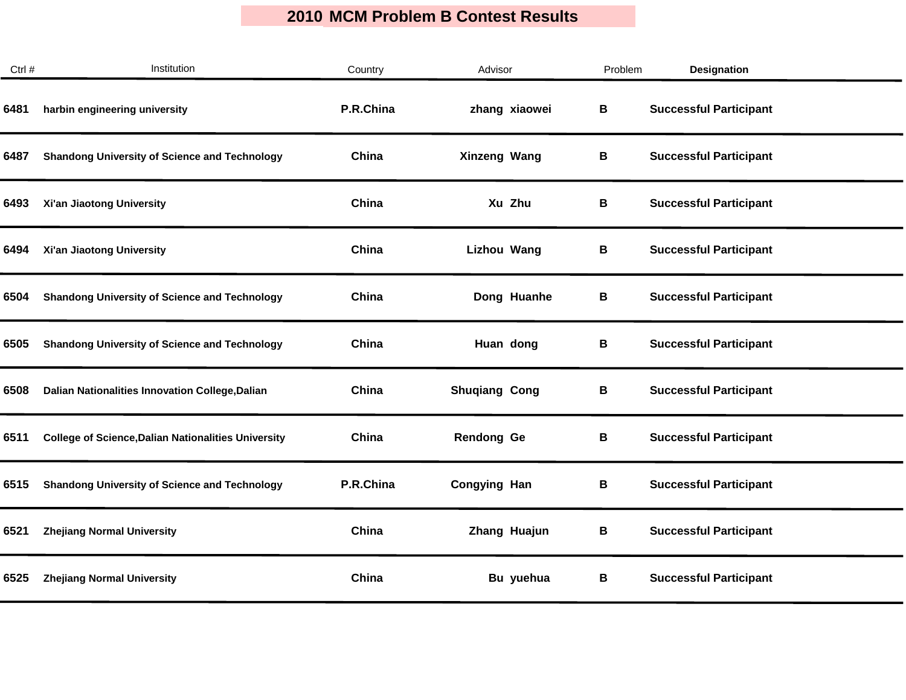# 2010 MCM Problem B Contest Results

| Ctrl # | Institution | Country | Advisor | Problem | Designation |
|---|---|---|---|---|---|
| 6481 | harbin engineering university | P.R.China | zhang xiaowei | B | Successful Participant |
| 6487 | Shandong University of Science and Technology | China | Xinzeng Wang | B | Successful Participant |
| 6493 | Xi'an Jiaotong University | China | Xu Zhu | B | Successful Participant |
| 6494 | Xi'an Jiaotong University | China | Lizhou Wang | B | Successful Participant |
| 6504 | Shandong University of Science and Technology | China | Dong Huanhe | B | Successful Participant |
| 6505 | Shandong University of Science and Technology | China | Huan dong | B | Successful Participant |
| 6508 | Dalian Nationalities Innovation College,Dalian | China | Shuqiang Cong | B | Successful Participant |
| 6511 | College of Science,Dalian Nationalities University | China | Rendong Ge | B | Successful Participant |
| 6515 | Shandong University of Science and Technology | P.R.China | Congying Han | B | Successful Participant |
| 6521 | Zhejiang Normal University | China | Zhang Huajun | B | Successful Participant |
| 6525 | Zhejiang Normal University | China | Bu yuehua | B | Successful Participant |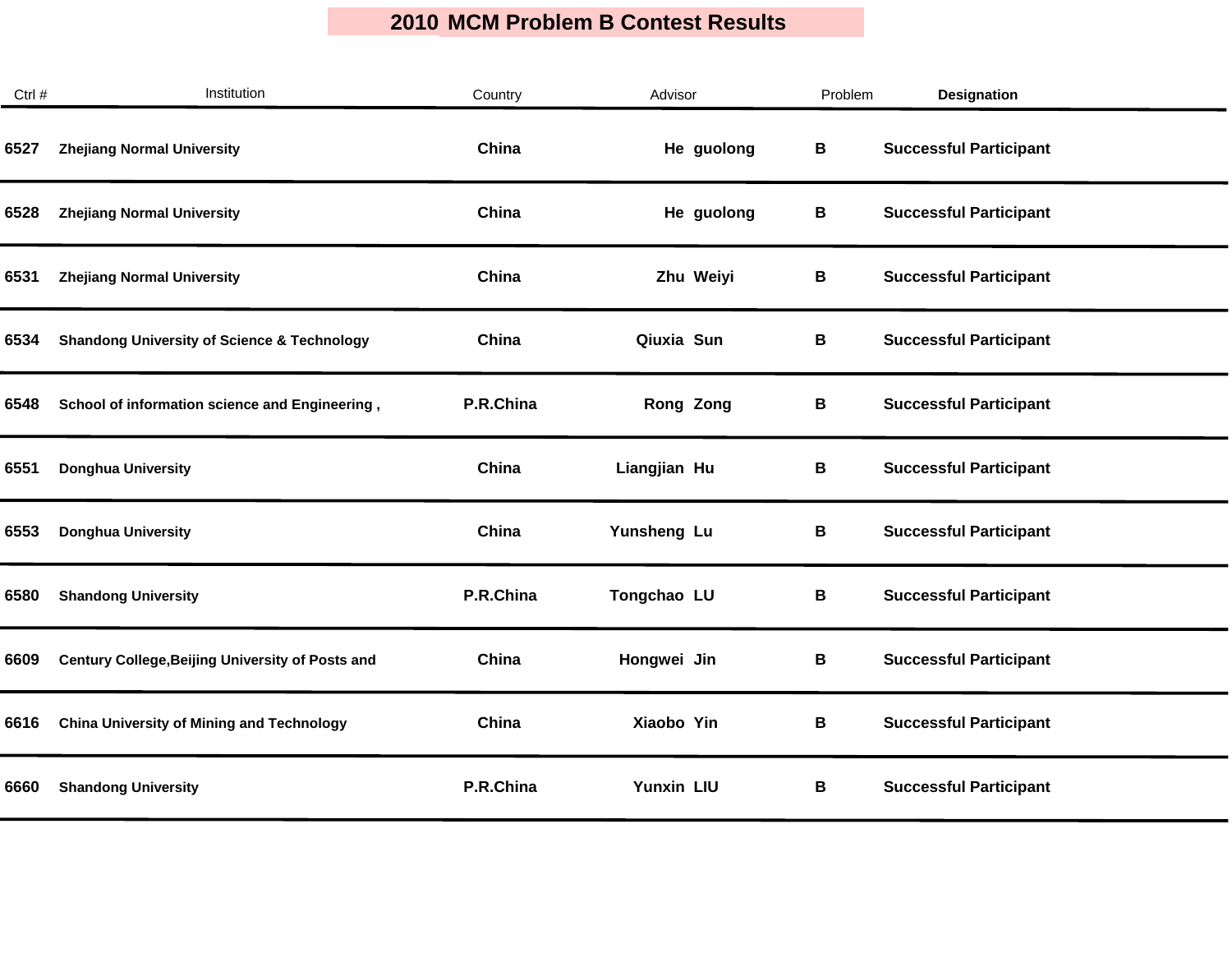# 2010 MCM Problem B Contest Results

| Ctrl # | Institution | Country | Advisor | Problem | Designation |
|---|---|---|---|---|---|
| 6527 | Zhejiang Normal University | China | He guolong | B | Successful Participant |
| 6528 | Zhejiang Normal University | China | He guolong | B | Successful Participant |
| 6531 | Zhejiang Normal University | China | Zhu Weiyi | B | Successful Participant |
| 6534 | Shandong University of Science & Technology | China | Qiuxia Sun | B | Successful Participant |
| 6548 | School of information science and Engineering , | P.R.China | Rong Zong | B | Successful Participant |
| 6551 | Donghua University | China | Liangjian Hu | B | Successful Participant |
| 6553 | Donghua University | China | Yunsheng Lu | B | Successful Participant |
| 6580 | Shandong University | P.R.China | Tongchao LU | B | Successful Participant |
| 6609 | Century College,Beijing University of Posts and | China | Hongwei Jin | B | Successful Participant |
| 6616 | China University of Mining and Technology | China | Xiaobo Yin | B | Successful Participant |
| 6660 | Shandong University | P.R.China | Yunxin LIU | B | Successful Participant |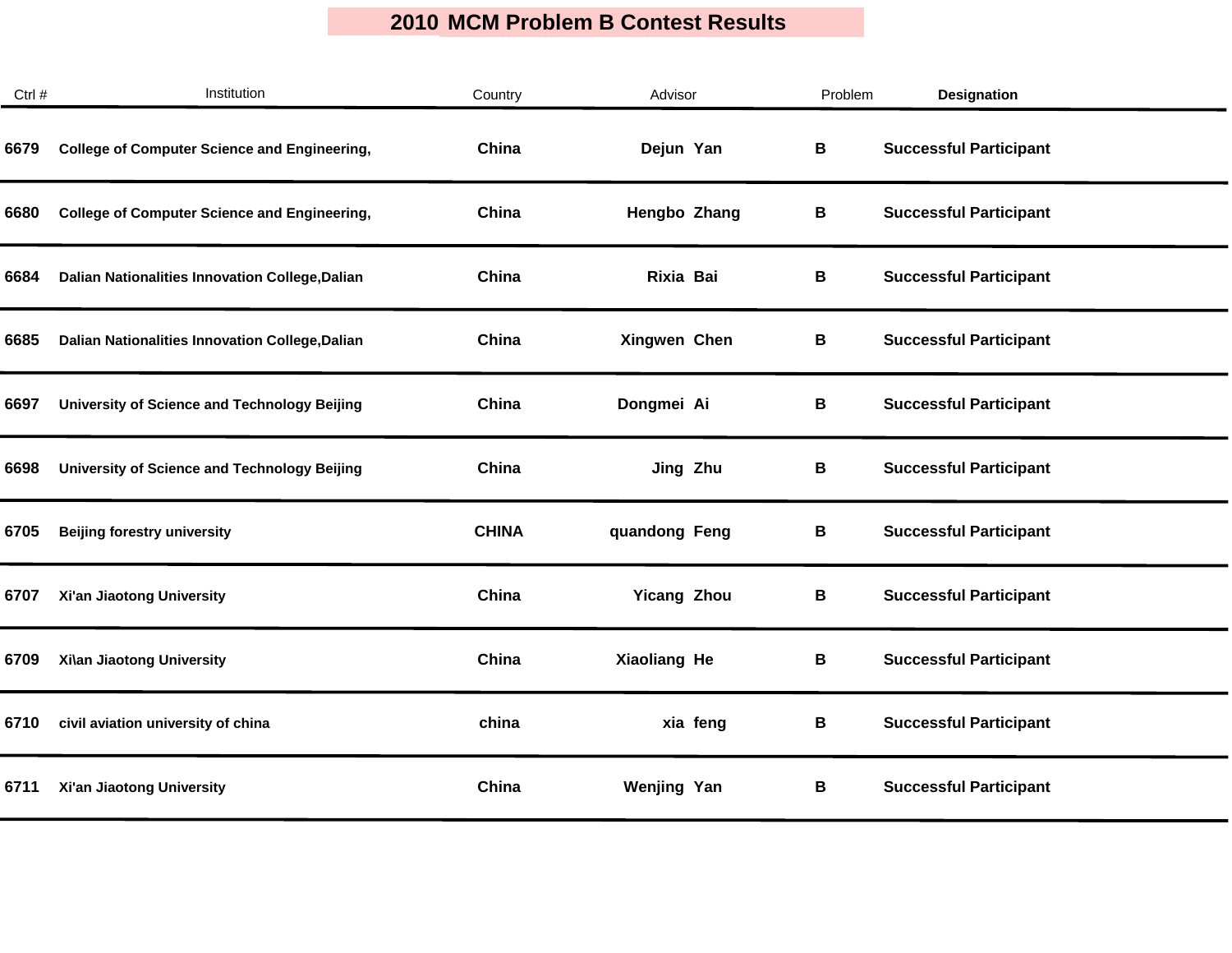# 2010 MCM Problem B Contest Results

| Ctrl # | Institution | Country | Advisor | | Problem | Designation |
|---|---|---|---|---|---|---|
| 6679 | College of Computer Science and Engineering, | China | Dejun | Yan | B | Successful Participant |
| 6680 | College of Computer Science and Engineering, | China | Hengbo | Zhang | B | Successful Participant |
| 6684 | Dalian Nationalities Innovation College,Dalian | China | Rixia | Bai | B | Successful Participant |
| 6685 | Dalian Nationalities Innovation College,Dalian | China | Xingwen | Chen | B | Successful Participant |
| 6697 | University of Science and Technology Beijing | China | Dongmei | Ai | B | Successful Participant |
| 6698 | University of Science and Technology Beijing | China | Jing | Zhu | B | Successful Participant |
| 6705 | Beijing forestry university | CHINA | quandong | Feng | B | Successful Participant |
| 6707 | Xi'an Jiaotong University | China | Yicang | Zhou | B | Successful Participant |
| 6709 | Xi\an Jiaotong University | China | Xiaoliang | He | B | Successful Participant |
| 6710 | civil aviation university of china | china | xia | feng | B | Successful Participant |
| 6711 | Xi'an Jiaotong University | China | Wenjing | Yan | B | Successful Participant |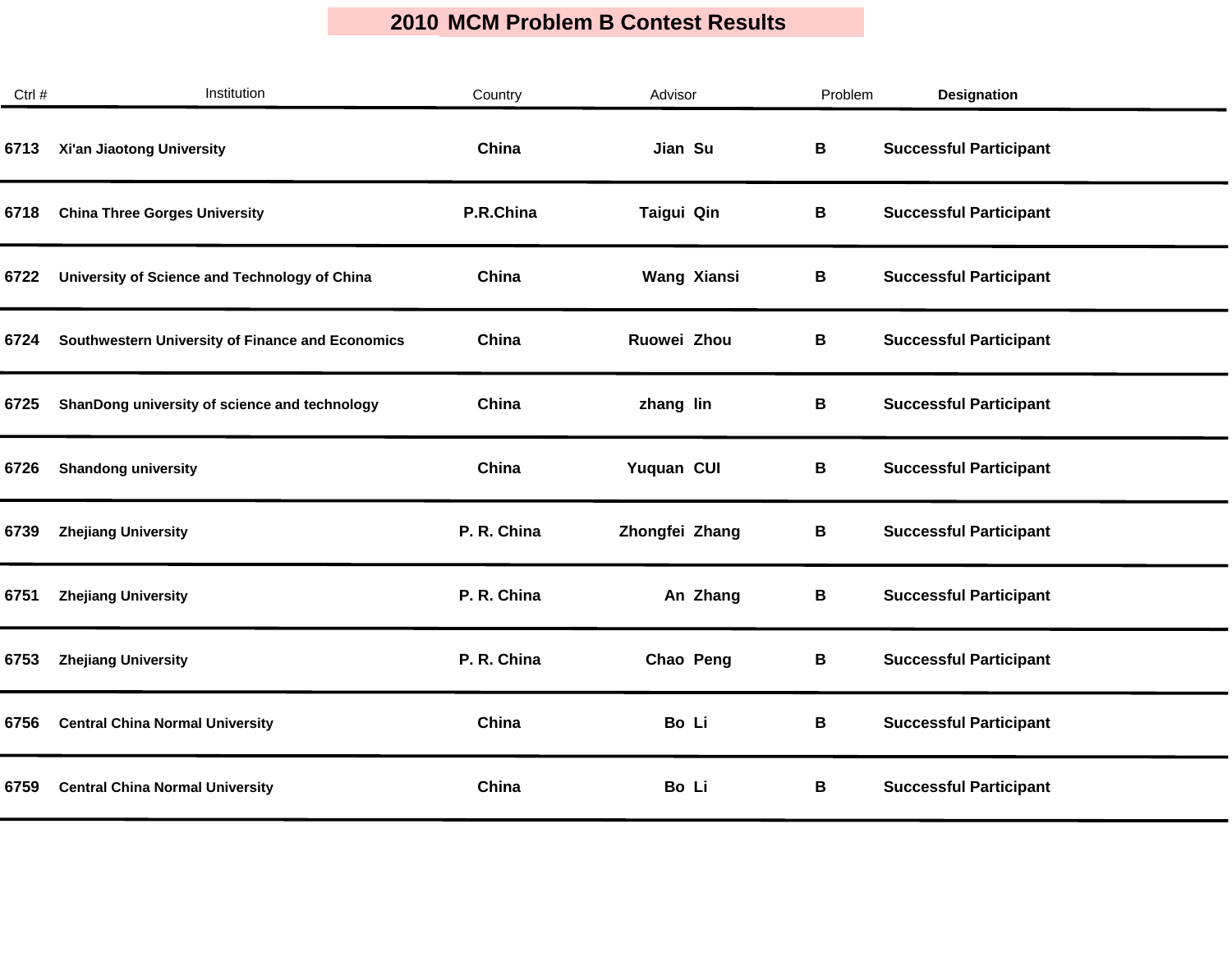# 2010 MCM Problem B Contest Results

| Ctrl # | Institution | Country | Advisor | | Problem | Designation |
|---|---|---|---|---|---|---|
| 6713 | Xi'an Jiaotong University | China | Jian | Su | B | Successful Participant |
| 6718 | China Three Gorges University | P.R.China | Taigui | Qin | B | Successful Participant |
| 6722 | University of Science and Technology of China | China | Wang | Xiansi | B | Successful Participant |
| 6724 | Southwestern University of Finance and Economics | China | Ruowei | Zhou | B | Successful Participant |
| 6725 | ShanDong university of science and technology | China | zhang | lin | B | Successful Participant |
| 6726 | Shandong university | China | Yuquan | CUI | B | Successful Participant |
| 6739 | Zhejiang University | P. R. China | Zhongfei | Zhang | B | Successful Participant |
| 6751 | Zhejiang University | P. R. China | An | Zhang | B | Successful Participant |
| 6753 | Zhejiang University | P. R. China | Chao | Peng | B | Successful Participant |
| 6756 | Central China Normal University | China | Bo | Li | B | Successful Participant |
| 6759 | Central China Normal University | China | Bo | Li | B | Successful Participant |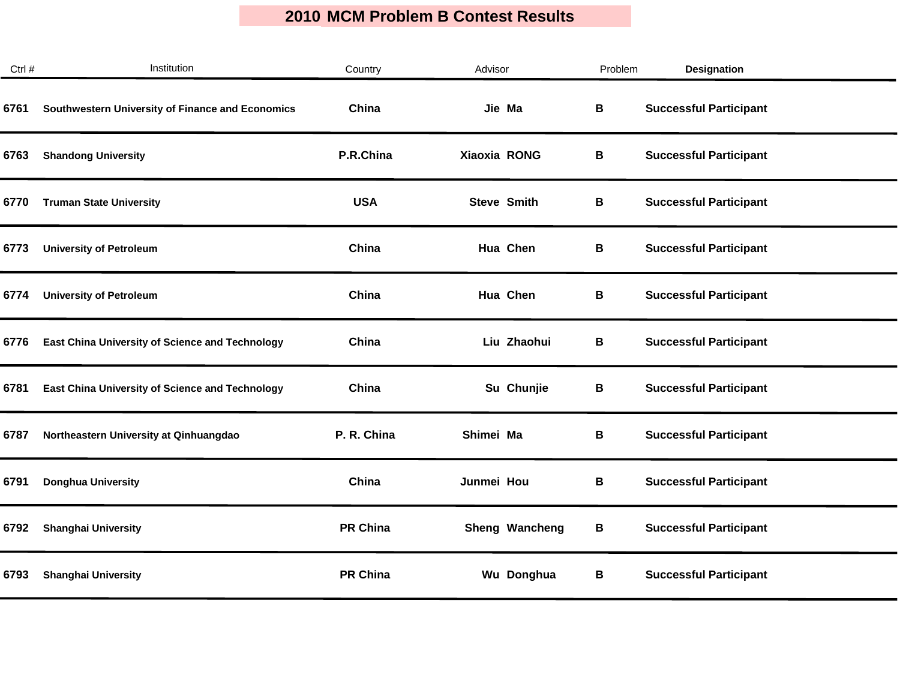# 2010 MCM Problem B Contest Results

| Ctrl # | Institution | Country | Advisor | Problem | Designation |
|---|---|---|---|---|---|
| 6761 | Southwestern University of Finance and Economics | China | Jie Ma | B | Successful Participant |
| 6763 | Shandong University | P.R.China | Xiaoxia RONG | B | Successful Participant |
| 6770 | Truman State University | USA | Steve Smith | B | Successful Participant |
| 6773 | University of Petroleum | China | Hua Chen | B | Successful Participant |
| 6774 | University of Petroleum | China | Hua Chen | B | Successful Participant |
| 6776 | East China University of Science and Technology | China | Liu Zhaohui | B | Successful Participant |
| 6781 | East China University of Science and Technology | China | Su Chunjie | B | Successful Participant |
| 6787 | Northeastern University at Qinhuangdao | P. R. China | Shimei Ma | B | Successful Participant |
| 6791 | Donghua University | China | Junmei Hou | B | Successful Participant |
| 6792 | Shanghai University | PR China | Sheng Wancheng | B | Successful Participant |
| 6793 | Shanghai University | PR China | Wu Donghua | B | Successful Participant |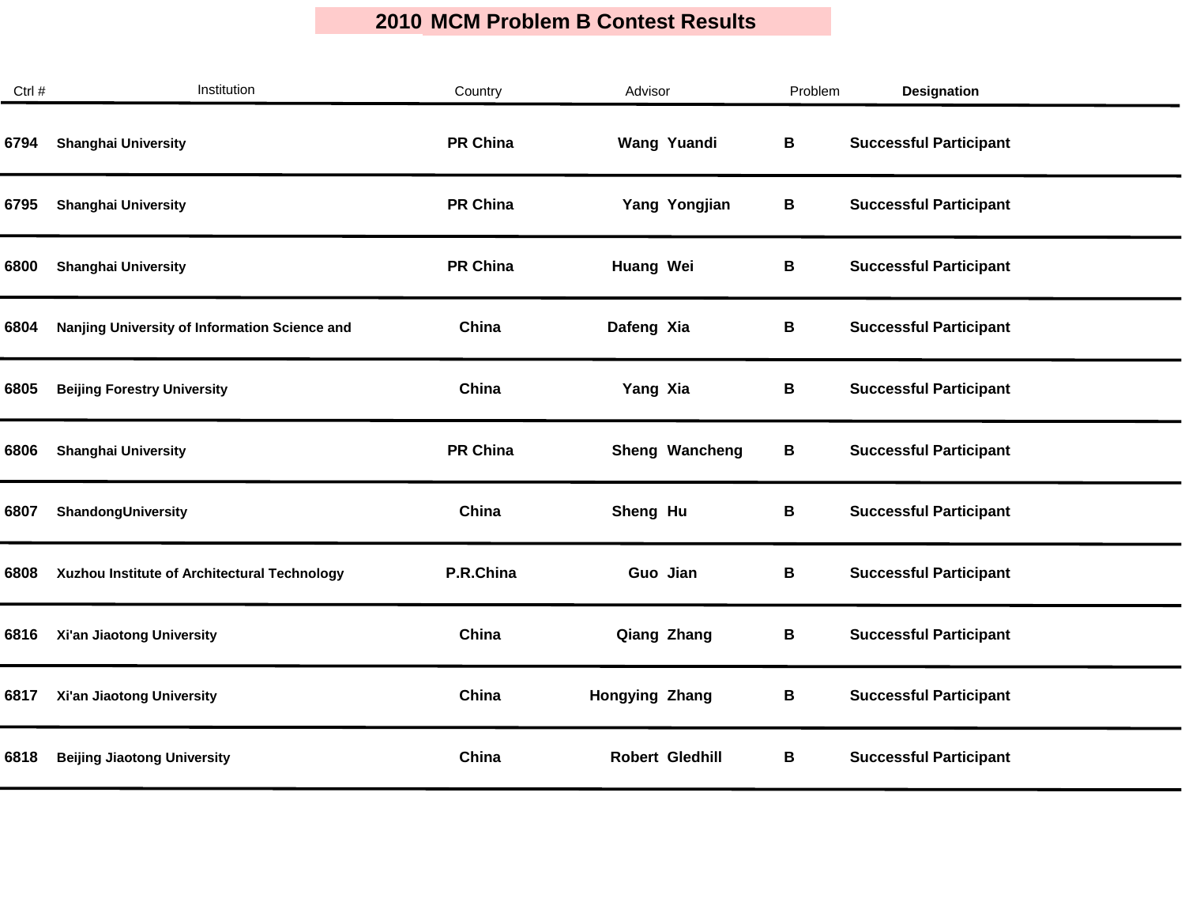# 2010 MCM Problem B Contest Results

| Ctrl # | Institution | Country | Advisor | Problem | Designation |
|---|---|---|---|---|---|
| 6794 | Shanghai University | PR China | Wang Yuandi | B | Successful Participant |
| 6795 | Shanghai University | PR China | Yang Yongjian | B | Successful Participant |
| 6800 | Shanghai University | PR China | Huang Wei | B | Successful Participant |
| 6804 | Nanjing University of Information Science and | China | Dafeng Xia | B | Successful Participant |
| 6805 | Beijing Forestry University | China | Yang Xia | B | Successful Participant |
| 6806 | Shanghai University | PR China | Sheng Wancheng | B | Successful Participant |
| 6807 | ShandongUniversity | China | Sheng Hu | B | Successful Participant |
| 6808 | Xuzhou Institute of Architectural Technology | P.R.China | Guo Jian | B | Successful Participant |
| 6816 | Xi'an Jiaotong University | China | Qiang Zhang | B | Successful Participant |
| 6817 | Xi'an Jiaotong University | China | Hongying Zhang | B | Successful Participant |
| 6818 | Beijing Jiaotong University | China | Robert Gledhill | B | Successful Participant |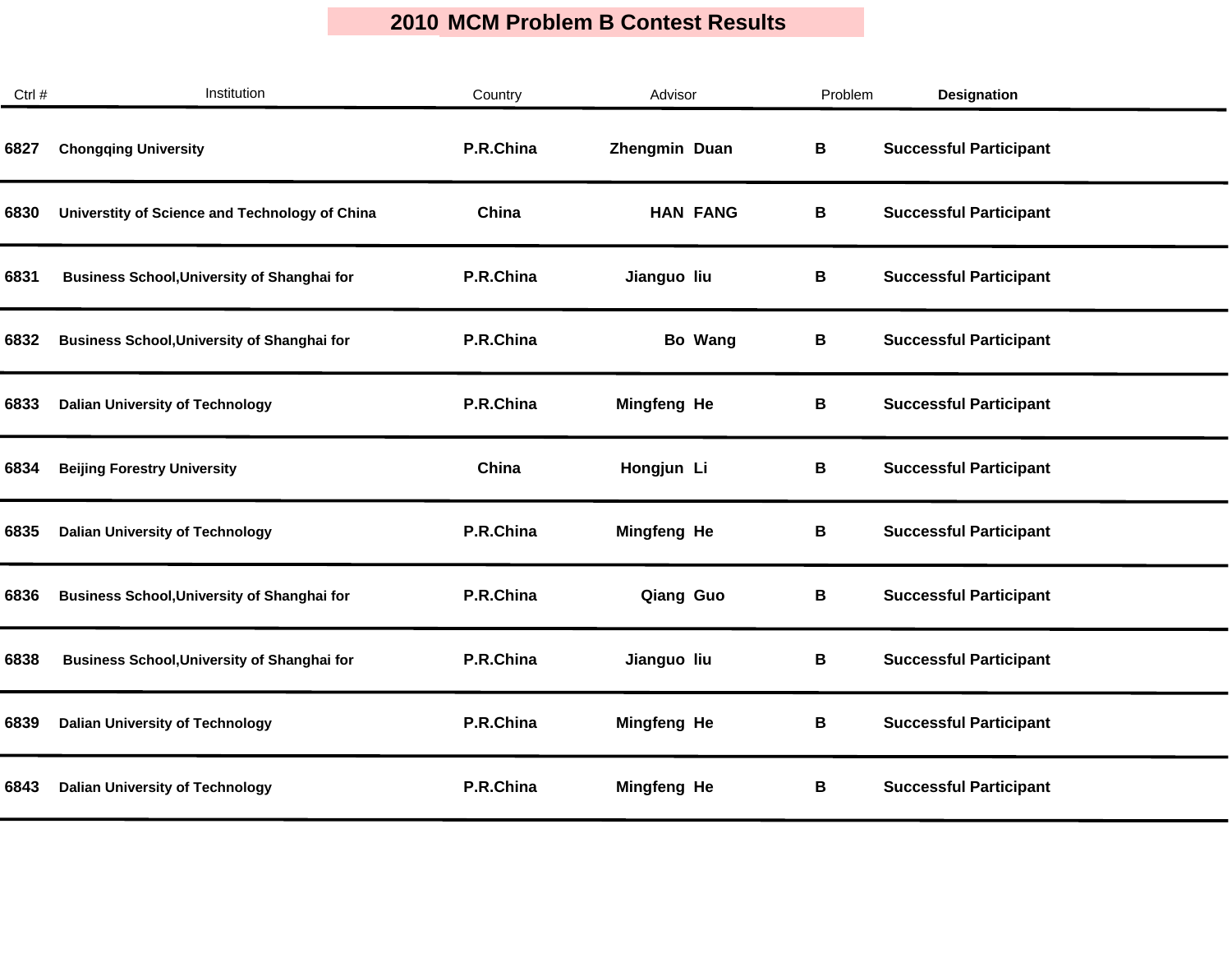# 2010 MCM Problem B Contest Results

| Ctrl # | Institution | Country | Advisor | Problem | Designation |
|---|---|---|---|---|---|
| 6827 | Chongqing University | P.R.China | Zhengmin Duan | B | Successful Participant |
| 6830 | Universtity of Science and Technology of China | China | HAN FANG | B | Successful Participant |
| 6831 | Business School,University of Shanghai for | P.R.China | Jianguo liu | B | Successful Participant |
| 6832 | Business School,University of Shanghai for | P.R.China | Bo Wang | B | Successful Participant |
| 6833 | Dalian University of Technology | P.R.China | Mingfeng He | B | Successful Participant |
| 6834 | Beijing Forestry University | China | Hongjun Li | B | Successful Participant |
| 6835 | Dalian University of Technology | P.R.China | Mingfeng He | B | Successful Participant |
| 6836 | Business School,University of Shanghai for | P.R.China | Qiang Guo | B | Successful Participant |
| 6838 | Business School,University of Shanghai for | P.R.China | Jianguo liu | B | Successful Participant |
| 6839 | Dalian University of Technology | P.R.China | Mingfeng He | B | Successful Participant |
| 6843 | Dalian University of Technology | P.R.China | Mingfeng He | B | Successful Participant |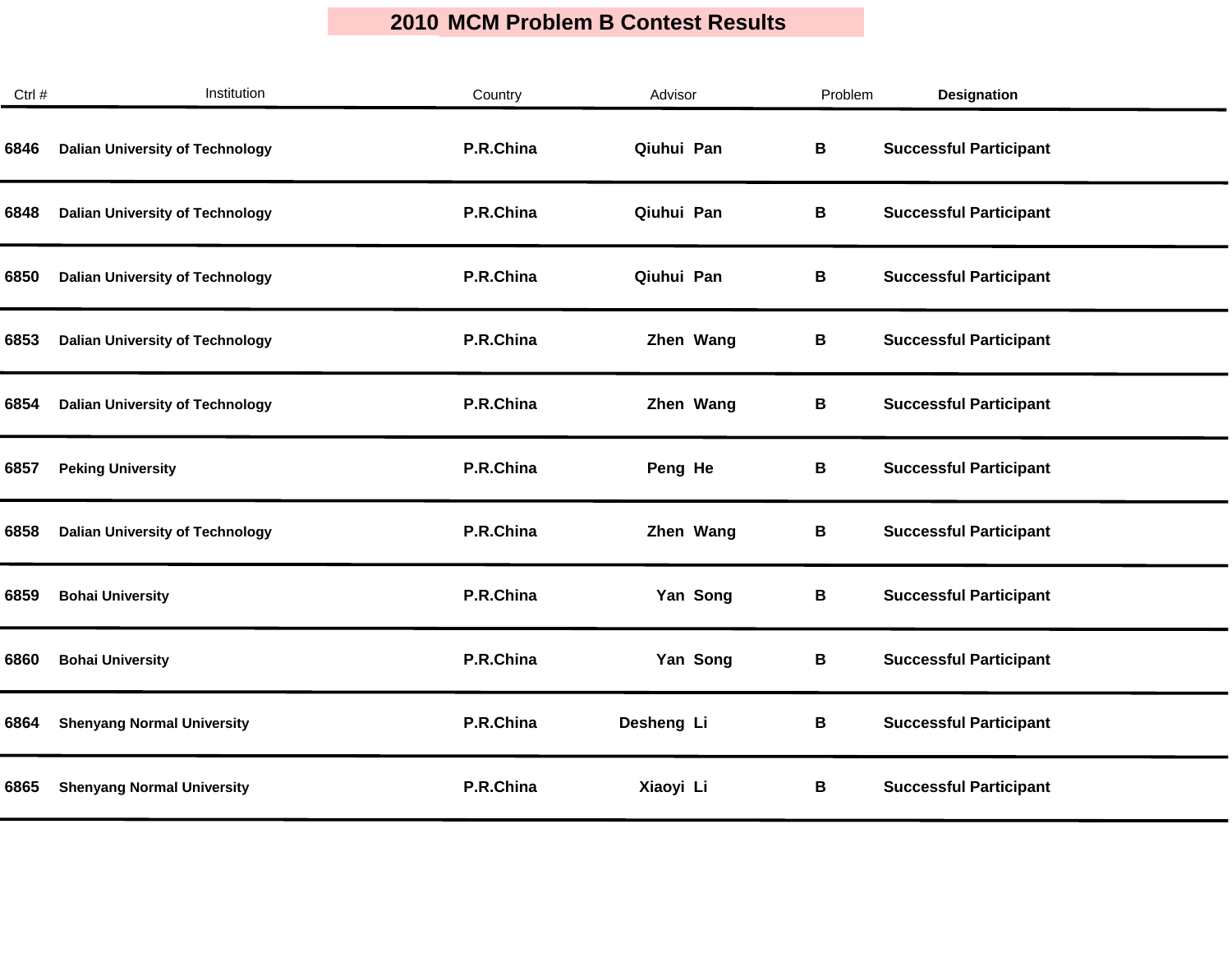# 2010 MCM Problem B Contest Results

| Ctrl # | Institution | Country | Advisor | Problem | Designation |
|---|---|---|---|---|---|
| 6846 | Dalian University of Technology | P.R.China | Qiuhui Pan | B | Successful Participant |
| 6848 | Dalian University of Technology | P.R.China | Qiuhui Pan | B | Successful Participant |
| 6850 | Dalian University of Technology | P.R.China | Qiuhui Pan | B | Successful Participant |
| 6853 | Dalian University of Technology | P.R.China | Zhen Wang | B | Successful Participant |
| 6854 | Dalian University of Technology | P.R.China | Zhen Wang | B | Successful Participant |
| 6857 | Peking University | P.R.China | Peng He | B | Successful Participant |
| 6858 | Dalian University of Technology | P.R.China | Zhen Wang | B | Successful Participant |
| 6859 | Bohai University | P.R.China | Yan Song | B | Successful Participant |
| 6860 | Bohai University | P.R.China | Yan Song | B | Successful Participant |
| 6864 | Shenyang Normal University | P.R.China | Desheng Li | B | Successful Participant |
| 6865 | Shenyang Normal University | P.R.China | Xiaoyi Li | B | Successful Participant |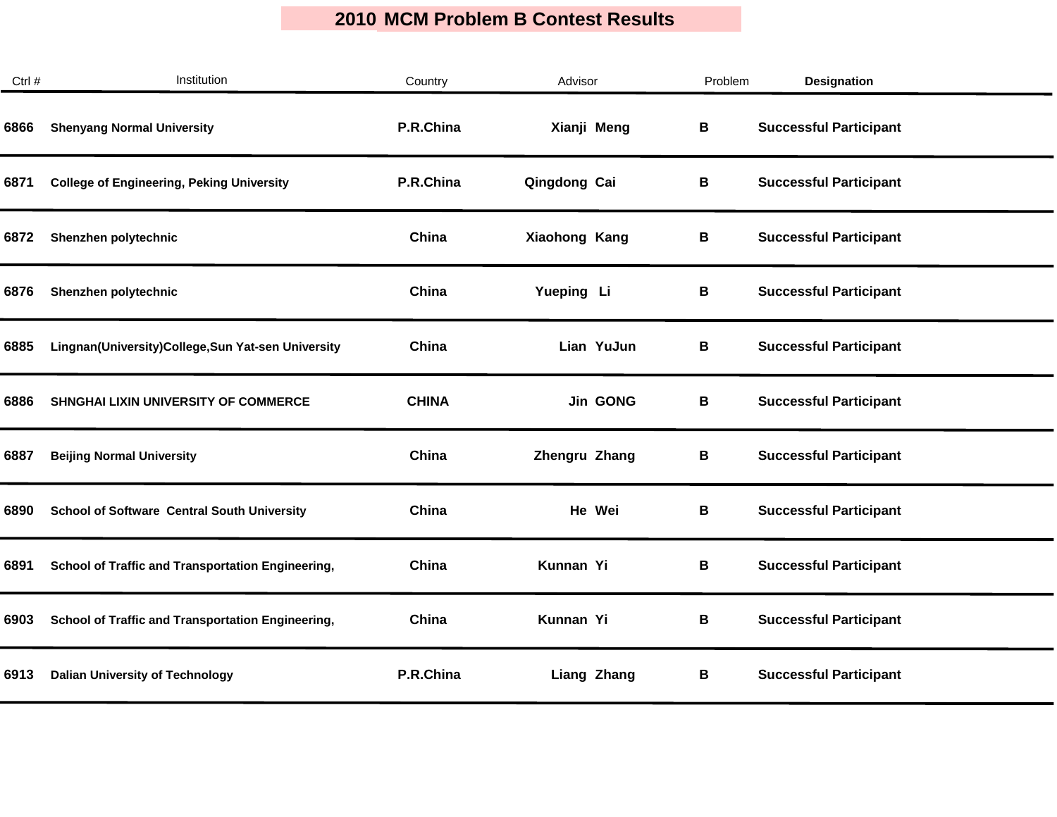# 2010 MCM Problem B Contest Results

| Ctrl # | Institution | Country | Advisor | Problem | Designation |
|---|---|---|---|---|---|
| 6866 | Shenyang Normal University | P.R.China | Xianji Meng | B | Successful Participant |
| 6871 | College of Engineering, Peking University | P.R.China | Qingdong Cai | B | Successful Participant |
| 6872 | Shenzhen polytechnic | China | Xiaohong Kang | B | Successful Participant |
| 6876 | Shenzhen polytechnic | China | Yueping Li | B | Successful Participant |
| 6885 | Lingnan(University)College,Sun Yat-sen University | China | Lian YuJun | B | Successful Participant |
| 6886 | SHNGHAI LIXIN UNIVERSITY OF COMMERCE | CHINA | Jin GONG | B | Successful Participant |
| 6887 | Beijing Normal University | China | Zhengru Zhang | B | Successful Participant |
| 6890 | School of Software Central South University | China | He Wei | B | Successful Participant |
| 6891 | School of Traffic and Transportation Engineering, | China | Kunnan Yi | B | Successful Participant |
| 6903 | School of Traffic and Transportation Engineering, | China | Kunnan Yi | B | Successful Participant |
| 6913 | Dalian University of Technology | P.R.China | Liang Zhang | B | Successful Participant |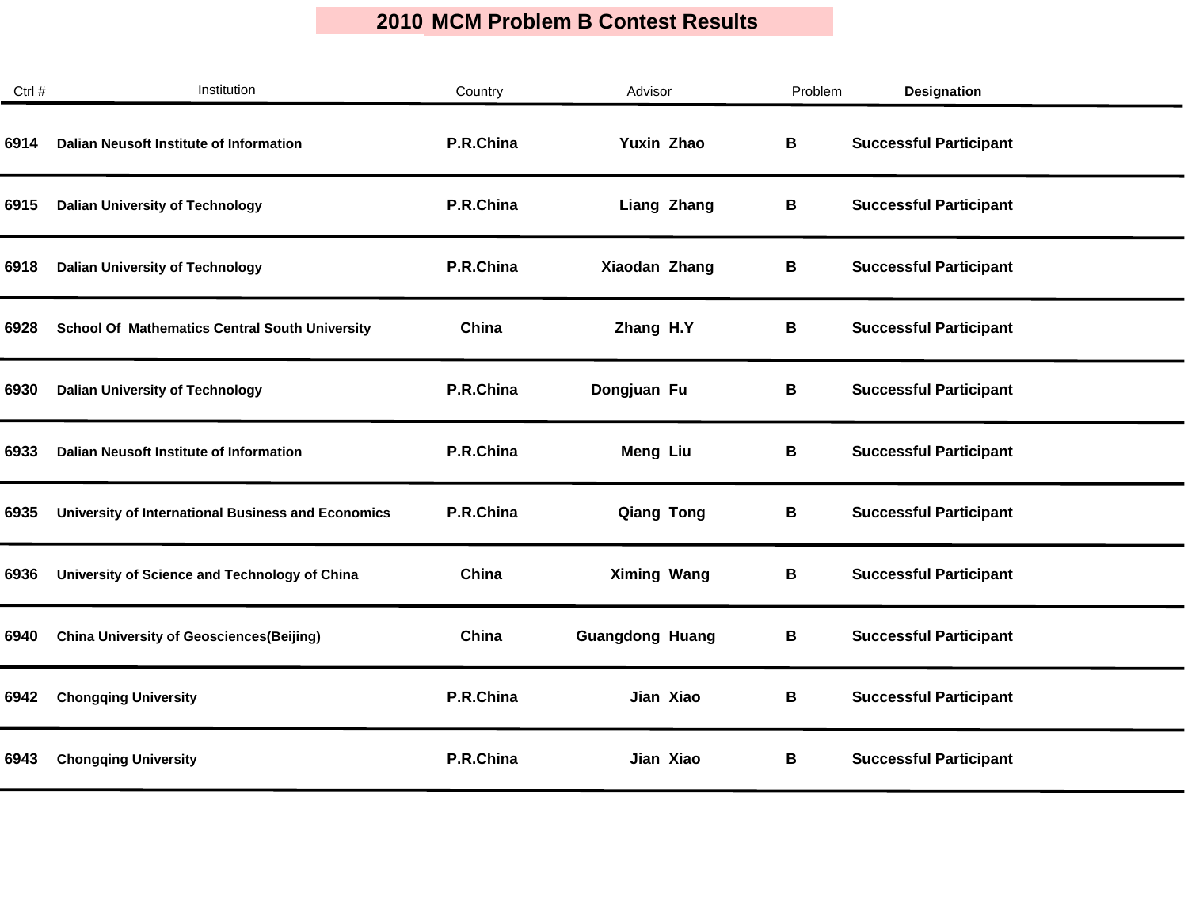# 2010 MCM Problem B Contest Results

| Ctrl # | Institution | Country | Advisor | Problem | Designation |
|---|---|---|---|---|---|
| 6914 | Dalian Neusoft Institute of Information | P.R.China | Yuxin Zhao | B | Successful Participant |
| 6915 | Dalian University of Technology | P.R.China | Liang Zhang | B | Successful Participant |
| 6918 | Dalian University of Technology | P.R.China | Xiaodan Zhang | B | Successful Participant |
| 6928 | School Of Mathematics Central South University | China | Zhang H.Y | B | Successful Participant |
| 6930 | Dalian University of Technology | P.R.China | Dongjuan Fu | B | Successful Participant |
| 6933 | Dalian Neusoft Institute of Information | P.R.China | Meng Liu | B | Successful Participant |
| 6935 | University of International Business and Economics | P.R.China | Qiang Tong | B | Successful Participant |
| 6936 | University of Science and Technology of China | China | Ximing Wang | B | Successful Participant |
| 6940 | China University of Geosciences(Beijing) | China | Guangdong Huang | B | Successful Participant |
| 6942 | Chongqing University | P.R.China | Jian Xiao | B | Successful Participant |
| 6943 | Chongqing University | P.R.China | Jian Xiao | B | Successful Participant |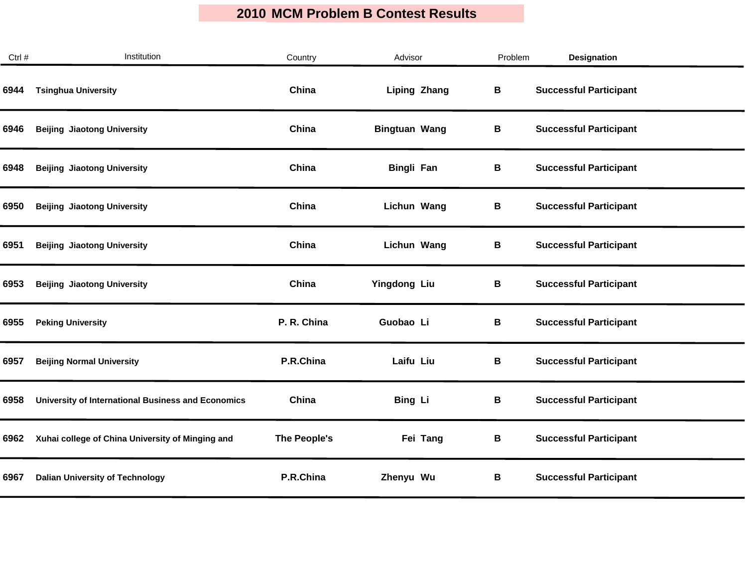# 2010 MCM Problem B Contest Results

| Ctrl # | Institution | Country | Advisor | Problem | Designation |
|---|---|---|---|---|---|
| 6944 | Tsinghua University | China | Liping Zhang | B | Successful Participant |
| 6946 | Beijing Jiaotong University | China | Bingtuan Wang | B | Successful Participant |
| 6948 | Beijing Jiaotong University | China | Bingli Fan | B | Successful Participant |
| 6950 | Beijing Jiaotong University | China | Lichun Wang | B | Successful Participant |
| 6951 | Beijing Jiaotong University | China | Lichun Wang | B | Successful Participant |
| 6953 | Beijing Jiaotong University | China | Yingdong Liu | B | Successful Participant |
| 6955 | Peking University | P. R. China | Guobao Li | B | Successful Participant |
| 6957 | Beijing Normal University | P.R.China | Laifu Liu | B | Successful Participant |
| 6958 | University of International Business and Economics | China | Bing Li | B | Successful Participant |
| 6962 | Xuhai college of China University of Minging and | The People's | Fei Tang | B | Successful Participant |
| 6967 | Dalian University of Technology | P.R.China | Zhenyu Wu | B | Successful Participant |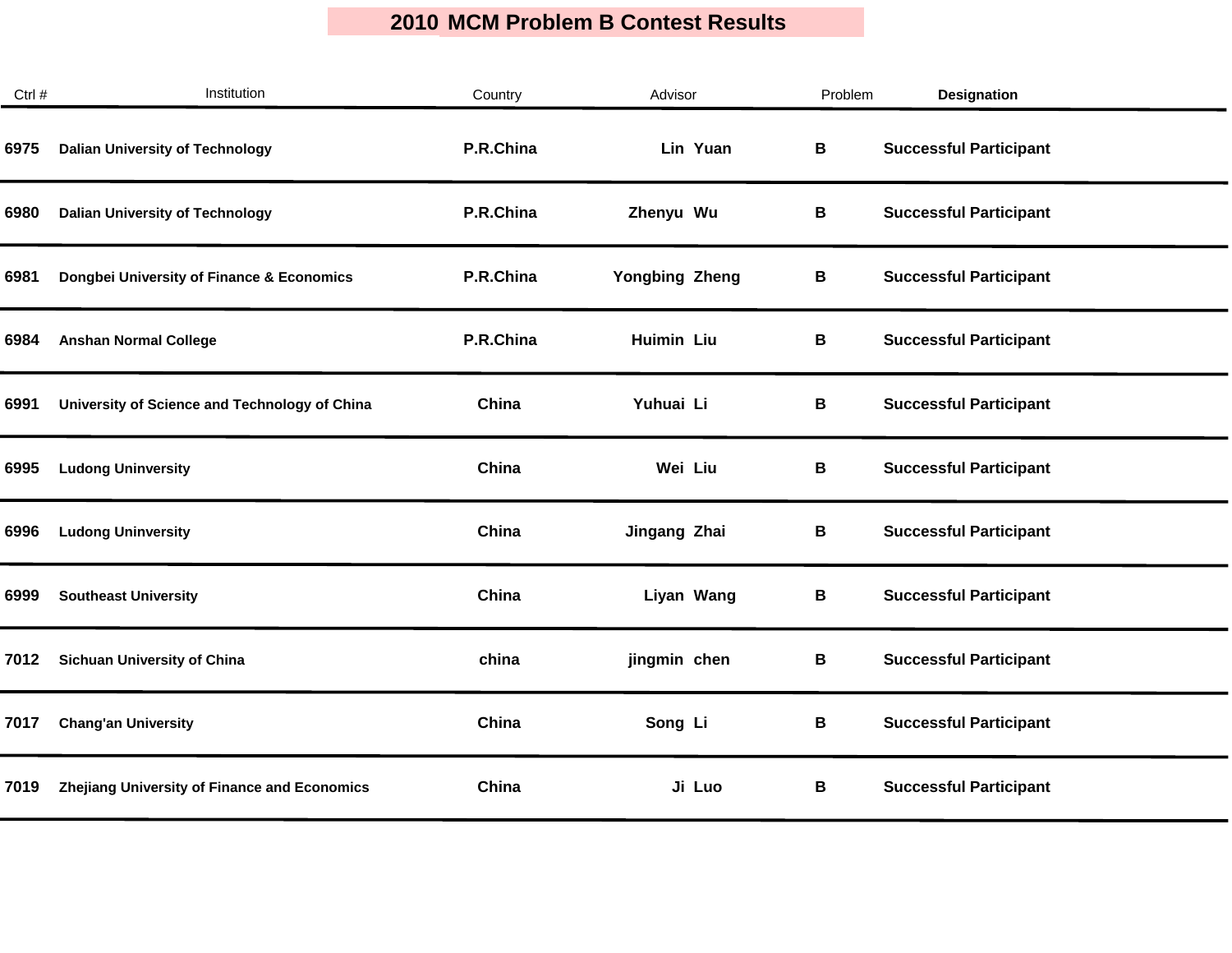# 2010 MCM Problem B Contest Results

| Ctrl # | Institution | Country | Advisor | Problem | Designation |
|---|---|---|---|---|---|
| 6975 | Dalian University of Technology | P.R.China | Lin Yuan | B | Successful Participant |
| 6980 | Dalian University of Technology | P.R.China | Zhenyu Wu | B | Successful Participant |
| 6981 | Dongbei University of Finance & Economics | P.R.China | Yongbing Zheng | B | Successful Participant |
| 6984 | Anshan Normal College | P.R.China | Huimin Liu | B | Successful Participant |
| 6991 | University of Science and Technology of China | China | Yuhuai Li | B | Successful Participant |
| 6995 | Ludong Uninversity | China | Wei Liu | B | Successful Participant |
| 6996 | Ludong Uninversity | China | Jingang Zhai | B | Successful Participant |
| 6999 | Southeast University | China | Liyan Wang | B | Successful Participant |
| 7012 | Sichuan University of China | china | jingmin chen | B | Successful Participant |
| 7017 | Chang'an University | China | Song Li | B | Successful Participant |
| 7019 | Zhejiang University of Finance and Economics | China | Ji Luo | B | Successful Participant |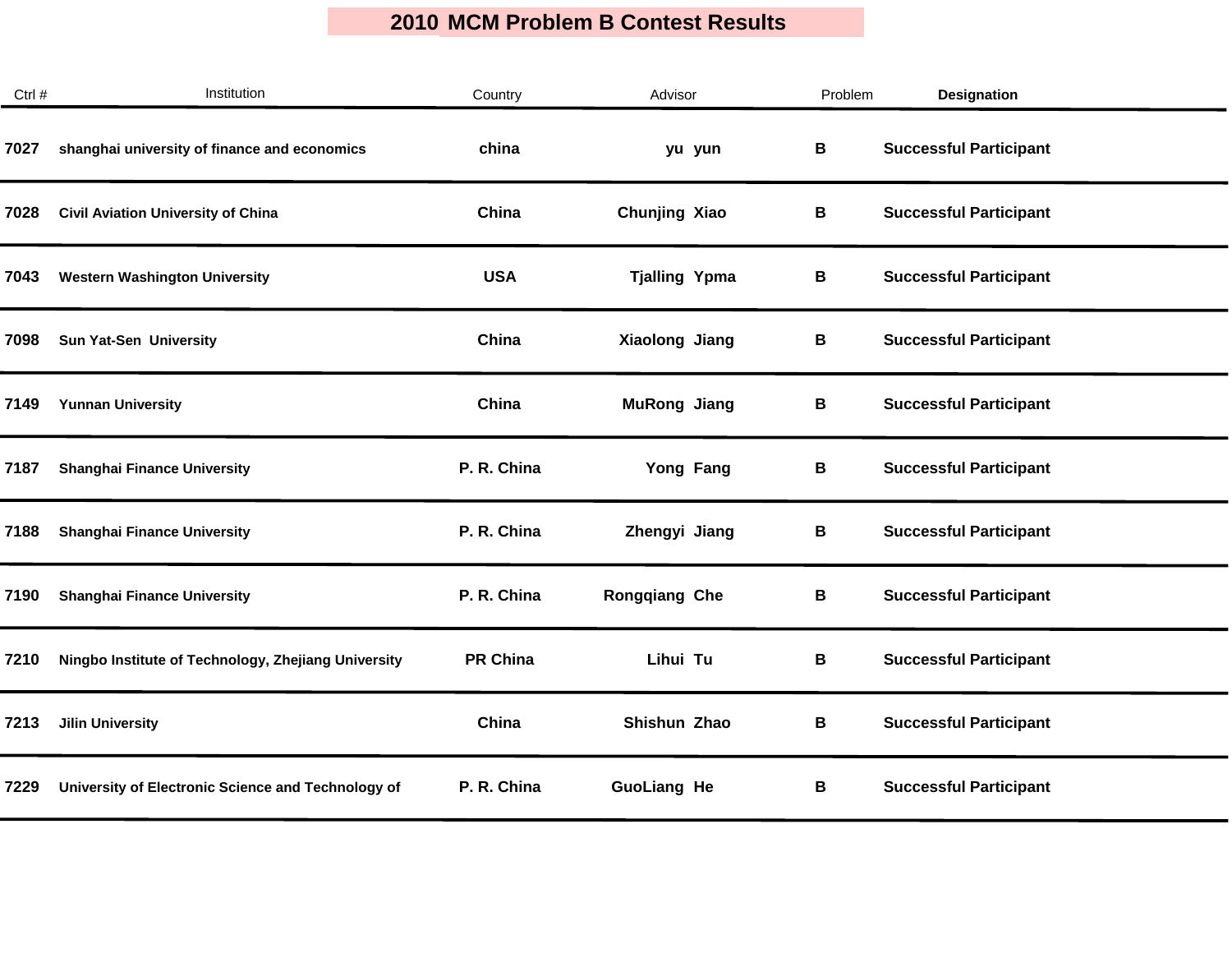# 2010 MCM Problem B Contest Results

| Ctrl # | Institution | Country | Advisor | Problem | Designation |
|---|---|---|---|---|---|
| 7027 | shanghai university of finance and economics | china | yu yun | B | Successful Participant |
| 7028 | Civil Aviation University of China | China | Chunjing Xiao | B | Successful Participant |
| 7043 | Western Washington University | USA | Tjalling Ypma | B | Successful Participant |
| 7098 | Sun Yat-Sen University | China | Xiaolong Jiang | B | Successful Participant |
| 7149 | Yunnan University | China | MuRong Jiang | B | Successful Participant |
| 7187 | Shanghai Finance University | P. R. China | Yong Fang | B | Successful Participant |
| 7188 | Shanghai Finance University | P. R. China | Zhengyi Jiang | B | Successful Participant |
| 7190 | Shanghai Finance University | P. R. China | Rongqiang Che | B | Successful Participant |
| 7210 | Ningbo Institute of Technology, Zhejiang University | PR China | Lihui Tu | B | Successful Participant |
| 7213 | Jilin University | China | Shishun Zhao | B | Successful Participant |
| 7229 | University of Electronic Science and Technology of | P. R. China | GuoLiang He | B | Successful Participant |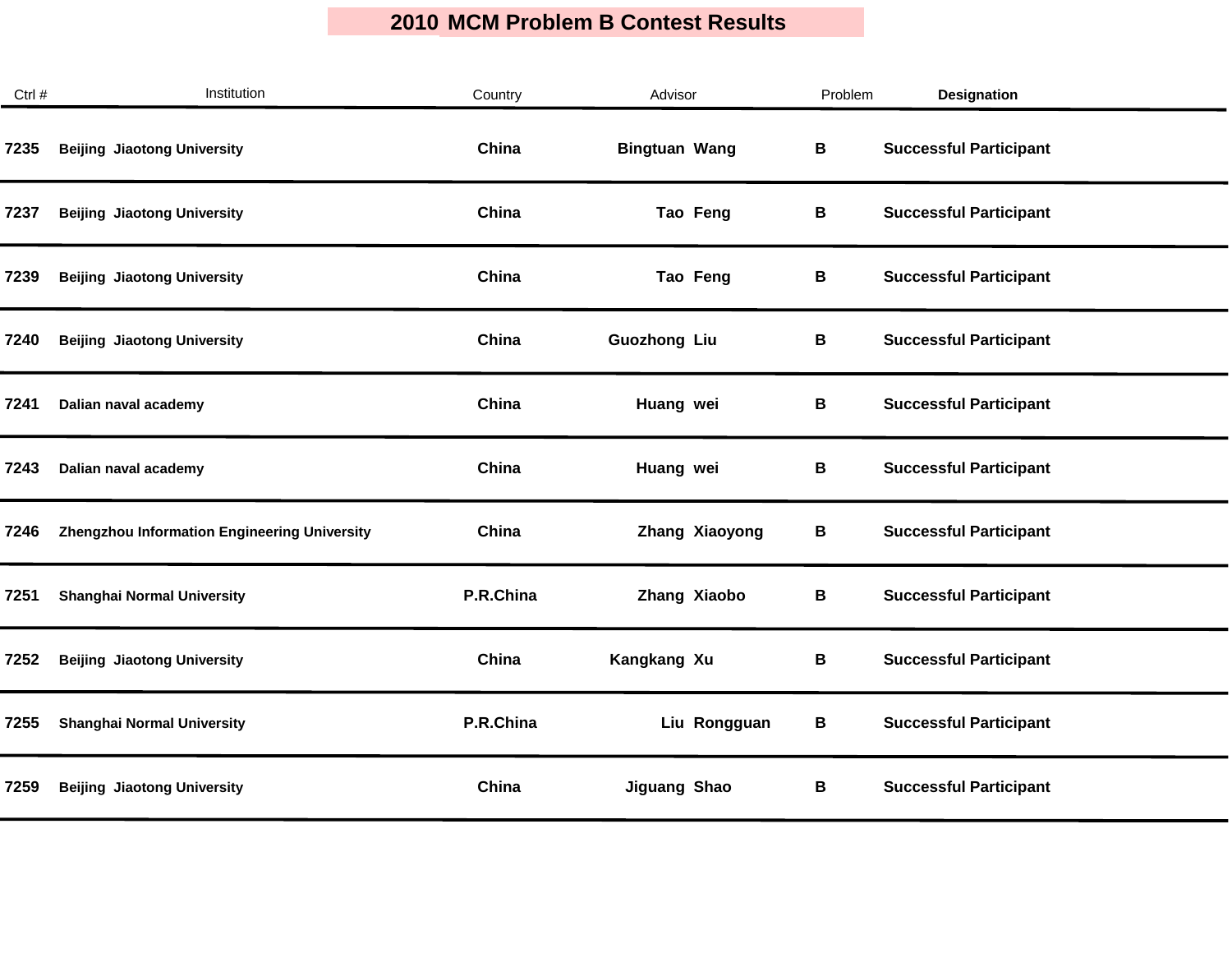# 2010 MCM Problem B Contest Results

| Ctrl # | Institution | Country | Advisor | Problem | Designation |
|---|---|---|---|---|---|
| 7235 | Beijing Jiaotong University | China | Bingtuan Wang | B | Successful Participant |
| 7237 | Beijing Jiaotong University | China | Tao Feng | B | Successful Participant |
| 7239 | Beijing Jiaotong University | China | Tao Feng | B | Successful Participant |
| 7240 | Beijing Jiaotong University | China | Guozhong Liu | B | Successful Participant |
| 7241 | Dalian naval academy | China | Huang wei | B | Successful Participant |
| 7243 | Dalian naval academy | China | Huang wei | B | Successful Participant |
| 7246 | Zhengzhou Information Engineering University | China | Zhang Xiaoyong | B | Successful Participant |
| 7251 | Shanghai Normal University | P.R.China | Zhang Xiaobo | B | Successful Participant |
| 7252 | Beijing Jiaotong University | China | Kangkang Xu | B | Successful Participant |
| 7255 | Shanghai Normal University | P.R.China | Liu Rongguan | B | Successful Participant |
| 7259 | Beijing Jiaotong University | China | Jiguang Shao | B | Successful Participant |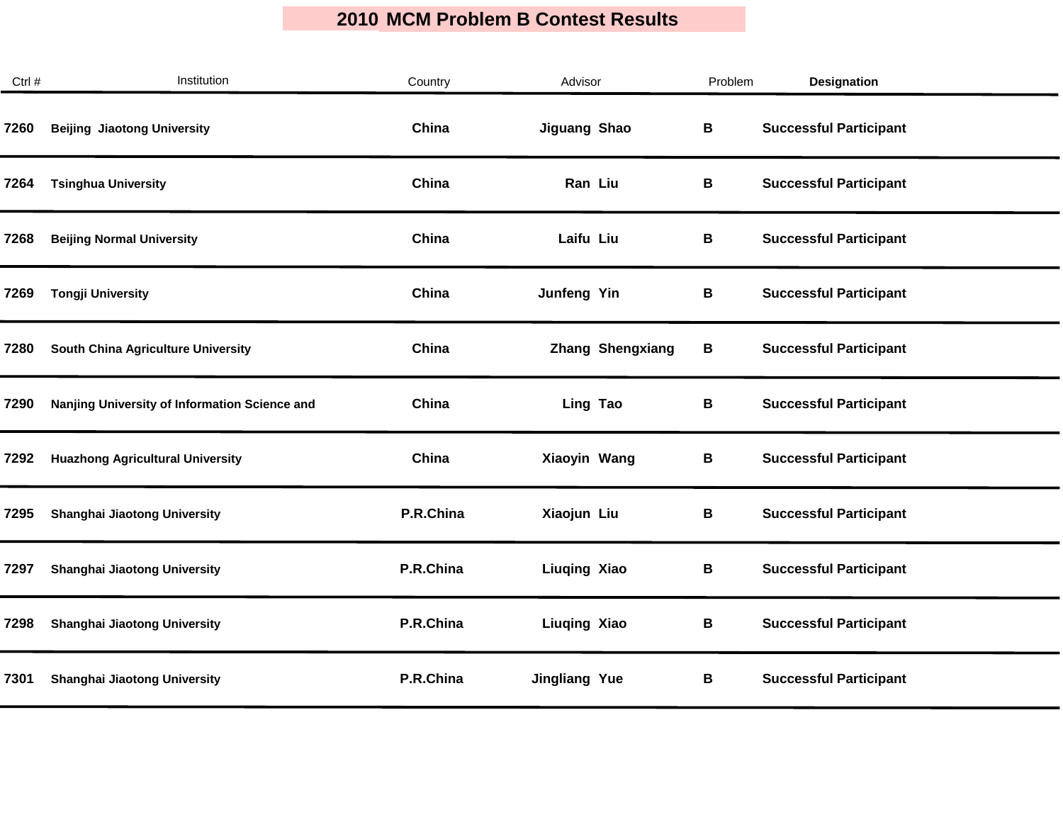# 2010 MCM Problem B Contest Results

| Ctrl # | Institution | Country | Advisor | Problem | Designation |
|---|---|---|---|---|---|
| 7260 | Beijing Jiaotong University | China | Jiguang Shao | B | Successful Participant |
| 7264 | Tsinghua University | China | Ran Liu | B | Successful Participant |
| 7268 | Beijing Normal University | China | Laifu Liu | B | Successful Participant |
| 7269 | Tongji University | China | Junfeng Yin | B | Successful Participant |
| 7280 | South China Agriculture University | China | Zhang Shengxiang | B | Successful Participant |
| 7290 | Nanjing University of Information Science and | China | Ling Tao | B | Successful Participant |
| 7292 | Huazhong Agricultural University | China | Xiaoyin Wang | B | Successful Participant |
| 7295 | Shanghai Jiaotong University | P.R.China | Xiaojun Liu | B | Successful Participant |
| 7297 | Shanghai Jiaotong University | P.R.China | Liuqing Xiao | B | Successful Participant |
| 7298 | Shanghai Jiaotong University | P.R.China | Liuqing Xiao | B | Successful Participant |
| 7301 | Shanghai Jiaotong University | P.R.China | Jingliang Yue | B | Successful Participant |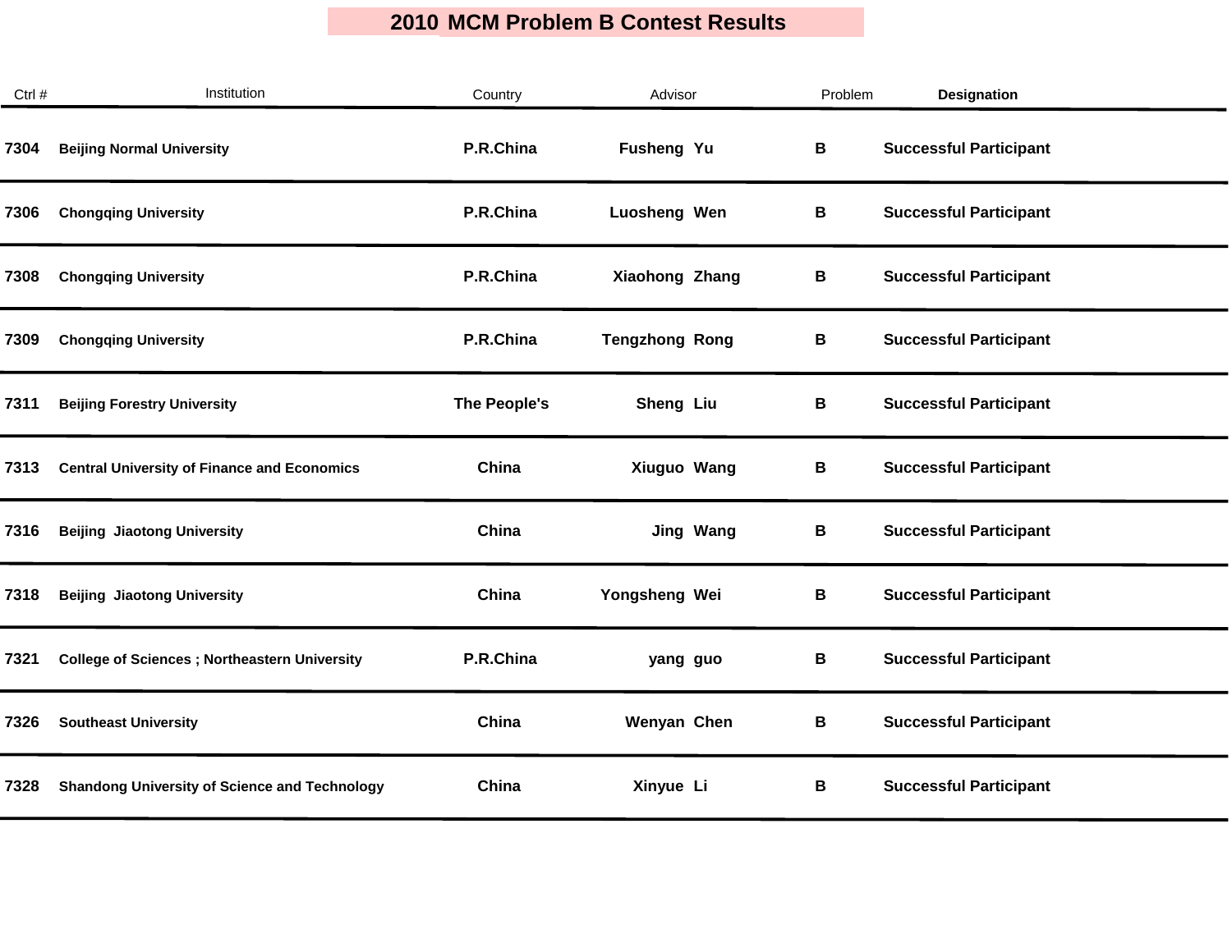# 2010 MCM Problem B Contest Results

| Ctrl # | Institution | Country | Advisor | Problem | Designation |
|---|---|---|---|---|---|
| 7304 | Beijing Normal University | P.R.China | Fusheng Yu | B | Successful Participant |
| 7306 | Chongqing University | P.R.China | Luosheng Wen | B | Successful Participant |
| 7308 | Chongqing University | P.R.China | Xiaohong Zhang | B | Successful Participant |
| 7309 | Chongqing University | P.R.China | Tengzhong Rong | B | Successful Participant |
| 7311 | Beijing Forestry University | The People's | Sheng Liu | B | Successful Participant |
| 7313 | Central University of Finance and Economics | China | Xiuguo Wang | B | Successful Participant |
| 7316 | Beijing Jiaotong University | China | Jing Wang | B | Successful Participant |
| 7318 | Beijing Jiaotong University | China | Yongsheng Wei | B | Successful Participant |
| 7321 | College of Sciences ; Northeastern University | P.R.China | yang guo | B | Successful Participant |
| 7326 | Southeast University | China | Wenyan Chen | B | Successful Participant |
| 7328 | Shandong University of Science and Technology | China | Xinyue Li | B | Successful Participant |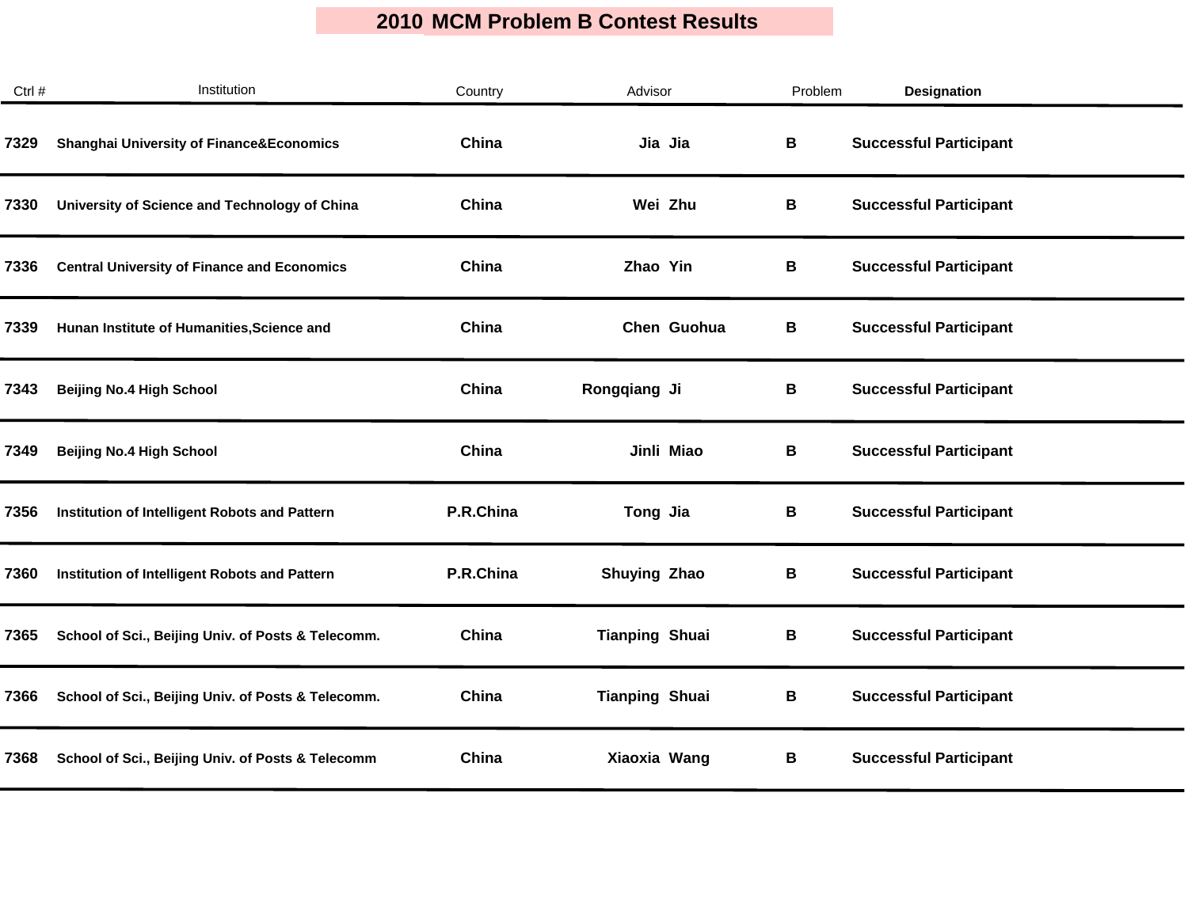# 2010 MCM Problem B Contest Results

| Ctrl # | Institution | Country | Advisor | Problem | Designation |
|---|---|---|---|---|---|
| 7329 | Shanghai University of Finance&Economics | China | Jia Jia | B | Successful Participant |
| 7330 | University of Science and Technology of China | China | Wei Zhu | B | Successful Participant |
| 7336 | Central University of Finance and Economics | China | Zhao Yin | B | Successful Participant |
| 7339 | Hunan Institute of Humanities,Science and | China | Chen Guohua | B | Successful Participant |
| 7343 | Beijing No.4 High School | China | Rongqiang Ji | B | Successful Participant |
| 7349 | Beijing No.4 High School | China | Jinli Miao | B | Successful Participant |
| 7356 | Institution of Intelligent Robots and Pattern | P.R.China | Tong Jia | B | Successful Participant |
| 7360 | Institution of Intelligent Robots and Pattern | P.R.China | Shuying Zhao | B | Successful Participant |
| 7365 | School of Sci., Beijing Univ. of Posts & Telecomm. | China | Tianping Shuai | B | Successful Participant |
| 7366 | School of Sci., Beijing Univ. of Posts & Telecomm. | China | Tianping Shuai | B | Successful Participant |
| 7368 | School of Sci., Beijing Univ. of Posts & Telecomm | China | Xiaoxia Wang | B | Successful Participant |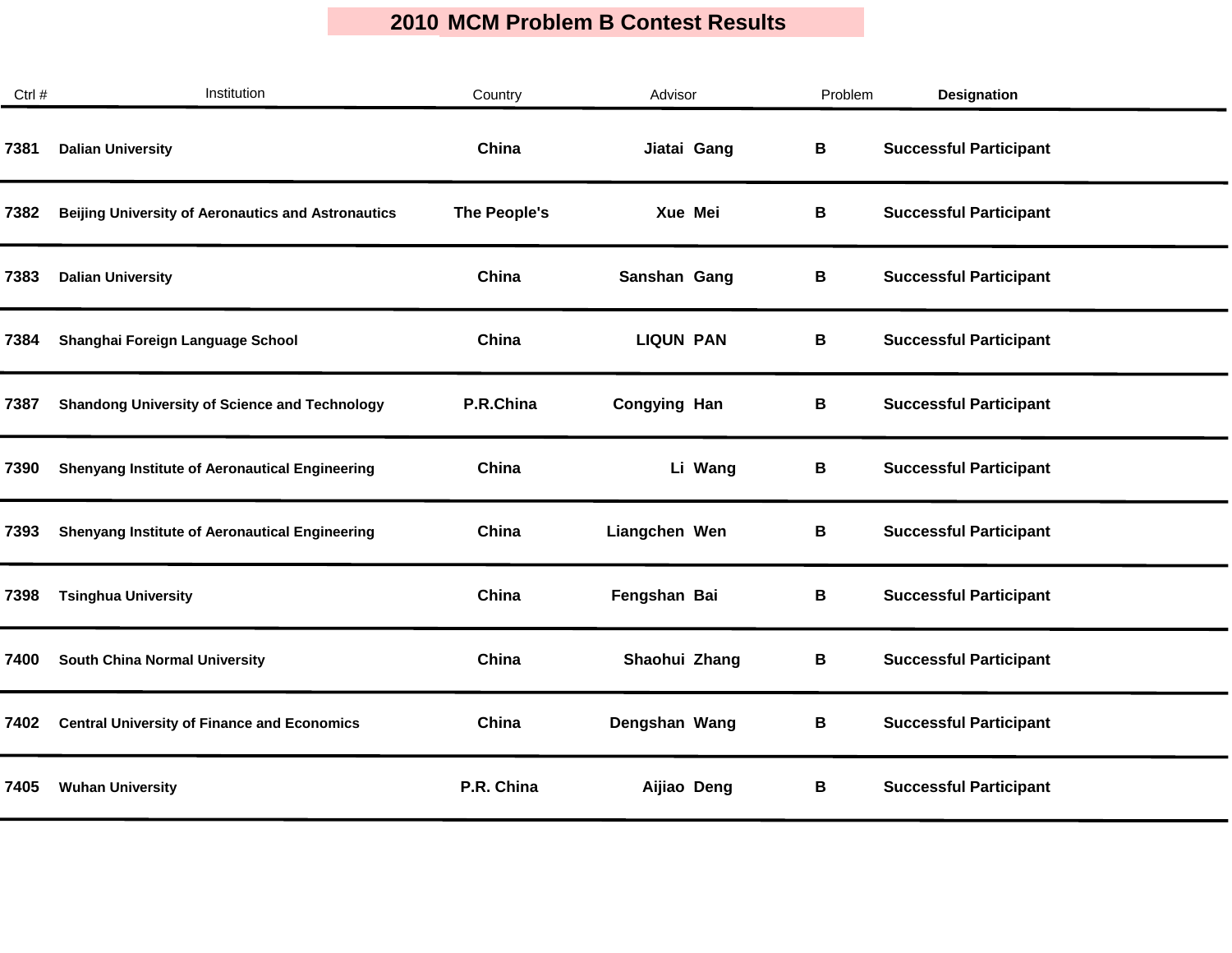# 2010 MCM Problem B Contest Results

| Ctrl # | Institution | Country | Advisor | Problem | Designation |
|---|---|---|---|---|---|
| 7381 | Dalian University | China | Jiatai Gang | B | Successful Participant |
| 7382 | Beijing University of Aeronautics and Astronautics | The People's | Xue Mei | B | Successful Participant |
| 7383 | Dalian University | China | Sanshan Gang | B | Successful Participant |
| 7384 | Shanghai Foreign Language School | China | LIQUN PAN | B | Successful Participant |
| 7387 | Shandong University of Science and Technology | P.R.China | Congying Han | B | Successful Participant |
| 7390 | Shenyang Institute of Aeronautical Engineering | China | Li Wang | B | Successful Participant |
| 7393 | Shenyang Institute of Aeronautical Engineering | China | Liangchen Wen | B | Successful Participant |
| 7398 | Tsinghua University | China | Fengshan Bai | B | Successful Participant |
| 7400 | South China Normal University | China | Shaohui Zhang | B | Successful Participant |
| 7402 | Central University of Finance and Economics | China | Dengshan Wang | B | Successful Participant |
| 7405 | Wuhan University | P.R. China | Aijiao Deng | B | Successful Participant |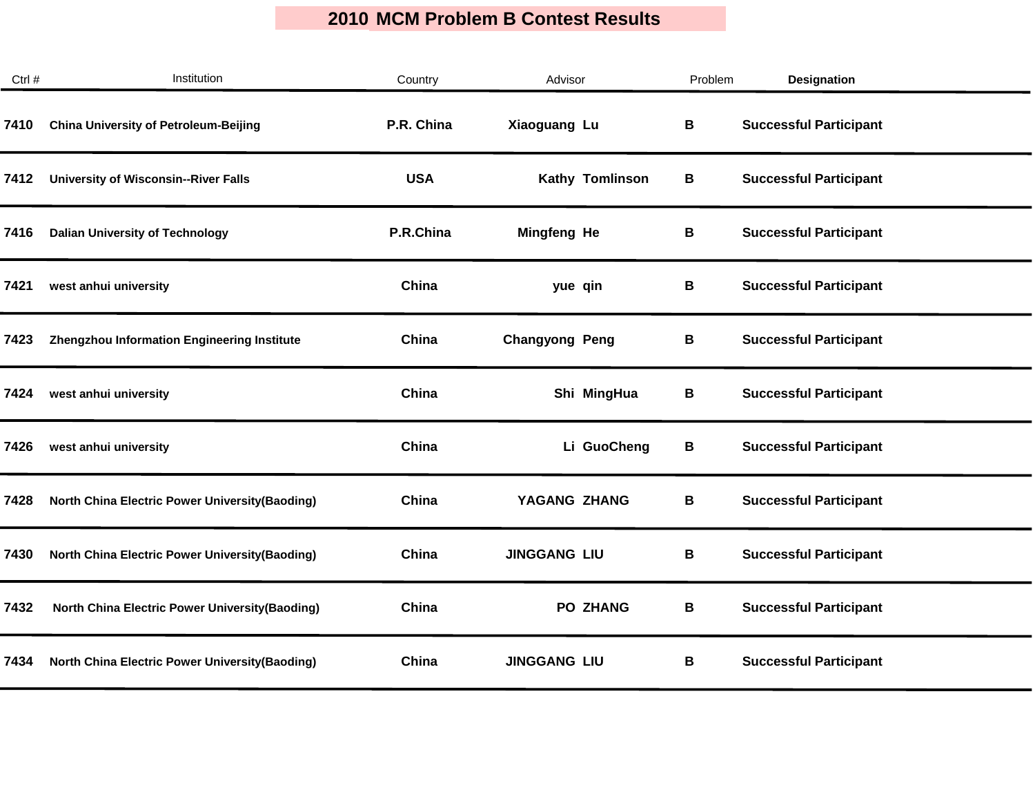# 2010 MCM Problem B Contest Results

| Ctrl # | Institution | Country | Advisor | Problem | Designation |
|---|---|---|---|---|---|
| 7410 | China University of Petroleum-Beijing | P.R. China | Xiaoguang Lu | B | Successful Participant |
| 7412 | University of Wisconsin--River Falls | USA | Kathy Tomlinson | B | Successful Participant |
| 7416 | Dalian University of Technology | P.R.China | Mingfeng He | B | Successful Participant |
| 7421 | west anhui university | China | yue qin | B | Successful Participant |
| 7423 | Zhengzhou Information Engineering Institute | China | Changyong Peng | B | Successful Participant |
| 7424 | west anhui university | China | Shi MingHua | B | Successful Participant |
| 7426 | west anhui university | China | Li GuoCheng | B | Successful Participant |
| 7428 | North China Electric Power University(Baoding) | China | YAGANG ZHANG | B | Successful Participant |
| 7430 | North China Electric Power University(Baoding) | China | JINGGANG LIU | B | Successful Participant |
| 7432 | North China Electric Power University(Baoding) | China | PO ZHANG | B | Successful Participant |
| 7434 | North China Electric Power University(Baoding) | China | JINGGANG LIU | B | Successful Participant |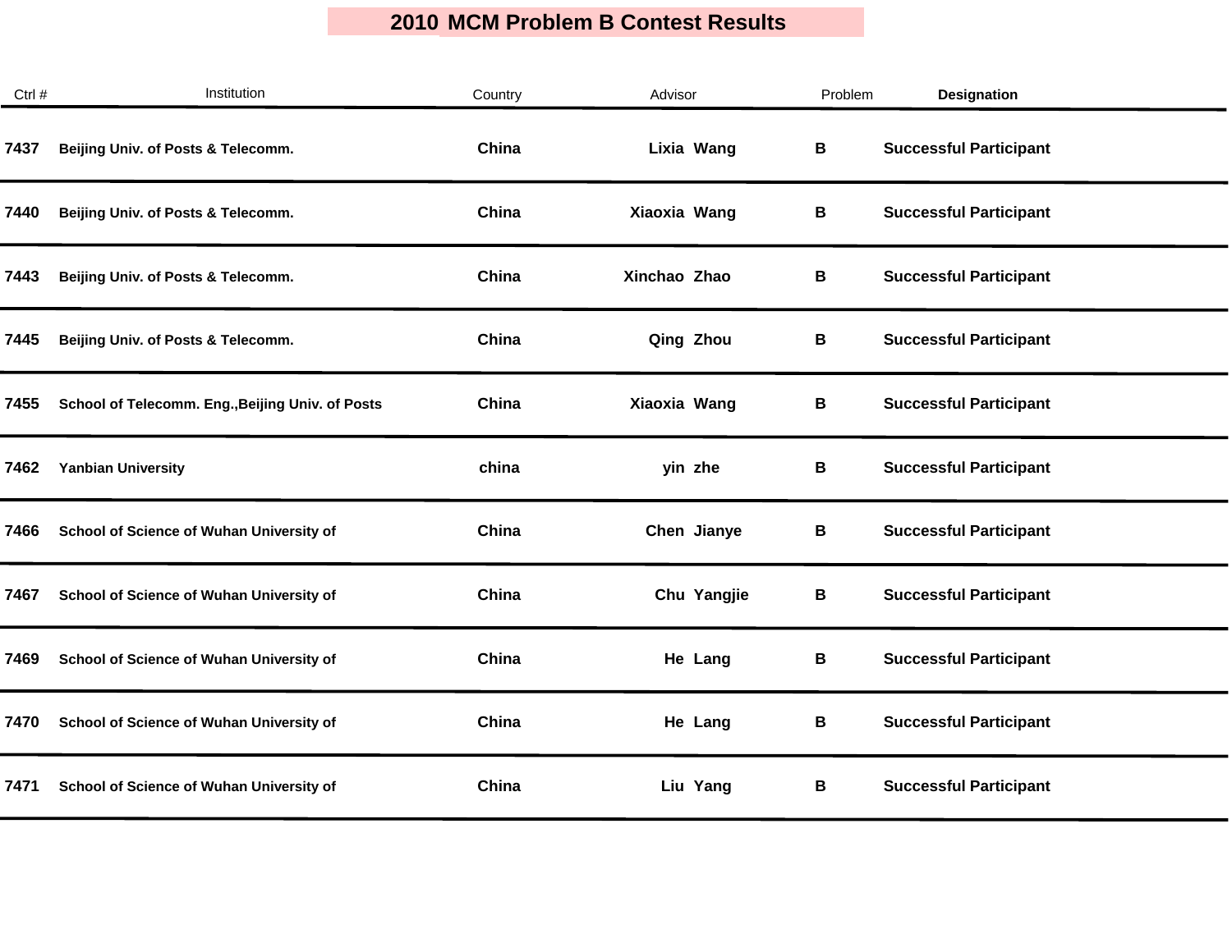# 2010 MCM Problem B Contest Results

| Ctrl # | Institution | Country | Advisor | Problem | Designation |
|---|---|---|---|---|---|
| 7437 | Beijing Univ. of Posts & Telecomm. | China | Lixia Wang | B | Successful Participant |
| 7440 | Beijing Univ. of Posts & Telecomm. | China | Xiaoxia Wang | B | Successful Participant |
| 7443 | Beijing Univ. of Posts & Telecomm. | China | Xinchao Zhao | B | Successful Participant |
| 7445 | Beijing Univ. of Posts & Telecomm. | China | Qing Zhou | B | Successful Participant |
| 7455 | School of Telecomm. Eng.,Beijing Univ. of Posts | China | Xiaoxia Wang | B | Successful Participant |
| 7462 | Yanbian University | china | yin zhe | B | Successful Participant |
| 7466 | School of Science of Wuhan University of | China | Chen Jianye | B | Successful Participant |
| 7467 | School of Science of Wuhan University of | China | Chu Yangjie | B | Successful Participant |
| 7469 | School of Science of Wuhan University of | China | He Lang | B | Successful Participant |
| 7470 | School of Science of Wuhan University of | China | He Lang | B | Successful Participant |
| 7471 | School of Science of Wuhan University of | China | Liu Yang | B | Successful Participant |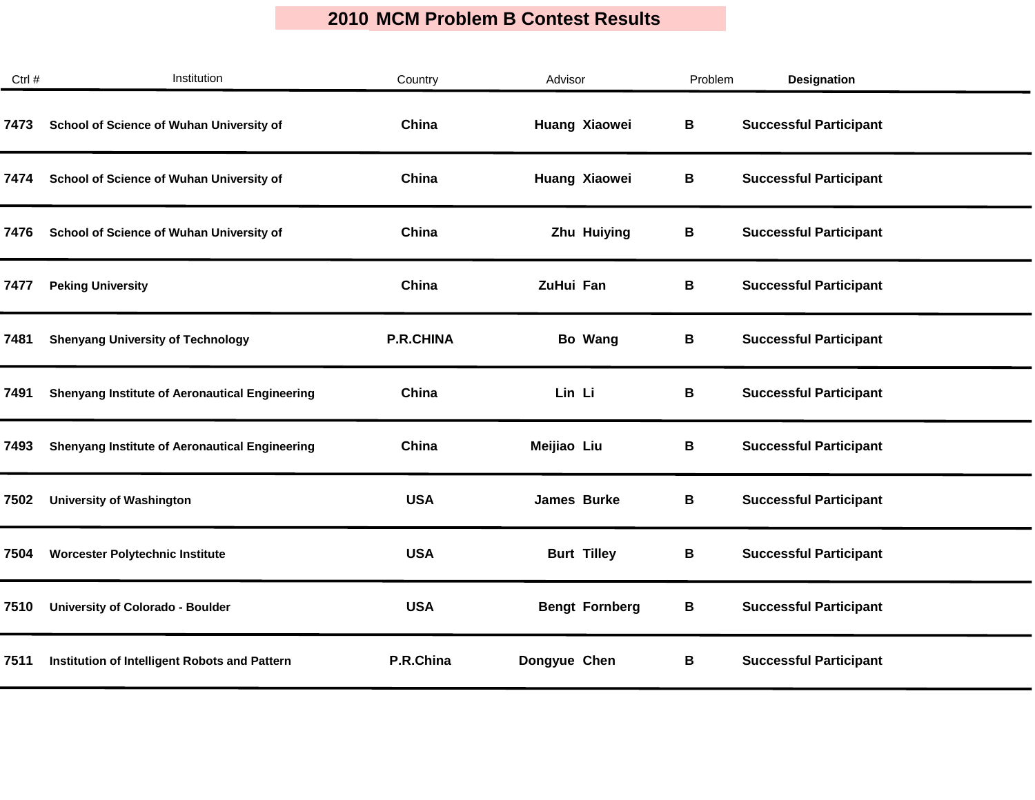# 2010 MCM Problem B Contest Results

| Ctrl # | Institution | Country | Advisor | Problem | Designation |
|---|---|---|---|---|---|
| 7473 | School of Science of Wuhan University of | China | Huang Xiaowei | B | Successful Participant |
| 7474 | School of Science of Wuhan University of | China | Huang Xiaowei | B | Successful Participant |
| 7476 | School of Science of Wuhan University of | China | Zhu Huiying | B | Successful Participant |
| 7477 | Peking University | China | ZuHui Fan | B | Successful Participant |
| 7481 | Shenyang University of Technology | P.R.CHINA | Bo Wang | B | Successful Participant |
| 7491 | Shenyang Institute of Aeronautical Engineering | China | Lin Li | B | Successful Participant |
| 7493 | Shenyang Institute of Aeronautical Engineering | China | Meijiao Liu | B | Successful Participant |
| 7502 | University of Washington | USA | James Burke | B | Successful Participant |
| 7504 | Worcester Polytechnic Institute | USA | Burt Tilley | B | Successful Participant |
| 7510 | University of Colorado - Boulder | USA | Bengt Fornberg | B | Successful Participant |
| 7511 | Institution of Intelligent Robots and Pattern | P.R.China | Dongyue Chen | B | Successful Participant |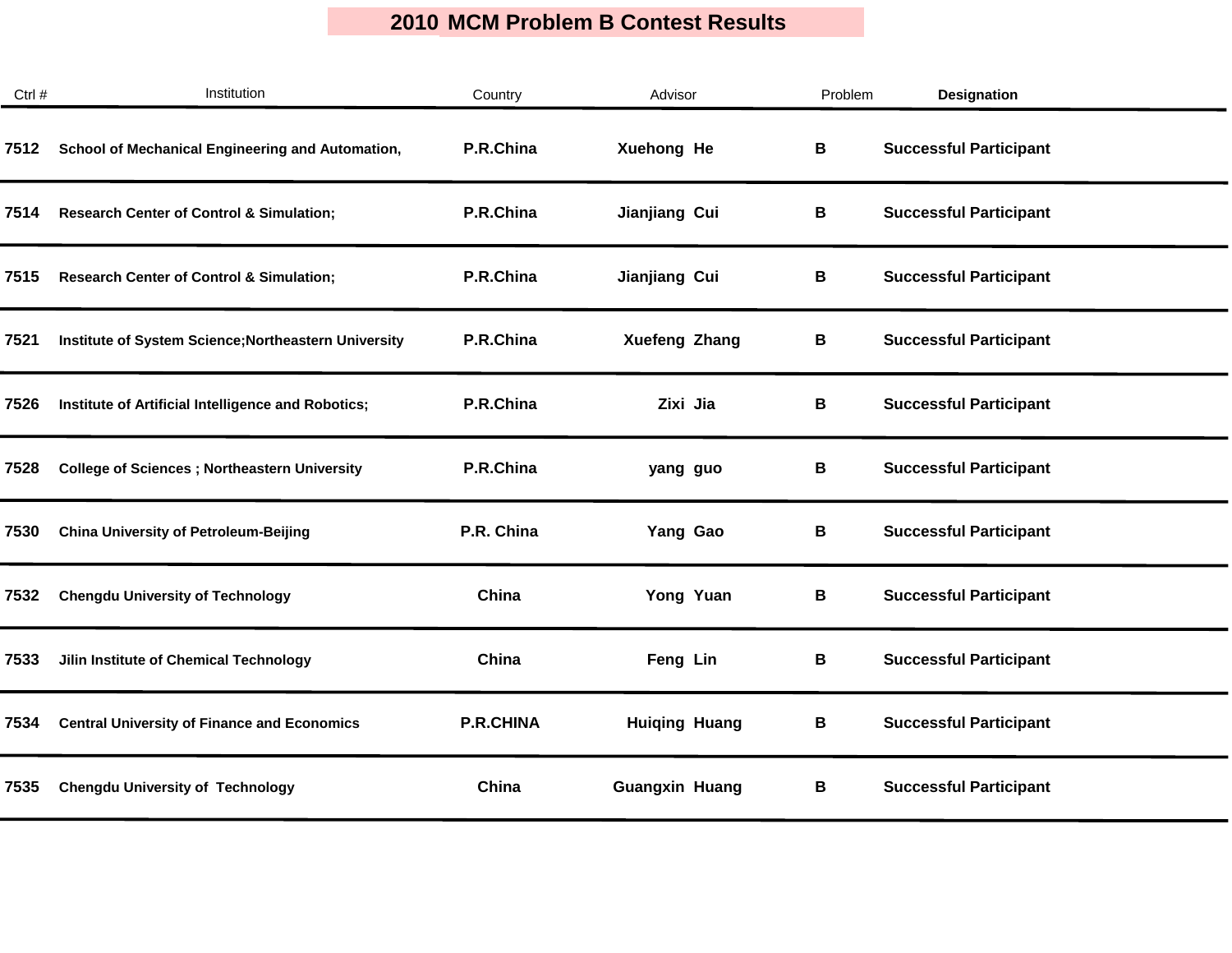# 2010 MCM Problem B Contest Results

| Ctrl # | Institution | Country | Advisor | Problem | Designation |
|---|---|---|---|---|---|
| 7512 | School of Mechanical Engineering and Automation, | P.R.China | Xuehong He | B | Successful Participant |
| 7514 | Research Center of Control & Simulation; | P.R.China | Jianjiang Cui | B | Successful Participant |
| 7515 | Research Center of Control & Simulation; | P.R.China | Jianjiang Cui | B | Successful Participant |
| 7521 | Institute of System Science;Northeastern University | P.R.China | Xuefeng Zhang | B | Successful Participant |
| 7526 | Institute of Artificial Intelligence and Robotics; | P.R.China | Zixi Jia | B | Successful Participant |
| 7528 | College of Sciences ; Northeastern University | P.R.China | yang guo | B | Successful Participant |
| 7530 | China University of Petroleum-Beijing | P.R. China | Yang Gao | B | Successful Participant |
| 7532 | Chengdu University of Technology | China | Yong Yuan | B | Successful Participant |
| 7533 | Jilin Institute of Chemical Technology | China | Feng Lin | B | Successful Participant |
| 7534 | Central University of Finance and Economics | P.R.CHINA | Huiqing Huang | B | Successful Participant |
| 7535 | Chengdu University of Technology | China | Guangxin Huang | B | Successful Participant |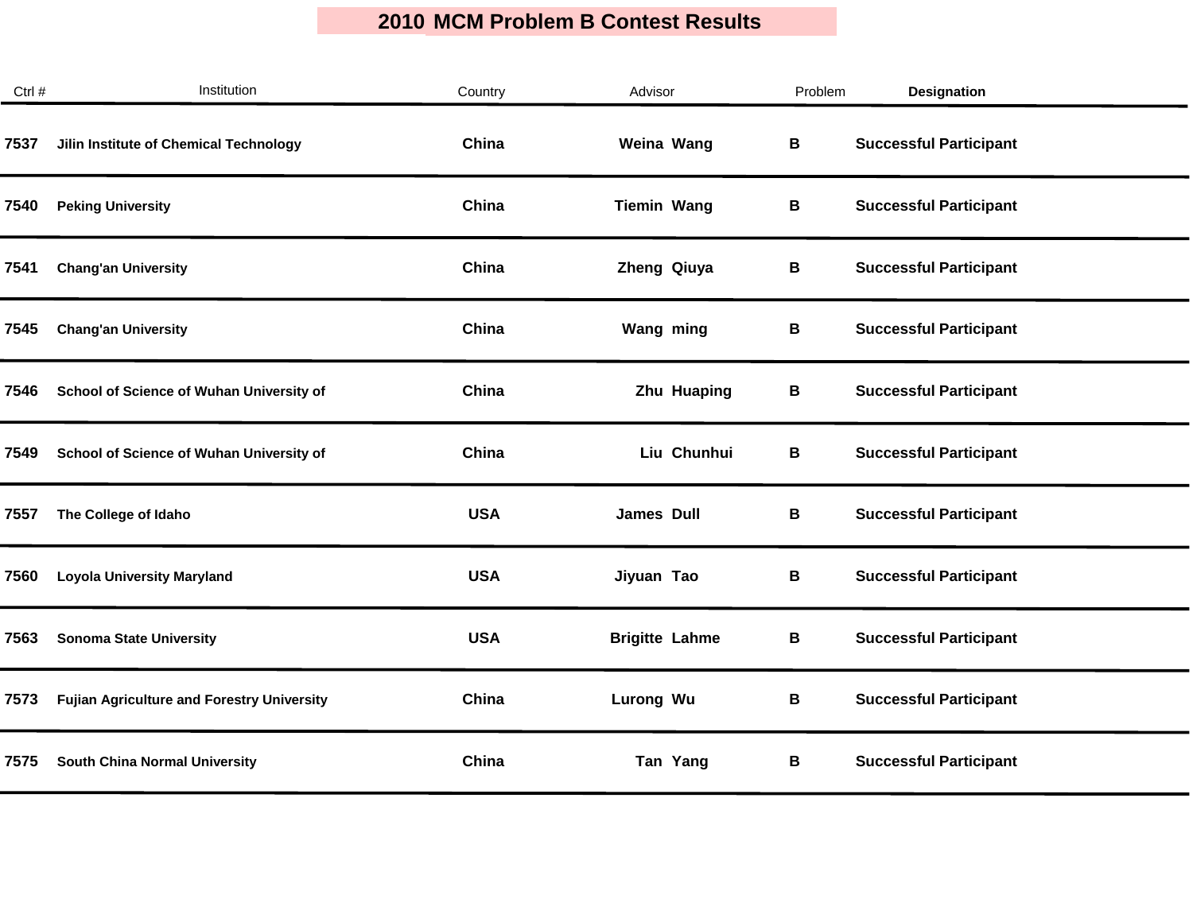# 2010 MCM Problem B Contest Results

| Ctrl # | Institution | Country | Advisor | Problem | Designation |
|---|---|---|---|---|---|
| 7537 | Jilin Institute of Chemical Technology | China | Weina Wang | B | Successful Participant |
| 7540 | Peking University | China | Tiemin Wang | B | Successful Participant |
| 7541 | Chang'an University | China | Zheng Qiuya | B | Successful Participant |
| 7545 | Chang'an University | China | Wang ming | B | Successful Participant |
| 7546 | School of Science of Wuhan University of | China | Zhu Huaping | B | Successful Participant |
| 7549 | School of Science of Wuhan University of | China | Liu Chunhui | B | Successful Participant |
| 7557 | The College of Idaho | USA | James Dull | B | Successful Participant |
| 7560 | Loyola University Maryland | USA | Jiyuan Tao | B | Successful Participant |
| 7563 | Sonoma State University | USA | Brigitte Lahme | B | Successful Participant |
| 7573 | Fujian Agriculture and Forestry University | China | Lurong Wu | B | Successful Participant |
| 7575 | South China Normal University | China | Tan Yang | B | Successful Participant |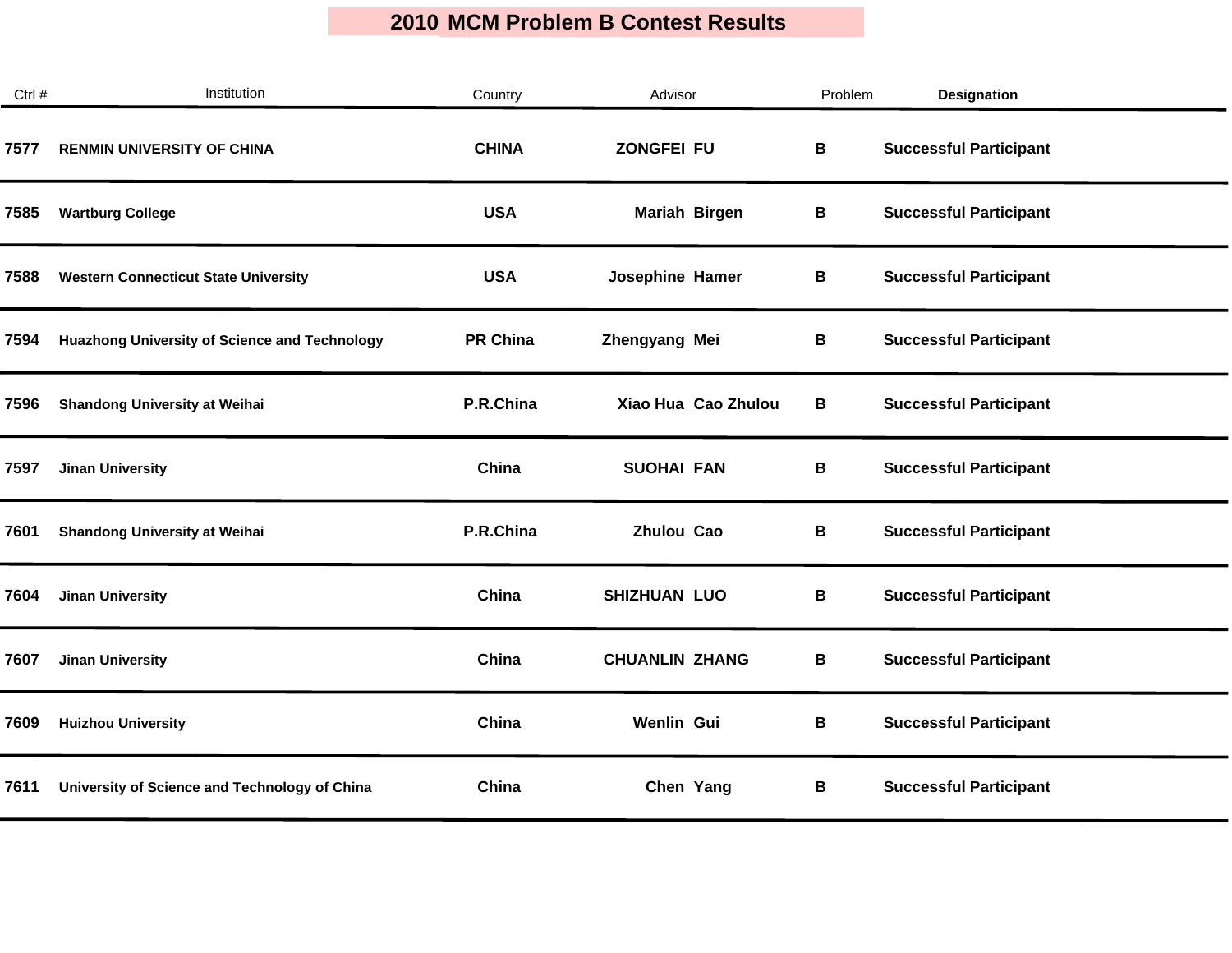# 2010 MCM Problem B Contest Results

| Ctrl # | Institution | Country | Advisor | Problem | Designation |
|---|---|---|---|---|---|
| 7577 | RENMIN UNIVERSITY OF CHINA | CHINA | ZONGFEI FU | B | Successful Participant |
| 7585 | Wartburg College | USA | Mariah Birgen | B | Successful Participant |
| 7588 | Western Connecticut State University | USA | Josephine Hamer | B | Successful Participant |
| 7594 | Huazhong University of Science and Technology | PR China | Zhengyang Mei | B | Successful Participant |
| 7596 | Shandong University at Weihai | P.R.China | Xiao Hua Cao Zhulou | B | Successful Participant |
| 7597 | Jinan University | China | SUOHAI FAN | B | Successful Participant |
| 7601 | Shandong University at Weihai | P.R.China | Zhulou Cao | B | Successful Participant |
| 7604 | Jinan University | China | SHIZHUAN LUO | B | Successful Participant |
| 7607 | Jinan University | China | CHUANLIN ZHANG | B | Successful Participant |
| 7609 | Huizhou University | China | Wenlin Gui | B | Successful Participant |
| 7611 | University of Science and Technology of China | China | Chen Yang | B | Successful Participant |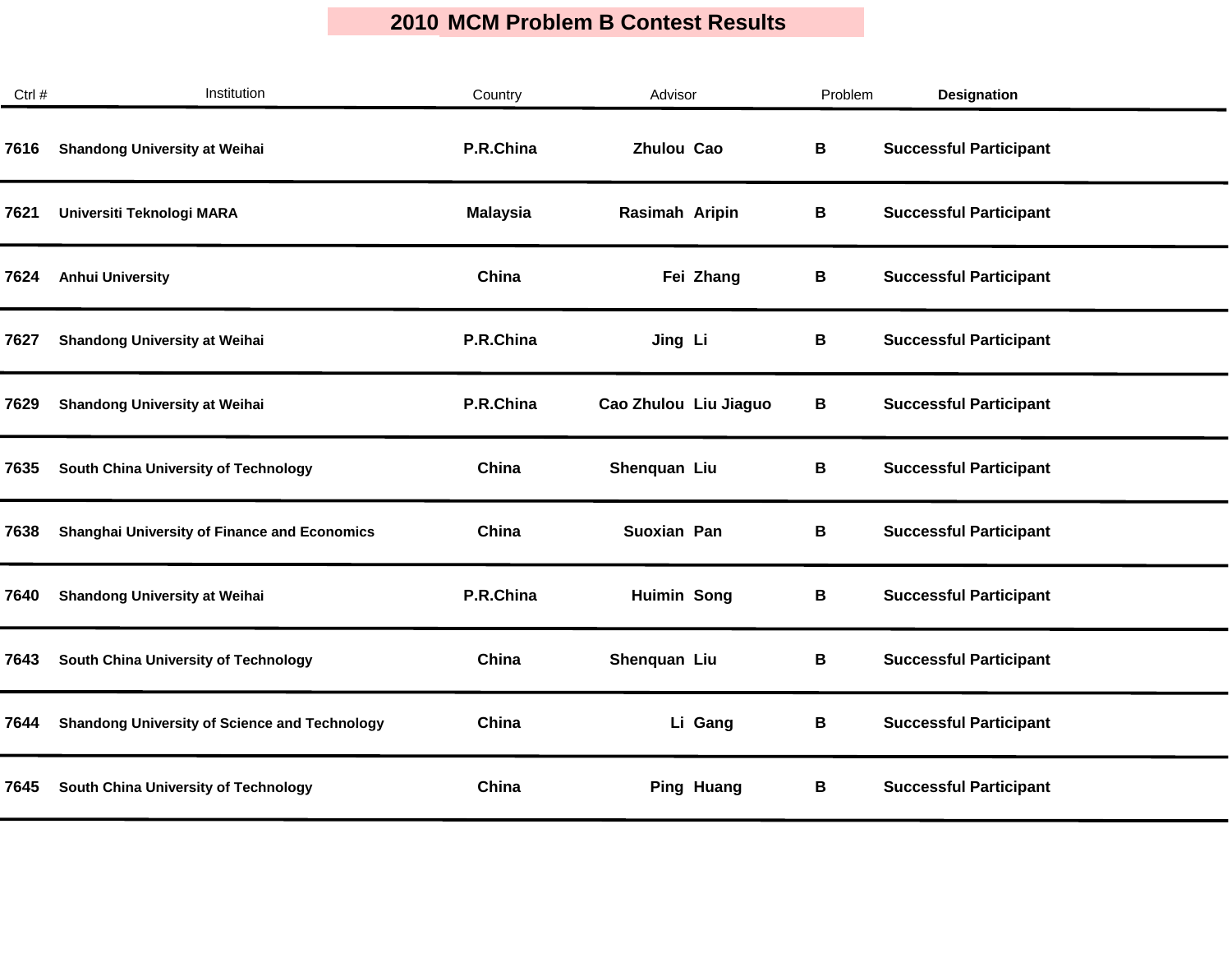# 2010 MCM Problem B Contest Results

| Ctrl # | Institution | Country | Advisor | | Problem | Designation |
|---|---|---|---|---|---|---|
| 7616 | Shandong University at Weihai | P.R.China | Zhulou | Cao | B | Successful Participant |
| 7621 | Universiti Teknologi MARA | Malaysia | Rasimah | Aripin | B | Successful Participant |
| 7624 | Anhui University | China | Fei | Zhang | B | Successful Participant |
| 7627 | Shandong University at Weihai | P.R.China | Jing | Li | B | Successful Participant |
| 7629 | Shandong University at Weihai | P.R.China | Cao Zhulou | Liu Jiaguo | B | Successful Participant |
| 7635 | South China University of Technology | China | Shenquan | Liu | B | Successful Participant |
| 7638 | Shanghai University of Finance and Economics | China | Suoxian | Pan | B | Successful Participant |
| 7640 | Shandong University at Weihai | P.R.China | Huimin | Song | B | Successful Participant |
| 7643 | South China University of Technology | China | Shenquan | Liu | B | Successful Participant |
| 7644 | Shandong University of Science and Technology | China | Li | Gang | B | Successful Participant |
| 7645 | South China University of Technology | China | Ping | Huang | B | Successful Participant |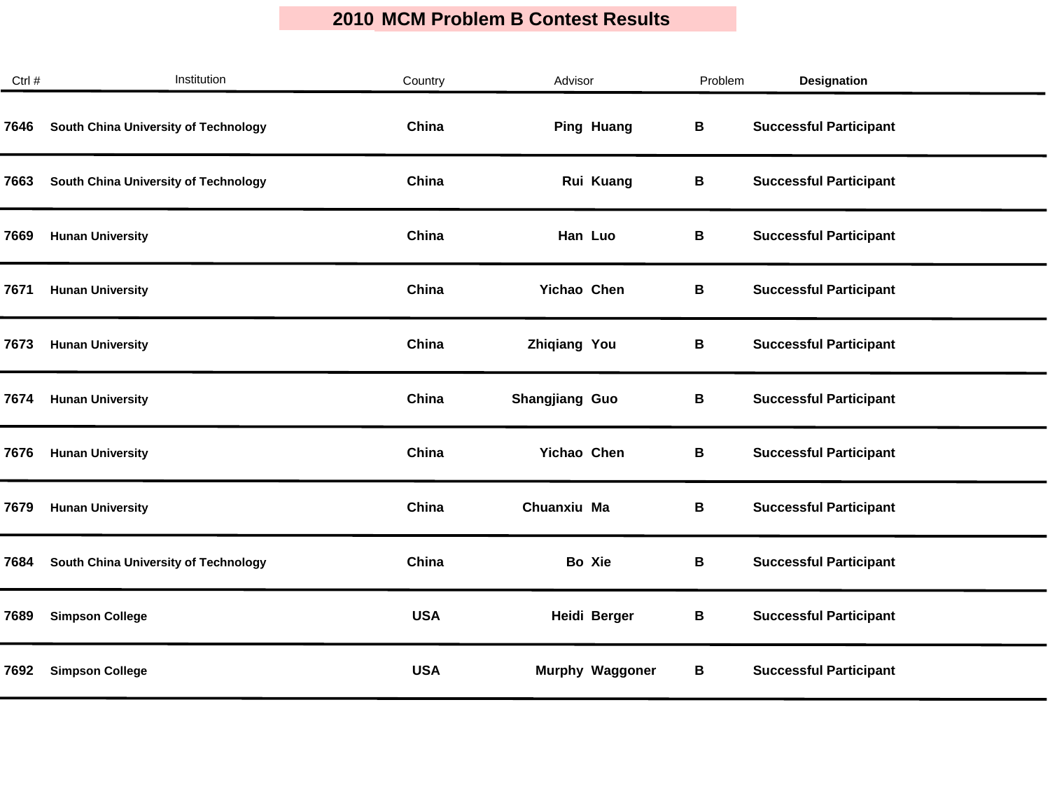# 2010 MCM Problem B Contest Results

| Ctrl # | Institution | Country | Advisor | Problem | Designation |
|---|---|---|---|---|---|
| 7646 | South China University of Technology | China | Ping Huang | B | Successful Participant |
| 7663 | South China University of Technology | China | Rui Kuang | B | Successful Participant |
| 7669 | Hunan University | China | Han Luo | B | Successful Participant |
| 7671 | Hunan University | China | Yichao Chen | B | Successful Participant |
| 7673 | Hunan University | China | Zhiqiang You | B | Successful Participant |
| 7674 | Hunan University | China | Shangjiang Guo | B | Successful Participant |
| 7676 | Hunan University | China | Yichao Chen | B | Successful Participant |
| 7679 | Hunan University | China | Chuanxiu Ma | B | Successful Participant |
| 7684 | South China University of Technology | China | Bo Xie | B | Successful Participant |
| 7689 | Simpson College | USA | Heidi Berger | B | Successful Participant |
| 7692 | Simpson College | USA | Murphy Waggoner | B | Successful Participant |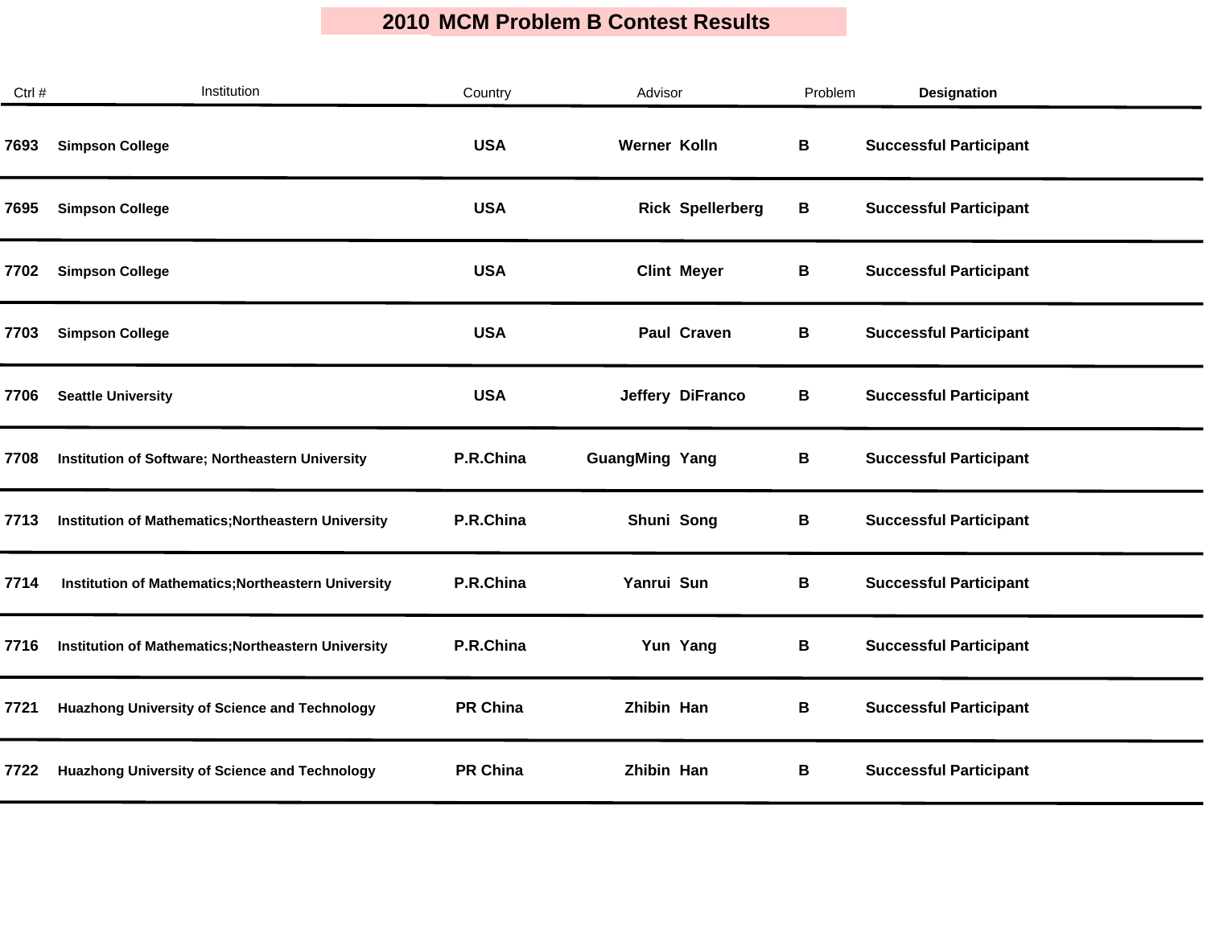# 2010 MCM Problem B Contest Results

| Ctrl # | Institution | Country | Advisor | Problem | Designation |
|---|---|---|---|---|---|
| 7693 | Simpson College | USA | Werner Kolln | B | Successful Participant |
| 7695 | Simpson College | USA | Rick Spellerberg | B | Successful Participant |
| 7702 | Simpson College | USA | Clint Meyer | B | Successful Participant |
| 7703 | Simpson College | USA | Paul Craven | B | Successful Participant |
| 7706 | Seattle University | USA | Jeffery DiFranco | B | Successful Participant |
| 7708 | Institution of Software; Northeastern University | P.R.China | GuangMing Yang | B | Successful Participant |
| 7713 | Institution of Mathematics;Northeastern University | P.R.China | Shuni Song | B | Successful Participant |
| 7714 | Institution of Mathematics;Northeastern University | P.R.China | Yanrui Sun | B | Successful Participant |
| 7716 | Institution of Mathematics;Northeastern University | P.R.China | Yun Yang | B | Successful Participant |
| 7721 | Huazhong University of Science and Technology | PR China | Zhibin Han | B | Successful Participant |
| 7722 | Huazhong University of Science and Technology | PR China | Zhibin Han | B | Successful Participant |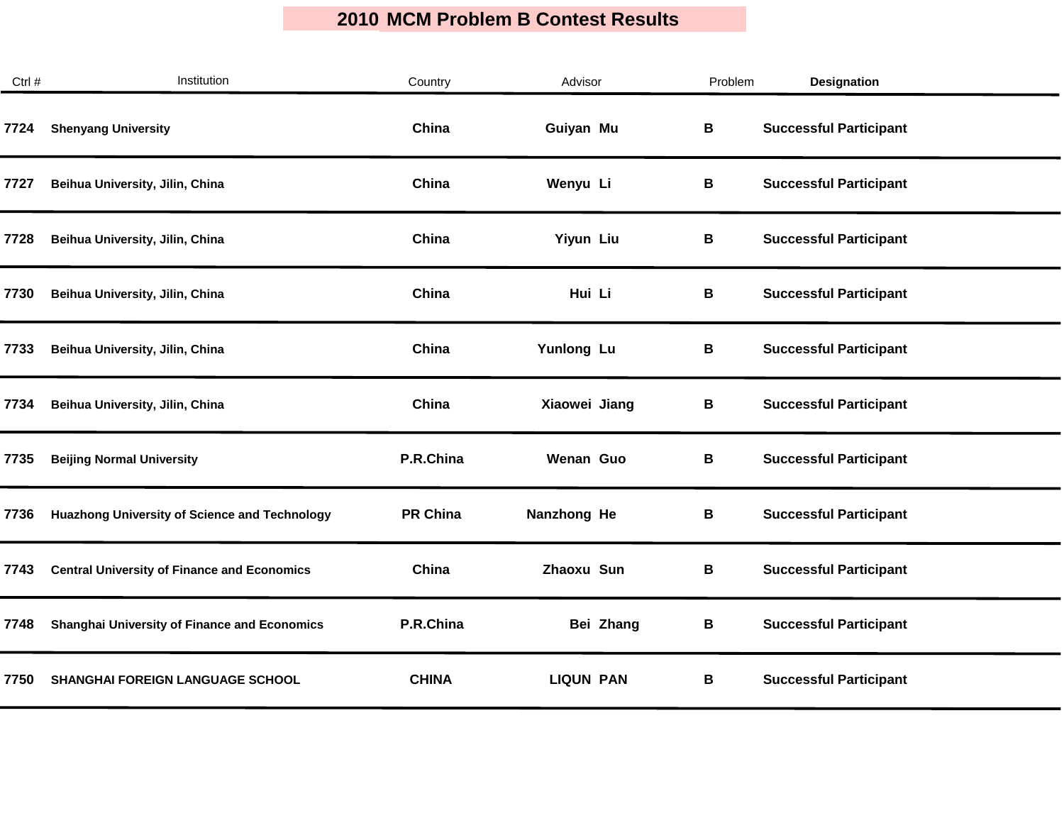# 2010 MCM Problem B Contest Results

| Ctrl # | Institution | Country | Advisor | Problem | Designation |
|---|---|---|---|---|---|
| 7724 | Shenyang University | China | Guiyan Mu | B | Successful Participant |
| 7727 | Beihua University, Jilin, China | China | Wenyu Li | B | Successful Participant |
| 7728 | Beihua University, Jilin, China | China | Yiyun Liu | B | Successful Participant |
| 7730 | Beihua University, Jilin, China | China | Hui Li | B | Successful Participant |
| 7733 | Beihua University, Jilin, China | China | Yunlong Lu | B | Successful Participant |
| 7734 | Beihua University, Jilin, China | China | Xiaowei Jiang | B | Successful Participant |
| 7735 | Beijing Normal University | P.R.China | Wenan Guo | B | Successful Participant |
| 7736 | Huazhong University of Science and Technology | PR China | Nanzhong He | B | Successful Participant |
| 7743 | Central University of Finance and Economics | China | Zhaoxu Sun | B | Successful Participant |
| 7748 | Shanghai University of Finance and Economics | P.R.China | Bei Zhang | B | Successful Participant |
| 7750 | SHANGHAI FOREIGN LANGUAGE SCHOOL | CHINA | LIQUN PAN | B | Successful Participant |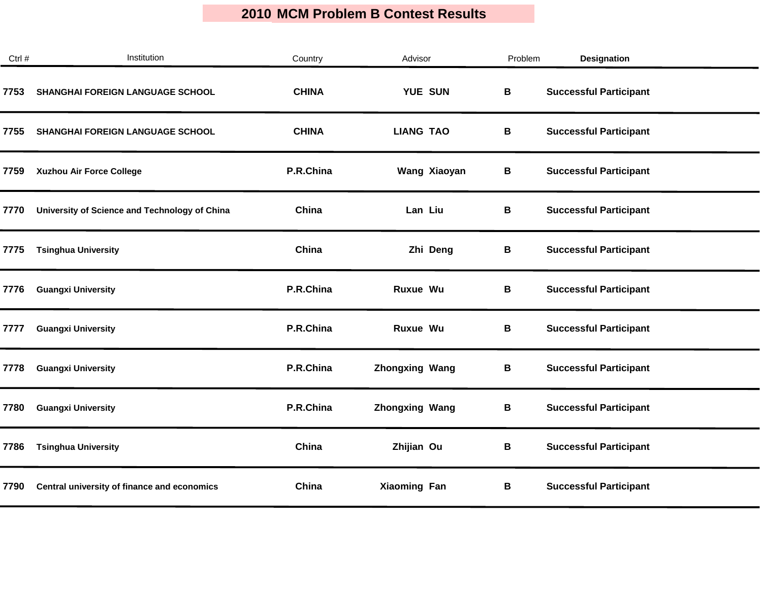# 2010 MCM Problem B Contest Results

| Ctrl # | Institution | Country | Advisor | Problem | Designation |
|---|---|---|---|---|---|
| 7753 | SHANGHAI FOREIGN LANGUAGE SCHOOL | CHINA | YUE SUN | B | Successful Participant |
| 7755 | SHANGHAI FOREIGN LANGUAGE SCHOOL | CHINA | LIANG TAO | B | Successful Participant |
| 7759 | Xuzhou Air Force College | P.R.China | Wang Xiaoyan | B | Successful Participant |
| 7770 | University of Science and Technology of China | China | Lan Liu | B | Successful Participant |
| 7775 | Tsinghua University | China | Zhi Deng | B | Successful Participant |
| 7776 | Guangxi University | P.R.China | Ruxue Wu | B | Successful Participant |
| 7777 | Guangxi University | P.R.China | Ruxue Wu | B | Successful Participant |
| 7778 | Guangxi University | P.R.China | Zhongxing Wang | B | Successful Participant |
| 7780 | Guangxi University | P.R.China | Zhongxing Wang | B | Successful Participant |
| 7786 | Tsinghua University | China | Zhijian Ou | B | Successful Participant |
| 7790 | Central university of finance and economics | China | Xiaoming Fan | B | Successful Participant |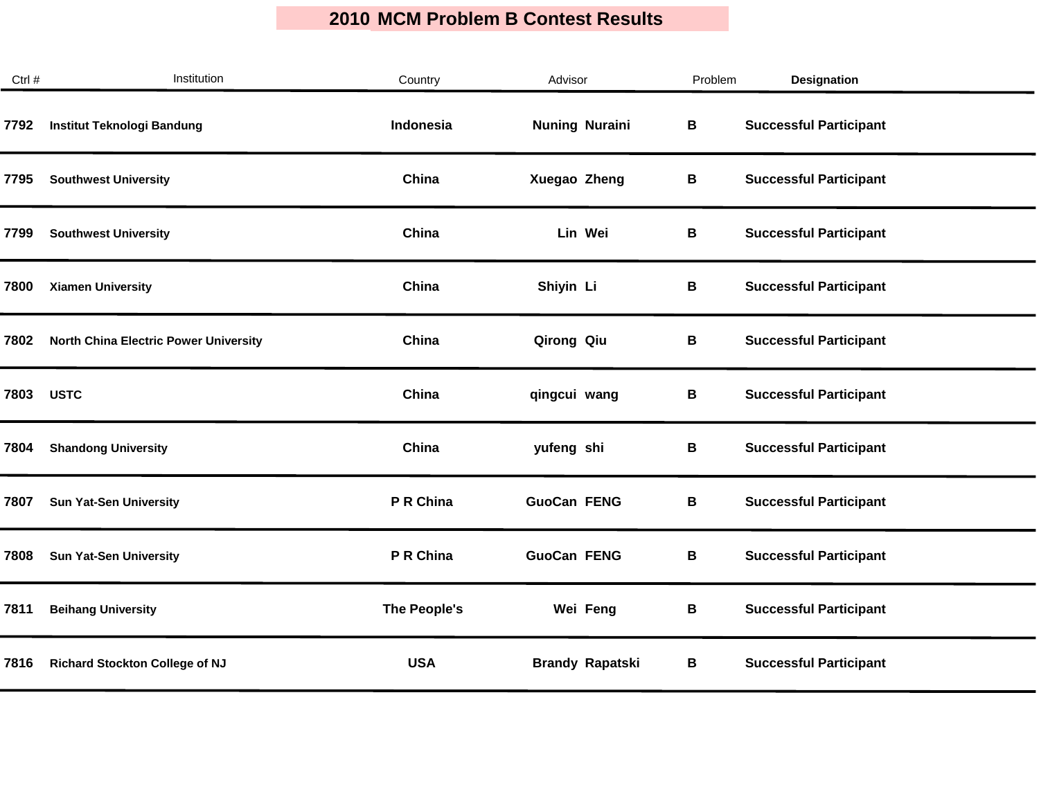# 2010 MCM Problem B Contest Results

| Ctrl # | Institution | Country | Advisor | Problem | Designation |
|---|---|---|---|---|---|
| 7792 | Institut Teknologi Bandung | Indonesia | Nuning Nuraini | B | Successful Participant |
| 7795 | Southwest University | China | Xuegao Zheng | B | Successful Participant |
| 7799 | Southwest University | China | Lin Wei | B | Successful Participant |
| 7800 | Xiamen University | China | Shiyin Li | B | Successful Participant |
| 7802 | North China Electric Power University | China | Qirong Qiu | B | Successful Participant |
| 7803 | USTC | China | qingcui wang | B | Successful Participant |
| 7804 | Shandong University | China | yufeng shi | B | Successful Participant |
| 7807 | Sun Yat-Sen University | P R China | GuoCan FENG | B | Successful Participant |
| 7808 | Sun Yat-Sen University | P R China | GuoCan FENG | B | Successful Participant |
| 7811 | Beihang University | The People's | Wei Feng | B | Successful Participant |
| 7816 | Richard Stockton College of NJ | USA | Brandy Rapatski | B | Successful Participant |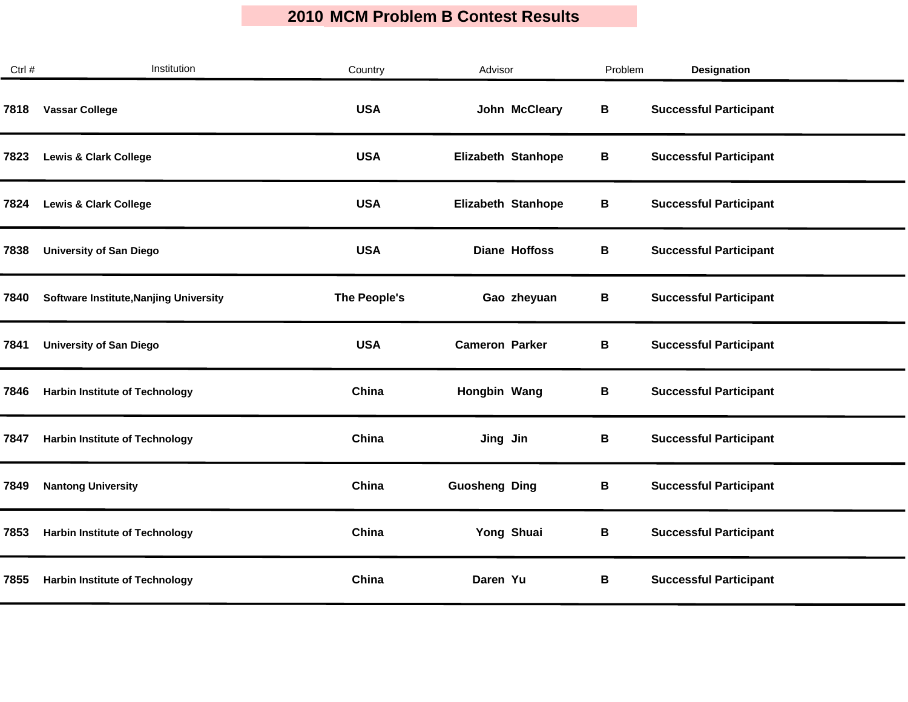# 2010 MCM Problem B Contest Results

| Ctrl # | Institution | Country | Advisor | Problem | Designation |
|---|---|---|---|---|---|
| 7818 | Vassar College | USA | John McCleary | B | Successful Participant |
| 7823 | Lewis & Clark College | USA | Elizabeth Stanhope | B | Successful Participant |
| 7824 | Lewis & Clark College | USA | Elizabeth Stanhope | B | Successful Participant |
| 7838 | University of San Diego | USA | Diane Hoffoss | B | Successful Participant |
| 7840 | Software Institute,Nanjing University | The People's | Gao zheyuan | B | Successful Participant |
| 7841 | University of San Diego | USA | Cameron Parker | B | Successful Participant |
| 7846 | Harbin Institute of Technology | China | Hongbin Wang | B | Successful Participant |
| 7847 | Harbin Institute of Technology | China | Jing Jin | B | Successful Participant |
| 7849 | Nantong University | China | Guosheng Ding | B | Successful Participant |
| 7853 | Harbin Institute of Technology | China | Yong Shuai | B | Successful Participant |
| 7855 | Harbin Institute of Technology | China | Daren Yu | B | Successful Participant |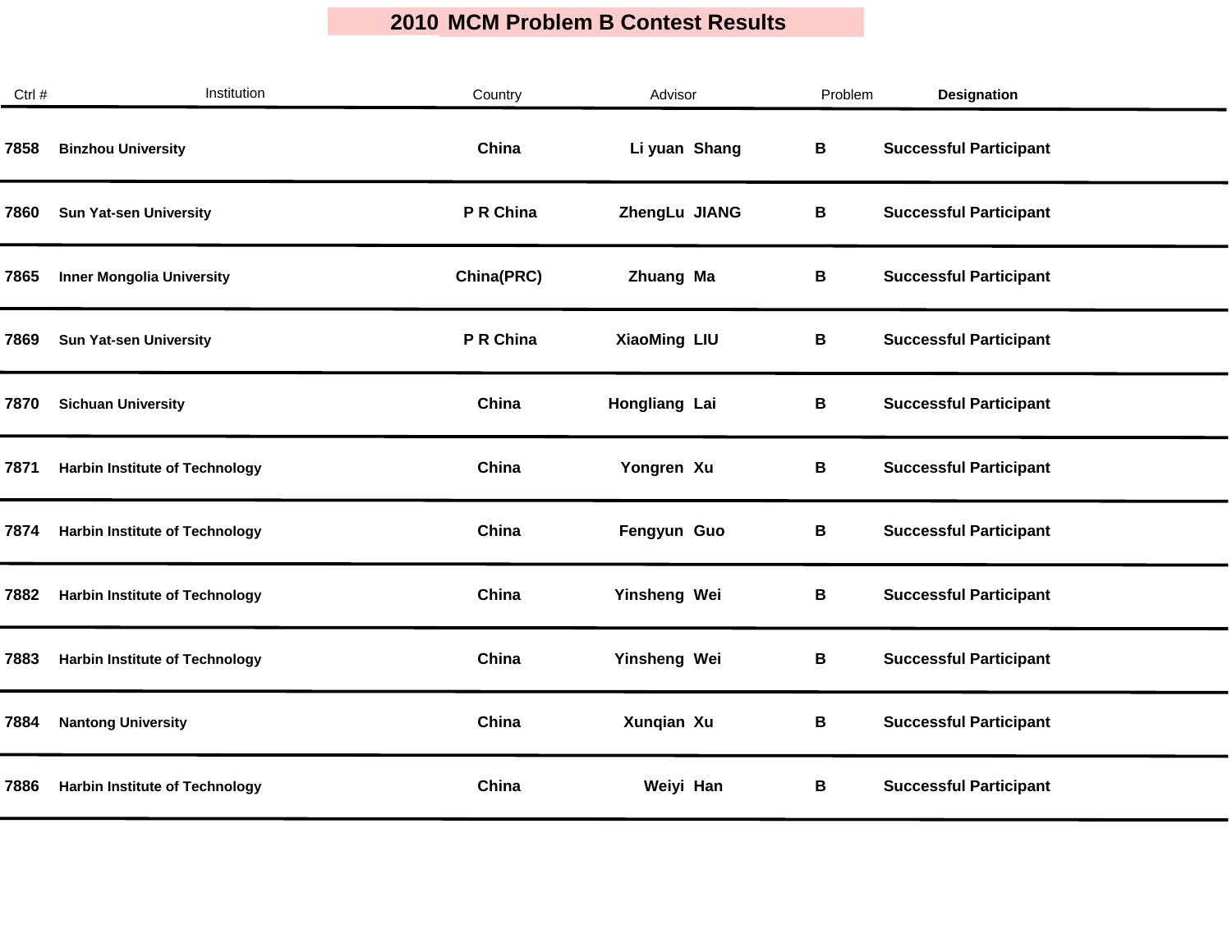# 2010 MCM Problem B Contest Results

| Ctrl # | Institution | Country | Advisor | Problem | Designation |
|---|---|---|---|---|---|
| 7858 | Binzhou University | China | Li yuan Shang | B | Successful Participant |
| 7860 | Sun Yat-sen University | P R China | ZhengLu JIANG | B | Successful Participant |
| 7865 | Inner Mongolia University | China(PRC) | Zhuang Ma | B | Successful Participant |
| 7869 | Sun Yat-sen University | P R China | XiaoMing LIU | B | Successful Participant |
| 7870 | Sichuan University | China | Hongliang Lai | B | Successful Participant |
| 7871 | Harbin Institute of Technology | China | Yongren Xu | B | Successful Participant |
| 7874 | Harbin Institute of Technology | China | Fengyun Guo | B | Successful Participant |
| 7882 | Harbin Institute of Technology | China | Yinsheng Wei | B | Successful Participant |
| 7883 | Harbin Institute of Technology | China | Yinsheng Wei | B | Successful Participant |
| 7884 | Nantong University | China | Xunqian Xu | B | Successful Participant |
| 7886 | Harbin Institute of Technology | China | Weiyi Han | B | Successful Participant |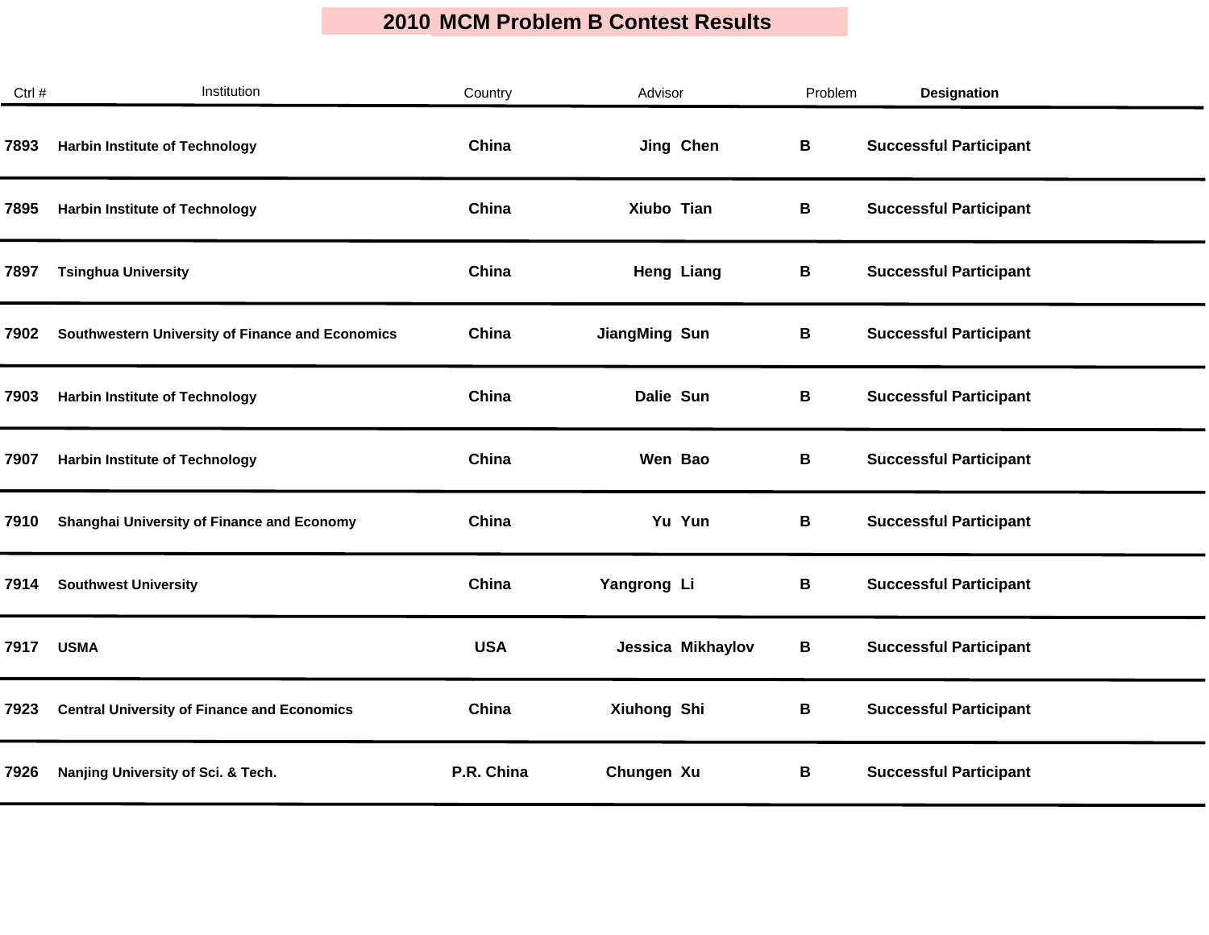# 2010 MCM Problem B Contest Results

| Ctrl # | Institution | Country | Advisor | Problem | Designation |
|---|---|---|---|---|---|
| 7893 | Harbin Institute of Technology | China | Jing Chen | B | Successful Participant |
| 7895 | Harbin Institute of Technology | China | Xiubo Tian | B | Successful Participant |
| 7897 | Tsinghua University | China | Heng Liang | B | Successful Participant |
| 7902 | Southwestern University of Finance and Economics | China | JiangMing Sun | B | Successful Participant |
| 7903 | Harbin Institute of Technology | China | Dalie Sun | B | Successful Participant |
| 7907 | Harbin Institute of Technology | China | Wen Bao | B | Successful Participant |
| 7910 | Shanghai University of Finance and Economy | China | Yu Yun | B | Successful Participant |
| 7914 | Southwest University | China | Yangrong Li | B | Successful Participant |
| 7917 | USMA | USA | Jessica Mikhaylov | B | Successful Participant |
| 7923 | Central University of Finance and Economics | China | Xiuhong Shi | B | Successful Participant |
| 7926 | Nanjing University of Sci. & Tech. | P.R. China | Chungen Xu | B | Successful Participant |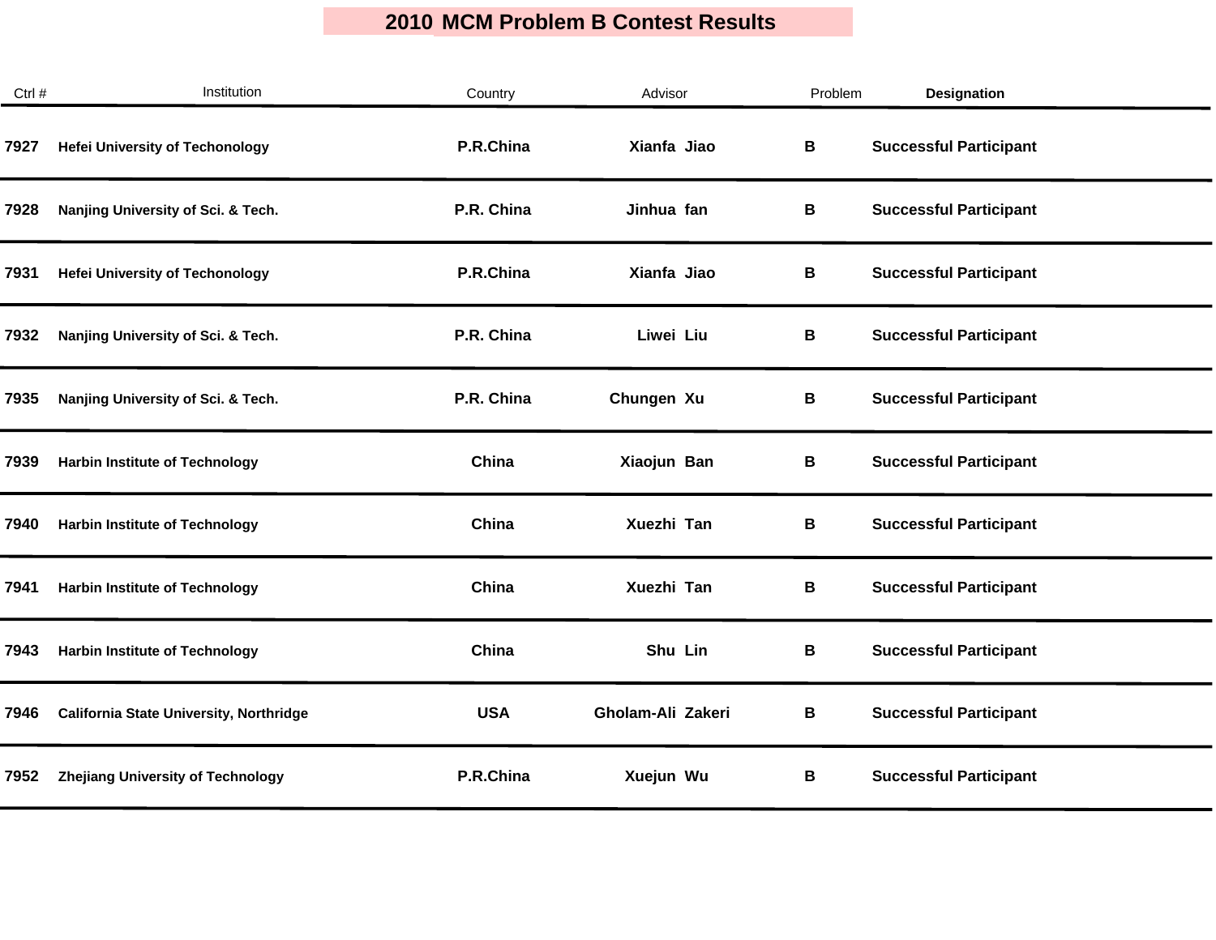# 2010 MCM Problem B Contest Results

| Ctrl # | Institution | Country | Advisor | Problem | Designation |
|---|---|---|---|---|---|
| 7927 | Hefei University of Techonology | P.R.China | Xianfa Jiao | B | Successful Participant |
| 7928 | Nanjing University of Sci. & Tech. | P.R. China | Jinhua fan | B | Successful Participant |
| 7931 | Hefei University of Techonology | P.R.China | Xianfa Jiao | B | Successful Participant |
| 7932 | Nanjing University of Sci. & Tech. | P.R. China | Liwei Liu | B | Successful Participant |
| 7935 | Nanjing University of Sci. & Tech. | P.R. China | Chungen Xu | B | Successful Participant |
| 7939 | Harbin Institute of Technology | China | Xiaojun Ban | B | Successful Participant |
| 7940 | Harbin Institute of Technology | China | Xuezhi Tan | B | Successful Participant |
| 7941 | Harbin Institute of Technology | China | Xuezhi Tan | B | Successful Participant |
| 7943 | Harbin Institute of Technology | China | Shu Lin | B | Successful Participant |
| 7946 | California State University, Northridge | USA | Gholam-Ali Zakeri | B | Successful Participant |
| 7952 | Zhejiang University of Technology | P.R.China | Xuejun Wu | B | Successful Participant |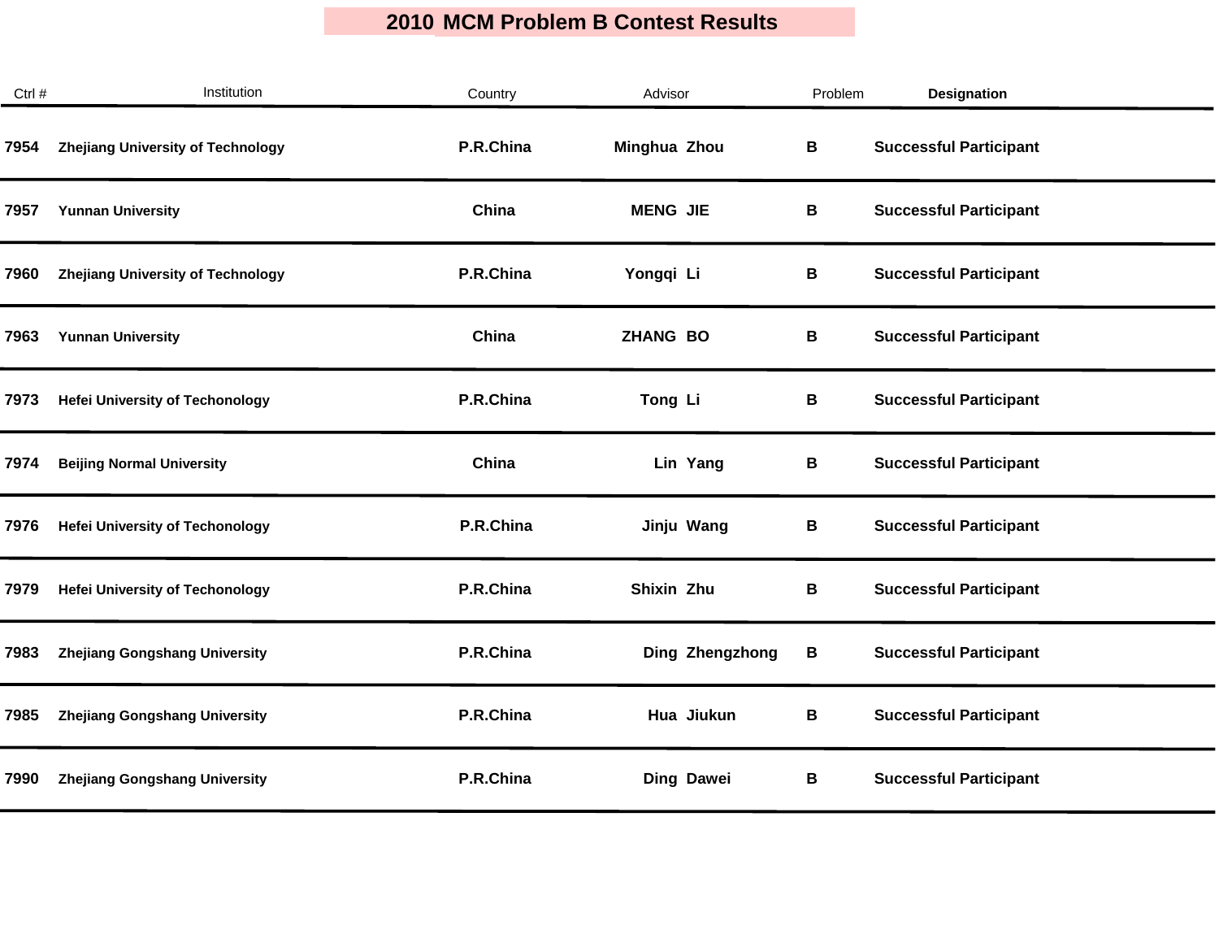# 2010 MCM Problem B Contest Results

| Ctrl # | Institution | Country | Advisor | Problem | Designation |
|---|---|---|---|---|---|
| 7954 | Zhejiang University of Technology | P.R.China | Minghua Zhou | B | Successful Participant |
| 7957 | Yunnan University | China | MENG JIE | B | Successful Participant |
| 7960 | Zhejiang University of Technology | P.R.China | Yongqi Li | B | Successful Participant |
| 7963 | Yunnan University | China | ZHANG BO | B | Successful Participant |
| 7973 | Hefei University of Techonology | P.R.China | Tong Li | B | Successful Participant |
| 7974 | Beijing Normal University | China | Lin Yang | B | Successful Participant |
| 7976 | Hefei University of Techonology | P.R.China | Jinju Wang | B | Successful Participant |
| 7979 | Hefei University of Techonology | P.R.China | Shixin Zhu | B | Successful Participant |
| 7983 | Zhejiang Gongshang University | P.R.China | Ding Zhengzhong | B | Successful Participant |
| 7985 | Zhejiang Gongshang University | P.R.China | Hua Jiukun | B | Successful Participant |
| 7990 | Zhejiang Gongshang University | P.R.China | Ding Dawei | B | Successful Participant |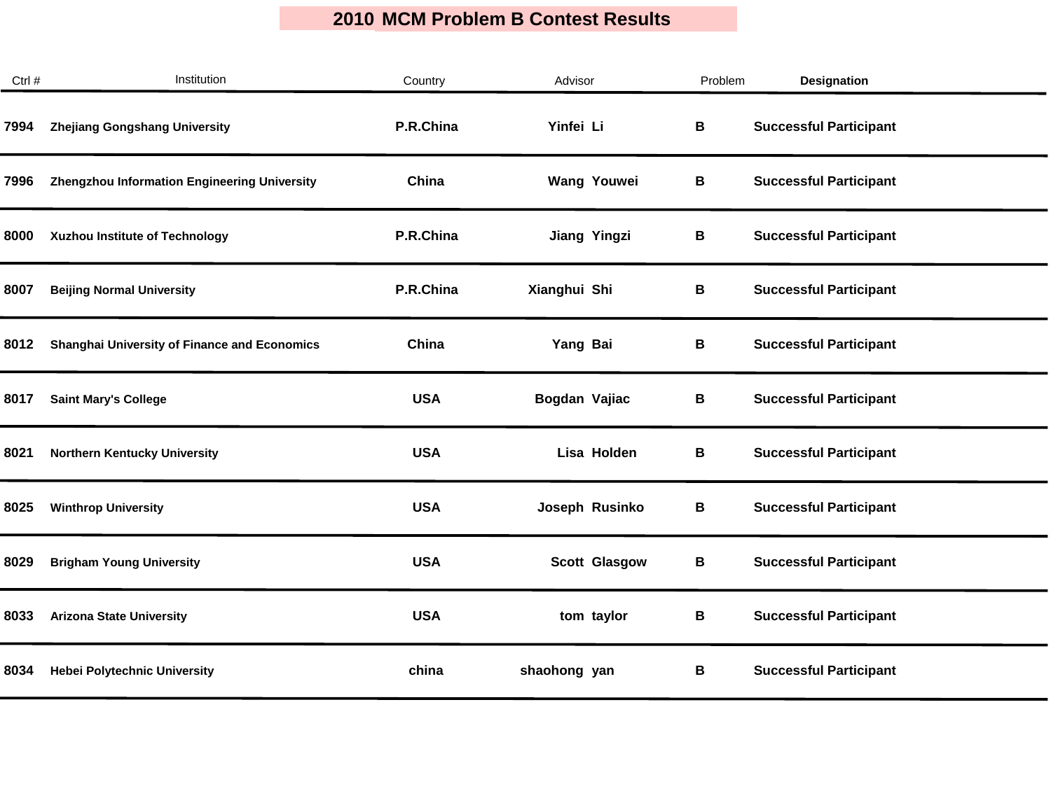# 2010 MCM Problem B Contest Results

| Ctrl # | Institution | Country | Advisor | Problem | Designation |
|---|---|---|---|---|---|
| 7994 | Zhejiang Gongshang University | P.R.China | Yinfei Li | B | Successful Participant |
| 7996 | Zhengzhou Information Engineering University | China | Wang Youwei | B | Successful Participant |
| 8000 | Xuzhou Institute of Technology | P.R.China | Jiang Yingzi | B | Successful Participant |
| 8007 | Beijing Normal University | P.R.China | Xianghui Shi | B | Successful Participant |
| 8012 | Shanghai University of Finance and Economics | China | Yang Bai | B | Successful Participant |
| 8017 | Saint Mary's College | USA | Bogdan Vajiac | B | Successful Participant |
| 8021 | Northern Kentucky University | USA | Lisa Holden | B | Successful Participant |
| 8025 | Winthrop University | USA | Joseph Rusinko | B | Successful Participant |
| 8029 | Brigham Young University | USA | Scott Glasgow | B | Successful Participant |
| 8033 | Arizona State University | USA | tom taylor | B | Successful Participant |
| 8034 | Hebei Polytechnic University | china | shaohong yan | B | Successful Participant |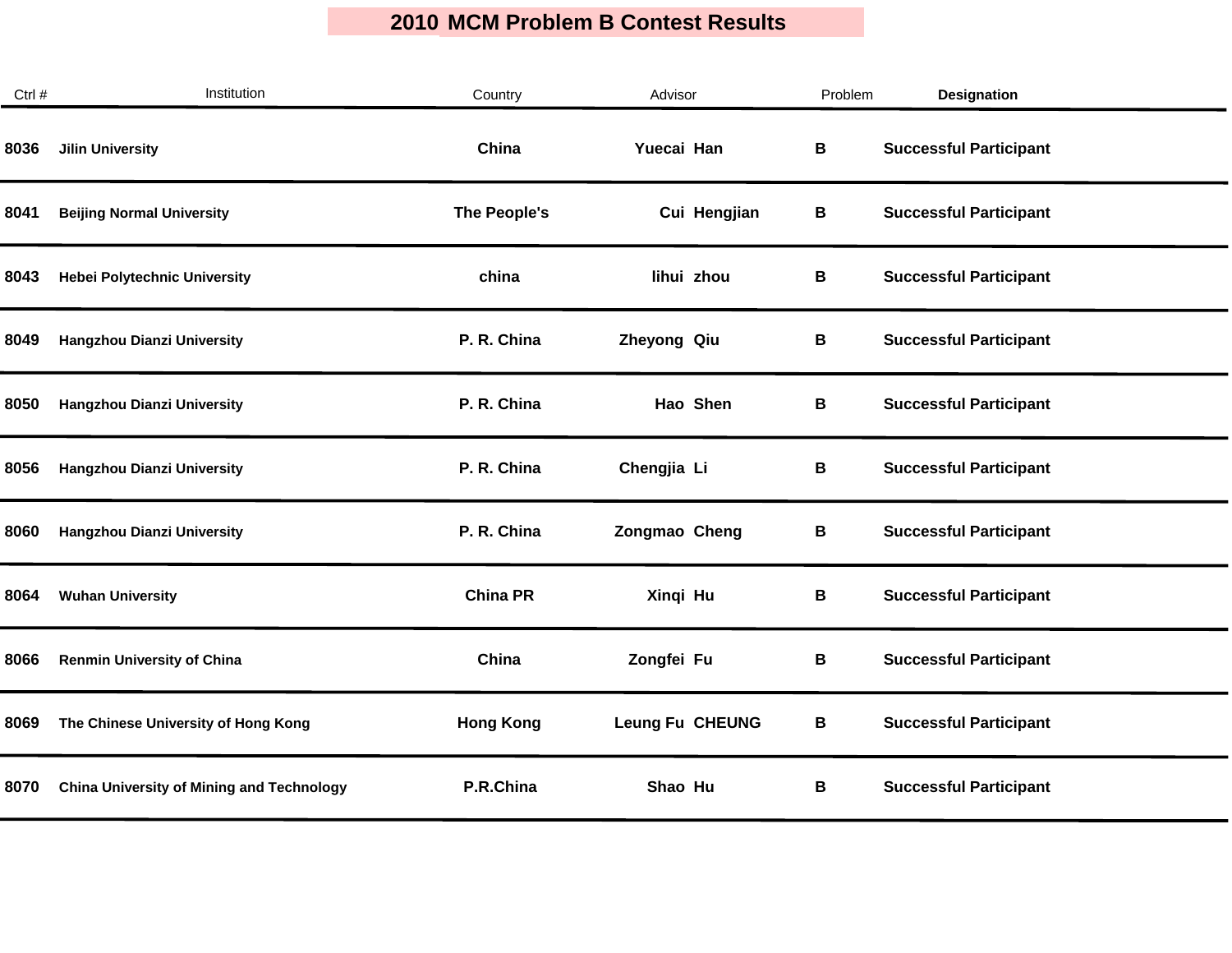# 2010 MCM Problem B Contest Results

| Ctrl # | Institution | Country | Advisor | Problem | Designation |
|---|---|---|---|---|---|
| 8036 | Jilin University | China | Yuecai Han | B | Successful Participant |
| 8041 | Beijing Normal University | The People's | Cui Hengjian | B | Successful Participant |
| 8043 | Hebei Polytechnic University | china | lihui zhou | B | Successful Participant |
| 8049 | Hangzhou Dianzi University | P. R. China | Zheyong Qiu | B | Successful Participant |
| 8050 | Hangzhou Dianzi University | P. R. China | Hao Shen | B | Successful Participant |
| 8056 | Hangzhou Dianzi University | P. R. China | Chengjia Li | B | Successful Participant |
| 8060 | Hangzhou Dianzi University | P. R. China | Zongmao Cheng | B | Successful Participant |
| 8064 | Wuhan University | China PR | Xinqi Hu | B | Successful Participant |
| 8066 | Renmin University of China | China | Zongfei Fu | B | Successful Participant |
| 8069 | The Chinese University of Hong Kong | Hong Kong | Leung Fu CHEUNG | B | Successful Participant |
| 8070 | China University of Mining and Technology | P.R.China | Shao Hu | B | Successful Participant |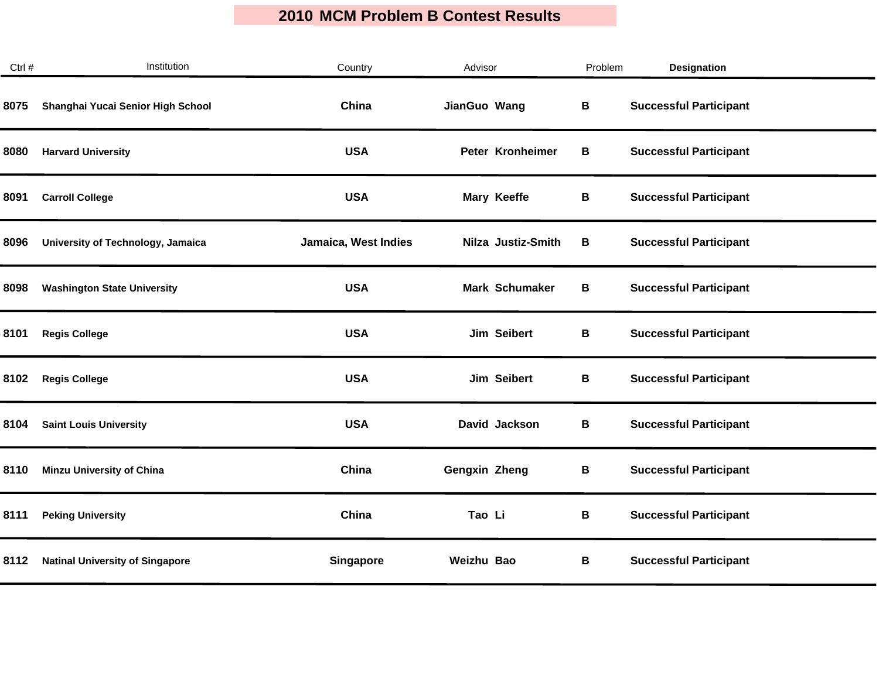# 2010 MCM Problem B Contest Results

| Ctrl # | Institution | Country | Advisor | Problem | Designation |
|---|---|---|---|---|---|
| 8075 | Shanghai Yucai Senior High School | China | JianGuo Wang | B | Successful Participant |
| 8080 | Harvard University | USA | Peter Kronheimer | B | Successful Participant |
| 8091 | Carroll College | USA | Mary Keeffe | B | Successful Participant |
| 8096 | University of Technology, Jamaica | Jamaica, West Indies | Nilza Justiz-Smith | B | Successful Participant |
| 8098 | Washington State University | USA | Mark Schumaker | B | Successful Participant |
| 8101 | Regis College | USA | Jim Seibert | B | Successful Participant |
| 8102 | Regis College | USA | Jim Seibert | B | Successful Participant |
| 8104 | Saint Louis University | USA | David Jackson | B | Successful Participant |
| 8110 | Minzu University of China | China | Gengxin Zheng | B | Successful Participant |
| 8111 | Peking University | China | Tao Li | B | Successful Participant |
| 8112 | Natinal University of Singapore | Singapore | Weizhu Bao | B | Successful Participant |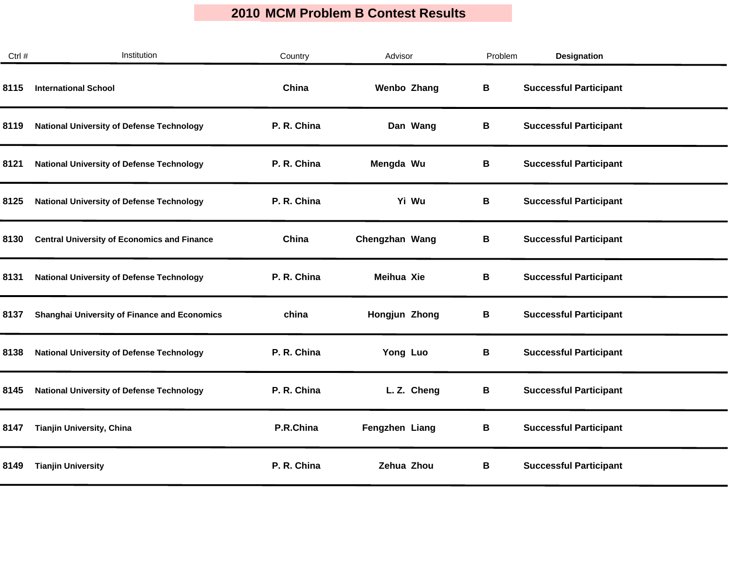# 2010 MCM Problem B Contest Results

| Ctrl # | Institution | Country | Advisor | Problem | Designation |
|---|---|---|---|---|---|
| 8115 | International School | China | Wenbo Zhang | B | Successful Participant |
| 8119 | National University of Defense Technology | P. R. China | Dan Wang | B | Successful Participant |
| 8121 | National University of Defense Technology | P. R. China | Mengda Wu | B | Successful Participant |
| 8125 | National University of Defense Technology | P. R. China | Yi Wu | B | Successful Participant |
| 8130 | Central University of Economics and Finance | China | Chengzhan Wang | B | Successful Participant |
| 8131 | National University of Defense Technology | P. R. China | Meihua Xie | B | Successful Participant |
| 8137 | Shanghai University of Finance and Economics | china | Hongjun Zhong | B | Successful Participant |
| 8138 | National University of Defense Technology | P. R. China | Yong Luo | B | Successful Participant |
| 8145 | National University of Defense Technology | P. R. China | L. Z. Cheng | B | Successful Participant |
| 8147 | Tianjin University, China | P.R.China | Fengzhen Liang | B | Successful Participant |
| 8149 | Tianjin University | P. R. China | Zehua Zhou | B | Successful Participant |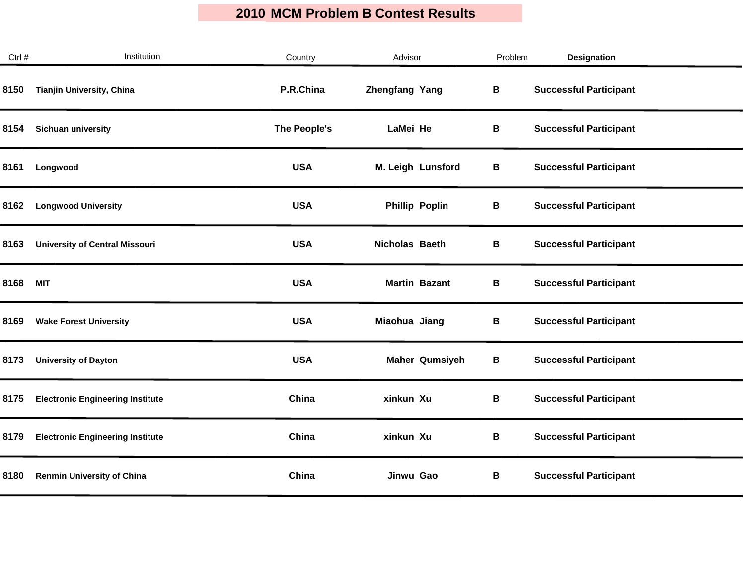# 2010 MCM Problem B Contest Results

| Ctrl # | Institution | Country | Advisor | Problem | Designation |
|---|---|---|---|---|---|
| 8150 | Tianjin University, China | P.R.China | Zhengfang Yang | B | Successful Participant |
| 8154 | Sichuan university | The People's | LaMei He | B | Successful Participant |
| 8161 | Longwood | USA | M. Leigh Lunsford | B | Successful Participant |
| 8162 | Longwood University | USA | Phillip Poplin | B | Successful Participant |
| 8163 | University of Central Missouri | USA | Nicholas Baeth | B | Successful Participant |
| 8168 | MIT | USA | Martin Bazant | B | Successful Participant |
| 8169 | Wake Forest University | USA | Miaohua Jiang | B | Successful Participant |
| 8173 | University of Dayton | USA | Maher Qumsiyeh | B | Successful Participant |
| 8175 | Electronic Engineering Institute | China | xinkun Xu | B | Successful Participant |
| 8179 | Electronic Engineering Institute | China | xinkun Xu | B | Successful Participant |
| 8180 | Renmin University of China | China | Jinwu Gao | B | Successful Participant |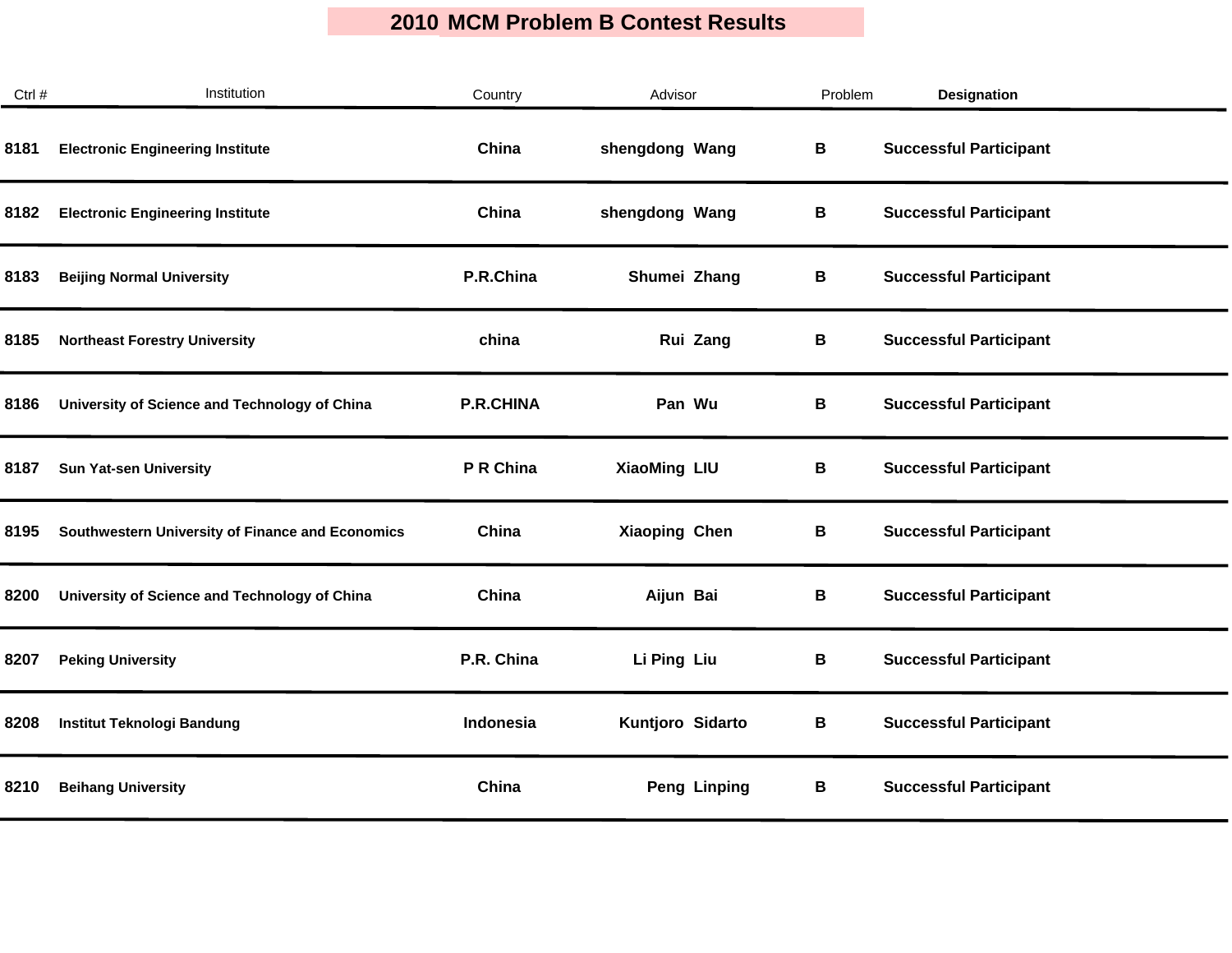# 2010 MCM Problem B Contest Results

| Ctrl # | Institution | Country | Advisor | Problem | Designation |
|---|---|---|---|---|---|
| 8181 | Electronic Engineering Institute | China | shengdong Wang | B | Successful Participant |
| 8182 | Electronic Engineering Institute | China | shengdong Wang | B | Successful Participant |
| 8183 | Beijing Normal University | P.R.China | Shumei Zhang | B | Successful Participant |
| 8185 | Northeast Forestry University | china | Rui Zang | B | Successful Participant |
| 8186 | University of Science and Technology of China | P.R.CHINA | Pan Wu | B | Successful Participant |
| 8187 | Sun Yat-sen University | P R China | XiaoMing LIU | B | Successful Participant |
| 8195 | Southwestern University of Finance and Economics | China | Xiaoping Chen | B | Successful Participant |
| 8200 | University of Science and Technology of China | China | Aijun Bai | B | Successful Participant |
| 8207 | Peking University | P.R. China | Li Ping Liu | B | Successful Participant |
| 8208 | Institut Teknologi Bandung | Indonesia | Kuntjoro Sidarto | B | Successful Participant |
| 8210 | Beihang University | China | Peng Linping | B | Successful Participant |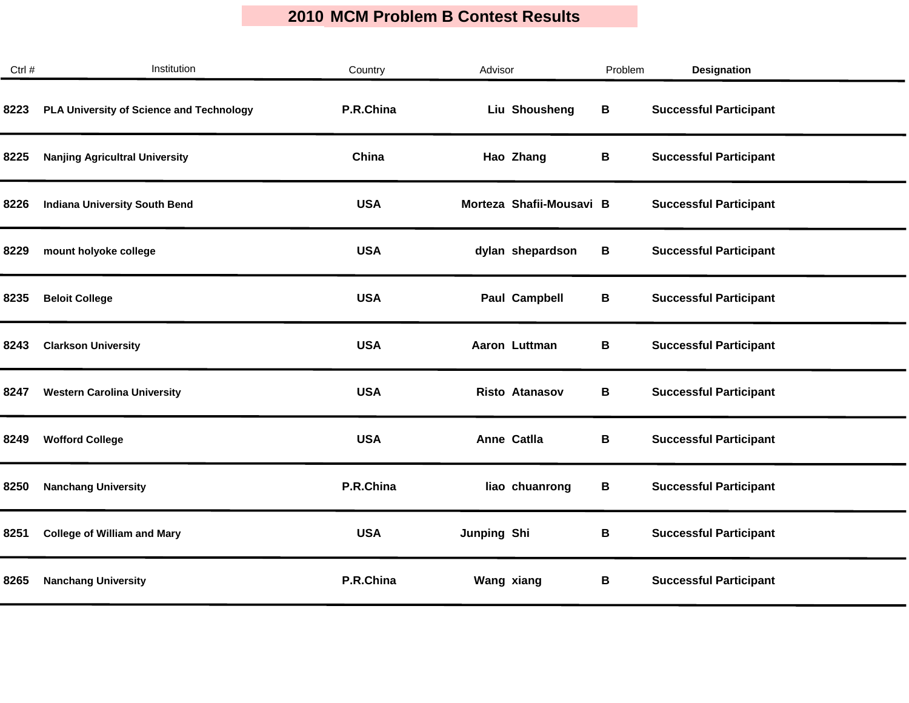# 2010 MCM Problem B Contest Results

| Ctrl # | Institution | Country | Advisor | | Problem | Designation |
|---|---|---|---|---|---|---|
| 8223 | PLA University of Science and Technology | P.R.China | Liu | Shousheng | B | Successful Participant |
| 8225 | Nanjing Agricultral University | China | Hao | Zhang | B | Successful Participant |
| 8226 | Indiana University South Bend | USA | Morteza | Shafii-Mousavi | B | Successful Participant |
| 8229 | mount holyoke college | USA | dylan | shepardson | B | Successful Participant |
| 8235 | Beloit College | USA | Paul | Campbell | B | Successful Participant |
| 8243 | Clarkson University | USA | Aaron | Luttman | B | Successful Participant |
| 8247 | Western Carolina University | USA | Risto | Atanasov | B | Successful Participant |
| 8249 | Wofford College | USA | Anne | Catlla | B | Successful Participant |
| 8250 | Nanchang University | P.R.China | liao | chuanrong | B | Successful Participant |
| 8251 | College of William and Mary | USA | Junping | Shi | B | Successful Participant |
| 8265 | Nanchang University | P.R.China | Wang | xiang | B | Successful Participant |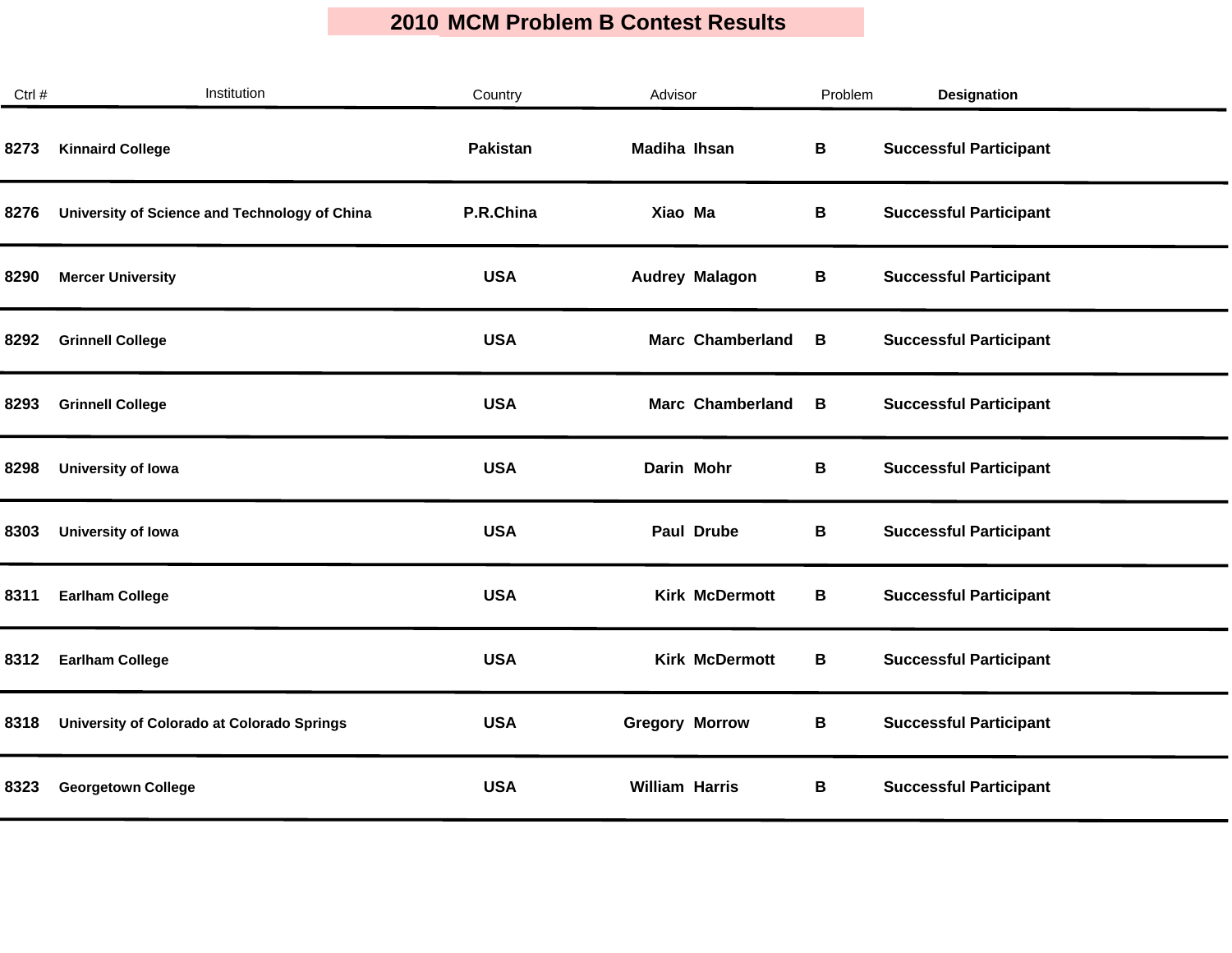# 2010 MCM Problem B Contest Results

| Ctrl # | Institution | Country | Advisor | Problem | Designation |
|---|---|---|---|---|---|
| 8273 | Kinnaird College | Pakistan | Madiha Ihsan | B | Successful Participant |
| 8276 | University of Science and Technology of China | P.R.China | Xiao Ma | B | Successful Participant |
| 8290 | Mercer University | USA | Audrey Malagon | B | Successful Participant |
| 8292 | Grinnell College | USA | Marc Chamberland | B | Successful Participant |
| 8293 | Grinnell College | USA | Marc Chamberland | B | Successful Participant |
| 8298 | University of Iowa | USA | Darin Mohr | B | Successful Participant |
| 8303 | University of Iowa | USA | Paul Drube | B | Successful Participant |
| 8311 | Earlham College | USA | Kirk McDermott | B | Successful Participant |
| 8312 | Earlham College | USA | Kirk McDermott | B | Successful Participant |
| 8318 | University of Colorado at Colorado Springs | USA | Gregory Morrow | B | Successful Participant |
| 8323 | Georgetown College | USA | William Harris | B | Successful Participant |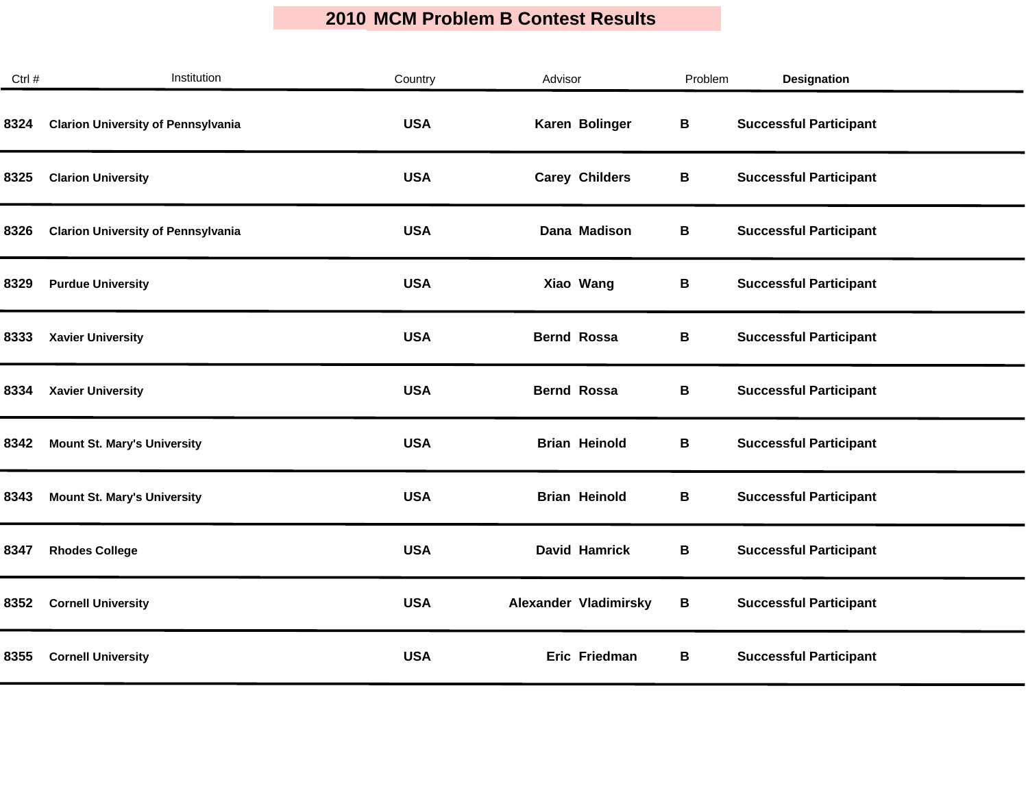# 2010 MCM Problem B Contest Results

| Ctrl # | Institution | Country | Advisor | Problem | Designation |
|---|---|---|---|---|---|
| 8324 | Clarion University of Pennsylvania | USA | Karen Bolinger | B | Successful Participant |
| 8325 | Clarion University | USA | Carey Childers | B | Successful Participant |
| 8326 | Clarion University of Pennsylvania | USA | Dana Madison | B | Successful Participant |
| 8329 | Purdue University | USA | Xiao Wang | B | Successful Participant |
| 8333 | Xavier University | USA | Bernd Rossa | B | Successful Participant |
| 8334 | Xavier University | USA | Bernd Rossa | B | Successful Participant |
| 8342 | Mount St. Mary's University | USA | Brian Heinold | B | Successful Participant |
| 8343 | Mount St. Mary's University | USA | Brian Heinold | B | Successful Participant |
| 8347 | Rhodes College | USA | David Hamrick | B | Successful Participant |
| 8352 | Cornell University | USA | Alexander Vladimirsky | B | Successful Participant |
| 8355 | Cornell University | USA | Eric Friedman | B | Successful Participant |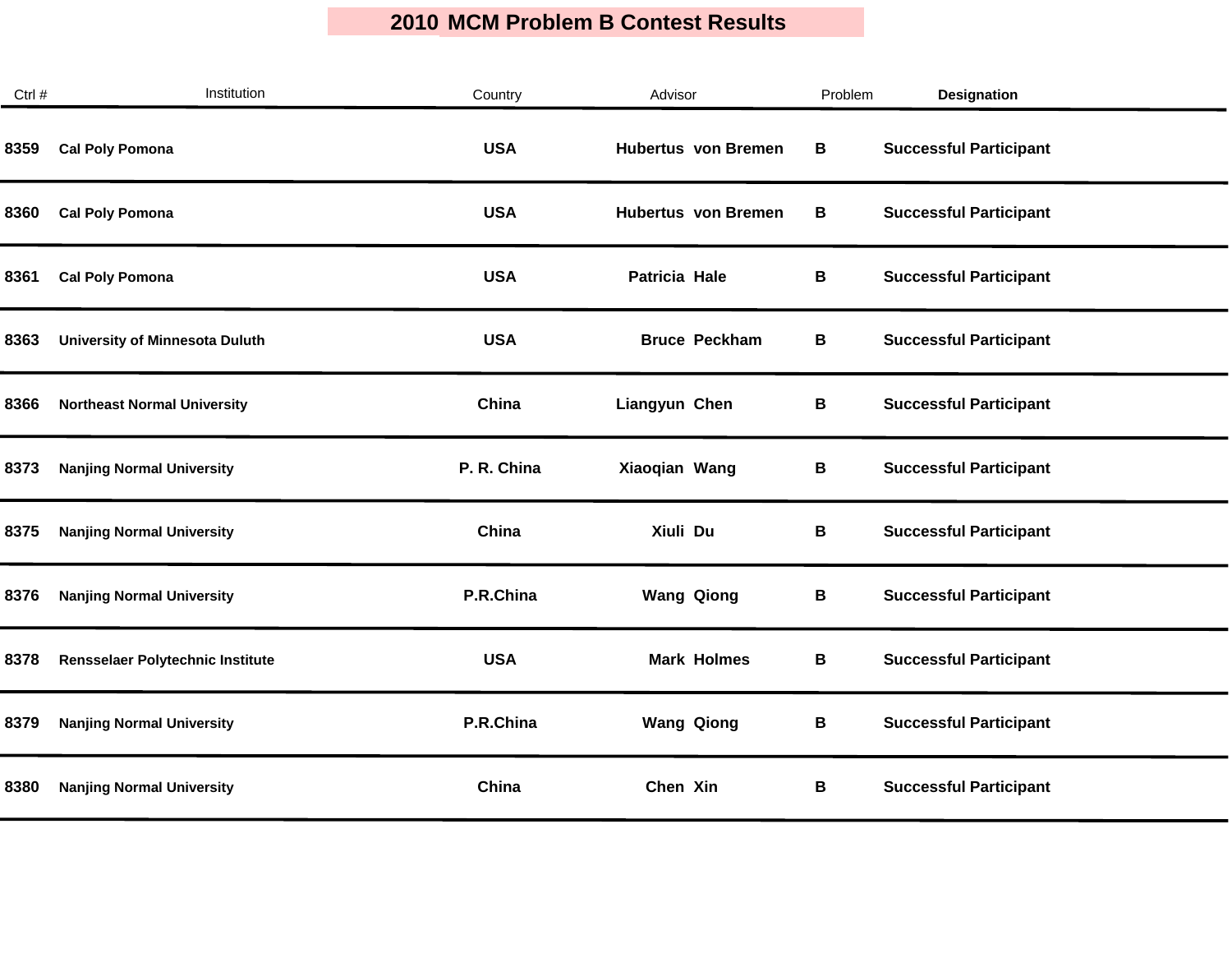# 2010 MCM Problem B Contest Results

| Ctrl # | Institution | Country | Advisor | Problem | Designation |
|---|---|---|---|---|---|
| 8359 | Cal Poly Pomona | USA | Hubertus von Bremen | B | Successful Participant |
| 8360 | Cal Poly Pomona | USA | Hubertus von Bremen | B | Successful Participant |
| 8361 | Cal Poly Pomona | USA | Patricia Hale | B | Successful Participant |
| 8363 | University of Minnesota Duluth | USA | Bruce Peckham | B | Successful Participant |
| 8366 | Northeast Normal University | China | Liangyun Chen | B | Successful Participant |
| 8373 | Nanjing Normal University | P. R. China | Xiaoqian Wang | B | Successful Participant |
| 8375 | Nanjing Normal University | China | Xiuli Du | B | Successful Participant |
| 8376 | Nanjing Normal University | P.R.China | Wang Qiong | B | Successful Participant |
| 8378 | Rensselaer Polytechnic Institute | USA | Mark Holmes | B | Successful Participant |
| 8379 | Nanjing Normal University | P.R.China | Wang Qiong | B | Successful Participant |
| 8380 | Nanjing Normal University | China | Chen Xin | B | Successful Participant |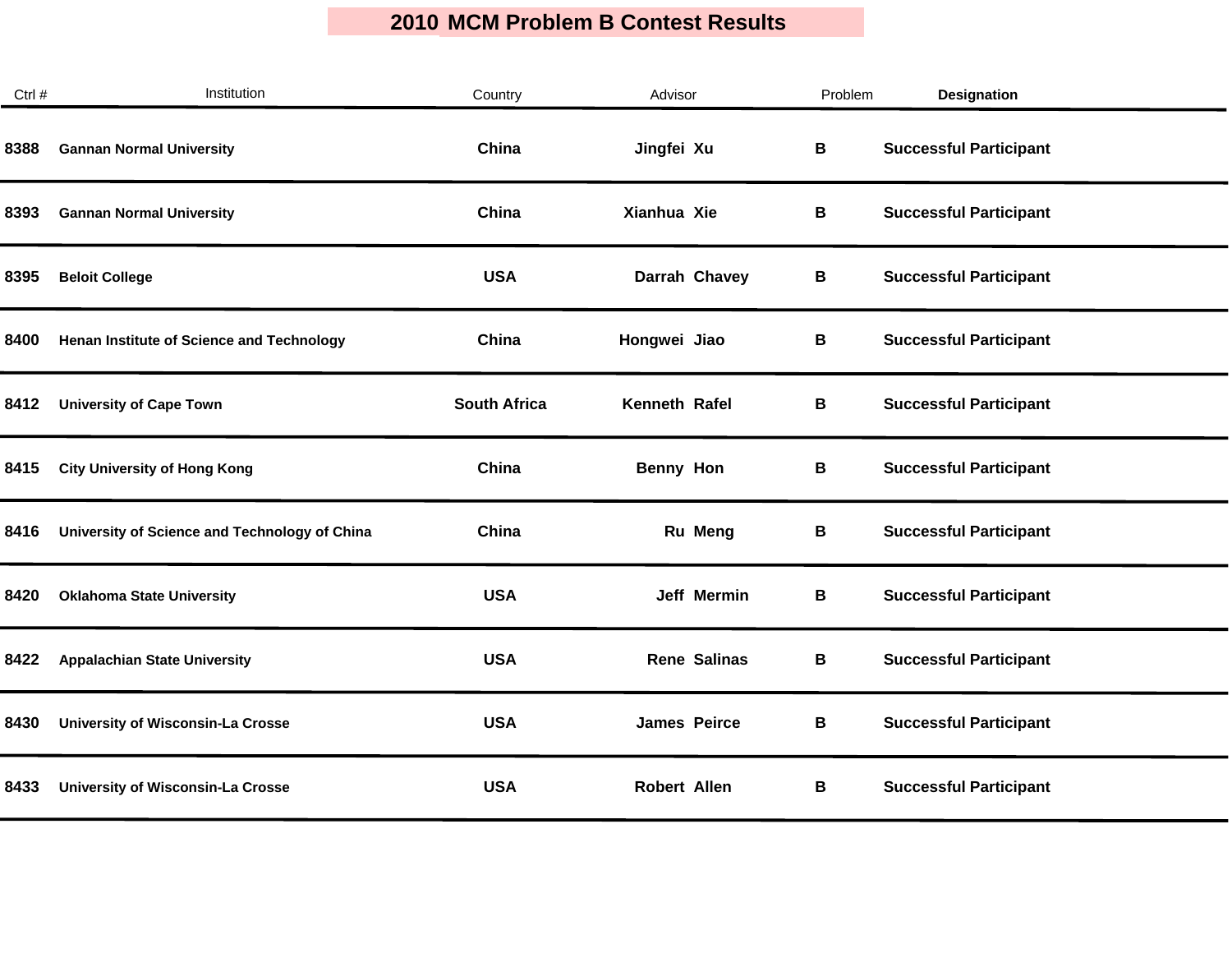# 2010 MCM Problem B Contest Results

| Ctrl # | Institution | Country | Advisor | Problem | Designation |
|---|---|---|---|---|---|
| 8388 | Gannan Normal University | China | Jingfei Xu | B | Successful Participant |
| 8393 | Gannan Normal University | China | Xianhua Xie | B | Successful Participant |
| 8395 | Beloit College | USA | Darrah Chavey | B | Successful Participant |
| 8400 | Henan Institute of Science and Technology | China | Hongwei Jiao | B | Successful Participant |
| 8412 | University of Cape Town | South Africa | Kenneth Rafel | B | Successful Participant |
| 8415 | City University of Hong Kong | China | Benny Hon | B | Successful Participant |
| 8416 | University of Science and Technology of China | China | Ru Meng | B | Successful Participant |
| 8420 | Oklahoma State University | USA | Jeff Mermin | B | Successful Participant |
| 8422 | Appalachian State University | USA | Rene Salinas | B | Successful Participant |
| 8430 | University of Wisconsin-La Crosse | USA | James Peirce | B | Successful Participant |
| 8433 | University of Wisconsin-La Crosse | USA | Robert Allen | B | Successful Participant |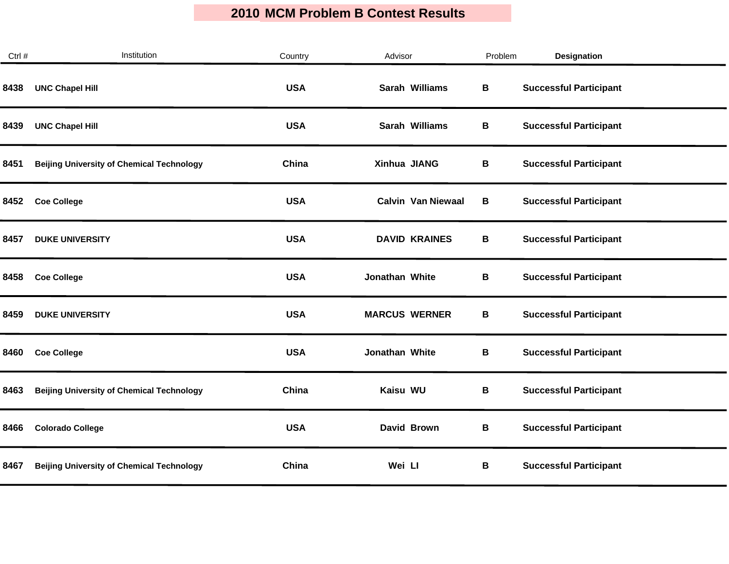# 2010 MCM Problem B Contest Results

| Ctrl # | Institution | Country | Advisor | Problem | Designation |
|---|---|---|---|---|---|
| 8438 | UNC Chapel Hill | USA | Sarah Williams | B | Successful Participant |
| 8439 | UNC Chapel Hill | USA | Sarah Williams | B | Successful Participant |
| 8451 | Beijing University of Chemical Technology | China | Xinhua JIANG | B | Successful Participant |
| 8452 | Coe College | USA | Calvin Van Niewaal | B | Successful Participant |
| 8457 | DUKE UNIVERSITY | USA | DAVID KRAINES | B | Successful Participant |
| 8458 | Coe College | USA | Jonathan White | B | Successful Participant |
| 8459 | DUKE UNIVERSITY | USA | MARCUS WERNER | B | Successful Participant |
| 8460 | Coe College | USA | Jonathan White | B | Successful Participant |
| 8463 | Beijing University of Chemical Technology | China | Kaisu WU | B | Successful Participant |
| 8466 | Colorado College | USA | David Brown | B | Successful Participant |
| 8467 | Beijing University of Chemical Technology | China | Wei LI | B | Successful Participant |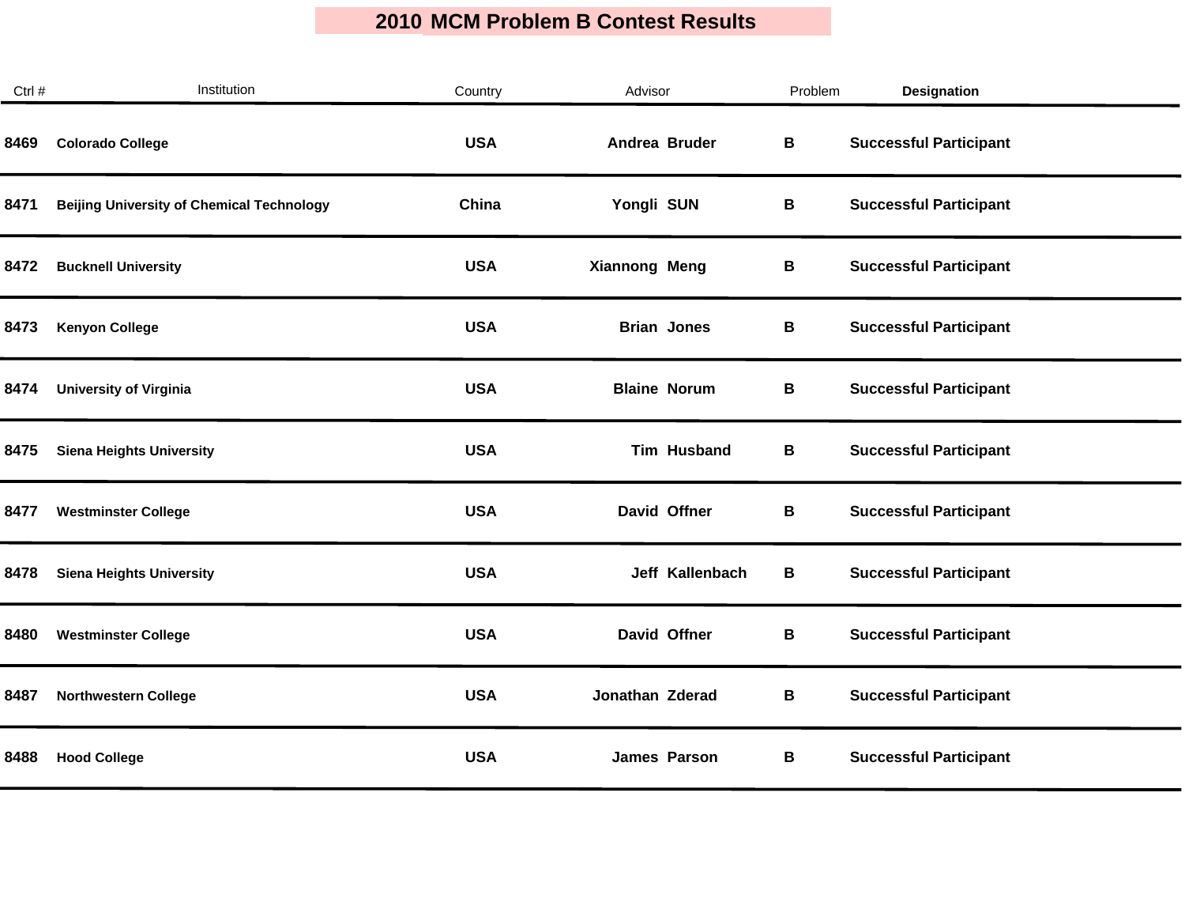# 2010 MCM Problem B Contest Results

| Ctrl # | Institution | Country | Advisor | Problem | Designation |
|---|---|---|---|---|---|
| 8469 | Colorado College | USA | Andrea Bruder | B | Successful Participant |
| 8471 | Beijing University of Chemical Technology | China | Yongli SUN | B | Successful Participant |
| 8472 | Bucknell University | USA | Xiannong Meng | B | Successful Participant |
| 8473 | Kenyon College | USA | Brian Jones | B | Successful Participant |
| 8474 | University of Virginia | USA | Blaine Norum | B | Successful Participant |
| 8475 | Siena Heights University | USA | Tim Husband | B | Successful Participant |
| 8477 | Westminster College | USA | David Offner | B | Successful Participant |
| 8478 | Siena Heights University | USA | Jeff Kallenbach | B | Successful Participant |
| 8480 | Westminster College | USA | David Offner | B | Successful Participant |
| 8487 | Northwestern College | USA | Jonathan Zderad | B | Successful Participant |
| 8488 | Hood College | USA | James Parson | B | Successful Participant |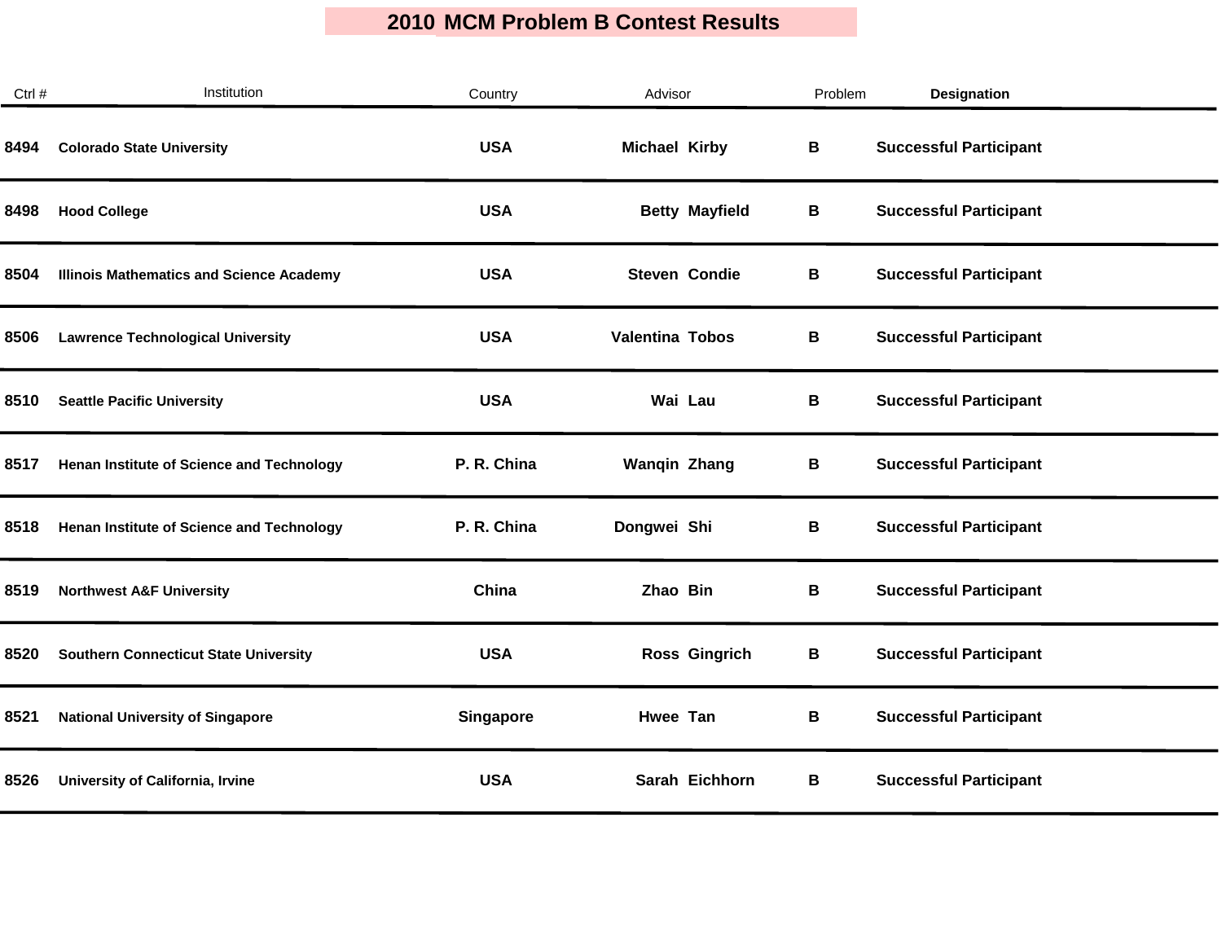# 2010 MCM Problem B Contest Results

| Ctrl # | Institution | Country | Advisor | Problem | Designation |
|---|---|---|---|---|---|
| 8494 | Colorado State University | USA | Michael Kirby | B | Successful Participant |
| 8498 | Hood College | USA | Betty Mayfield | B | Successful Participant |
| 8504 | Illinois Mathematics and Science Academy | USA | Steven Condie | B | Successful Participant |
| 8506 | Lawrence Technological University | USA | Valentina Tobos | B | Successful Participant |
| 8510 | Seattle Pacific University | USA | Wai Lau | B | Successful Participant |
| 8517 | Henan Institute of Science and Technology | P. R. China | Wanqin Zhang | B | Successful Participant |
| 8518 | Henan Institute of Science and Technology | P. R. China | Dongwei Shi | B | Successful Participant |
| 8519 | Northwest A&F University | China | Zhao Bin | B | Successful Participant |
| 8520 | Southern Connecticut State University | USA | Ross Gingrich | B | Successful Participant |
| 8521 | National University of Singapore | Singapore | Hwee Tan | B | Successful Participant |
| 8526 | University of California, Irvine | USA | Sarah Eichhorn | B | Successful Participant |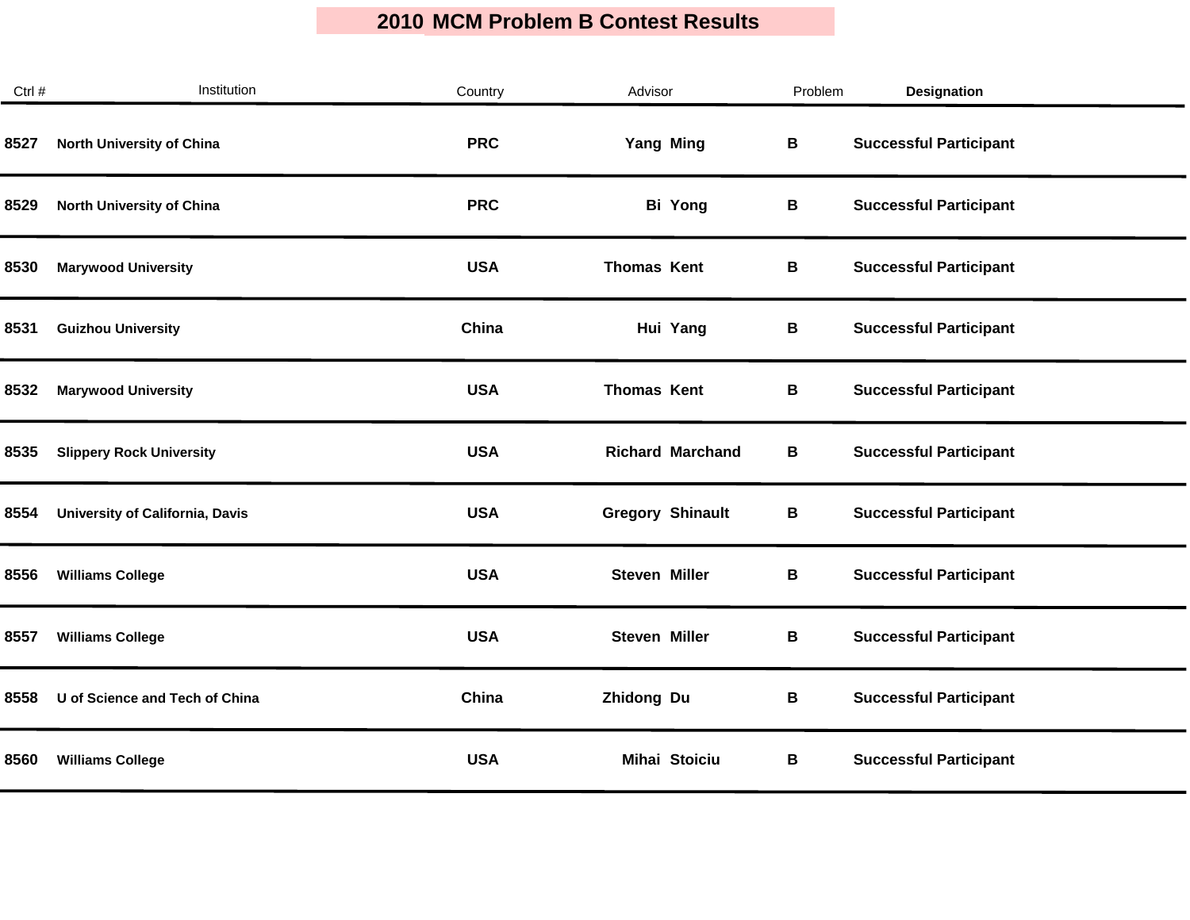# 2010 MCM Problem B Contest Results

| Ctrl # | Institution | Country | Advisor | Problem | **Designation** |
| --- | --- | --- | --- | --- | --- |
| **8527** | **North University of China** | **PRC** | **Yang Ming** | **B** | **Successful Participant** |
| **8529** | **North University of China** | **PRC** | **Bi Yong** | **B** | **Successful Participant** |
| **8530** | **Marywood University** | **USA** | **Thomas Kent** | **B** | **Successful Participant** |
| **8531** | **Guizhou University** | **China** | **Hui Yang** | **B** | **Successful Participant** |
| **8532** | **Marywood University** | **USA** | **Thomas Kent** | **B** | **Successful Participant** |
| **8535** | **Slippery Rock University** | **USA** | **Richard Marchand** | **B** | **Successful Participant** |
| **8554** | **University of California, Davis** | **USA** | **Gregory Shinault** | **B** | **Successful Participant** |
| **8556** | **Williams College** | **USA** | **Steven Miller** | **B** | **Successful Participant** |
| **8557** | **Williams College** | **USA** | **Steven Miller** | **B** | **Successful Participant** |
| **8558** | **U of Science and Tech of China** | **China** | **Zhidong Du** | **B** | **Successful Participant** |
| **8560** | **Williams College** | **USA** | **Mihai Stoiciu** | **B** | **Successful Participant** |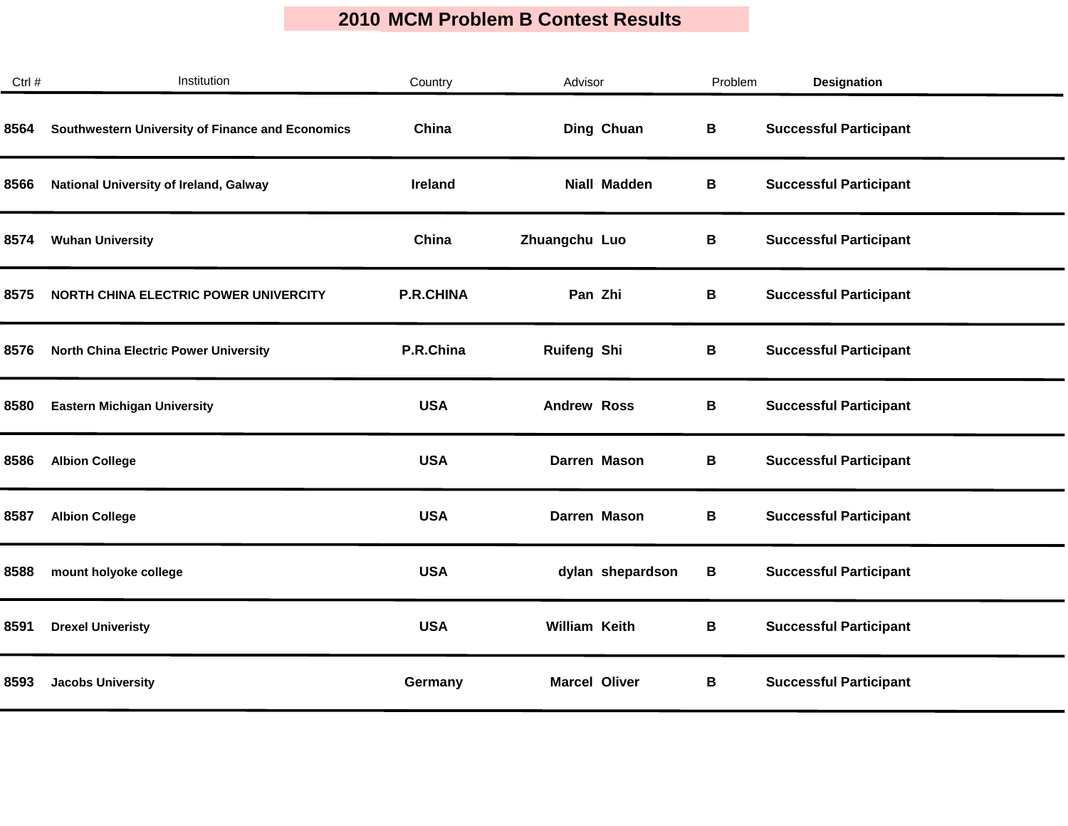# 2010 MCM Problem B Contest Results

| Ctrl # | Institution | Country | Advisor | Problem | Designation |
|---|---|---|---|---|---|
| 8564 | Southwestern University of Finance and Economics | China | Ding Chuan | B | Successful Participant |
| 8566 | National University of Ireland, Galway | Ireland | Niall Madden | B | Successful Participant |
| 8574 | Wuhan University | China | Zhuangchu Luo | B | Successful Participant |
| 8575 | NORTH CHINA ELECTRIC POWER UNIVERCITY | P.R.CHINA | Pan Zhi | B | Successful Participant |
| 8576 | North China Electric Power University | P.R.China | Ruifeng Shi | B | Successful Participant |
| 8580 | Eastern Michigan University | USA | Andrew Ross | B | Successful Participant |
| 8586 | Albion College | USA | Darren Mason | B | Successful Participant |
| 8587 | Albion College | USA | Darren Mason | B | Successful Participant |
| 8588 | mount holyoke college | USA | dylan shepardson | B | Successful Participant |
| 8591 | Drexel Univeristy | USA | William Keith | B | Successful Participant |
| 8593 | Jacobs University | Germany | Marcel Oliver | B | Successful Participant |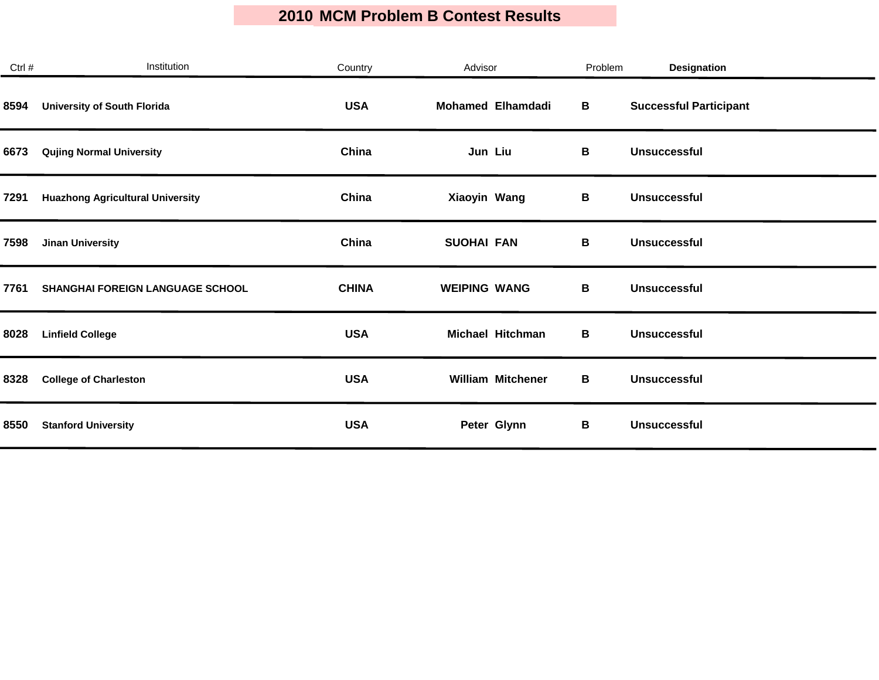# 2010 MCM Problem B Contest Results

| Ctrl # | Institution | Country | Advisor | Problem | Designation |
|---|---|---|---|---|---|
| 8594 | University of South Florida | USA | Mohamed Elhamdadi | B | Successful Participant |
| 6673 | Qujing Normal University | China | Jun Liu | B | Unsuccessful |
| 7291 | Huazhong Agricultural University | China | Xiaoyin Wang | B | Unsuccessful |
| 7598 | Jinan University | China | SUOHAI FAN | B | Unsuccessful |
| 7761 | SHANGHAI FOREIGN LANGUAGE SCHOOL | CHINA | WEIPING WANG | B | Unsuccessful |
| 8028 | Linfield College | USA | Michael Hitchman | B | Unsuccessful |
| 8328 | College of Charleston | USA | William Mitchener | B | Unsuccessful |
| 8550 | Stanford University | USA | Peter Glynn | B | Unsuccessful |